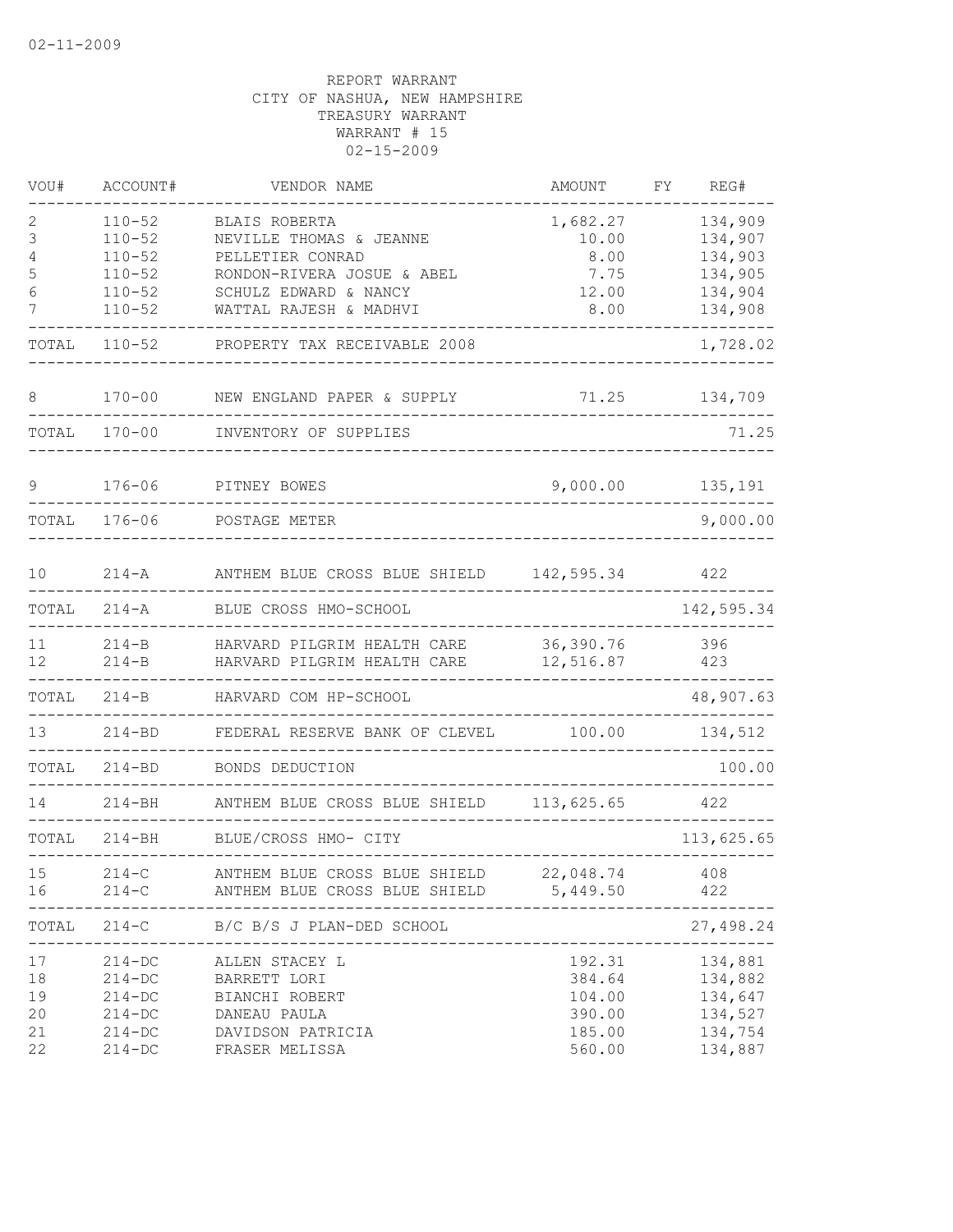02-11-2009

REPORT WARRANT
CITY OF NASHUA, NEW HAMPSHIRE
TREASURY WARRANT
WARRANT # 15
02-15-2009

| VOU# | ACCOUNT# | VENDOR NAME | AMOUNT | FY | REG# |
|---|---|---|---|---|---|
| 2 | 110-52 | BLAIS ROBERTA | 1,682.27 | | 134,909 |
| 3 | 110-52 | NEVILLE THOMAS & JEANNE | 10.00 | | 134,907 |
| 4 | 110-52 | PELLETIER CONRAD | 8.00 | | 134,903 |
| 5 | 110-52 | RONDON-RIVERA JOSUE & ABEL | 7.75 | | 134,905 |
| 6 | 110-52 | SCHULZ EDWARD & NANCY | 12.00 | | 134,904 |
| 7 | 110-52 | WATTAL RAJESH & MADHVI | 8.00 | | 134,908 |
| TOTAL | 110-52 | PROPERTY TAX RECEIVABLE 2008 | | | 1,728.02 |
| 8 | 170-00 | NEW ENGLAND PAPER & SUPPLY | 71.25 | | 134,709 |
| TOTAL | 170-00 | INVENTORY OF SUPPLIES | | | 71.25 |
| 9 | 176-06 | PITNEY BOWES | 9,000.00 | | 135,191 |
| TOTAL | 176-06 | POSTAGE METER | | | 9,000.00 |
| 10 | 214-A | ANTHEM BLUE CROSS BLUE SHIELD | 142,595.34 | | 422 |
| TOTAL | 214-A | BLUE CROSS HMO-SCHOOL | | | 142,595.34 |
| 11 | 214-B | HARVARD PILGRIM HEALTH CARE | 36,390.76 | | 396 |
| 12 | 214-B | HARVARD PILGRIM HEALTH CARE | 12,516.87 | | 423 |
| TOTAL | 214-B | HARVARD COM HP-SCHOOL | | | 48,907.63 |
| 13 | 214-BD | FEDERAL RESERVE BANK OF CLEVEL | 100.00 | | 134,512 |
| TOTAL | 214-BD | BONDS DEDUCTION | | | 100.00 |
| 14 | 214-BH | ANTHEM BLUE CROSS BLUE SHIELD | 113,625.65 | | 422 |
| TOTAL | 214-BH | BLUE/CROSS HMO- CITY | | | 113,625.65 |
| 15 | 214-C | ANTHEM BLUE CROSS BLUE SHIELD | 22,048.74 | | 408 |
| 16 | 214-C | ANTHEM BLUE CROSS BLUE SHIELD | 5,449.50 | | 422 |
| TOTAL | 214-C | B/C B/S J PLAN-DED SCHOOL | | | 27,498.24 |
| 17 | 214-DC | ALLEN STACEY L | 192.31 | | 134,881 |
| 18 | 214-DC | BARRETT LORI | 384.64 | | 134,882 |
| 19 | 214-DC | BIANCHI ROBERT | 104.00 | | 134,647 |
| 20 | 214-DC | DANEAU PAULA | 390.00 | | 134,527 |
| 21 | 214-DC | DAVIDSON PATRICIA | 185.00 | | 134,754 |
| 22 | 214-DC | FRASER MELISSA | 560.00 | | 134,887 |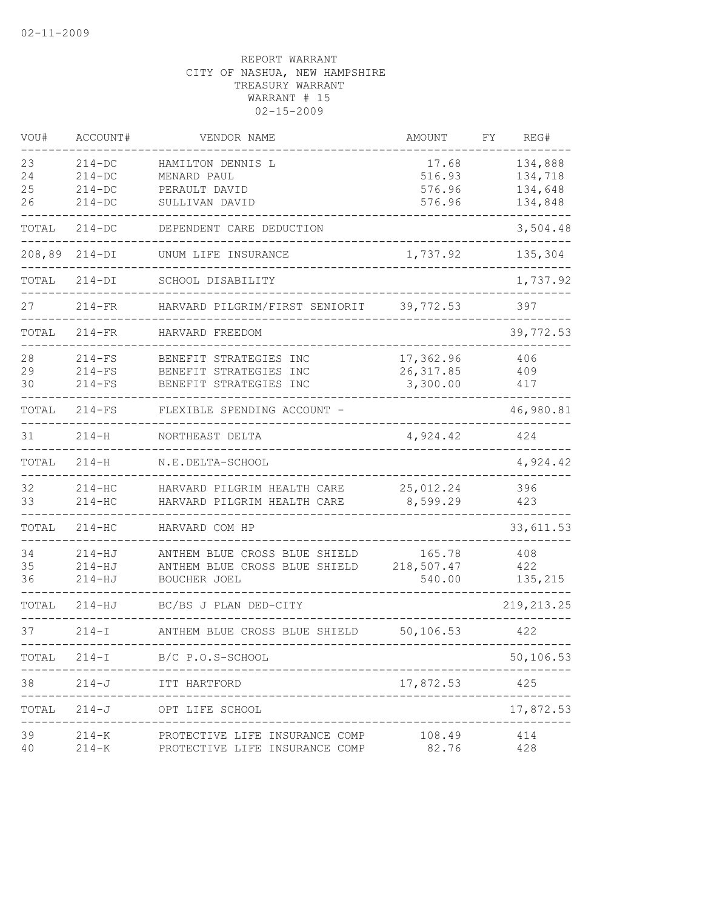REPORT WARRANT
CITY OF NASHUA, NEW HAMPSHIRE
TREASURY WARRANT
WARRANT # 15
02-15-2009

| VOU# | ACCOUNT# | VENDOR NAME | AMOUNT | FY | REG# |
|---|---|---|---|---|---|
| 23 | 214-DC | HAMILTON DENNIS L | 17.68 | | 134,888 |
| 24 | 214-DC | MENARD PAUL | 516.93 | | 134,718 |
| 25 | 214-DC | PERAULT DAVID | 576.96 | | 134,648 |
| 26 | 214-DC | SULLIVAN DAVID | 576.96 | | 134,848 |
| TOTAL | 214-DC | DEPENDENT CARE DEDUCTION | | | 3,504.48 |
| 208,89 | 214-DI | UNUM LIFE INSURANCE | 1,737.92 | | 135,304 |
| TOTAL | 214-DI | SCHOOL DISABILITY | | | 1,737.92 |
| 27 | 214-FR | HARVARD PILGRIM/FIRST SENIORIT | 39,772.53 | | 397 |
| TOTAL | 214-FR | HARVARD FREEDOM | | | 39,772.53 |
| 28 | 214-FS | BENEFIT STRATEGIES INC | 17,362.96 | | 406 |
| 29 | 214-FS | BENEFIT STRATEGIES INC | 26,317.85 | | 409 |
| 30 | 214-FS | BENEFIT STRATEGIES INC | 3,300.00 | | 417 |
| TOTAL | 214-FS | FLEXIBLE SPENDING ACCOUNT - | | | 46,980.81 |
| 31 | 214-H | NORTHEAST DELTA | 4,924.42 | | 424 |
| TOTAL | 214-H | N.E.DELTA-SCHOOL | | | 4,924.42 |
| 32 | 214-HC | HARVARD PILGRIM HEALTH CARE | 25,012.24 | | 396 |
| 33 | 214-HC | HARVARD PILGRIM HEALTH CARE | 8,599.29 | | 423 |
| TOTAL | 214-HC | HARVARD COM HP | | | 33,611.53 |
| 34 | 214-HJ | ANTHEM BLUE CROSS BLUE SHIELD | 165.78 | | 408 |
| 35 | 214-HJ | ANTHEM BLUE CROSS BLUE SHIELD | 218,507.47 | | 422 |
| 36 | 214-HJ | BOUCHER JOEL | 540.00 | | 135,215 |
| TOTAL | 214-HJ | BC/BS J PLAN DED-CITY | | | 219,213.25 |
| 37 | 214-I | ANTHEM BLUE CROSS BLUE SHIELD | 50,106.53 | | 422 |
| TOTAL | 214-I | B/C P.O.S-SCHOOL | | | 50,106.53 |
| 38 | 214-J | ITT HARTFORD | 17,872.53 | | 425 |
| TOTAL | 214-J | OPT LIFE SCHOOL | | | 17,872.53 |
| 39 | 214-K | PROTECTIVE LIFE INSURANCE COMP | 108.49 | | 414 |
| 40 | 214-K | PROTECTIVE LIFE INSURANCE COMP | 82.76 | | 428 |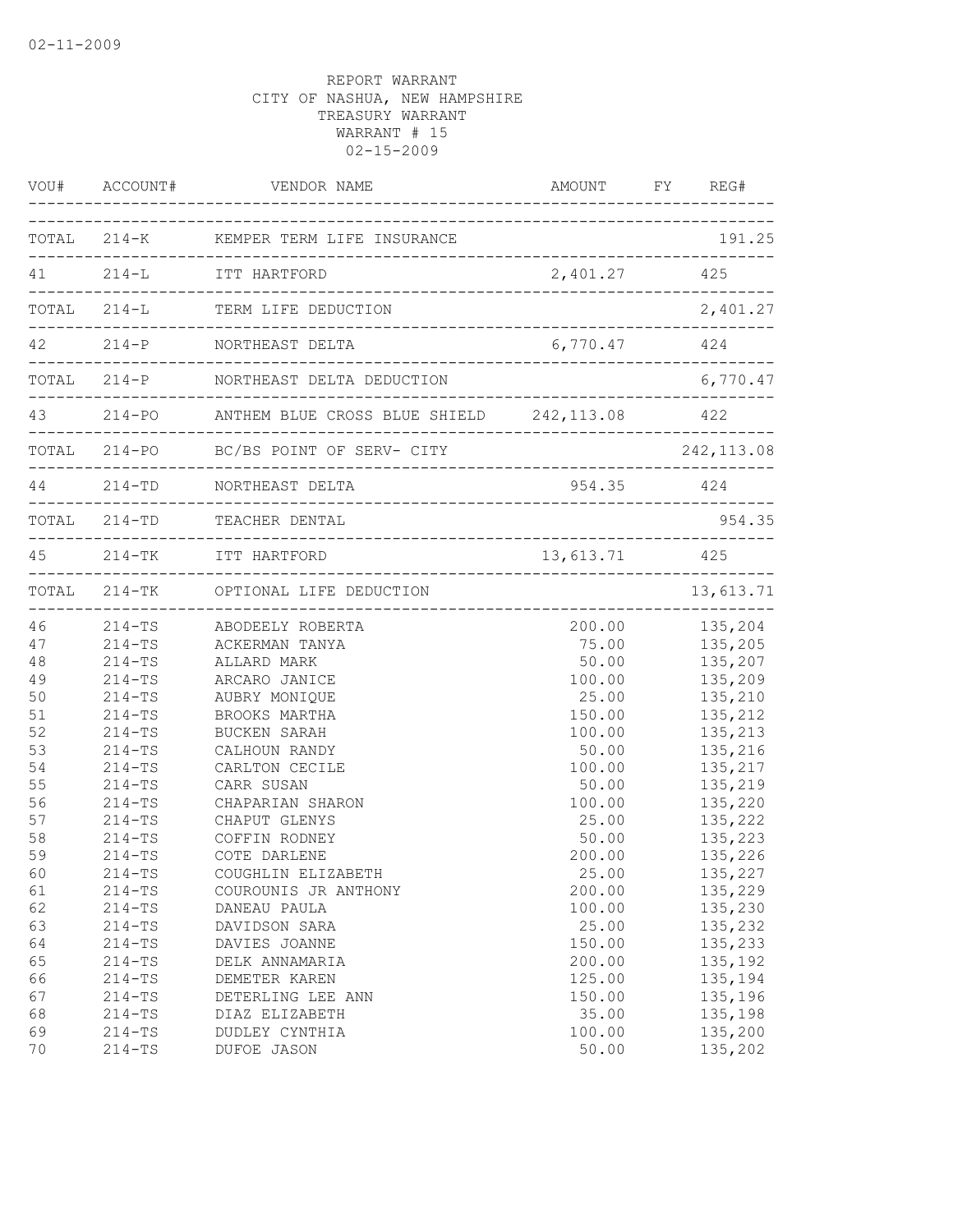02-11-2009

REPORT WARRANT
CITY OF NASHUA, NEW HAMPSHIRE
TREASURY WARRANT
WARRANT # 15
02-15-2009

| VOU# | ACCOUNT# | VENDOR NAME | AMOUNT | FY | REG# |
|---|---|---|---|---|---|
| TOTAL | 214-K | KEMPER TERM LIFE INSURANCE | | | 191.25 |
| 41 | 214-L | ITT HARTFORD | 2,401.27 | | 425 |
| TOTAL | 214-L | TERM LIFE DEDUCTION | | | 2,401.27 |
| 42 | 214-P | NORTHEAST DELTA | 6,770.47 | | 424 |
| TOTAL | 214-P | NORTHEAST DELTA DEDUCTION | | | 6,770.47 |
| 43 | 214-PO | ANTHEM BLUE CROSS BLUE SHIELD | 242,113.08 | | 422 |
| TOTAL | 214-PO | BC/BS POINT OF SERV- CITY | | | 242,113.08 |
| 44 | 214-TD | NORTHEAST DELTA | 954.35 | | 424 |
| TOTAL | 214-TD | TEACHER DENTAL | | | 954.35 |
| 45 | 214-TK | ITT HARTFORD | 13,613.71 | | 425 |
| TOTAL | 214-TK | OPTIONAL LIFE DEDUCTION | | | 13,613.71 |
| 46 | 214-TS | ABODEELY ROBERTA | 200.00 | | 135,204 |
| 47 | 214-TS | ACKERMAN TANYA | 75.00 | | 135,205 |
| 48 | 214-TS | ALLARD MARK | 50.00 | | 135,207 |
| 49 | 214-TS | ARCARO JANICE | 100.00 | | 135,209 |
| 50 | 214-TS | AUBRY MONIQUE | 25.00 | | 135,210 |
| 51 | 214-TS | BROOKS MARTHA | 150.00 | | 135,212 |
| 52 | 214-TS | BUCKEN SARAH | 100.00 | | 135,213 |
| 53 | 214-TS | CALHOUN RANDY | 50.00 | | 135,216 |
| 54 | 214-TS | CARLTON CECILE | 100.00 | | 135,217 |
| 55 | 214-TS | CARR SUSAN | 50.00 | | 135,219 |
| 56 | 214-TS | CHAPARIAN SHARON | 100.00 | | 135,220 |
| 57 | 214-TS | CHAPUT GLENYS | 25.00 | | 135,222 |
| 58 | 214-TS | COFFIN RODNEY | 50.00 | | 135,223 |
| 59 | 214-TS | COTE DARLENE | 200.00 | | 135,226 |
| 60 | 214-TS | COUGHLIN ELIZABETH | 25.00 | | 135,227 |
| 61 | 214-TS | COUROUNIS JR ANTHONY | 200.00 | | 135,229 |
| 62 | 214-TS | DANEAU PAULA | 100.00 | | 135,230 |
| 63 | 214-TS | DAVIDSON SARA | 25.00 | | 135,232 |
| 64 | 214-TS | DAVIES JOANNE | 150.00 | | 135,233 |
| 65 | 214-TS | DELK ANNAMARIA | 200.00 | | 135,192 |
| 66 | 214-TS | DEMETER KAREN | 125.00 | | 135,194 |
| 67 | 214-TS | DETERLING LEE ANN | 150.00 | | 135,196 |
| 68 | 214-TS | DIAZ ELIZABETH | 35.00 | | 135,198 |
| 69 | 214-TS | DUDLEY CYNTHIA | 100.00 | | 135,200 |
| 70 | 214-TS | DUFOE JASON | 50.00 | | 135,202 |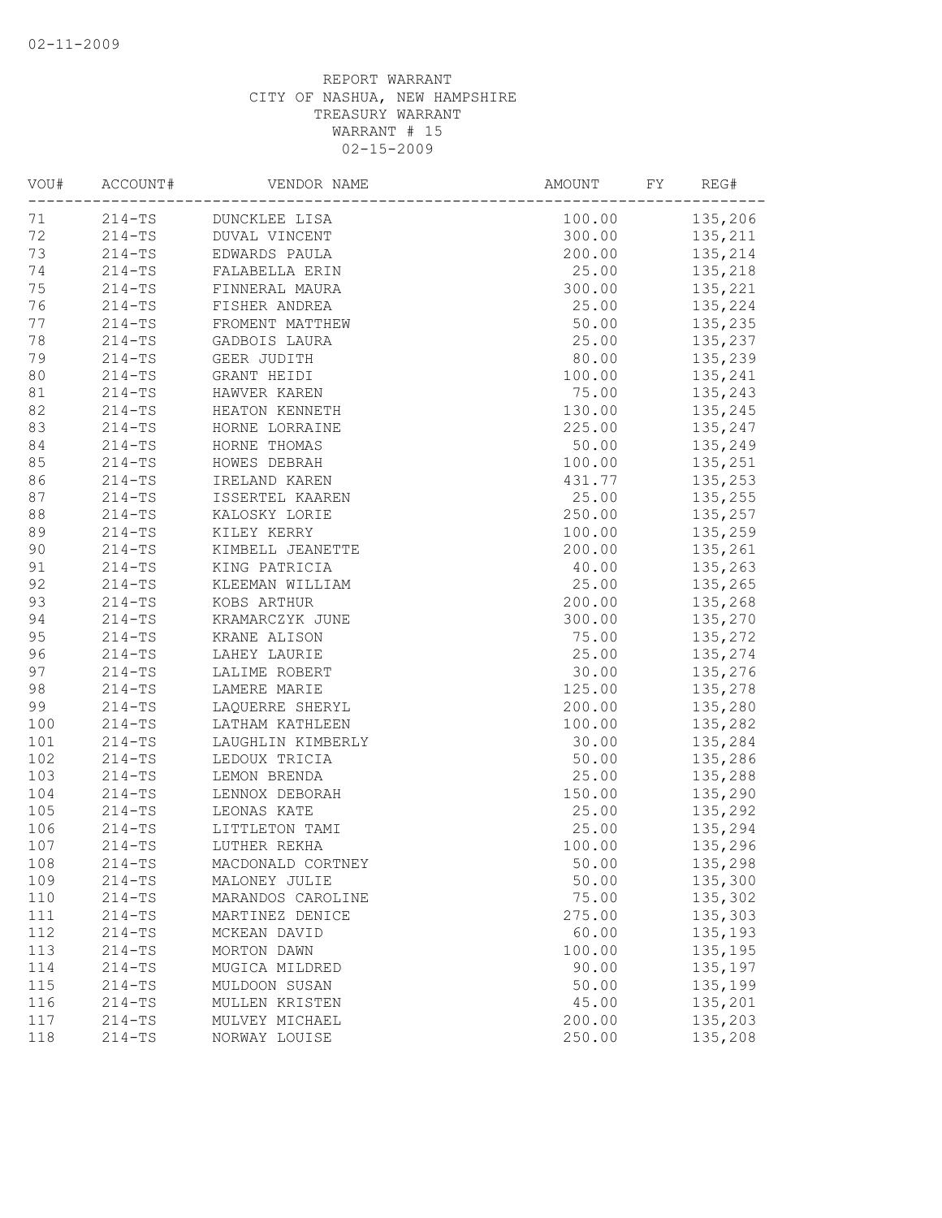02-11-2009

REPORT WARRANT
CITY OF NASHUA, NEW HAMPSHIRE
TREASURY WARRANT
WARRANT # 15
02-15-2009

| VOU# | ACCOUNT# | VENDOR NAME | AMOUNT | FY | REG# |
|---|---|---|---|---|---|
| 71 | 214-TS | DUNCKLEE LISA | 100.00 | | 135,206 |
| 72 | 214-TS | DUVAL VINCENT | 300.00 | | 135,211 |
| 73 | 214-TS | EDWARDS PAULA | 200.00 | | 135,214 |
| 74 | 214-TS | FALABELLA ERIN | 25.00 | | 135,218 |
| 75 | 214-TS | FINNERAL MAURA | 300.00 | | 135,221 |
| 76 | 214-TS | FISHER ANDREA | 25.00 | | 135,224 |
| 77 | 214-TS | FROMENT MATTHEW | 50.00 | | 135,235 |
| 78 | 214-TS | GADBOIS LAURA | 25.00 | | 135,237 |
| 79 | 214-TS | GEER JUDITH | 80.00 | | 135,239 |
| 80 | 214-TS | GRANT HEIDI | 100.00 | | 135,241 |
| 81 | 214-TS | HAWVER KAREN | 75.00 | | 135,243 |
| 82 | 214-TS | HEATON KENNETH | 130.00 | | 135,245 |
| 83 | 214-TS | HORNE LORRAINE | 225.00 | | 135,247 |
| 84 | 214-TS | HORNE THOMAS | 50.00 | | 135,249 |
| 85 | 214-TS | HOWES DEBRAH | 100.00 | | 135,251 |
| 86 | 214-TS | IRELAND KAREN | 431.77 | | 135,253 |
| 87 | 214-TS | ISSERTEL KAAREN | 25.00 | | 135,255 |
| 88 | 214-TS | KALOSKY LORIE | 250.00 | | 135,257 |
| 89 | 214-TS | KILEY KERRY | 100.00 | | 135,259 |
| 90 | 214-TS | KIMBELL JEANETTE | 200.00 | | 135,261 |
| 91 | 214-TS | KING PATRICIA | 40.00 | | 135,263 |
| 92 | 214-TS | KLEEMAN WILLIAM | 25.00 | | 135,265 |
| 93 | 214-TS | KOBS ARTHUR | 200.00 | | 135,268 |
| 94 | 214-TS | KRAMARCZYK JUNE | 300.00 | | 135,270 |
| 95 | 214-TS | KRANE ALISON | 75.00 | | 135,272 |
| 96 | 214-TS | LAHEY LAURIE | 25.00 | | 135,274 |
| 97 | 214-TS | LALIME ROBERT | 30.00 | | 135,276 |
| 98 | 214-TS | LAMERE MARIE | 125.00 | | 135,278 |
| 99 | 214-TS | LAQUERRE SHERYL | 200.00 | | 135,280 |
| 100 | 214-TS | LATHAM KATHLEEN | 100.00 | | 135,282 |
| 101 | 214-TS | LAUGHLIN KIMBERLY | 30.00 | | 135,284 |
| 102 | 214-TS | LEDOUX TRICIA | 50.00 | | 135,286 |
| 103 | 214-TS | LEMON BRENDA | 25.00 | | 135,288 |
| 104 | 214-TS | LENNOX DEBORAH | 150.00 | | 135,290 |
| 105 | 214-TS | LEONAS KATE | 25.00 | | 135,292 |
| 106 | 214-TS | LITTLETON TAMI | 25.00 | | 135,294 |
| 107 | 214-TS | LUTHER REKHA | 100.00 | | 135,296 |
| 108 | 214-TS | MACDONALD CORTNEY | 50.00 | | 135,298 |
| 109 | 214-TS | MALONEY JULIE | 50.00 | | 135,300 |
| 110 | 214-TS | MARANDOS CAROLINE | 75.00 | | 135,302 |
| 111 | 214-TS | MARTINEZ DENICE | 275.00 | | 135,303 |
| 112 | 214-TS | MCKEAN DAVID | 60.00 | | 135,193 |
| 113 | 214-TS | MORTON DAWN | 100.00 | | 135,195 |
| 114 | 214-TS | MUGICA MILDRED | 90.00 | | 135,197 |
| 115 | 214-TS | MULDOON SUSAN | 50.00 | | 135,199 |
| 116 | 214-TS | MULLEN KRISTEN | 45.00 | | 135,201 |
| 117 | 214-TS | MULVEY MICHAEL | 200.00 | | 135,203 |
| 118 | 214-TS | NORWAY LOUISE | 250.00 | | 135,208 |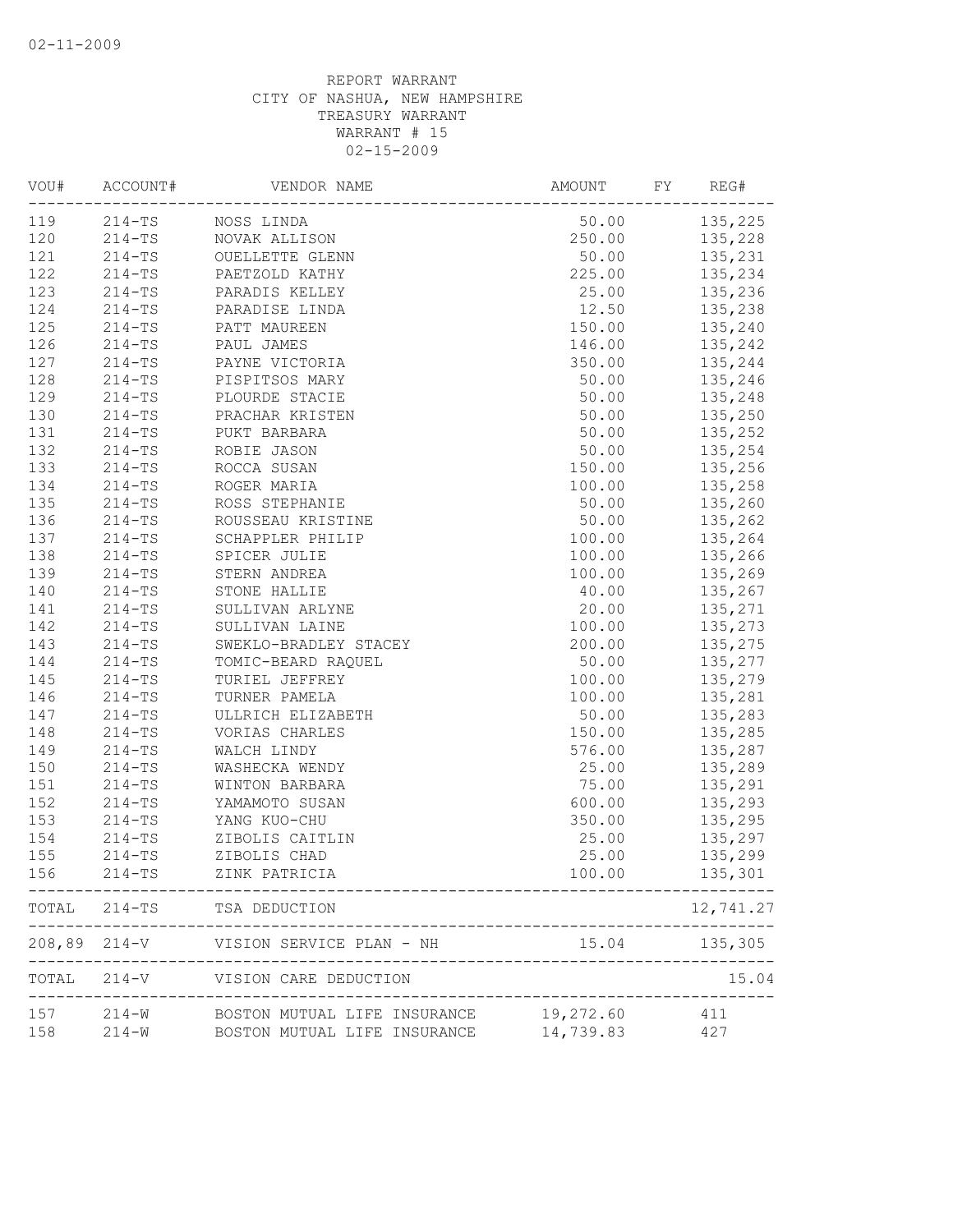02-11-2009

REPORT WARRANT
CITY OF NASHUA, NEW HAMPSHIRE
TREASURY WARRANT
WARRANT # 15
02-15-2009

| VOU# | ACCOUNT# | VENDOR NAME | AMOUNT | FY | REG# |
|---|---|---|---|---|---|
| 119 | 214-TS | NOSS LINDA | 50.00 | | 135,225 |
| 120 | 214-TS | NOVAK ALLISON | 250.00 | | 135,228 |
| 121 | 214-TS | OUELLETTE GLENN | 50.00 | | 135,231 |
| 122 | 214-TS | PAETZOLD KATHY | 225.00 | | 135,234 |
| 123 | 214-TS | PARADIS KELLEY | 25.00 | | 135,236 |
| 124 | 214-TS | PARADISE LINDA | 12.50 | | 135,238 |
| 125 | 214-TS | PATT MAUREEN | 150.00 | | 135,240 |
| 126 | 214-TS | PAUL JAMES | 146.00 | | 135,242 |
| 127 | 214-TS | PAYNE VICTORIA | 350.00 | | 135,244 |
| 128 | 214-TS | PISPITSOS MARY | 50.00 | | 135,246 |
| 129 | 214-TS | PLOURDE STACIE | 50.00 | | 135,248 |
| 130 | 214-TS | PRACHAR KRISTEN | 50.00 | | 135,250 |
| 131 | 214-TS | PUKT BARBARA | 50.00 | | 135,252 |
| 132 | 214-TS | ROBIE JASON | 50.00 | | 135,254 |
| 133 | 214-TS | ROCCA SUSAN | 150.00 | | 135,256 |
| 134 | 214-TS | ROGER MARIA | 100.00 | | 135,258 |
| 135 | 214-TS | ROSS STEPHANIE | 50.00 | | 135,260 |
| 136 | 214-TS | ROUSSEAU KRISTINE | 50.00 | | 135,262 |
| 137 | 214-TS | SCHAPPLER PHILIP | 100.00 | | 135,264 |
| 138 | 214-TS | SPICER JULIE | 100.00 | | 135,266 |
| 139 | 214-TS | STERN ANDREA | 100.00 | | 135,269 |
| 140 | 214-TS | STONE HALLIE | 40.00 | | 135,267 |
| 141 | 214-TS | SULLIVAN ARLYNE | 20.00 | | 135,271 |
| 142 | 214-TS | SULLIVAN LAINE | 100.00 | | 135,273 |
| 143 | 214-TS | SWEKLO-BRADLEY STACEY | 200.00 | | 135,275 |
| 144 | 214-TS | TOMIC-BEARD RAQUEL | 50.00 | | 135,277 |
| 145 | 214-TS | TURIEL JEFFREY | 100.00 | | 135,279 |
| 146 | 214-TS | TURNER PAMELA | 100.00 | | 135,281 |
| 147 | 214-TS | ULLRICH ELIZABETH | 50.00 | | 135,283 |
| 148 | 214-TS | VORIAS CHARLES | 150.00 | | 135,285 |
| 149 | 214-TS | WALCH LINDY | 576.00 | | 135,287 |
| 150 | 214-TS | WASHECKA WENDY | 25.00 | | 135,289 |
| 151 | 214-TS | WINTON BARBARA | 75.00 | | 135,291 |
| 152 | 214-TS | YAMAMOTO SUSAN | 600.00 | | 135,293 |
| 153 | 214-TS | YANG KUO-CHU | 350.00 | | 135,295 |
| 154 | 214-TS | ZIBOLIS CAITLIN | 25.00 | | 135,297 |
| 155 | 214-TS | ZIBOLIS CHAD | 25.00 | | 135,299 |
| 156 | 214-TS | ZINK PATRICIA | 100.00 | | 135,301 |
| TOTAL | 214-TS | TSA DEDUCTION | | | 12,741.27 |
| 208,89 | 214-V | VISION SERVICE PLAN - NH | 15.04 | | 135,305 |
| TOTAL | 214-V | VISION CARE DEDUCTION | | | 15.04 |
| 157 | 214-W | BOSTON MUTUAL LIFE INSURANCE | 19,272.60 | | 411 |
| 158 | 214-W | BOSTON MUTUAL LIFE INSURANCE | 14,739.83 | | 427 |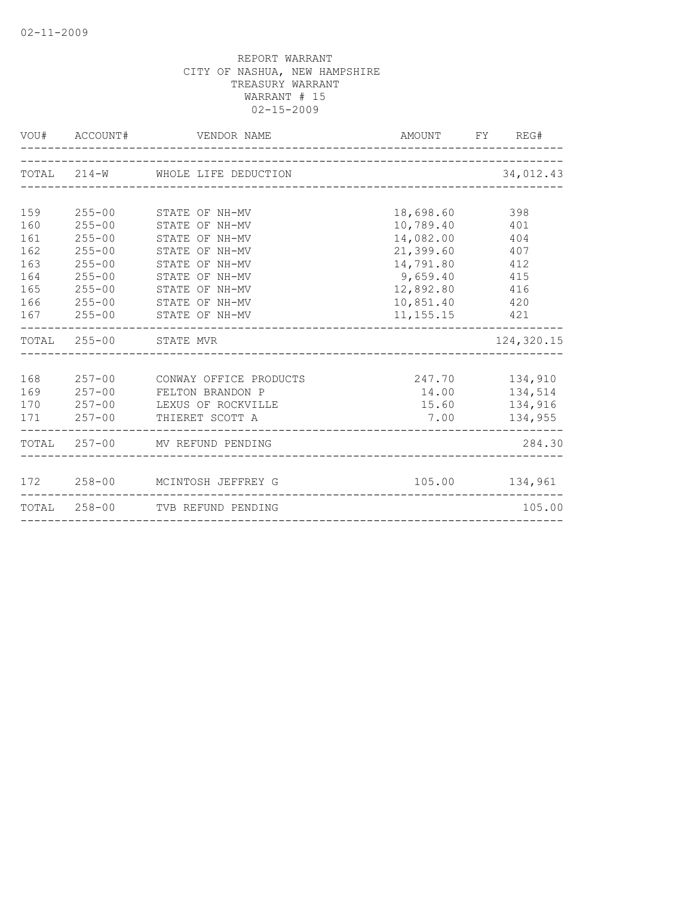REPORT WARRANT
CITY OF NASHUA, NEW HAMPSHIRE
TREASURY WARRANT
WARRANT # 15
02-15-2009

| VOU# | ACCOUNT# | VENDOR NAME | AMOUNT | FY | REG# |
|---|---|---|---|---|---|
| TOTAL | 214-W | WHOLE LIFE DEDUCTION | | | 34,012.43 |
| 159 | 255-00 | STATE OF NH-MV | 18,698.60 | | 398 |
| 160 | 255-00 | STATE OF NH-MV | 10,789.40 | | 401 |
| 161 | 255-00 | STATE OF NH-MV | 14,082.00 | | 404 |
| 162 | 255-00 | STATE OF NH-MV | 21,399.60 | | 407 |
| 163 | 255-00 | STATE OF NH-MV | 14,791.80 | | 412 |
| 164 | 255-00 | STATE OF NH-MV | 9,659.40 | | 415 |
| 165 | 255-00 | STATE OF NH-MV | 12,892.80 | | 416 |
| 166 | 255-00 | STATE OF NH-MV | 10,851.40 | | 420 |
| 167 | 255-00 | STATE OF NH-MV | 11,155.15 | | 421 |
| TOTAL | 255-00 | STATE MVR | | | 124,320.15 |
| 168 | 257-00 | CONWAY OFFICE PRODUCTS | 247.70 | | 134,910 |
| 169 | 257-00 | FELTON BRANDON P | 14.00 | | 134,514 |
| 170 | 257-00 | LEXUS OF ROCKVILLE | 15.60 | | 134,916 |
| 171 | 257-00 | THIERET SCOTT A | 7.00 | | 134,955 |
| TOTAL | 257-00 | MV REFUND PENDING | | | 284.30 |
| 172 | 258-00 | MCINTOSH JEFFREY G | 105.00 | | 134,961 |
| TOTAL | 258-00 | TVB REFUND PENDING | | | 105.00 |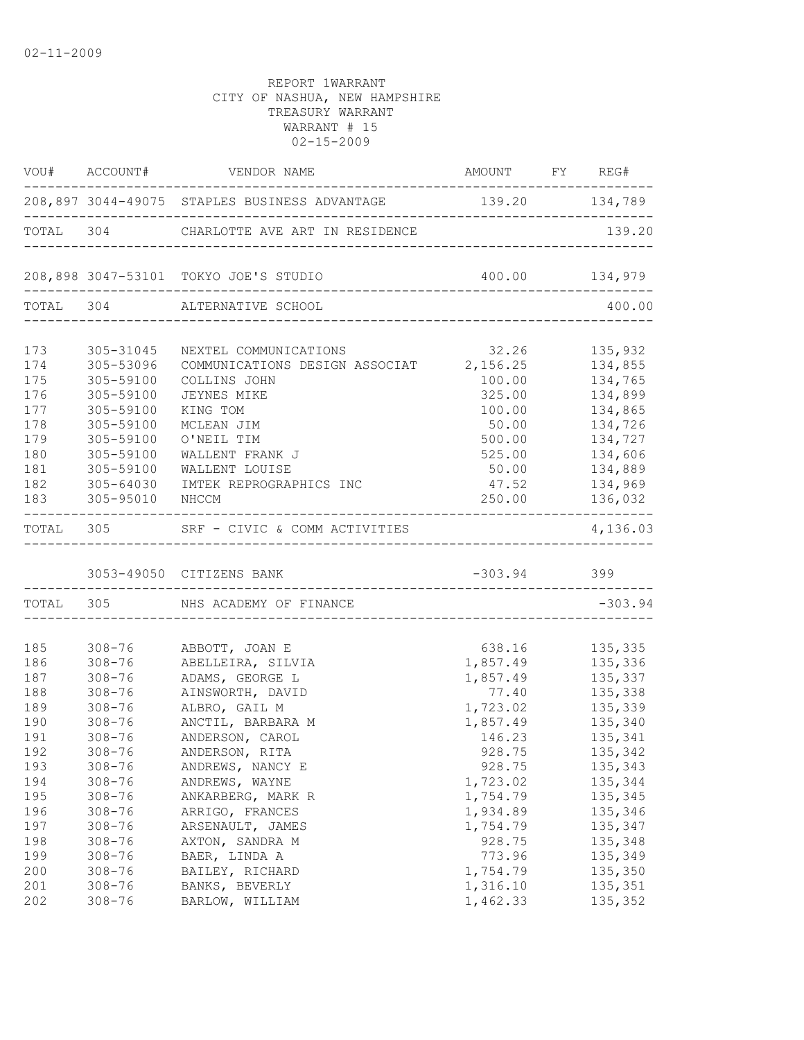02-11-2009

REPORT 1WARRANT
CITY OF NASHUA, NEW HAMPSHIRE
TREASURY WARRANT
WARRANT # 15
02-15-2009

| VOU# | ACCOUNT# | VENDOR NAME | AMOUNT | FY | REG# |
|---|---|---|---|---|---|
| 208,897 | 3044-49075 | STAPLES BUSINESS ADVANTAGE | 139.20 | | 134,789 |
| TOTAL | 304 | CHARLOTTE AVE ART IN RESIDENCE | | | 139.20 |
| 208,898 | 3047-53101 | TOKYO JOE'S STUDIO | 400.00 | | 134,979 |
| TOTAL | 304 | ALTERNATIVE SCHOOL | | | 400.00 |
| 173 | 305-31045 | NEXTEL COMMUNICATIONS | 32.26 | | 135,932 |
| 174 | 305-53096 | COMMUNICATIONS DESIGN ASSOCIAT | 2,156.25 | | 134,855 |
| 175 | 305-59100 | COLLINS JOHN | 100.00 | | 134,765 |
| 176 | 305-59100 | JEYNES MIKE | 325.00 | | 134,899 |
| 177 | 305-59100 | KING TOM | 100.00 | | 134,865 |
| 178 | 305-59100 | MCLEAN JIM | 50.00 | | 134,726 |
| 179 | 305-59100 | O'NEIL TIM | 500.00 | | 134,727 |
| 180 | 305-59100 | WALLENT FRANK J | 525.00 | | 134,606 |
| 181 | 305-59100 | WALLENT LOUISE | 50.00 | | 134,889 |
| 182 | 305-64030 | IMTEK REPROGRAPHICS INC | 47.52 | | 134,969 |
| 183 | 305-95010 | NHCCM | 250.00 | | 136,032 |
| TOTAL | 305 | SRF - CIVIC & COMM ACTIVITIES | | | 4,136.03 |
| | 3053-49050 | CITIZENS BANK | -303.94 | | 399 |
| TOTAL | 305 | NHS ACADEMY OF FINANCE | | | -303.94 |
| 185 | 308-76 | ABBOTT, JOAN E | 638.16 | | 135,335 |
| 186 | 308-76 | ABELLEIRA, SILVIA | 1,857.49 | | 135,336 |
| 187 | 308-76 | ADAMS, GEORGE L | 1,857.49 | | 135,337 |
| 188 | 308-76 | AINSWORTH, DAVID | 77.40 | | 135,338 |
| 189 | 308-76 | ALBRO, GAIL M | 1,723.02 | | 135,339 |
| 190 | 308-76 | ANCTIL, BARBARA M | 1,857.49 | | 135,340 |
| 191 | 308-76 | ANDERSON, CAROL | 146.23 | | 135,341 |
| 192 | 308-76 | ANDERSON, RITA | 928.75 | | 135,342 |
| 193 | 308-76 | ANDREWS, NANCY E | 928.75 | | 135,343 |
| 194 | 308-76 | ANDREWS, WAYNE | 1,723.02 | | 135,344 |
| 195 | 308-76 | ANKARBERG, MARK R | 1,754.79 | | 135,345 |
| 196 | 308-76 | ARRIGO, FRANCES | 1,934.89 | | 135,346 |
| 197 | 308-76 | ARSENAULT, JAMES | 1,754.79 | | 135,347 |
| 198 | 308-76 | AXTON, SANDRA M | 928.75 | | 135,348 |
| 199 | 308-76 | BAER, LINDA A | 773.96 | | 135,349 |
| 200 | 308-76 | BAILEY, RICHARD | 1,754.79 | | 135,350 |
| 201 | 308-76 | BANKS, BEVERLY | 1,316.10 | | 135,351 |
| 202 | 308-76 | BARLOW, WILLIAM | 1,462.33 | | 135,352 |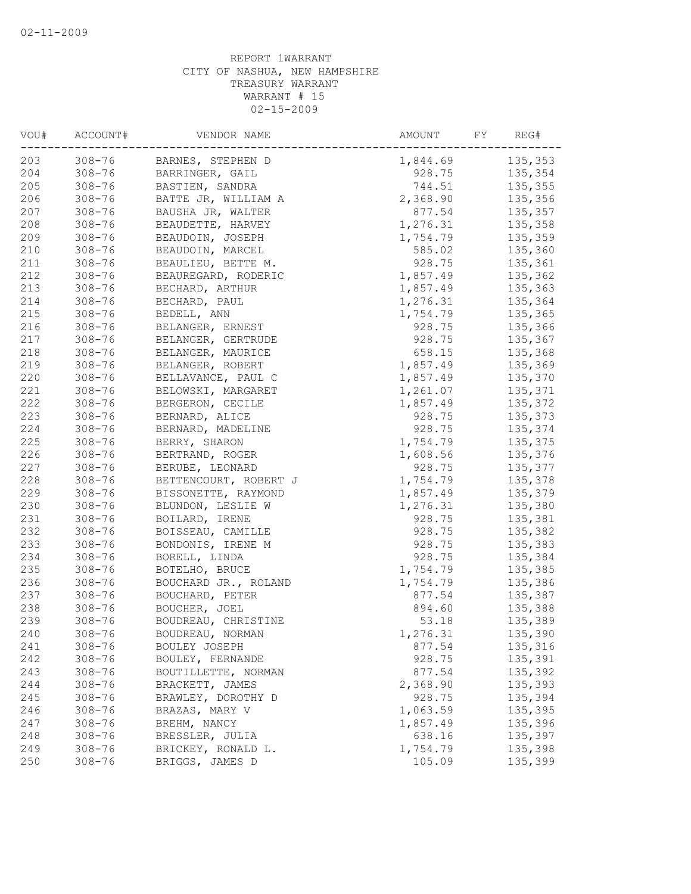REPORT 1WARRANT
CITY OF NASHUA, NEW HAMPSHIRE
TREASURY WARRANT
WARRANT # 15
02-15-2009

| VOU# | ACCOUNT# | VENDOR NAME | AMOUNT | FY | REG# |
|---|---|---|---|---|---|
| 203 | 308-76 | BARNES, STEPHEN D | 1,844.69 | | 135,353 |
| 204 | 308-76 | BARRINGER, GAIL | 928.75 | | 135,354 |
| 205 | 308-76 | BASTIEN, SANDRA | 744.51 | | 135,355 |
| 206 | 308-76 | BATTE JR, WILLIAM A | 2,368.90 | | 135,356 |
| 207 | 308-76 | BAUSHA JR, WALTER | 877.54 | | 135,357 |
| 208 | 308-76 | BEAUDETTE, HARVEY | 1,276.31 | | 135,358 |
| 209 | 308-76 | BEAUDOIN, JOSEPH | 1,754.79 | | 135,359 |
| 210 | 308-76 | BEAUDOIN, MARCEL | 585.02 | | 135,360 |
| 211 | 308-76 | BEAULIEU, BETTE M. | 928.75 | | 135,361 |
| 212 | 308-76 | BEAUREGARD, RODERIC | 1,857.49 | | 135,362 |
| 213 | 308-76 | BECHARD, ARTHUR | 1,857.49 | | 135,363 |
| 214 | 308-76 | BECHARD, PAUL | 1,276.31 | | 135,364 |
| 215 | 308-76 | BEDELL, ANN | 1,754.79 | | 135,365 |
| 216 | 308-76 | BELANGER, ERNEST | 928.75 | | 135,366 |
| 217 | 308-76 | BELANGER, GERTRUDE | 928.75 | | 135,367 |
| 218 | 308-76 | BELANGER, MAURICE | 658.15 | | 135,368 |
| 219 | 308-76 | BELANGER, ROBERT | 1,857.49 | | 135,369 |
| 220 | 308-76 | BELLAVANCE, PAUL C | 1,857.49 | | 135,370 |
| 221 | 308-76 | BELOWSKI, MARGARET | 1,261.07 | | 135,371 |
| 222 | 308-76 | BERGERON, CECILE | 1,857.49 | | 135,372 |
| 223 | 308-76 | BERNARD, ALICE | 928.75 | | 135,373 |
| 224 | 308-76 | BERNARD, MADELINE | 928.75 | | 135,374 |
| 225 | 308-76 | BERRY, SHARON | 1,754.79 | | 135,375 |
| 226 | 308-76 | BERTRAND, ROGER | 1,608.56 | | 135,376 |
| 227 | 308-76 | BERUBE, LEONARD | 928.75 | | 135,377 |
| 228 | 308-76 | BETTENCOURT, ROBERT J | 1,754.79 | | 135,378 |
| 229 | 308-76 | BISSONETTE, RAYMOND | 1,857.49 | | 135,379 |
| 230 | 308-76 | BLUNDON, LESLIE W | 1,276.31 | | 135,380 |
| 231 | 308-76 | BOILARD, IRENE | 928.75 | | 135,381 |
| 232 | 308-76 | BOISSEAU, CAMILLE | 928.75 | | 135,382 |
| 233 | 308-76 | BONDONIS, IRENE M | 928.75 | | 135,383 |
| 234 | 308-76 | BORELL, LINDA | 928.75 | | 135,384 |
| 235 | 308-76 | BOTELHO, BRUCE | 1,754.79 | | 135,385 |
| 236 | 308-76 | BOUCHARD JR., ROLAND | 1,754.79 | | 135,386 |
| 237 | 308-76 | BOUCHARD, PETER | 877.54 | | 135,387 |
| 238 | 308-76 | BOUCHER, JOEL | 894.60 | | 135,388 |
| 239 | 308-76 | BOUDREAU, CHRISTINE | 53.18 | | 135,389 |
| 240 | 308-76 | BOUDREAU, NORMAN | 1,276.31 | | 135,390 |
| 241 | 308-76 | BOULEY JOSEPH | 877.54 | | 135,316 |
| 242 | 308-76 | BOULEY, FERNANDE | 928.75 | | 135,391 |
| 243 | 308-76 | BOUTILLETTE, NORMAN | 877.54 | | 135,392 |
| 244 | 308-76 | BRACKETT, JAMES | 2,368.90 | | 135,393 |
| 245 | 308-76 | BRAWLEY, DOROTHY D | 928.75 | | 135,394 |
| 246 | 308-76 | BRAZAS, MARY V | 1,063.59 | | 135,395 |
| 247 | 308-76 | BREHM, NANCY | 1,857.49 | | 135,396 |
| 248 | 308-76 | BRESSLER, JULIA | 638.16 | | 135,397 |
| 249 | 308-76 | BRICKEY, RONALD L. | 1,754.79 | | 135,398 |
| 250 | 308-76 | BRIGGS, JAMES D | 105.09 | | 135,399 |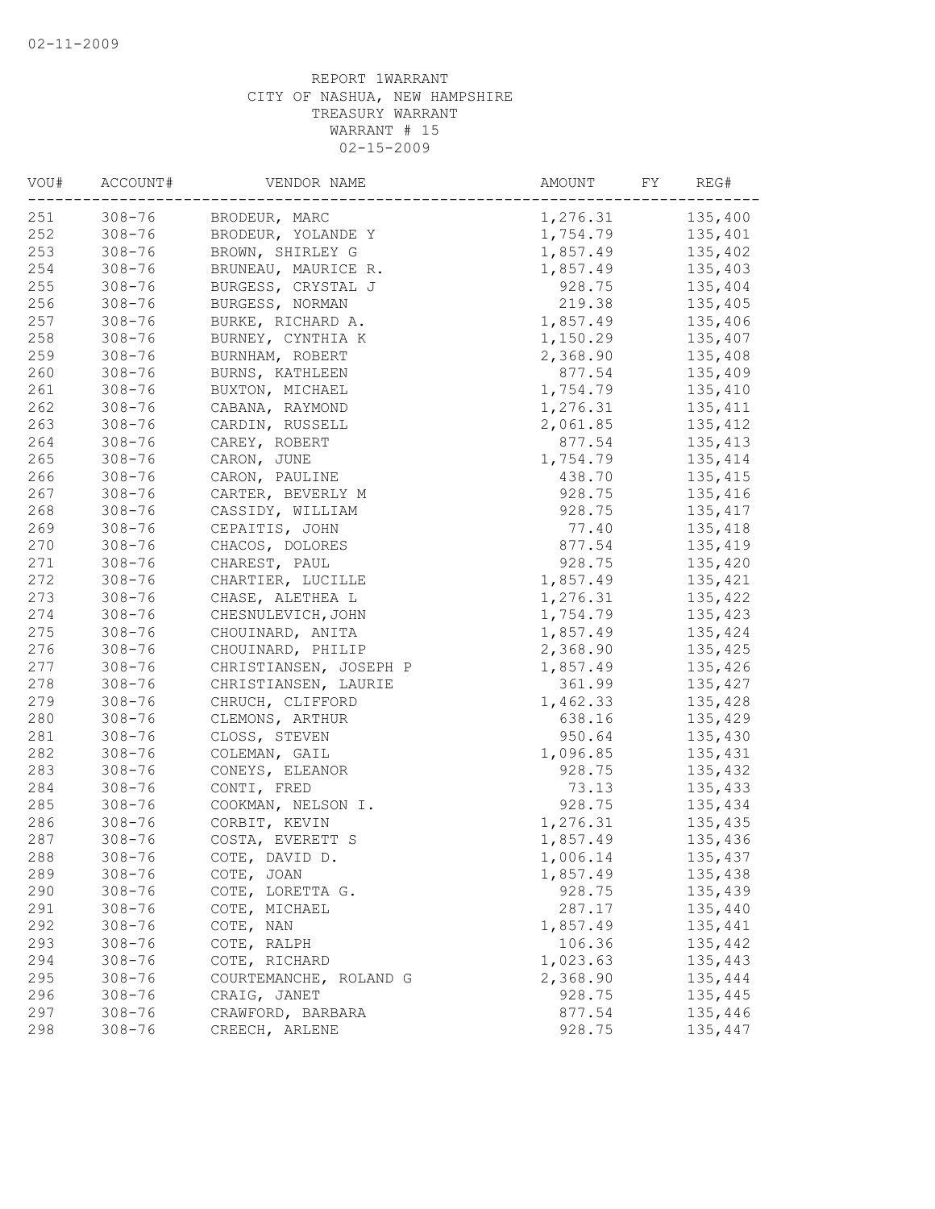02-11-2009

REPORT 1WARRANT
CITY OF NASHUA, NEW HAMPSHIRE
TREASURY WARRANT
WARRANT # 15
02-15-2009

| VOU# | ACCOUNT# | VENDOR NAME | AMOUNT | FY | REG# |
|---|---|---|---|---|---|
| 251 | 308-76 | BRODEUR, MARC | 1,276.31 | | 135,400 |
| 252 | 308-76 | BRODEUR, YOLANDE Y | 1,754.79 | | 135,401 |
| 253 | 308-76 | BROWN, SHIRLEY G | 1,857.49 | | 135,402 |
| 254 | 308-76 | BRUNEAU, MAURICE R. | 1,857.49 | | 135,403 |
| 255 | 308-76 | BURGESS, CRYSTAL J | 928.75 | | 135,404 |
| 256 | 308-76 | BURGESS, NORMAN | 219.38 | | 135,405 |
| 257 | 308-76 | BURKE, RICHARD A. | 1,857.49 | | 135,406 |
| 258 | 308-76 | BURNEY, CYNTHIA K | 1,150.29 | | 135,407 |
| 259 | 308-76 | BURNHAM, ROBERT | 2,368.90 | | 135,408 |
| 260 | 308-76 | BURNS, KATHLEEN | 877.54 | | 135,409 |
| 261 | 308-76 | BUXTON, MICHAEL | 1,754.79 | | 135,410 |
| 262 | 308-76 | CABANA, RAYMOND | 1,276.31 | | 135,411 |
| 263 | 308-76 | CARDIN, RUSSELL | 2,061.85 | | 135,412 |
| 264 | 308-76 | CAREY, ROBERT | 877.54 | | 135,413 |
| 265 | 308-76 | CARON, JUNE | 1,754.79 | | 135,414 |
| 266 | 308-76 | CARON, PAULINE | 438.70 | | 135,415 |
| 267 | 308-76 | CARTER, BEVERLY M | 928.75 | | 135,416 |
| 268 | 308-76 | CASSIDY, WILLIAM | 928.75 | | 135,417 |
| 269 | 308-76 | CEPAITIS, JOHN | 77.40 | | 135,418 |
| 270 | 308-76 | CHACOS, DOLORES | 877.54 | | 135,419 |
| 271 | 308-76 | CHAREST, PAUL | 928.75 | | 135,420 |
| 272 | 308-76 | CHARTIER, LUCILLE | 1,857.49 | | 135,421 |
| 273 | 308-76 | CHASE, ALETHEA L | 1,276.31 | | 135,422 |
| 274 | 308-76 | CHESNULEVICH,JOHN | 1,754.79 | | 135,423 |
| 275 | 308-76 | CHOUINARD, ANITA | 1,857.49 | | 135,424 |
| 276 | 308-76 | CHOUINARD, PHILIP | 2,368.90 | | 135,425 |
| 277 | 308-76 | CHRISTIANSEN, JOSEPH P | 1,857.49 | | 135,426 |
| 278 | 308-76 | CHRISTIANSEN, LAURIE | 361.99 | | 135,427 |
| 279 | 308-76 | CHRUCH, CLIFFORD | 1,462.33 | | 135,428 |
| 280 | 308-76 | CLEMONS, ARTHUR | 638.16 | | 135,429 |
| 281 | 308-76 | CLOSS, STEVEN | 950.64 | | 135,430 |
| 282 | 308-76 | COLEMAN, GAIL | 1,096.85 | | 135,431 |
| 283 | 308-76 | CONEYS, ELEANOR | 928.75 | | 135,432 |
| 284 | 308-76 | CONTI, FRED | 73.13 | | 135,433 |
| 285 | 308-76 | COOKMAN, NELSON I. | 928.75 | | 135,434 |
| 286 | 308-76 | CORBIT, KEVIN | 1,276.31 | | 135,435 |
| 287 | 308-76 | COSTA, EVERETT S | 1,857.49 | | 135,436 |
| 288 | 308-76 | COTE, DAVID D. | 1,006.14 | | 135,437 |
| 289 | 308-76 | COTE, JOAN | 1,857.49 | | 135,438 |
| 290 | 308-76 | COTE, LORETTA G. | 928.75 | | 135,439 |
| 291 | 308-76 | COTE, MICHAEL | 287.17 | | 135,440 |
| 292 | 308-76 | COTE, NAN | 1,857.49 | | 135,441 |
| 293 | 308-76 | COTE, RALPH | 106.36 | | 135,442 |
| 294 | 308-76 | COTE, RICHARD | 1,023.63 | | 135,443 |
| 295 | 308-76 | COURTEMANCHE, ROLAND G | 2,368.90 | | 135,444 |
| 296 | 308-76 | CRAIG, JANET | 928.75 | | 135,445 |
| 297 | 308-76 | CRAWFORD, BARBARA | 877.54 | | 135,446 |
| 298 | 308-76 | CREECH, ARLENE | 928.75 | | 135,447 |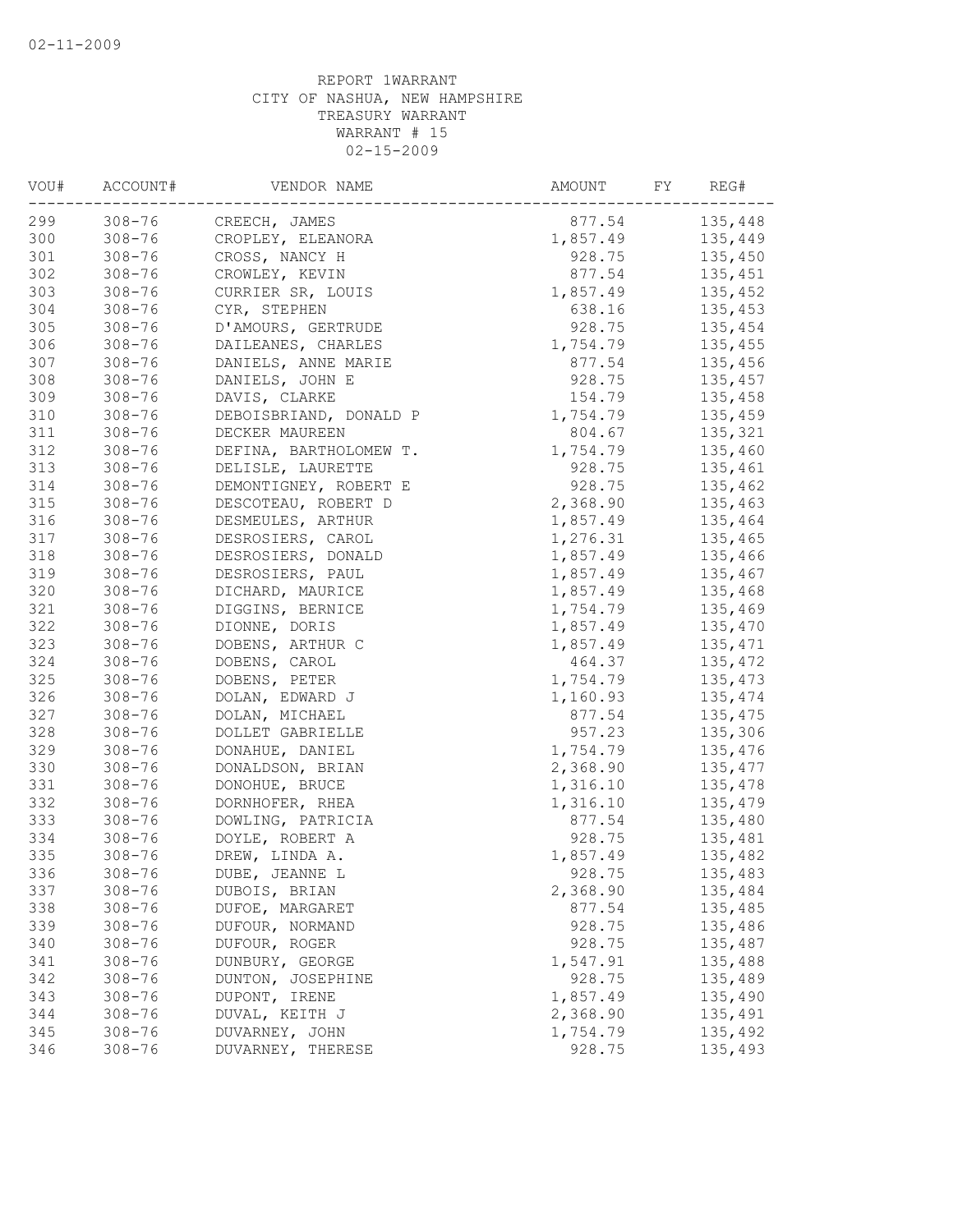02-11-2009

REPORT 1WARRANT
CITY OF NASHUA, NEW HAMPSHIRE
TREASURY WARRANT
WARRANT # 15
02-15-2009

| VOU# | ACCOUNT# | VENDOR NAME | AMOUNT | FY | REG# |
|---|---|---|---|---|---|
| 299 | 308-76 | CREECH, JAMES | 877.54 | | 135,448 |
| 300 | 308-76 | CROPLEY, ELEANORA | 1,857.49 | | 135,449 |
| 301 | 308-76 | CROSS, NANCY H | 928.75 | | 135,450 |
| 302 | 308-76 | CROWLEY, KEVIN | 877.54 | | 135,451 |
| 303 | 308-76 | CURRIER SR, LOUIS | 1,857.49 | | 135,452 |
| 304 | 308-76 | CYR, STEPHEN | 638.16 | | 135,453 |
| 305 | 308-76 | D'AMOURS, GERTRUDE | 928.75 | | 135,454 |
| 306 | 308-76 | DAILEANES, CHARLES | 1,754.79 | | 135,455 |
| 307 | 308-76 | DANIELS, ANNE MARIE | 877.54 | | 135,456 |
| 308 | 308-76 | DANIELS, JOHN E | 928.75 | | 135,457 |
| 309 | 308-76 | DAVIS, CLARKE | 154.79 | | 135,458 |
| 310 | 308-76 | DEBOISBRIAND, DONALD P | 1,754.79 | | 135,459 |
| 311 | 308-76 | DECKER MAUREEN | 804.67 | | 135,321 |
| 312 | 308-76 | DEFINA, BARTHOLOMEW T. | 1,754.79 | | 135,460 |
| 313 | 308-76 | DELISLE, LAURETTE | 928.75 | | 135,461 |
| 314 | 308-76 | DEMONTIGNEY, ROBERT E | 928.75 | | 135,462 |
| 315 | 308-76 | DESCOTEAU, ROBERT D | 2,368.90 | | 135,463 |
| 316 | 308-76 | DESMEULES, ARTHUR | 1,857.49 | | 135,464 |
| 317 | 308-76 | DESROSIERS, CAROL | 1,276.31 | | 135,465 |
| 318 | 308-76 | DESROSIERS, DONALD | 1,857.49 | | 135,466 |
| 319 | 308-76 | DESROSIERS, PAUL | 1,857.49 | | 135,467 |
| 320 | 308-76 | DICHARD, MAURICE | 1,857.49 | | 135,468 |
| 321 | 308-76 | DIGGINS, BERNICE | 1,754.79 | | 135,469 |
| 322 | 308-76 | DIONNE, DORIS | 1,857.49 | | 135,470 |
| 323 | 308-76 | DOBENS, ARTHUR C | 1,857.49 | | 135,471 |
| 324 | 308-76 | DOBENS, CAROL | 464.37 | | 135,472 |
| 325 | 308-76 | DOBENS, PETER | 1,754.79 | | 135,473 |
| 326 | 308-76 | DOLAN, EDWARD J | 1,160.93 | | 135,474 |
| 327 | 308-76 | DOLAN, MICHAEL | 877.54 | | 135,475 |
| 328 | 308-76 | DOLLET GABRIELLE | 957.23 | | 135,306 |
| 329 | 308-76 | DONAHUE, DANIEL | 1,754.79 | | 135,476 |
| 330 | 308-76 | DONALDSON, BRIAN | 2,368.90 | | 135,477 |
| 331 | 308-76 | DONOHUE, BRUCE | 1,316.10 | | 135,478 |
| 332 | 308-76 | DORNHOFER, RHEA | 1,316.10 | | 135,479 |
| 333 | 308-76 | DOWLING, PATRICIA | 877.54 | | 135,480 |
| 334 | 308-76 | DOYLE, ROBERT A | 928.75 | | 135,481 |
| 335 | 308-76 | DREW, LINDA A. | 1,857.49 | | 135,482 |
| 336 | 308-76 | DUBE, JEANNE L | 928.75 | | 135,483 |
| 337 | 308-76 | DUBOIS, BRIAN | 2,368.90 | | 135,484 |
| 338 | 308-76 | DUFOE, MARGARET | 877.54 | | 135,485 |
| 339 | 308-76 | DUFOUR, NORMAND | 928.75 | | 135,486 |
| 340 | 308-76 | DUFOUR, ROGER | 928.75 | | 135,487 |
| 341 | 308-76 | DUNBURY, GEORGE | 1,547.91 | | 135,488 |
| 342 | 308-76 | DUNTON, JOSEPHINE | 928.75 | | 135,489 |
| 343 | 308-76 | DUPONT, IRENE | 1,857.49 | | 135,490 |
| 344 | 308-76 | DUVAL, KEITH J | 2,368.90 | | 135,491 |
| 345 | 308-76 | DUVARNEY, JOHN | 1,754.79 | | 135,492 |
| 346 | 308-76 | DUVARNEY, THERESE | 928.75 | | 135,493 |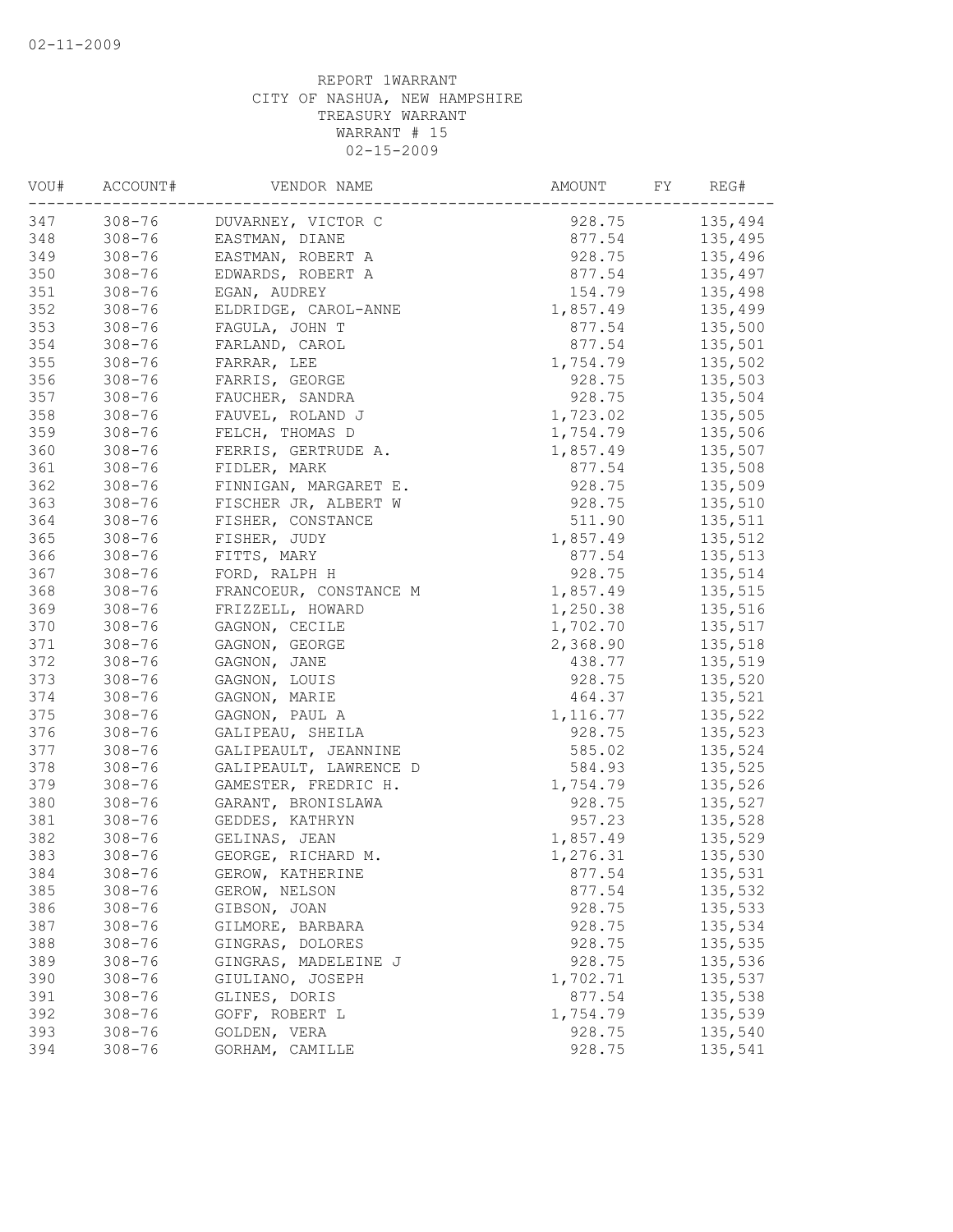02-11-2009

REPORT 1WARRANT
CITY OF NASHUA, NEW HAMPSHIRE
TREASURY WARRANT
WARRANT # 15
02-15-2009

| VOU# | ACCOUNT# | VENDOR NAME | AMOUNT | FY | REG# |
|---|---|---|---|---|---|
| 347 | 308-76 | DUVARNEY, VICTOR C | 928.75 | | 135,494 |
| 348 | 308-76 | EASTMAN, DIANE | 877.54 | | 135,495 |
| 349 | 308-76 | EASTMAN, ROBERT A | 928.75 | | 135,496 |
| 350 | 308-76 | EDWARDS, ROBERT A | 877.54 | | 135,497 |
| 351 | 308-76 | EGAN, AUDREY | 154.79 | | 135,498 |
| 352 | 308-76 | ELDRIDGE, CAROL-ANNE | 1,857.49 | | 135,499 |
| 353 | 308-76 | FAGULA, JOHN T | 877.54 | | 135,500 |
| 354 | 308-76 | FARLAND, CAROL | 877.54 | | 135,501 |
| 355 | 308-76 | FARRAR, LEE | 1,754.79 | | 135,502 |
| 356 | 308-76 | FARRIS, GEORGE | 928.75 | | 135,503 |
| 357 | 308-76 | FAUCHER, SANDRA | 928.75 | | 135,504 |
| 358 | 308-76 | FAUVEL, ROLAND J | 1,723.02 | | 135,505 |
| 359 | 308-76 | FELCH, THOMAS D | 1,754.79 | | 135,506 |
| 360 | 308-76 | FERRIS, GERTRUDE A. | 1,857.49 | | 135,507 |
| 361 | 308-76 | FIDLER, MARK | 877.54 | | 135,508 |
| 362 | 308-76 | FINNIGAN, MARGARET E. | 928.75 | | 135,509 |
| 363 | 308-76 | FISCHER JR, ALBERT W | 928.75 | | 135,510 |
| 364 | 308-76 | FISHER, CONSTANCE | 511.90 | | 135,511 |
| 365 | 308-76 | FISHER, JUDY | 1,857.49 | | 135,512 |
| 366 | 308-76 | FITTS, MARY | 877.54 | | 135,513 |
| 367 | 308-76 | FORD, RALPH H | 928.75 | | 135,514 |
| 368 | 308-76 | FRANCOEUR, CONSTANCE M | 1,857.49 | | 135,515 |
| 369 | 308-76 | FRIZZELL, HOWARD | 1,250.38 | | 135,516 |
| 370 | 308-76 | GAGNON, CECILE | 1,702.70 | | 135,517 |
| 371 | 308-76 | GAGNON, GEORGE | 2,368.90 | | 135,518 |
| 372 | 308-76 | GAGNON, JANE | 438.77 | | 135,519 |
| 373 | 308-76 | GAGNON, LOUIS | 928.75 | | 135,520 |
| 374 | 308-76 | GAGNON, MARIE | 464.37 | | 135,521 |
| 375 | 308-76 | GAGNON, PAUL A | 1,116.77 | | 135,522 |
| 376 | 308-76 | GALIPEAU, SHEILA | 928.75 | | 135,523 |
| 377 | 308-76 | GALIPEAULT, JEANNINE | 585.02 | | 135,524 |
| 378 | 308-76 | GALIPEAULT, LAWRENCE D | 584.93 | | 135,525 |
| 379 | 308-76 | GAMESTER, FREDRIC H. | 1,754.79 | | 135,526 |
| 380 | 308-76 | GARANT, BRONISLAWA | 928.75 | | 135,527 |
| 381 | 308-76 | GEDDES, KATHRYN | 957.23 | | 135,528 |
| 382 | 308-76 | GELINAS, JEAN | 1,857.49 | | 135,529 |
| 383 | 308-76 | GEORGE, RICHARD M. | 1,276.31 | | 135,530 |
| 384 | 308-76 | GEROW, KATHERINE | 877.54 | | 135,531 |
| 385 | 308-76 | GEROW, NELSON | 877.54 | | 135,532 |
| 386 | 308-76 | GIBSON, JOAN | 928.75 | | 135,533 |
| 387 | 308-76 | GILMORE, BARBARA | 928.75 | | 135,534 |
| 388 | 308-76 | GINGRAS, DOLORES | 928.75 | | 135,535 |
| 389 | 308-76 | GINGRAS, MADELEINE J | 928.75 | | 135,536 |
| 390 | 308-76 | GIULIANO, JOSEPH | 1,702.71 | | 135,537 |
| 391 | 308-76 | GLINES, DORIS | 877.54 | | 135,538 |
| 392 | 308-76 | GOFF, ROBERT L | 1,754.79 | | 135,539 |
| 393 | 308-76 | GOLDEN, VERA | 928.75 | | 135,540 |
| 394 | 308-76 | GORHAM, CAMILLE | 928.75 | | 135,541 |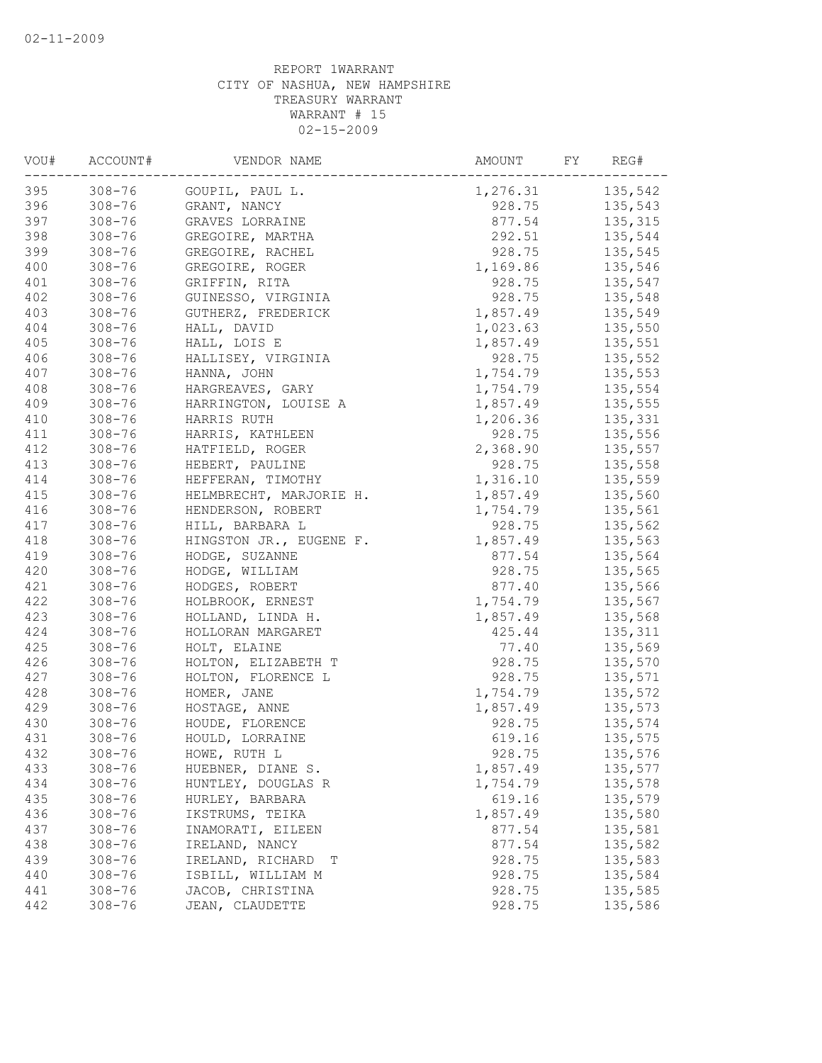02-11-2009

REPORT 1WARRANT
CITY OF NASHUA, NEW HAMPSHIRE
TREASURY WARRANT
WARRANT # 15
02-15-2009

| VOU# | ACCOUNT# | VENDOR NAME | AMOUNT | FY | REG# |
|---|---|---|---|---|---|
| 395 | 308-76 | GOUPIL, PAUL L. | 1,276.31 | | 135,542 |
| 396 | 308-76 | GRANT, NANCY | 928.75 | | 135,543 |
| 397 | 308-76 | GRAVES LORRAINE | 877.54 | | 135,315 |
| 398 | 308-76 | GREGOIRE, MARTHA | 292.51 | | 135,544 |
| 399 | 308-76 | GREGOIRE, RACHEL | 928.75 | | 135,545 |
| 400 | 308-76 | GREGOIRE, ROGER | 1,169.86 | | 135,546 |
| 401 | 308-76 | GRIFFIN, RITA | 928.75 | | 135,547 |
| 402 | 308-76 | GUINESSO, VIRGINIA | 928.75 | | 135,548 |
| 403 | 308-76 | GUTHERZ, FREDERICK | 1,857.49 | | 135,549 |
| 404 | 308-76 | HALL, DAVID | 1,023.63 | | 135,550 |
| 405 | 308-76 | HALL, LOIS E | 1,857.49 | | 135,551 |
| 406 | 308-76 | HALLISEY, VIRGINIA | 928.75 | | 135,552 |
| 407 | 308-76 | HANNA, JOHN | 1,754.79 | | 135,553 |
| 408 | 308-76 | HARGREAVES, GARY | 1,754.79 | | 135,554 |
| 409 | 308-76 | HARRINGTON, LOUISE A | 1,857.49 | | 135,555 |
| 410 | 308-76 | HARRIS RUTH | 1,206.36 | | 135,331 |
| 411 | 308-76 | HARRIS, KATHLEEN | 928.75 | | 135,556 |
| 412 | 308-76 | HATFIELD, ROGER | 2,368.90 | | 135,557 |
| 413 | 308-76 | HEBERT, PAULINE | 928.75 | | 135,558 |
| 414 | 308-76 | HEFFERAN, TIMOTHY | 1,316.10 | | 135,559 |
| 415 | 308-76 | HELMBRECHT, MARJORIE H. | 1,857.49 | | 135,560 |
| 416 | 308-76 | HENDERSON, ROBERT | 1,754.79 | | 135,561 |
| 417 | 308-76 | HILL, BARBARA L | 928.75 | | 135,562 |
| 418 | 308-76 | HINGSTON JR., EUGENE F. | 1,857.49 | | 135,563 |
| 419 | 308-76 | HODGE, SUZANNE | 877.54 | | 135,564 |
| 420 | 308-76 | HODGE, WILLIAM | 928.75 | | 135,565 |
| 421 | 308-76 | HODGES, ROBERT | 877.40 | | 135,566 |
| 422 | 308-76 | HOLBROOK, ERNEST | 1,754.79 | | 135,567 |
| 423 | 308-76 | HOLLAND, LINDA H. | 1,857.49 | | 135,568 |
| 424 | 308-76 | HOLLORAN MARGARET | 425.44 | | 135,311 |
| 425 | 308-76 | HOLT, ELAINE | 77.40 | | 135,569 |
| 426 | 308-76 | HOLTON, ELIZABETH T | 928.75 | | 135,570 |
| 427 | 308-76 | HOLTON, FLORENCE L | 928.75 | | 135,571 |
| 428 | 308-76 | HOMER, JANE | 1,754.79 | | 135,572 |
| 429 | 308-76 | HOSTAGE, ANNE | 1,857.49 | | 135,573 |
| 430 | 308-76 | HOUDE, FLORENCE | 928.75 | | 135,574 |
| 431 | 308-76 | HOULD, LORRAINE | 619.16 | | 135,575 |
| 432 | 308-76 | HOWE, RUTH L | 928.75 | | 135,576 |
| 433 | 308-76 | HUEBNER, DIANE S. | 1,857.49 | | 135,577 |
| 434 | 308-76 | HUNTLEY, DOUGLAS R | 1,754.79 | | 135,578 |
| 435 | 308-76 | HURLEY, BARBARA | 619.16 | | 135,579 |
| 436 | 308-76 | IKSTRUMS, TEIKA | 1,857.49 | | 135,580 |
| 437 | 308-76 | INAMORATI, EILEEN | 877.54 | | 135,581 |
| 438 | 308-76 | IRELAND, NANCY | 877.54 | | 135,582 |
| 439 | 308-76 | IRELAND, RICHARD T | 928.75 | | 135,583 |
| 440 | 308-76 | ISBILL, WILLIAM M | 928.75 | | 135,584 |
| 441 | 308-76 | JACOB, CHRISTINA | 928.75 | | 135,585 |
| 442 | 308-76 | JEAN, CLAUDETTE | 928.75 | | 135,586 |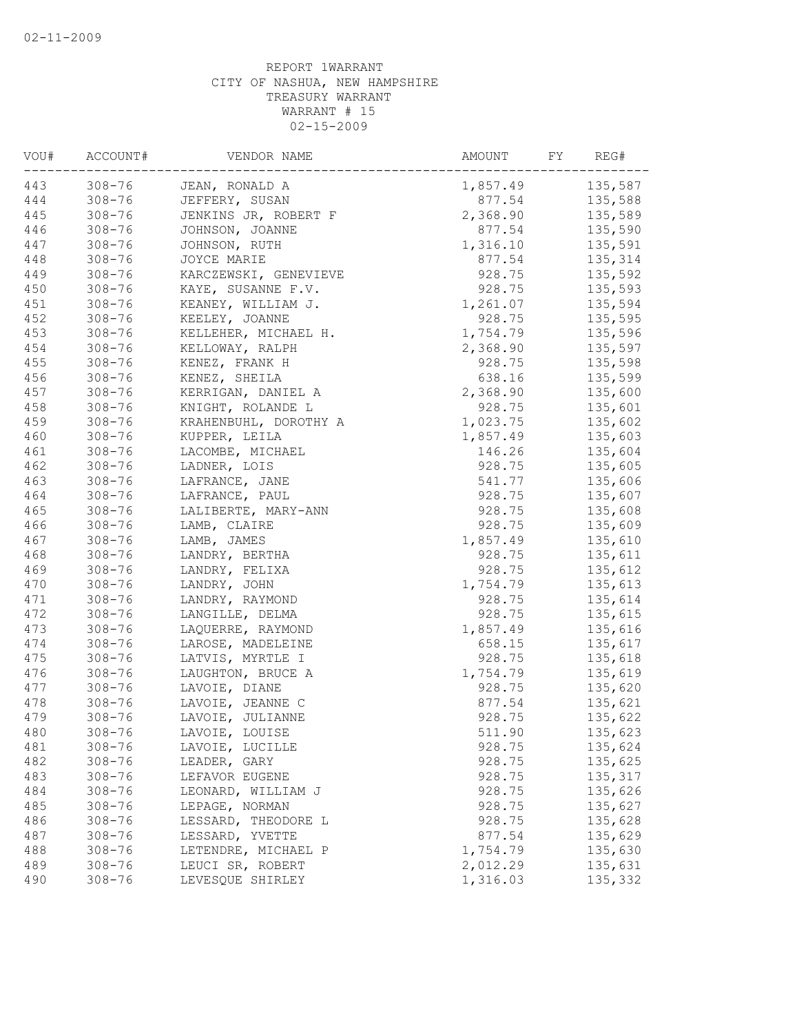02-11-2009

REPORT 1WARRANT
CITY OF NASHUA, NEW HAMPSHIRE
TREASURY WARRANT
WARRANT # 15
02-15-2009

| VOU# | ACCOUNT# | VENDOR NAME | AMOUNT | FY | REG# |
|---|---|---|---|---|---|
| 443 | 308-76 | JEAN, RONALD A | 1,857.49 | | 135,587 |
| 444 | 308-76 | JEFFERY, SUSAN | 877.54 | | 135,588 |
| 445 | 308-76 | JENKINS JR, ROBERT F | 2,368.90 | | 135,589 |
| 446 | 308-76 | JOHNSON, JOANNE | 877.54 | | 135,590 |
| 447 | 308-76 | JOHNSON, RUTH | 1,316.10 | | 135,591 |
| 448 | 308-76 | JOYCE MARIE | 877.54 | | 135,314 |
| 449 | 308-76 | KARCZEWSKI, GENEVIEVE | 928.75 | | 135,592 |
| 450 | 308-76 | KAYE, SUSANNE F.V. | 928.75 | | 135,593 |
| 451 | 308-76 | KEANEY, WILLIAM J. | 1,261.07 | | 135,594 |
| 452 | 308-76 | KEELEY, JOANNE | 928.75 | | 135,595 |
| 453 | 308-76 | KELLEHER, MICHAEL H. | 1,754.79 | | 135,596 |
| 454 | 308-76 | KELLOWAY, RALPH | 2,368.90 | | 135,597 |
| 455 | 308-76 | KENEZ, FRANK H | 928.75 | | 135,598 |
| 456 | 308-76 | KENEZ, SHEILA | 638.16 | | 135,599 |
| 457 | 308-76 | KERRIGAN, DANIEL A | 2,368.90 | | 135,600 |
| 458 | 308-76 | KNIGHT, ROLANDE L | 928.75 | | 135,601 |
| 459 | 308-76 | KRAHENBUHL, DOROTHY A | 1,023.75 | | 135,602 |
| 460 | 308-76 | KUPPER, LEILA | 1,857.49 | | 135,603 |
| 461 | 308-76 | LACOMBE, MICHAEL | 146.26 | | 135,604 |
| 462 | 308-76 | LADNER, LOIS | 928.75 | | 135,605 |
| 463 | 308-76 | LAFRANCE, JANE | 541.77 | | 135,606 |
| 464 | 308-76 | LAFRANCE, PAUL | 928.75 | | 135,607 |
| 465 | 308-76 | LALIBERTE, MARY-ANN | 928.75 | | 135,608 |
| 466 | 308-76 | LAMB, CLAIRE | 928.75 | | 135,609 |
| 467 | 308-76 | LAMB, JAMES | 1,857.49 | | 135,610 |
| 468 | 308-76 | LANDRY, BERTHA | 928.75 | | 135,611 |
| 469 | 308-76 | LANDRY, FELIXA | 928.75 | | 135,612 |
| 470 | 308-76 | LANDRY, JOHN | 1,754.79 | | 135,613 |
| 471 | 308-76 | LANDRY, RAYMOND | 928.75 | | 135,614 |
| 472 | 308-76 | LANGILLE, DELMA | 928.75 | | 135,615 |
| 473 | 308-76 | LAQUERRE, RAYMOND | 1,857.49 | | 135,616 |
| 474 | 308-76 | LAROSE, MADELEINE | 658.15 | | 135,617 |
| 475 | 308-76 | LATVIS, MYRTLE I | 928.75 | | 135,618 |
| 476 | 308-76 | LAUGHTON, BRUCE A | 1,754.79 | | 135,619 |
| 477 | 308-76 | LAVOIE, DIANE | 928.75 | | 135,620 |
| 478 | 308-76 | LAVOIE, JEANNE C | 877.54 | | 135,621 |
| 479 | 308-76 | LAVOIE, JULIANNE | 928.75 | | 135,622 |
| 480 | 308-76 | LAVOIE, LOUISE | 511.90 | | 135,623 |
| 481 | 308-76 | LAVOIE, LUCILLE | 928.75 | | 135,624 |
| 482 | 308-76 | LEADER, GARY | 928.75 | | 135,625 |
| 483 | 308-76 | LEFAVOR EUGENE | 928.75 | | 135,317 |
| 484 | 308-76 | LEONARD, WILLIAM J | 928.75 | | 135,626 |
| 485 | 308-76 | LEPAGE, NORMAN | 928.75 | | 135,627 |
| 486 | 308-76 | LESSARD, THEODORE L | 928.75 | | 135,628 |
| 487 | 308-76 | LESSARD, YVETTE | 877.54 | | 135,629 |
| 488 | 308-76 | LETENDRE, MICHAEL P | 1,754.79 | | 135,630 |
| 489 | 308-76 | LEUCI SR, ROBERT | 2,012.29 | | 135,631 |
| 490 | 308-76 | LEVESQUE SHIRLEY | 1,316.03 | | 135,332 |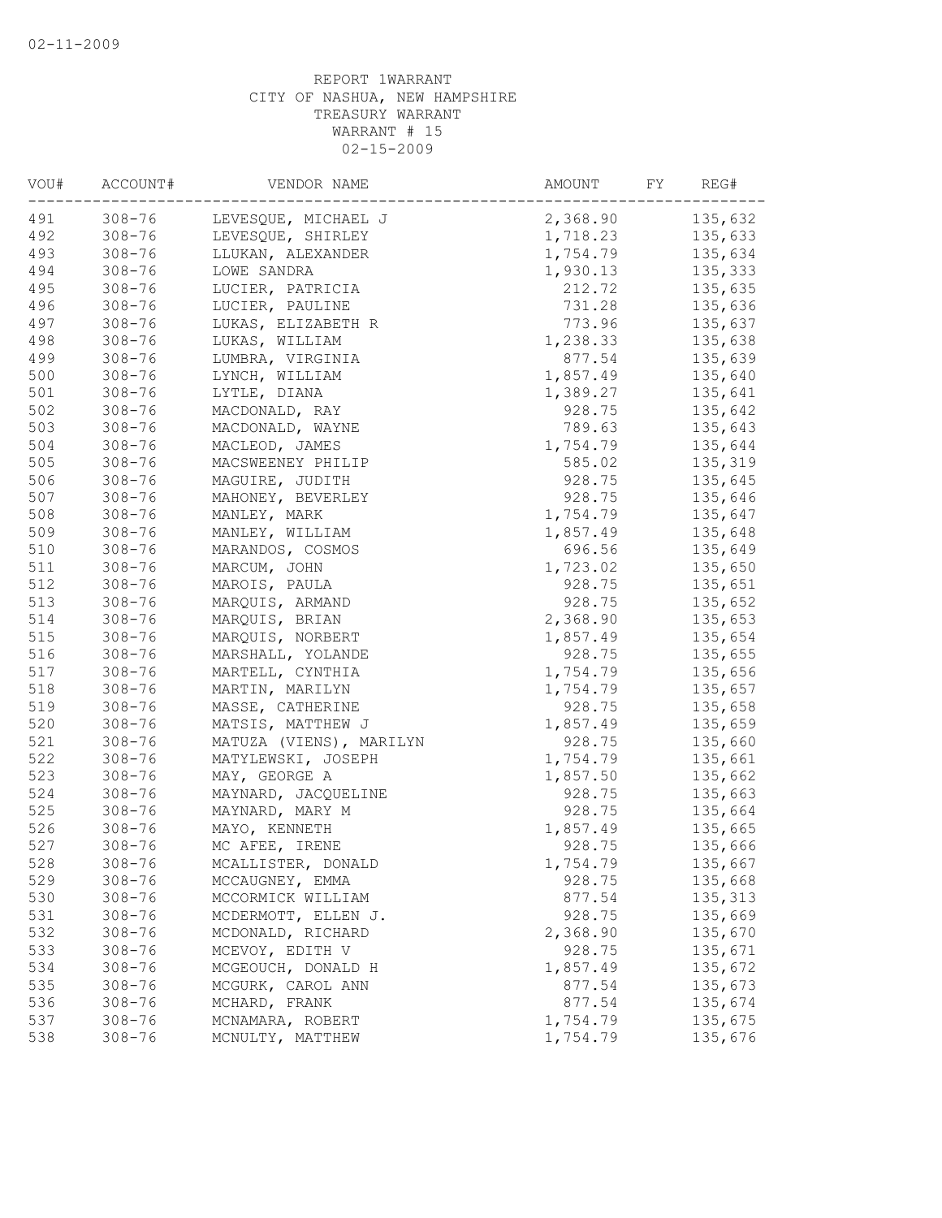02-11-2009

REPORT 1WARRANT
CITY OF NASHUA, NEW HAMPSHIRE
TREASURY WARRANT
WARRANT # 15
02-15-2009

| VOU# | ACCOUNT# | VENDOR NAME | AMOUNT | FY | REG# |
|---|---|---|---|---|---|
| 491 | 308-76 | LEVESQUE, MICHAEL J | 2,368.90 | | 135,632 |
| 492 | 308-76 | LEVESQUE, SHIRLEY | 1,718.23 | | 135,633 |
| 493 | 308-76 | LLUKAN, ALEXANDER | 1,754.79 | | 135,634 |
| 494 | 308-76 | LOWE SANDRA | 1,930.13 | | 135,333 |
| 495 | 308-76 | LUCIER, PATRICIA | 212.72 | | 135,635 |
| 496 | 308-76 | LUCIER, PAULINE | 731.28 | | 135,636 |
| 497 | 308-76 | LUKAS, ELIZABETH R | 773.96 | | 135,637 |
| 498 | 308-76 | LUKAS, WILLIAM | 1,238.33 | | 135,638 |
| 499 | 308-76 | LUMBRA, VIRGINIA | 877.54 | | 135,639 |
| 500 | 308-76 | LYNCH, WILLIAM | 1,857.49 | | 135,640 |
| 501 | 308-76 | LYTLE, DIANA | 1,389.27 | | 135,641 |
| 502 | 308-76 | MACDONALD, RAY | 928.75 | | 135,642 |
| 503 | 308-76 | MACDONALD, WAYNE | 789.63 | | 135,643 |
| 504 | 308-76 | MACLEOD, JAMES | 1,754.79 | | 135,644 |
| 505 | 308-76 | MACSWEENEY PHILIP | 585.02 | | 135,319 |
| 506 | 308-76 | MAGUIRE, JUDITH | 928.75 | | 135,645 |
| 507 | 308-76 | MAHONEY, BEVERLEY | 928.75 | | 135,646 |
| 508 | 308-76 | MANLEY, MARK | 1,754.79 | | 135,647 |
| 509 | 308-76 | MANLEY, WILLIAM | 1,857.49 | | 135,648 |
| 510 | 308-76 | MARANDOS, COSMOS | 696.56 | | 135,649 |
| 511 | 308-76 | MARCUM, JOHN | 1,723.02 | | 135,650 |
| 512 | 308-76 | MAROIS, PAULA | 928.75 | | 135,651 |
| 513 | 308-76 | MARQUIS, ARMAND | 928.75 | | 135,652 |
| 514 | 308-76 | MARQUIS, BRIAN | 2,368.90 | | 135,653 |
| 515 | 308-76 | MARQUIS, NORBERT | 1,857.49 | | 135,654 |
| 516 | 308-76 | MARSHALL, YOLANDE | 928.75 | | 135,655 |
| 517 | 308-76 | MARTELL, CYNTHIA | 1,754.79 | | 135,656 |
| 518 | 308-76 | MARTIN, MARILYN | 1,754.79 | | 135,657 |
| 519 | 308-76 | MASSE, CATHERINE | 928.75 | | 135,658 |
| 520 | 308-76 | MATSIS, MATTHEW J | 1,857.49 | | 135,659 |
| 521 | 308-76 | MATUZA (VIENS), MARILYN | 928.75 | | 135,660 |
| 522 | 308-76 | MATYLEWSKI, JOSEPH | 1,754.79 | | 135,661 |
| 523 | 308-76 | MAY, GEORGE A | 1,857.50 | | 135,662 |
| 524 | 308-76 | MAYNARD, JACQUELINE | 928.75 | | 135,663 |
| 525 | 308-76 | MAYNARD, MARY M | 928.75 | | 135,664 |
| 526 | 308-76 | MAYO, KENNETH | 1,857.49 | | 135,665 |
| 527 | 308-76 | MC AFEE, IRENE | 928.75 | | 135,666 |
| 528 | 308-76 | MCALLISTER, DONALD | 1,754.79 | | 135,667 |
| 529 | 308-76 | MCCAUGNEY, EMMA | 928.75 | | 135,668 |
| 530 | 308-76 | MCCORMICK WILLIAM | 877.54 | | 135,313 |
| 531 | 308-76 | MCDERMOTT, ELLEN J. | 928.75 | | 135,669 |
| 532 | 308-76 | MCDONALD, RICHARD | 2,368.90 | | 135,670 |
| 533 | 308-76 | MCEVOY, EDITH V | 928.75 | | 135,671 |
| 534 | 308-76 | MCGEOUCH, DONALD H | 1,857.49 | | 135,672 |
| 535 | 308-76 | MCGURK, CAROL ANN | 877.54 | | 135,673 |
| 536 | 308-76 | MCHARD, FRANK | 877.54 | | 135,674 |
| 537 | 308-76 | MCNAMARA, ROBERT | 1,754.79 | | 135,675 |
| 538 | 308-76 | MCNULTY, MATTHEW | 1,754.79 | | 135,676 |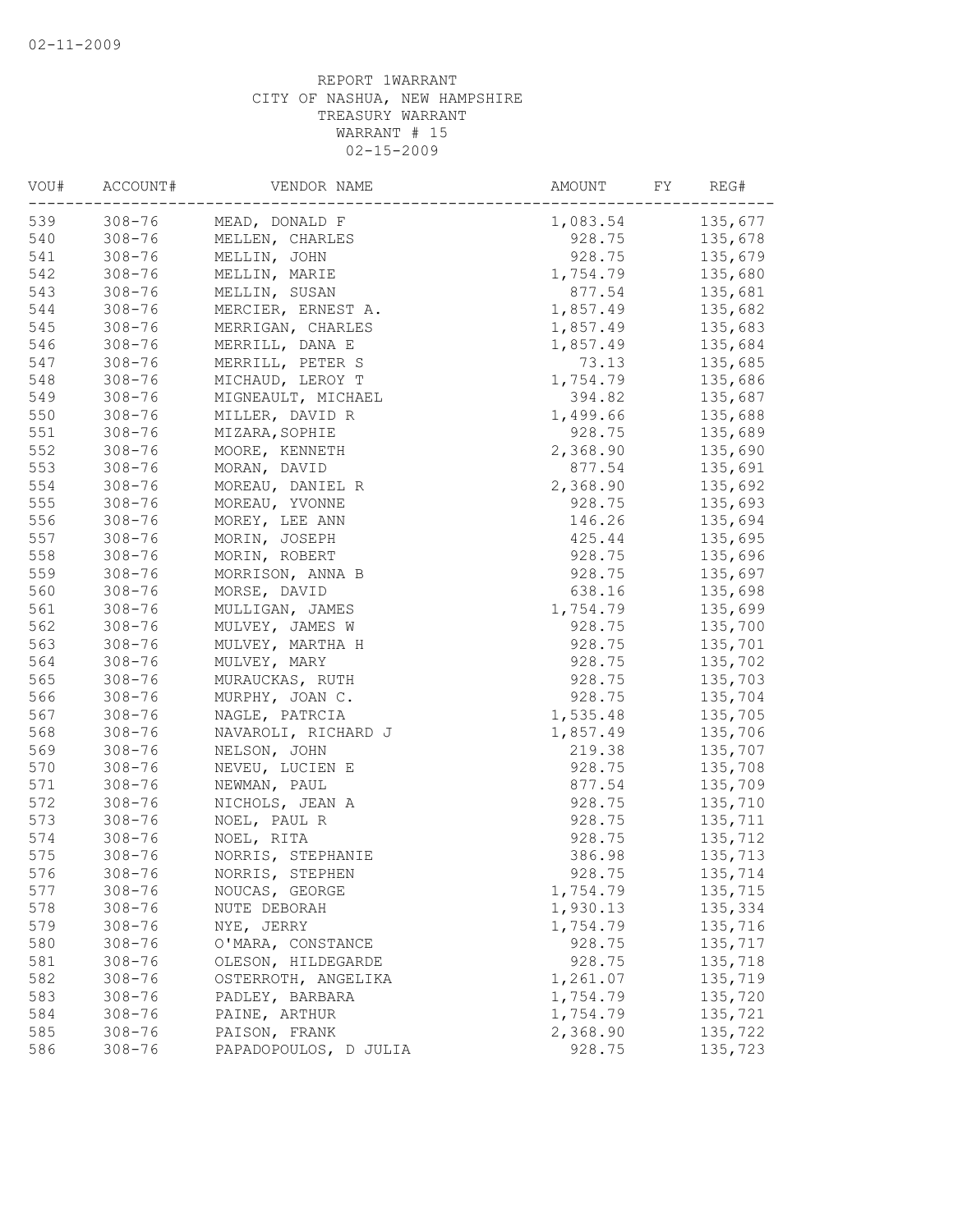REPORT 1WARRANT
CITY OF NASHUA, NEW HAMPSHIRE
TREASURY WARRANT
WARRANT # 15
02-15-2009

| VOU# | ACCOUNT# | VENDOR NAME | AMOUNT | FY | REG# |
|---|---|---|---|---|---|
| 539 | 308-76 | MEAD, DONALD F | 1,083.54 | | 135,677 |
| 540 | 308-76 | MELLEN, CHARLES | 928.75 | | 135,678 |
| 541 | 308-76 | MELLIN, JOHN | 928.75 | | 135,679 |
| 542 | 308-76 | MELLIN, MARIE | 1,754.79 | | 135,680 |
| 543 | 308-76 | MELLIN, SUSAN | 877.54 | | 135,681 |
| 544 | 308-76 | MERCIER, ERNEST A. | 1,857.49 | | 135,682 |
| 545 | 308-76 | MERRIGAN, CHARLES | 1,857.49 | | 135,683 |
| 546 | 308-76 | MERRILL, DANA E | 1,857.49 | | 135,684 |
| 547 | 308-76 | MERRILL, PETER S | 73.13 | | 135,685 |
| 548 | 308-76 | MICHAUD, LEROY T | 1,754.79 | | 135,686 |
| 549 | 308-76 | MIGNEAULT, MICHAEL | 394.82 | | 135,687 |
| 550 | 308-76 | MILLER, DAVID R | 1,499.66 | | 135,688 |
| 551 | 308-76 | MIZARA,SOPHIE | 928.75 | | 135,689 |
| 552 | 308-76 | MOORE, KENNETH | 2,368.90 | | 135,690 |
| 553 | 308-76 | MORAN, DAVID | 877.54 | | 135,691 |
| 554 | 308-76 | MOREAU, DANIEL R | 2,368.90 | | 135,692 |
| 555 | 308-76 | MOREAU, YVONNE | 928.75 | | 135,693 |
| 556 | 308-76 | MOREY, LEE ANN | 146.26 | | 135,694 |
| 557 | 308-76 | MORIN, JOSEPH | 425.44 | | 135,695 |
| 558 | 308-76 | MORIN, ROBERT | 928.75 | | 135,696 |
| 559 | 308-76 | MORRISON, ANNA B | 928.75 | | 135,697 |
| 560 | 308-76 | MORSE, DAVID | 638.16 | | 135,698 |
| 561 | 308-76 | MULLIGAN, JAMES | 1,754.79 | | 135,699 |
| 562 | 308-76 | MULVEY, JAMES W | 928.75 | | 135,700 |
| 563 | 308-76 | MULVEY, MARTHA H | 928.75 | | 135,701 |
| 564 | 308-76 | MULVEY, MARY | 928.75 | | 135,702 |
| 565 | 308-76 | MURAUCKAS, RUTH | 928.75 | | 135,703 |
| 566 | 308-76 | MURPHY, JOAN C. | 928.75 | | 135,704 |
| 567 | 308-76 | NAGLE, PATRCIA | 1,535.48 | | 135,705 |
| 568 | 308-76 | NAVAROLI, RICHARD J | 1,857.49 | | 135,706 |
| 569 | 308-76 | NELSON, JOHN | 219.38 | | 135,707 |
| 570 | 308-76 | NEVEU, LUCIEN E | 928.75 | | 135,708 |
| 571 | 308-76 | NEWMAN, PAUL | 877.54 | | 135,709 |
| 572 | 308-76 | NICHOLS, JEAN A | 928.75 | | 135,710 |
| 573 | 308-76 | NOEL, PAUL R | 928.75 | | 135,711 |
| 574 | 308-76 | NOEL, RITA | 928.75 | | 135,712 |
| 575 | 308-76 | NORRIS, STEPHANIE | 386.98 | | 135,713 |
| 576 | 308-76 | NORRIS, STEPHEN | 928.75 | | 135,714 |
| 577 | 308-76 | NOUCAS, GEORGE | 1,754.79 | | 135,715 |
| 578 | 308-76 | NUTE DEBORAH | 1,930.13 | | 135,334 |
| 579 | 308-76 | NYE, JERRY | 1,754.79 | | 135,716 |
| 580 | 308-76 | O'MARA, CONSTANCE | 928.75 | | 135,717 |
| 581 | 308-76 | OLESON, HILDEGARDE | 928.75 | | 135,718 |
| 582 | 308-76 | OSTERROTH, ANGELIKA | 1,261.07 | | 135,719 |
| 583 | 308-76 | PADLEY, BARBARA | 1,754.79 | | 135,720 |
| 584 | 308-76 | PAINE, ARTHUR | 1,754.79 | | 135,721 |
| 585 | 308-76 | PAISON, FRANK | 2,368.90 | | 135,722 |
| 586 | 308-76 | PAPADOPOULOS, D JULIA | 928.75 | | 135,723 |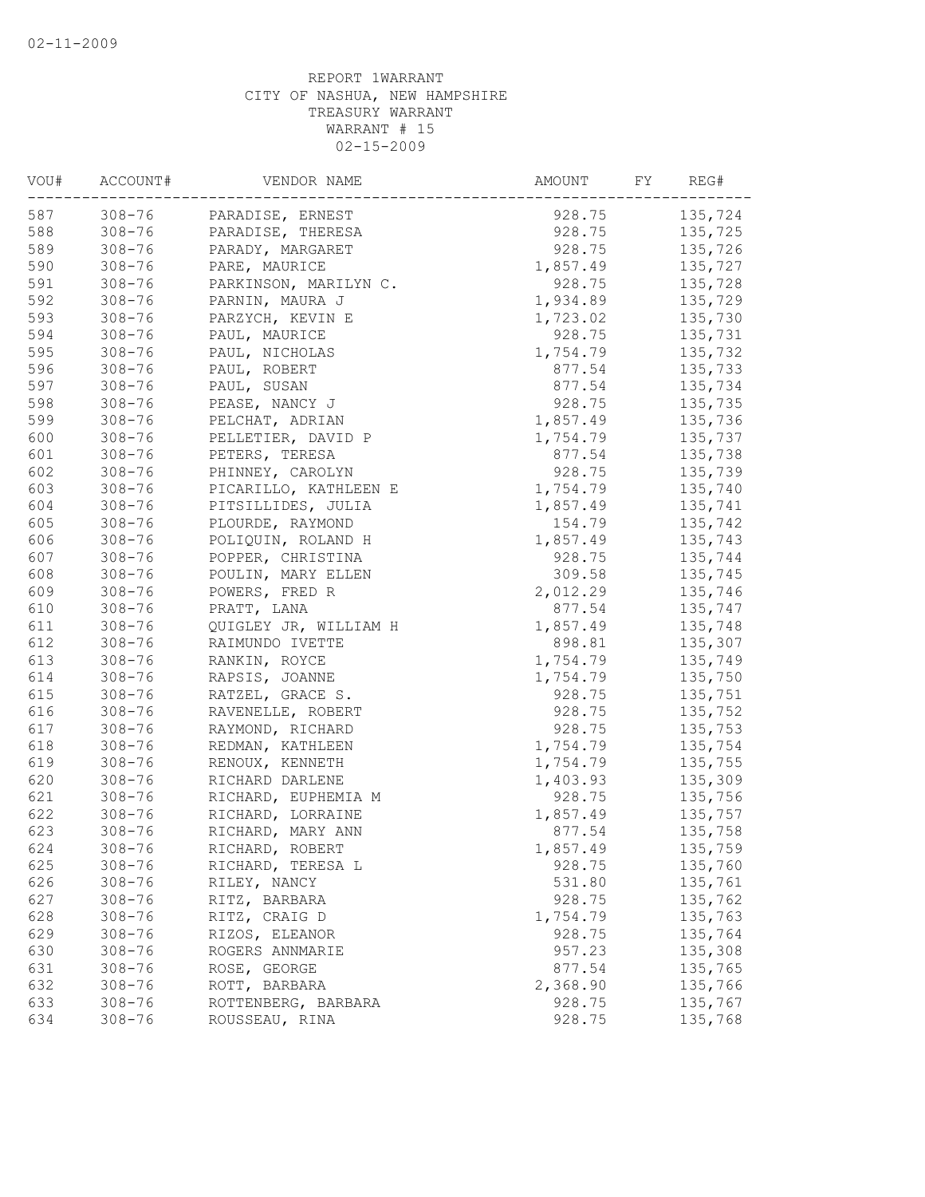02-11-2009

REPORT 1WARRANT
CITY OF NASHUA, NEW HAMPSHIRE
TREASURY WARRANT
WARRANT # 15
02-15-2009

| VOU# | ACCOUNT# | VENDOR NAME | AMOUNT | FY | REG# |
|---|---|---|---|---|---|
| 587 | 308-76 | PARADISE, ERNEST | 928.75 | | 135,724 |
| 588 | 308-76 | PARADISE, THERESA | 928.75 | | 135,725 |
| 589 | 308-76 | PARADY, MARGARET | 928.75 | | 135,726 |
| 590 | 308-76 | PARE, MAURICE | 1,857.49 | | 135,727 |
| 591 | 308-76 | PARKINSON, MARILYN C. | 928.75 | | 135,728 |
| 592 | 308-76 | PARNIN, MAURA J | 1,934.89 | | 135,729 |
| 593 | 308-76 | PARZYCH, KEVIN E | 1,723.02 | | 135,730 |
| 594 | 308-76 | PAUL, MAURICE | 928.75 | | 135,731 |
| 595 | 308-76 | PAUL, NICHOLAS | 1,754.79 | | 135,732 |
| 596 | 308-76 | PAUL, ROBERT | 877.54 | | 135,733 |
| 597 | 308-76 | PAUL, SUSAN | 877.54 | | 135,734 |
| 598 | 308-76 | PEASE, NANCY J | 928.75 | | 135,735 |
| 599 | 308-76 | PELCHAT, ADRIAN | 1,857.49 | | 135,736 |
| 600 | 308-76 | PELLETIER, DAVID P | 1,754.79 | | 135,737 |
| 601 | 308-76 | PETERS, TERESA | 877.54 | | 135,738 |
| 602 | 308-76 | PHINNEY, CAROLYN | 928.75 | | 135,739 |
| 603 | 308-76 | PICARILLO, KATHLEEN E | 1,754.79 | | 135,740 |
| 604 | 308-76 | PITSILLIDES, JULIA | 1,857.49 | | 135,741 |
| 605 | 308-76 | PLOURDE, RAYMOND | 154.79 | | 135,742 |
| 606 | 308-76 | POLIQUIN, ROLAND H | 1,857.49 | | 135,743 |
| 607 | 308-76 | POPPER, CHRISTINA | 928.75 | | 135,744 |
| 608 | 308-76 | POULIN, MARY ELLEN | 309.58 | | 135,745 |
| 609 | 308-76 | POWERS, FRED R | 2,012.29 | | 135,746 |
| 610 | 308-76 | PRATT, LANA | 877.54 | | 135,747 |
| 611 | 308-76 | QUIGLEY JR, WILLIAM H | 1,857.49 | | 135,748 |
| 612 | 308-76 | RAIMUNDO IVETTE | 898.81 | | 135,307 |
| 613 | 308-76 | RANKIN, ROYCE | 1,754.79 | | 135,749 |
| 614 | 308-76 | RAPSIS, JOANNE | 1,754.79 | | 135,750 |
| 615 | 308-76 | RATZEL, GRACE S. | 928.75 | | 135,751 |
| 616 | 308-76 | RAVENELLE, ROBERT | 928.75 | | 135,752 |
| 617 | 308-76 | RAYMOND, RICHARD | 928.75 | | 135,753 |
| 618 | 308-76 | REDMAN, KATHLEEN | 1,754.79 | | 135,754 |
| 619 | 308-76 | RENOUX, KENNETH | 1,754.79 | | 135,755 |
| 620 | 308-76 | RICHARD DARLENE | 1,403.93 | | 135,309 |
| 621 | 308-76 | RICHARD, EUPHEMIA M | 928.75 | | 135,756 |
| 622 | 308-76 | RICHARD, LORRAINE | 1,857.49 | | 135,757 |
| 623 | 308-76 | RICHARD, MARY ANN | 877.54 | | 135,758 |
| 624 | 308-76 | RICHARD, ROBERT | 1,857.49 | | 135,759 |
| 625 | 308-76 | RICHARD, TERESA L | 928.75 | | 135,760 |
| 626 | 308-76 | RILEY, NANCY | 531.80 | | 135,761 |
| 627 | 308-76 | RITZ, BARBARA | 928.75 | | 135,762 |
| 628 | 308-76 | RITZ, CRAIG D | 1,754.79 | | 135,763 |
| 629 | 308-76 | RIZOS, ELEANOR | 928.75 | | 135,764 |
| 630 | 308-76 | ROGERS ANNMARIE | 957.23 | | 135,308 |
| 631 | 308-76 | ROSE, GEORGE | 877.54 | | 135,765 |
| 632 | 308-76 | ROTT, BARBARA | 2,368.90 | | 135,766 |
| 633 | 308-76 | ROTTENBERG, BARBARA | 928.75 | | 135,767 |
| 634 | 308-76 | ROUSSEAU, RINA | 928.75 | | 135,768 |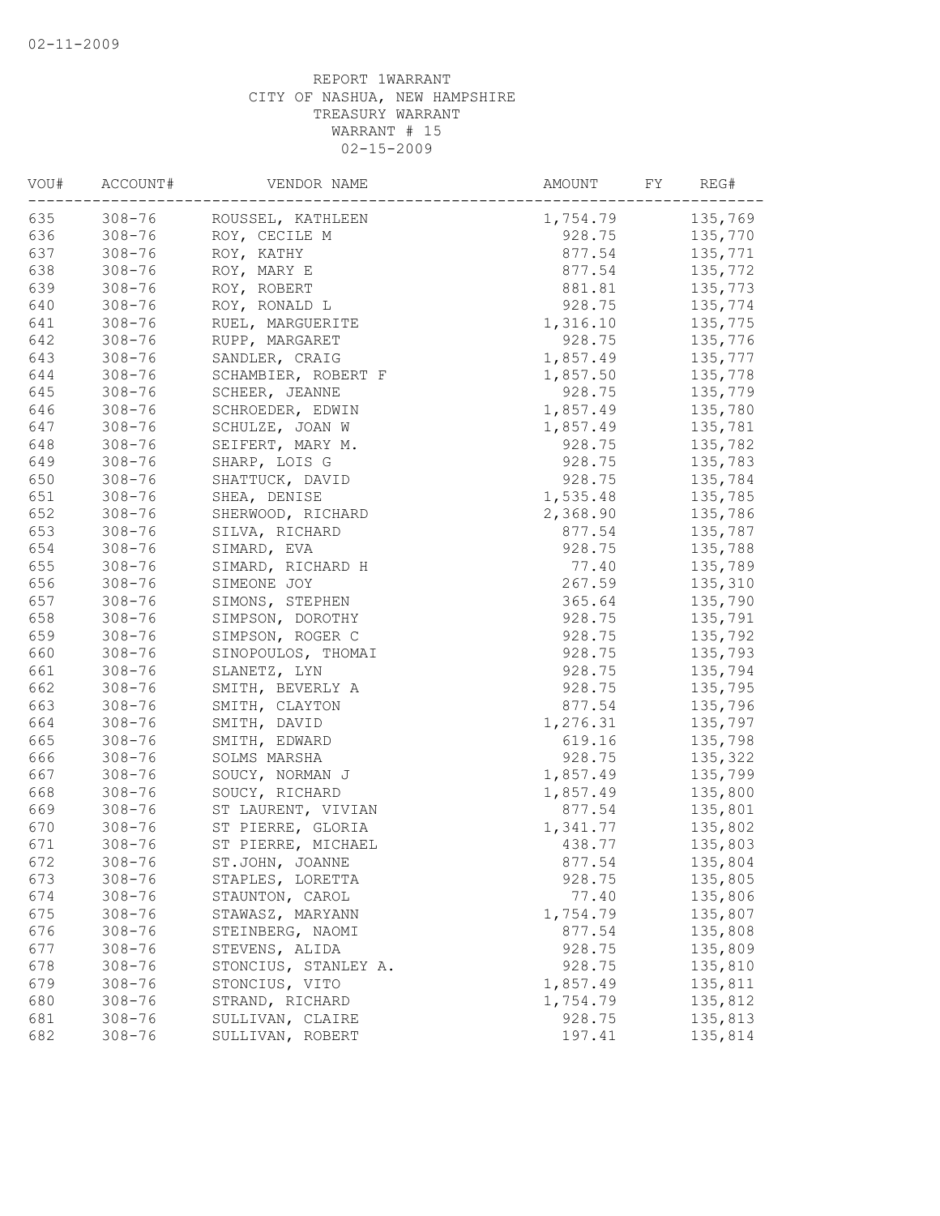REPORT 1WARRANT
CITY OF NASHUA, NEW HAMPSHIRE
TREASURY WARRANT
WARRANT # 15
02-15-2009

| VOU# | ACCOUNT# | VENDOR NAME | AMOUNT | FY | REG# |
|---|---|---|---|---|---|
| 635 | 308-76 | ROUSSEL, KATHLEEN | 1,754.79 | | 135,769 |
| 636 | 308-76 | ROY, CECILE M | 928.75 | | 135,770 |
| 637 | 308-76 | ROY, KATHY | 877.54 | | 135,771 |
| 638 | 308-76 | ROY, MARY E | 877.54 | | 135,772 |
| 639 | 308-76 | ROY, ROBERT | 881.81 | | 135,773 |
| 640 | 308-76 | ROY, RONALD L | 928.75 | | 135,774 |
| 641 | 308-76 | RUEL, MARGUERITE | 1,316.10 | | 135,775 |
| 642 | 308-76 | RUPP, MARGARET | 928.75 | | 135,776 |
| 643 | 308-76 | SANDLER, CRAIG | 1,857.49 | | 135,777 |
| 644 | 308-76 | SCHAMBIER, ROBERT F | 1,857.50 | | 135,778 |
| 645 | 308-76 | SCHEER, JEANNE | 928.75 | | 135,779 |
| 646 | 308-76 | SCHROEDER, EDWIN | 1,857.49 | | 135,780 |
| 647 | 308-76 | SCHULZE, JOAN W | 1,857.49 | | 135,781 |
| 648 | 308-76 | SEIFERT, MARY M. | 928.75 | | 135,782 |
| 649 | 308-76 | SHARP, LOIS G | 928.75 | | 135,783 |
| 650 | 308-76 | SHATTUCK, DAVID | 928.75 | | 135,784 |
| 651 | 308-76 | SHEA, DENISE | 1,535.48 | | 135,785 |
| 652 | 308-76 | SHERWOOD, RICHARD | 2,368.90 | | 135,786 |
| 653 | 308-76 | SILVA, RICHARD | 877.54 | | 135,787 |
| 654 | 308-76 | SIMARD, EVA | 928.75 | | 135,788 |
| 655 | 308-76 | SIMARD, RICHARD H | 77.40 | | 135,789 |
| 656 | 308-76 | SIMEONE JOY | 267.59 | | 135,310 |
| 657 | 308-76 | SIMONS, STEPHEN | 365.64 | | 135,790 |
| 658 | 308-76 | SIMPSON, DOROTHY | 928.75 | | 135,791 |
| 659 | 308-76 | SIMPSON, ROGER C | 928.75 | | 135,792 |
| 660 | 308-76 | SINOPOULOS, THOMAI | 928.75 | | 135,793 |
| 661 | 308-76 | SLANETZ, LYN | 928.75 | | 135,794 |
| 662 | 308-76 | SMITH, BEVERLY A | 928.75 | | 135,795 |
| 663 | 308-76 | SMITH, CLAYTON | 877.54 | | 135,796 |
| 664 | 308-76 | SMITH, DAVID | 1,276.31 | | 135,797 |
| 665 | 308-76 | SMITH, EDWARD | 619.16 | | 135,798 |
| 666 | 308-76 | SOLMS MARSHA | 928.75 | | 135,322 |
| 667 | 308-76 | SOUCY, NORMAN J | 1,857.49 | | 135,799 |
| 668 | 308-76 | SOUCY, RICHARD | 1,857.49 | | 135,800 |
| 669 | 308-76 | ST LAURENT, VIVIAN | 877.54 | | 135,801 |
| 670 | 308-76 | ST PIERRE, GLORIA | 1,341.77 | | 135,802 |
| 671 | 308-76 | ST PIERRE, MICHAEL | 438.77 | | 135,803 |
| 672 | 308-76 | ST.JOHN, JOANNE | 877.54 | | 135,804 |
| 673 | 308-76 | STAPLES, LORETTA | 928.75 | | 135,805 |
| 674 | 308-76 | STAUNTON, CAROL | 77.40 | | 135,806 |
| 675 | 308-76 | STAWASZ, MARYANN | 1,754.79 | | 135,807 |
| 676 | 308-76 | STEINBERG, NAOMI | 877.54 | | 135,808 |
| 677 | 308-76 | STEVENS, ALIDA | 928.75 | | 135,809 |
| 678 | 308-76 | STONCIUS, STANLEY A. | 928.75 | | 135,810 |
| 679 | 308-76 | STONCIUS, VITO | 1,857.49 | | 135,811 |
| 680 | 308-76 | STRAND, RICHARD | 1,754.79 | | 135,812 |
| 681 | 308-76 | SULLIVAN, CLAIRE | 928.75 | | 135,813 |
| 682 | 308-76 | SULLIVAN, ROBERT | 197.41 | | 135,814 |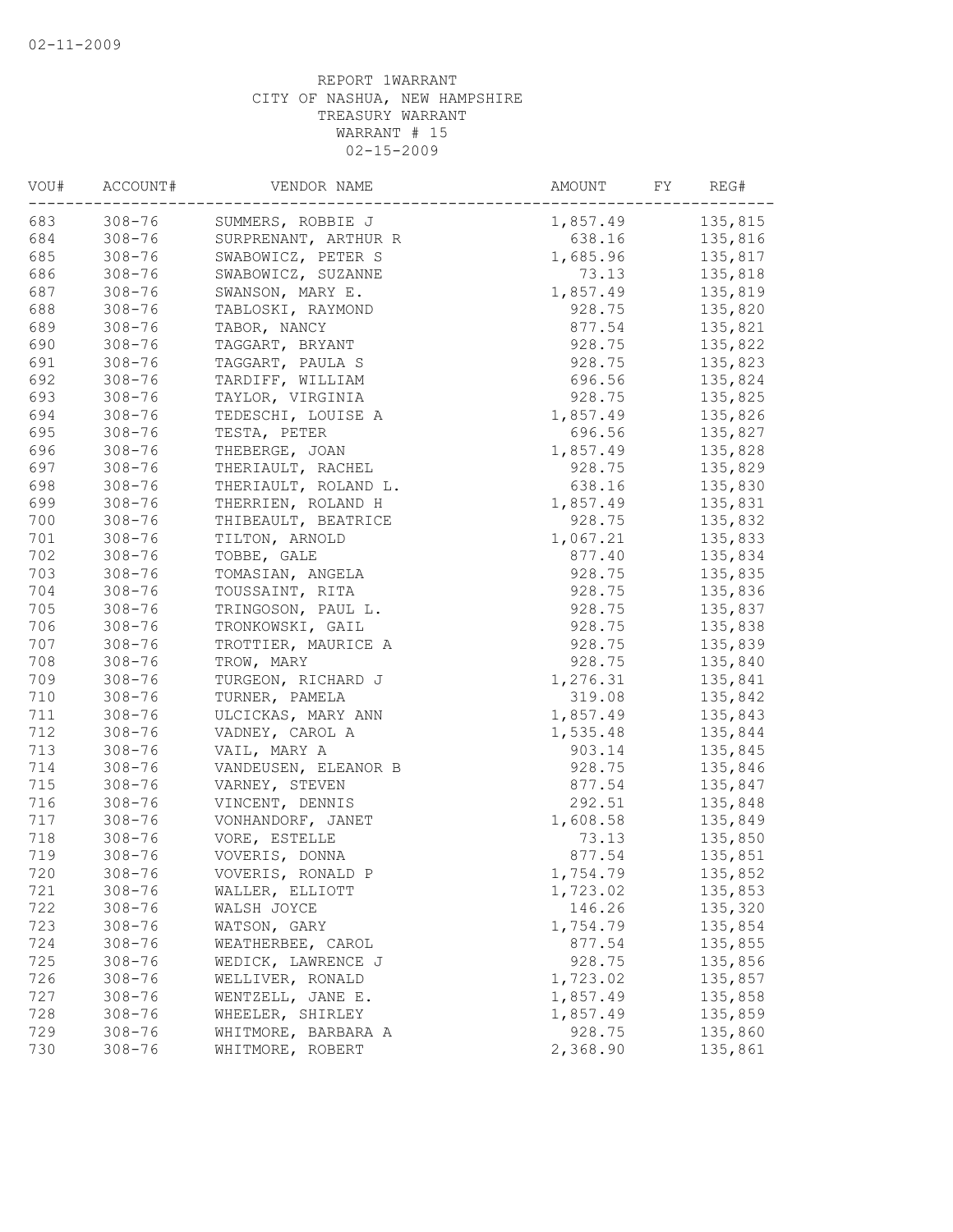02-11-2009

REPORT 1WARRANT
CITY OF NASHUA, NEW HAMPSHIRE
TREASURY WARRANT
WARRANT # 15
02-15-2009

| VOU# | ACCOUNT# | VENDOR NAME | AMOUNT | FY | REG# |
|---|---|---|---|---|---|
| 683 | 308-76 | SUMMERS, ROBBIE J | 1,857.49 | | 135,815 |
| 684 | 308-76 | SURPRENANT, ARTHUR R | 638.16 | | 135,816 |
| 685 | 308-76 | SWABOWICZ, PETER S | 1,685.96 | | 135,817 |
| 686 | 308-76 | SWABOWICZ, SUZANNE | 73.13 | | 135,818 |
| 687 | 308-76 | SWANSON, MARY E. | 1,857.49 | | 135,819 |
| 688 | 308-76 | TABLOSKI, RAYMOND | 928.75 | | 135,820 |
| 689 | 308-76 | TABOR, NANCY | 877.54 | | 135,821 |
| 690 | 308-76 | TAGGART, BRYANT | 928.75 | | 135,822 |
| 691 | 308-76 | TAGGART, PAULA S | 928.75 | | 135,823 |
| 692 | 308-76 | TARDIFF, WILLIAM | 696.56 | | 135,824 |
| 693 | 308-76 | TAYLOR, VIRGINIA | 928.75 | | 135,825 |
| 694 | 308-76 | TEDESCHI, LOUISE A | 1,857.49 | | 135,826 |
| 695 | 308-76 | TESTA, PETER | 696.56 | | 135,827 |
| 696 | 308-76 | THEBERGE, JOAN | 1,857.49 | | 135,828 |
| 697 | 308-76 | THERIAULT, RACHEL | 928.75 | | 135,829 |
| 698 | 308-76 | THERIAULT, ROLAND L. | 638.16 | | 135,830 |
| 699 | 308-76 | THERRIEN, ROLAND H | 1,857.49 | | 135,831 |
| 700 | 308-76 | THIBEAULT, BEATRICE | 928.75 | | 135,832 |
| 701 | 308-76 | TILTON, ARNOLD | 1,067.21 | | 135,833 |
| 702 | 308-76 | TOBBE, GALE | 877.40 | | 135,834 |
| 703 | 308-76 | TOMASIAN, ANGELA | 928.75 | | 135,835 |
| 704 | 308-76 | TOUSSAINT, RITA | 928.75 | | 135,836 |
| 705 | 308-76 | TRINGOSON, PAUL L. | 928.75 | | 135,837 |
| 706 | 308-76 | TRONKOWSKI, GAIL | 928.75 | | 135,838 |
| 707 | 308-76 | TROTTIER, MAURICE A | 928.75 | | 135,839 |
| 708 | 308-76 | TROW, MARY | 928.75 | | 135,840 |
| 709 | 308-76 | TURGEON, RICHARD J | 1,276.31 | | 135,841 |
| 710 | 308-76 | TURNER, PAMELA | 319.08 | | 135,842 |
| 711 | 308-76 | ULCICKAS, MARY ANN | 1,857.49 | | 135,843 |
| 712 | 308-76 | VADNEY, CAROL A | 1,535.48 | | 135,844 |
| 713 | 308-76 | VAIL, MARY A | 903.14 | | 135,845 |
| 714 | 308-76 | VANDEUSEN, ELEANOR B | 928.75 | | 135,846 |
| 715 | 308-76 | VARNEY, STEVEN | 877.54 | | 135,847 |
| 716 | 308-76 | VINCENT, DENNIS | 292.51 | | 135,848 |
| 717 | 308-76 | VONHANDORF, JANET | 1,608.58 | | 135,849 |
| 718 | 308-76 | VORE, ESTELLE | 73.13 | | 135,850 |
| 719 | 308-76 | VOVERIS, DONNA | 877.54 | | 135,851 |
| 720 | 308-76 | VOVERIS, RONALD P | 1,754.79 | | 135,852 |
| 721 | 308-76 | WALLER, ELLIOTT | 1,723.02 | | 135,853 |
| 722 | 308-76 | WALSH JOYCE | 146.26 | | 135,320 |
| 723 | 308-76 | WATSON, GARY | 1,754.79 | | 135,854 |
| 724 | 308-76 | WEATHERBEE, CAROL | 877.54 | | 135,855 |
| 725 | 308-76 | WEDICK, LAWRENCE J | 928.75 | | 135,856 |
| 726 | 308-76 | WELLIVER, RONALD | 1,723.02 | | 135,857 |
| 727 | 308-76 | WENTZELL, JANE E. | 1,857.49 | | 135,858 |
| 728 | 308-76 | WHEELER, SHIRLEY | 1,857.49 | | 135,859 |
| 729 | 308-76 | WHITMORE, BARBARA A | 928.75 | | 135,860 |
| 730 | 308-76 | WHITMORE, ROBERT | 2,368.90 | | 135,861 |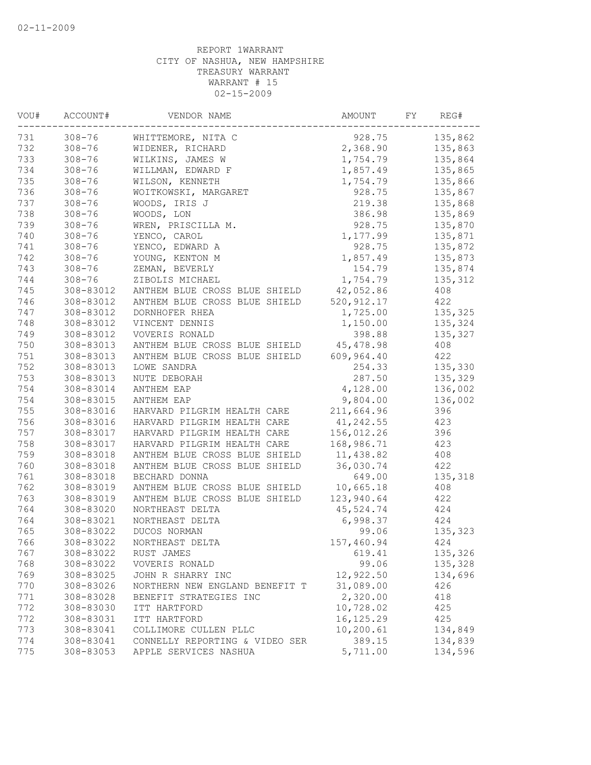REPORT 1WARRANT
CITY OF NASHUA, NEW HAMPSHIRE
TREASURY WARRANT
WARRANT # 15
02-15-2009

| VOU# | ACCOUNT# | VENDOR NAME | AMOUNT | FY | REG# |
|---|---|---|---|---|---|
| 731 | 308-76 | WHITTEMORE, NITA C | 928.75 | | 135,862 |
| 732 | 308-76 | WIDENER, RICHARD | 2,368.90 | | 135,863 |
| 733 | 308-76 | WILKINS, JAMES W | 1,754.79 | | 135,864 |
| 734 | 308-76 | WILLMAN, EDWARD F | 1,857.49 | | 135,865 |
| 735 | 308-76 | WILSON, KENNETH | 1,754.79 | | 135,866 |
| 736 | 308-76 | WOITKOWSKI, MARGARET | 928.75 | | 135,867 |
| 737 | 308-76 | WOODS, IRIS J | 219.38 | | 135,868 |
| 738 | 308-76 | WOODS, LON | 386.98 | | 135,869 |
| 739 | 308-76 | WREN, PRISCILLA M. | 928.75 | | 135,870 |
| 740 | 308-76 | YENCO, CAROL | 1,177.99 | | 135,871 |
| 741 | 308-76 | YENCO, EDWARD A | 928.75 | | 135,872 |
| 742 | 308-76 | YOUNG, KENTON M | 1,857.49 | | 135,873 |
| 743 | 308-76 | ZEMAN, BEVERLY | 154.79 | | 135,874 |
| 744 | 308-76 | ZIBOLIS MICHAEL | 1,754.79 | | 135,312 |
| 745 | 308-83012 | ANTHEM BLUE CROSS BLUE SHIELD | 42,052.86 | | 408 |
| 746 | 308-83012 | ANTHEM BLUE CROSS BLUE SHIELD | 520,912.17 | | 422 |
| 747 | 308-83012 | DORNHOFER RHEA | 1,725.00 | | 135,325 |
| 748 | 308-83012 | VINCENT DENNIS | 1,150.00 | | 135,324 |
| 749 | 308-83012 | VOVERIS RONALD | 398.88 | | 135,327 |
| 750 | 308-83013 | ANTHEM BLUE CROSS BLUE SHIELD | 45,478.98 | | 408 |
| 751 | 308-83013 | ANTHEM BLUE CROSS BLUE SHIELD | 609,964.40 | | 422 |
| 752 | 308-83013 | LOWE SANDRA | 254.33 | | 135,330 |
| 753 | 308-83013 | NUTE DEBORAH | 287.50 | | 135,329 |
| 754 | 308-83014 | ANTHEM EAP | 4,128.00 | | 136,002 |
| 754 | 308-83015 | ANTHEM EAP | 9,804.00 | | 136,002 |
| 755 | 308-83016 | HARVARD PILGRIM HEALTH CARE | 211,664.96 | | 396 |
| 756 | 308-83016 | HARVARD PILGRIM HEALTH CARE | 41,242.55 | | 423 |
| 757 | 308-83017 | HARVARD PILGRIM HEALTH CARE | 156,012.26 | | 396 |
| 758 | 308-83017 | HARVARD PILGRIM HEALTH CARE | 168,986.71 | | 423 |
| 759 | 308-83018 | ANTHEM BLUE CROSS BLUE SHIELD | 11,438.82 | | 408 |
| 760 | 308-83018 | ANTHEM BLUE CROSS BLUE SHIELD | 36,030.74 | | 422 |
| 761 | 308-83018 | BECHARD DONNA | 649.00 | | 135,318 |
| 762 | 308-83019 | ANTHEM BLUE CROSS BLUE SHIELD | 10,665.18 | | 408 |
| 763 | 308-83019 | ANTHEM BLUE CROSS BLUE SHIELD | 123,940.64 | | 422 |
| 764 | 308-83020 | NORTHEAST DELTA | 45,524.74 | | 424 |
| 764 | 308-83021 | NORTHEAST DELTA | 6,998.37 | | 424 |
| 765 | 308-83022 | DUCOS NORMAN | 99.06 | | 135,323 |
| 766 | 308-83022 | NORTHEAST DELTA | 157,460.94 | | 424 |
| 767 | 308-83022 | RUST JAMES | 619.41 | | 135,326 |
| 768 | 308-83022 | VOVERIS RONALD | 99.06 | | 135,328 |
| 769 | 308-83025 | JOHN R SHARRY INC | 12,922.50 | | 134,696 |
| 770 | 308-83026 | NORTHERN NEW ENGLAND BENEFIT T | 31,089.00 | | 426 |
| 771 | 308-83028 | BENEFIT STRATEGIES INC | 2,320.00 | | 418 |
| 772 | 308-83030 | ITT HARTFORD | 10,728.02 | | 425 |
| 772 | 308-83031 | ITT HARTFORD | 16,125.29 | | 425 |
| 773 | 308-83041 | COLLIMORE CULLEN PLLC | 10,200.61 | | 134,849 |
| 774 | 308-83041 | CONNELLY REPORTING & VIDEO SER | 389.15 | | 134,839 |
| 775 | 308-83053 | APPLE SERVICES NASHUA | 5,711.00 | | 134,596 |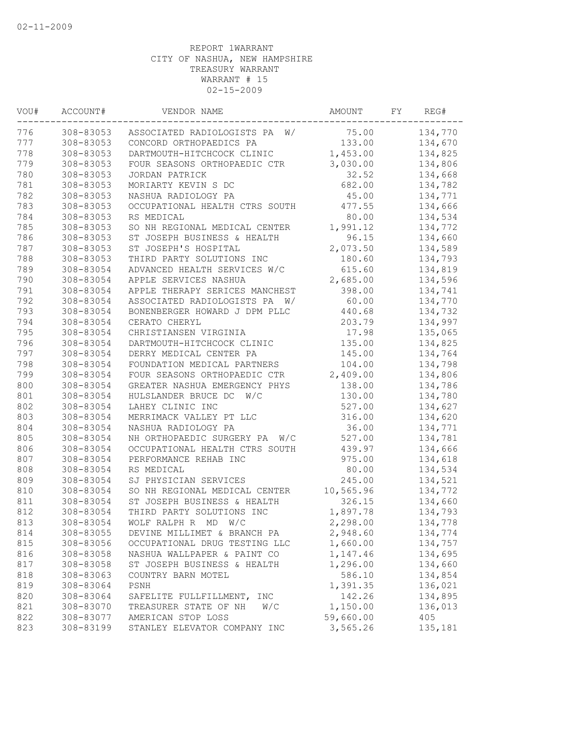02-11-2009

REPORT 1WARRANT
CITY OF NASHUA, NEW HAMPSHIRE
TREASURY WARRANT
WARRANT # 15
02-15-2009

| VOU# | ACCOUNT# | VENDOR NAME | AMOUNT | FY | REG# |
|---|---|---|---|---|---|
| 776 | 308-83053 | ASSOCIATED RADIOLOGISTS PA W/ | 75.00 | | 134,770 |
| 777 | 308-83053 | CONCORD ORTHOPAEDICS PA | 133.00 | | 134,670 |
| 778 | 308-83053 | DARTMOUTH-HITCHCOCK CLINIC | 1,453.00 | | 134,825 |
| 779 | 308-83053 | FOUR SEASONS ORTHOPAEDIC CTR | 3,030.00 | | 134,806 |
| 780 | 308-83053 | JORDAN PATRICK | 32.52 | | 134,668 |
| 781 | 308-83053 | MORIARTY KEVIN S DC | 682.00 | | 134,782 |
| 782 | 308-83053 | NASHUA RADIOLOGY PA | 45.00 | | 134,771 |
| 783 | 308-83053 | OCCUPATIONAL HEALTH CTRS SOUTH | 477.55 | | 134,666 |
| 784 | 308-83053 | RS MEDICAL | 80.00 | | 134,534 |
| 785 | 308-83053 | SO NH REGIONAL MEDICAL CENTER | 1,991.12 | | 134,772 |
| 786 | 308-83053 | ST JOSEPH BUSINESS & HEALTH | 96.15 | | 134,660 |
| 787 | 308-83053 | ST JOSEPH'S HOSPITAL | 2,073.50 | | 134,589 |
| 788 | 308-83053 | THIRD PARTY SOLUTIONS INC | 180.60 | | 134,793 |
| 789 | 308-83054 | ADVANCED HEALTH SERVICES W/C | 615.60 | | 134,819 |
| 790 | 308-83054 | APPLE SERVICES NASHUA | 2,685.00 | | 134,596 |
| 791 | 308-83054 | APPLE THERAPY SERICES MANCHEST | 398.00 | | 134,741 |
| 792 | 308-83054 | ASSOCIATED RADIOLOGISTS PA W/ | 60.00 | | 134,770 |
| 793 | 308-83054 | BONENBERGER HOWARD J DPM PLLC | 440.68 | | 134,732 |
| 794 | 308-83054 | CERATO CHERYL | 203.79 | | 134,997 |
| 795 | 308-83054 | CHRISTIANSEN VIRGINIA | 17.98 | | 135,065 |
| 796 | 308-83054 | DARTMOUTH-HITCHCOCK CLINIC | 135.00 | | 134,825 |
| 797 | 308-83054 | DERRY MEDICAL CENTER PA | 145.00 | | 134,764 |
| 798 | 308-83054 | FOUNDATION MEDICAL PARTNERS | 104.00 | | 134,798 |
| 799 | 308-83054 | FOUR SEASONS ORTHOPAEDIC CTR | 2,409.00 | | 134,806 |
| 800 | 308-83054 | GREATER NASHUA EMERGENCY PHYS | 138.00 | | 134,786 |
| 801 | 308-83054 | HULSLANDER BRUCE DC W/C | 130.00 | | 134,780 |
| 802 | 308-83054 | LAHEY CLINIC INC | 527.00 | | 134,627 |
| 803 | 308-83054 | MERRIMACK VALLEY PT LLC | 316.00 | | 134,620 |
| 804 | 308-83054 | NASHUA RADIOLOGY PA | 36.00 | | 134,771 |
| 805 | 308-83054 | NH ORTHOPAEDIC SURGERY PA W/C | 527.00 | | 134,781 |
| 806 | 308-83054 | OCCUPATIONAL HEALTH CTRS SOUTH | 439.97 | | 134,666 |
| 807 | 308-83054 | PERFORMANCE REHAB INC | 975.00 | | 134,618 |
| 808 | 308-83054 | RS MEDICAL | 80.00 | | 134,534 |
| 809 | 308-83054 | SJ PHYSICIAN SERVICES | 245.00 | | 134,521 |
| 810 | 308-83054 | SO NH REGIONAL MEDICAL CENTER | 10,565.96 | | 134,772 |
| 811 | 308-83054 | ST JOSEPH BUSINESS & HEALTH | 326.15 | | 134,660 |
| 812 | 308-83054 | THIRD PARTY SOLUTIONS INC | 1,897.78 | | 134,793 |
| 813 | 308-83054 | WOLF RALPH R MD W/C | 2,298.00 | | 134,778 |
| 814 | 308-83055 | DEVINE MILLIMET & BRANCH PA | 2,948.60 | | 134,774 |
| 815 | 308-83056 | OCCUPATIONAL DRUG TESTING LLC | 1,660.00 | | 134,757 |
| 816 | 308-83058 | NASHUA WALLPAPER & PAINT CO | 1,147.46 | | 134,695 |
| 817 | 308-83058 | ST JOSEPH BUSINESS & HEALTH | 1,296.00 | | 134,660 |
| 818 | 308-83063 | COUNTRY BARN MOTEL | 586.10 | | 134,854 |
| 819 | 308-83064 | PSNH | 1,391.35 | | 136,021 |
| 820 | 308-83064 | SAFELITE FULLFILLMENT, INC | 142.26 | | 134,895 |
| 821 | 308-83070 | TREASURER STATE OF NH W/C | 1,150.00 | | 136,013 |
| 822 | 308-83077 | AMERICAN STOP LOSS | 59,660.00 | | 405 |
| 823 | 308-83199 | STANLEY ELEVATOR COMPANY INC | 3,565.26 | | 135,181 |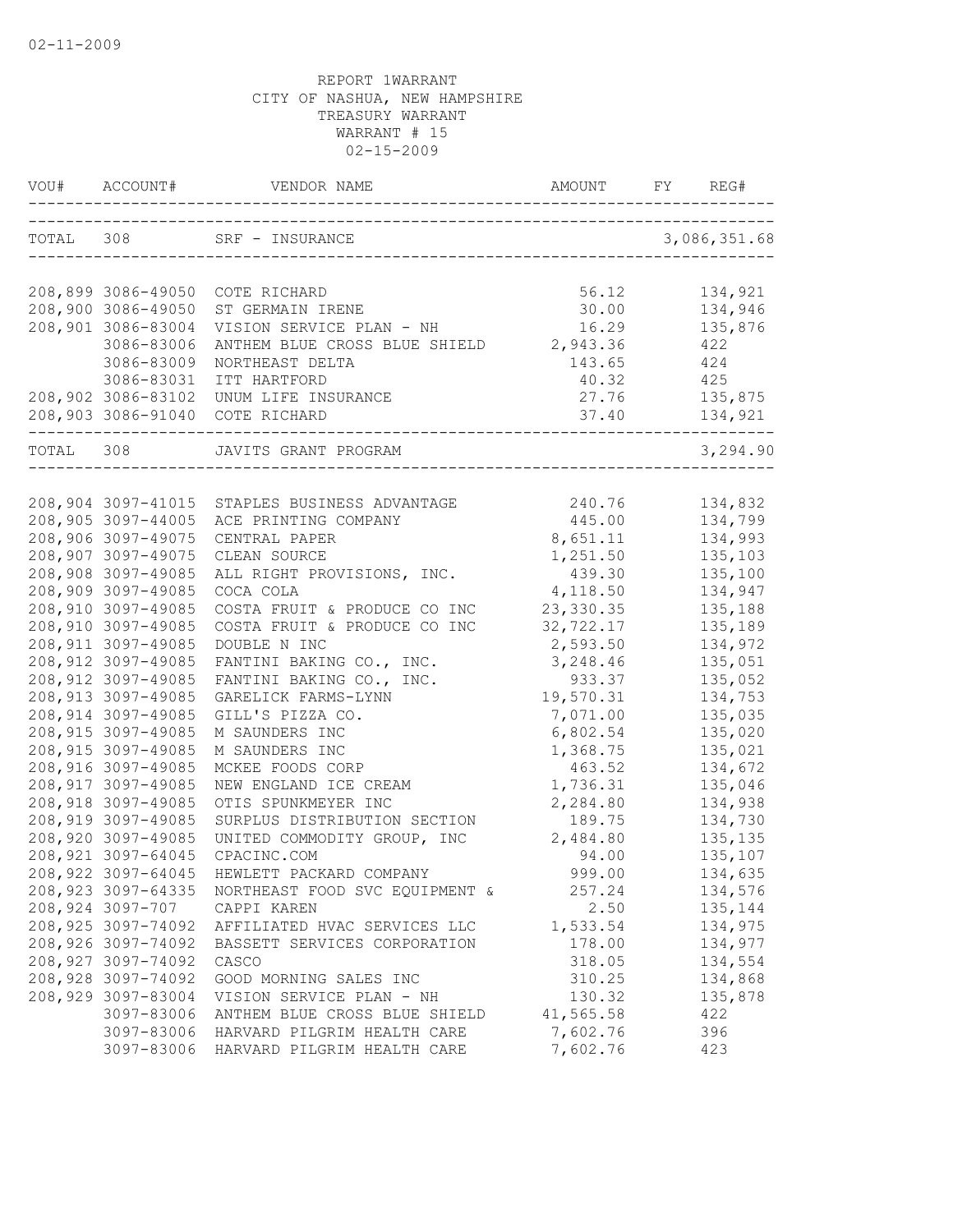02-11-2009

REPORT 1WARRANT
CITY OF NASHUA, NEW HAMPSHIRE
TREASURY WARRANT
WARRANT # 15
02-15-2009

| VOU# | ACCOUNT# | VENDOR NAME | AMOUNT | FY | REG# |
|---|---|---|---|---|---|
| TOTAL | 308 | SRF - INSURANCE | | | 3,086,351.68 |
| 208,899 | 3086-49050 | COTE RICHARD | 56.12 | | 134,921 |
| 208,900 | 3086-49050 | ST GERMAIN IRENE | 30.00 | | 134,946 |
| 208,901 | 3086-83004 | VISION SERVICE PLAN - NH | 16.29 | | 135,876 |
| | 3086-83006 | ANTHEM BLUE CROSS BLUE SHIELD | 2,943.36 | | 422 |
| | 3086-83009 | NORTHEAST DELTA | 143.65 | | 424 |
| | 3086-83031 | ITT HARTFORD | 40.32 | | 425 |
| 208,902 | 3086-83102 | UNUM LIFE INSURANCE | 27.76 | | 135,875 |
| 208,903 | 3086-91040 | COTE RICHARD | 37.40 | | 134,921 |
| TOTAL | 308 | JAVITS GRANT PROGRAM | | | 3,294.90 |
| 208,904 | 3097-41015 | STAPLES BUSINESS ADVANTAGE | 240.76 | | 134,832 |
| 208,905 | 3097-44005 | ACE PRINTING COMPANY | 445.00 | | 134,799 |
| 208,906 | 3097-49075 | CENTRAL PAPER | 8,651.11 | | 134,993 |
| 208,907 | 3097-49075 | CLEAN SOURCE | 1,251.50 | | 135,103 |
| 208,908 | 3097-49085 | ALL RIGHT PROVISIONS, INC. | 439.30 | | 135,100 |
| 208,909 | 3097-49085 | COCA COLA | 4,118.50 | | 134,947 |
| 208,910 | 3097-49085 | COSTA FRUIT & PRODUCE CO INC | 23,330.35 | | 135,188 |
| 208,910 | 3097-49085 | COSTA FRUIT & PRODUCE CO INC | 32,722.17 | | 135,189 |
| 208,911 | 3097-49085 | DOUBLE N INC | 2,593.50 | | 134,972 |
| 208,912 | 3097-49085 | FANTINI BAKING CO., INC. | 3,248.46 | | 135,051 |
| 208,912 | 3097-49085 | FANTINI BAKING CO., INC. | 933.37 | | 135,052 |
| 208,913 | 3097-49085 | GARELICK FARMS-LYNN | 19,570.31 | | 134,753 |
| 208,914 | 3097-49085 | GILL'S PIZZA CO. | 7,071.00 | | 135,035 |
| 208,915 | 3097-49085 | M SAUNDERS INC | 6,802.54 | | 135,020 |
| 208,915 | 3097-49085 | M SAUNDERS INC | 1,368.75 | | 135,021 |
| 208,916 | 3097-49085 | MCKEE FOODS CORP | 463.52 | | 134,672 |
| 208,917 | 3097-49085 | NEW ENGLAND ICE CREAM | 1,736.31 | | 135,046 |
| 208,918 | 3097-49085 | OTIS SPUNKMEYER INC | 2,284.80 | | 134,938 |
| 208,919 | 3097-49085 | SURPLUS DISTRIBUTION SECTION | 189.75 | | 134,730 |
| 208,920 | 3097-49085 | UNITED COMMODITY GROUP, INC | 2,484.80 | | 135,135 |
| 208,921 | 3097-64045 | CPACINC.COM | 94.00 | | 135,107 |
| 208,922 | 3097-64045 | HEWLETT PACKARD COMPANY | 999.00 | | 134,635 |
| 208,923 | 3097-64335 | NORTHEAST FOOD SVC EQUIPMENT & | 257.24 | | 134,576 |
| 208,924 | 3097-707 | CAPPI KAREN | 2.50 | | 135,144 |
| 208,925 | 3097-74092 | AFFILIATED HVAC SERVICES LLC | 1,533.54 | | 134,975 |
| 208,926 | 3097-74092 | BASSETT SERVICES CORPORATION | 178.00 | | 134,977 |
| 208,927 | 3097-74092 | CASCO | 318.05 | | 134,554 |
| 208,928 | 3097-74092 | GOOD MORNING SALES INC | 310.25 | | 134,868 |
| 208,929 | 3097-83004 | VISION SERVICE PLAN - NH | 130.32 | | 135,878 |
| | 3097-83006 | ANTHEM BLUE CROSS BLUE SHIELD | 41,565.58 | | 422 |
| | 3097-83006 | HARVARD PILGRIM HEALTH CARE | 7,602.76 | | 396 |
| | 3097-83006 | HARVARD PILGRIM HEALTH CARE | 7,602.76 | | 423 |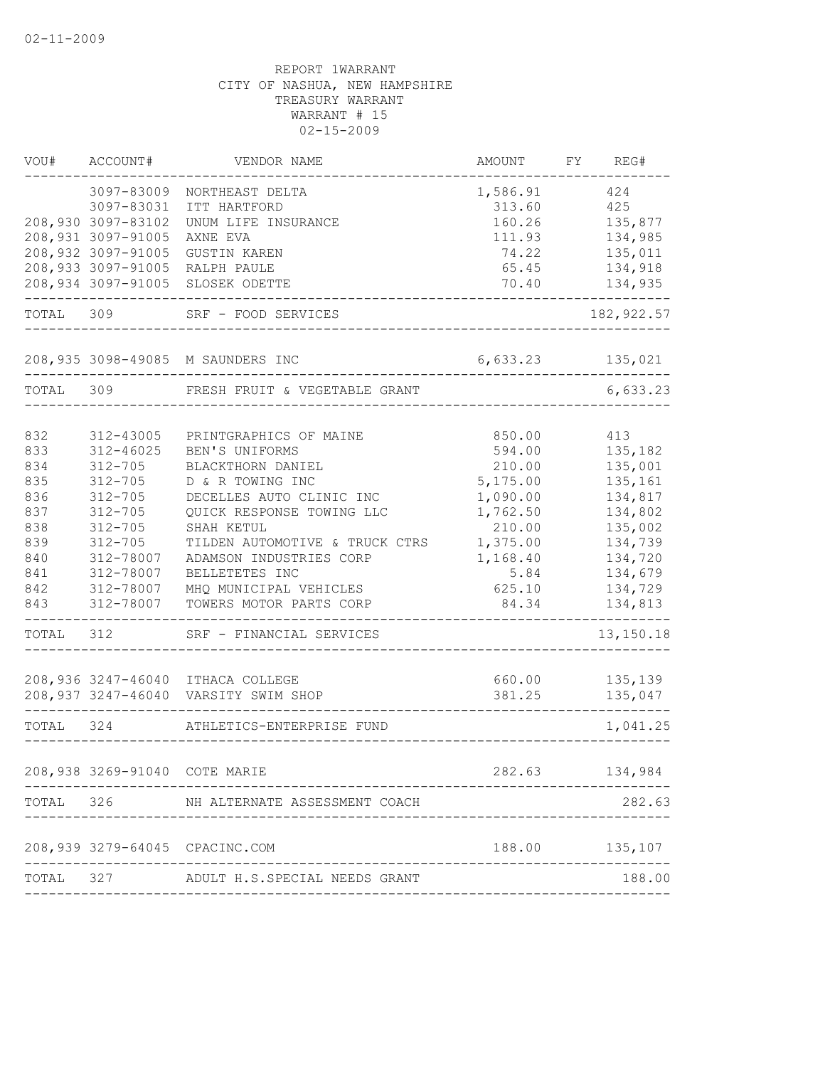02-11-2009

REPORT 1WARRANT
CITY OF NASHUA, NEW HAMPSHIRE
TREASURY WARRANT
WARRANT # 15
02-15-2009

| VOU# | ACCOUNT# | VENDOR NAME | AMOUNT | FY | REG# |
|---|---|---|---|---|---|
| | 3097-83009 | NORTHEAST DELTA | 1,586.91 | | 424 |
| | 3097-83031 | ITT HARTFORD | 313.60 | | 425 |
| 208,930 | 3097-83102 | UNUM LIFE INSURANCE | 160.26 | | 135,877 |
| 208,931 | 3097-91005 | AXNE EVA | 111.93 | | 134,985 |
| 208,932 | 3097-91005 | GUSTIN KAREN | 74.22 | | 135,011 |
| 208,933 | 3097-91005 | RALPH PAULE | 65.45 | | 134,918 |
| 208,934 | 3097-91005 | SLOSEK ODETTE | 70.40 | | 134,935 |
| TOTAL | 309 | SRF - FOOD SERVICES | | | 182,922.57 |
| 208,935 | 3098-49085 | M SAUNDERS INC | 6,633.23 | | 135,021 |
| TOTAL | 309 | FRESH FRUIT & VEGETABLE GRANT | | | 6,633.23 |
| 832 | 312-43005 | PRINTGRAPHICS OF MAINE | 850.00 | | 413 |
| 833 | 312-46025 | BEN'S UNIFORMS | 594.00 | | 135,182 |
| 834 | 312-705 | BLACKTHORN DANIEL | 210.00 | | 135,001 |
| 835 | 312-705 | D & R TOWING INC | 5,175.00 | | 135,161 |
| 836 | 312-705 | DECELLES AUTO CLINIC INC | 1,090.00 | | 134,817 |
| 837 | 312-705 | QUICK RESPONSE TOWING LLC | 1,762.50 | | 134,802 |
| 838 | 312-705 | SHAH KETUL | 210.00 | | 135,002 |
| 839 | 312-705 | TILDEN AUTOMOTIVE & TRUCK CTRS | 1,375.00 | | 134,739 |
| 840 | 312-78007 | ADAMSON INDUSTRIES CORP | 1,168.40 | | 134,720 |
| 841 | 312-78007 | BELLETETES INC | 5.84 | | 134,679 |
| 842 | 312-78007 | MHQ MUNICIPAL VEHICLES | 625.10 | | 134,729 |
| 843 | 312-78007 | TOWERS MOTOR PARTS CORP | 84.34 | | 134,813 |
| TOTAL | 312 | SRF - FINANCIAL SERVICES | | | 13,150.18 |
| 208,936 | 3247-46040 | ITHACA COLLEGE | 660.00 | | 135,139 |
| 208,937 | 3247-46040 | VARSITY SWIM SHOP | 381.25 | | 135,047 |
| TOTAL | 324 | ATHLETICS-ENTERPRISE FUND | | | 1,041.25 |
| 208,938 | 3269-91040 | COTE MARIE | 282.63 | | 134,984 |
| TOTAL | 326 | NH ALTERNATE ASSESSMENT COACH | | | 282.63 |
| 208,939 | 3279-64045 | CPACINC.COM | 188.00 | | 135,107 |
| TOTAL | 327 | ADULT H.S.SPECIAL NEEDS GRANT | | | 188.00 |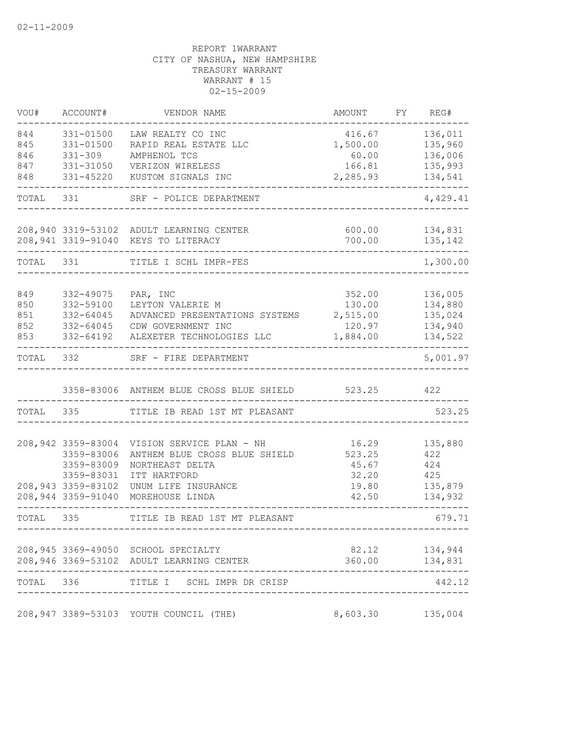02-11-2009

REPORT 1WARRANT
CITY OF NASHUA, NEW HAMPSHIRE
TREASURY WARRANT
WARRANT # 15
02-15-2009

| VOU# | ACCOUNT# | VENDOR NAME | AMOUNT | FY | REG# |
|---|---|---|---|---|---|
| 844 | 331-01500 | LAW REALTY CO INC | 416.67 | | 136,011 |
| 845 | 331-01500 | RAPID REAL ESTATE LLC | 1,500.00 | | 135,960 |
| 846 | 331-309 | AMPHENOL TCS | 60.00 | | 136,006 |
| 847 | 331-31050 | VERIZON WIRELESS | 166.81 | | 135,993 |
| 848 | 331-45220 | KUSTOM SIGNALS INC | 2,285.93 | | 134,541 |
| TOTAL | 331 | SRF - POLICE DEPARTMENT | | | 4,429.41 |
| 208,940 | 3319-53102 | ADULT LEARNING CENTER | 600.00 | | 134,831 |
| 208,941 | 3319-91040 | KEYS TO LITERACY | 700.00 | | 135,142 |
| TOTAL | 331 | TITLE I SCHL IMPR-FES | | | 1,300.00 |
| 849 | 332-49075 | PAR, INC | 352.00 | | 136,005 |
| 850 | 332-59100 | LEYTON VALERIE M | 130.00 | | 134,880 |
| 851 | 332-64045 | ADVANCED PRESENTATIONS SYSTEMS | 2,515.00 | | 135,024 |
| 852 | 332-64045 | CDW GOVERNMENT INC | 120.97 | | 134,940 |
| 853 | 332-64192 | ALEXETER TECHNOLOGIES LLC | 1,884.00 | | 134,522 |
| TOTAL | 332 | SRF - FIRE DEPARTMENT | | | 5,001.97 |
| | 3358-83006 | ANTHEM BLUE CROSS BLUE SHIELD | 523.25 | | 422 |
| TOTAL | 335 | TITLE IB READ 1ST MT PLEASANT | | | 523.25 |
| 208,942 | 3359-83004 | VISION SERVICE PLAN - NH | 16.29 | | 135,880 |
| | 3359-83006 | ANTHEM BLUE CROSS BLUE SHIELD | 523.25 | | 422 |
| | 3359-83009 | NORTHEAST DELTA | 45.67 | | 424 |
| | 3359-83031 | ITT HARTFORD | 32.20 | | 425 |
| 208,943 | 3359-83102 | UNUM LIFE INSURANCE | 19.80 | | 135,879 |
| 208,944 | 3359-91040 | MOREHOUSE LINDA | 42.50 | | 134,932 |
| TOTAL | 335 | TITLE IB READ 1ST MT PLEASANT | | | 679.71 |
| 208,945 | 3369-49050 | SCHOOL SPECIALTY | 82.12 | | 134,944 |
| 208,946 | 3369-53102 | ADULT LEARNING CENTER | 360.00 | | 134,831 |
| TOTAL | 336 | TITLE I SCHL IMPR DR CRISP | | | 442.12 |
| 208,947 | 3389-53103 | YOUTH COUNCIL (THE) | 8,603.30 | | 135,004 |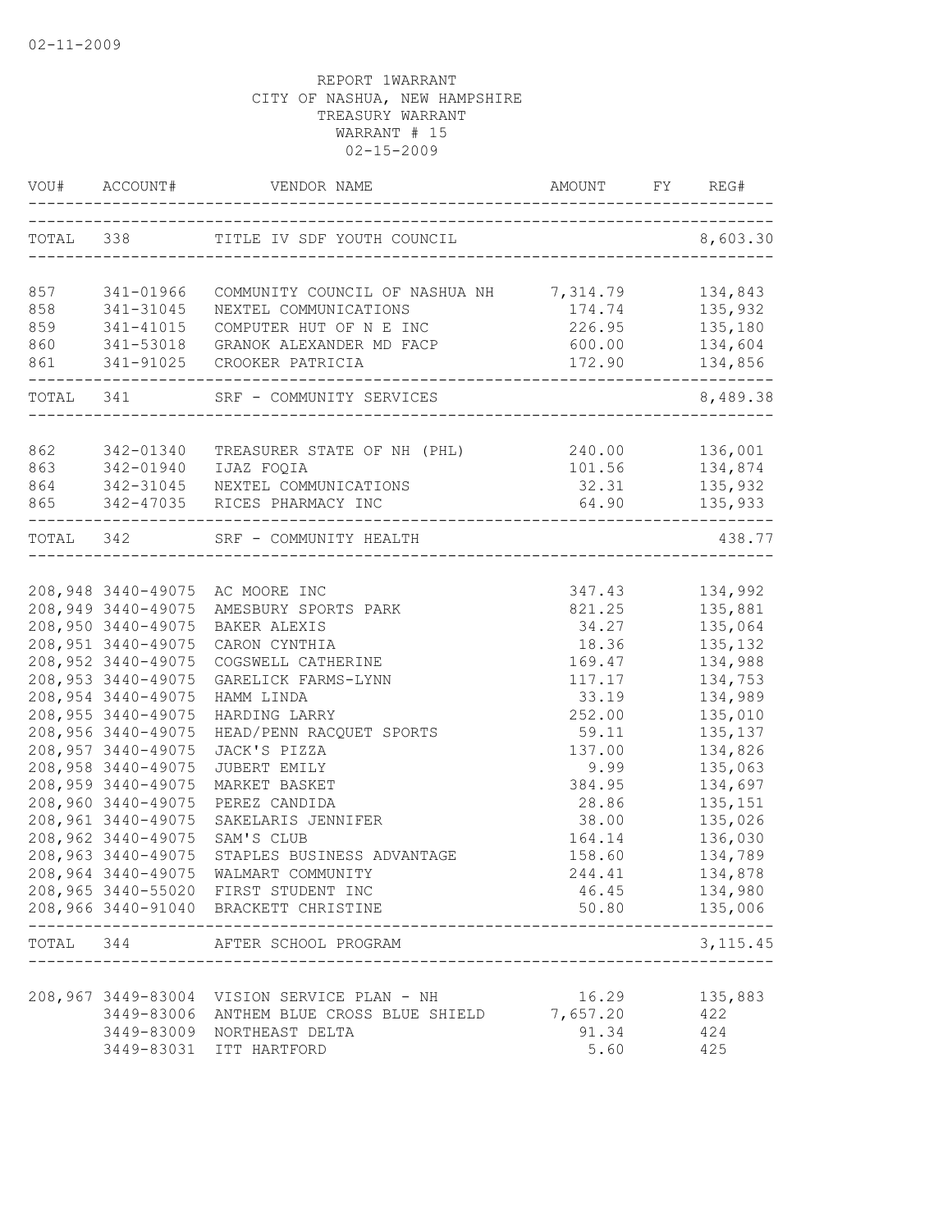02-11-2009

REPORT 1WARRANT
CITY OF NASHUA, NEW HAMPSHIRE
TREASURY WARRANT
WARRANT # 15
02-15-2009

| VOU# | ACCOUNT# | VENDOR NAME | AMOUNT | FY | REG# |
|---|---|---|---|---|---|
| TOTAL | 338 | TITLE IV SDF YOUTH COUNCIL | | | 8,603.30 |
| 857 | 341-01966 | COMMUNITY COUNCIL OF NASHUA NH | 7,314.79 | | 134,843 |
| 858 | 341-31045 | NEXTEL COMMUNICATIONS | 174.74 | | 135,932 |
| 859 | 341-41015 | COMPUTER HUT OF N E INC | 226.95 | | 135,180 |
| 860 | 341-53018 | GRANOK ALEXANDER MD FACP | 600.00 | | 134,604 |
| 861 | 341-91025 | CROOKER PATRICIA | 172.90 | | 134,856 |
| TOTAL | 341 | SRF - COMMUNITY SERVICES | | | 8,489.38 |
| 862 | 342-01340 | TREASURER STATE OF NH (PHL) | 240.00 | | 136,001 |
| 863 | 342-01940 | IJAZ FOQIA | 101.56 | | 134,874 |
| 864 | 342-31045 | NEXTEL COMMUNICATIONS | 32.31 | | 135,932 |
| 865 | 342-47035 | RICES PHARMACY INC | 64.90 | | 135,933 |
| TOTAL | 342 | SRF - COMMUNITY HEALTH | | | 438.77 |
| 208,948 | 3440-49075 | AC MOORE INC | 347.43 | | 134,992 |
| 208,949 | 3440-49075 | AMESBURY SPORTS PARK | 821.25 | | 135,881 |
| 208,950 | 3440-49075 | BAKER ALEXIS | 34.27 | | 135,064 |
| 208,951 | 3440-49075 | CARON CYNTHIA | 18.36 | | 135,132 |
| 208,952 | 3440-49075 | COGSWELL CATHERINE | 169.47 | | 134,988 |
| 208,953 | 3440-49075 | GARELICK FARMS-LYNN | 117.17 | | 134,753 |
| 208,954 | 3440-49075 | HAMM LINDA | 33.19 | | 134,989 |
| 208,955 | 3440-49075 | HARDING LARRY | 252.00 | | 135,010 |
| 208,956 | 3440-49075 | HEAD/PENN RACQUET SPORTS | 59.11 | | 135,137 |
| 208,957 | 3440-49075 | JACK'S PIZZA | 137.00 | | 134,826 |
| 208,958 | 3440-49075 | JUBERT EMILY | 9.99 | | 135,063 |
| 208,959 | 3440-49075 | MARKET BASKET | 384.95 | | 134,697 |
| 208,960 | 3440-49075 | PEREZ CANDIDA | 28.86 | | 135,151 |
| 208,961 | 3440-49075 | SAKELARIS JENNIFER | 38.00 | | 135,026 |
| 208,962 | 3440-49075 | SAM'S CLUB | 164.14 | | 136,030 |
| 208,963 | 3440-49075 | STAPLES BUSINESS ADVANTAGE | 158.60 | | 134,789 |
| 208,964 | 3440-49075 | WALMART COMMUNITY | 244.41 | | 134,878 |
| 208,965 | 3440-55020 | FIRST STUDENT INC | 46.45 | | 134,980 |
| 208,966 | 3440-91040 | BRACKETT CHRISTINE | 50.80 | | 135,006 |
| TOTAL | 344 | AFTER SCHOOL PROGRAM | | | 3,115.45 |
| 208,967 | 3449-83004 | VISION SERVICE PLAN - NH | 16.29 | | 135,883 |
| | 3449-83006 | ANTHEM BLUE CROSS BLUE SHIELD | 7,657.20 | | 422 |
| | 3449-83009 | NORTHEAST DELTA | 91.34 | | 424 |
| | 3449-83031 | ITT HARTFORD | 5.60 | | 425 |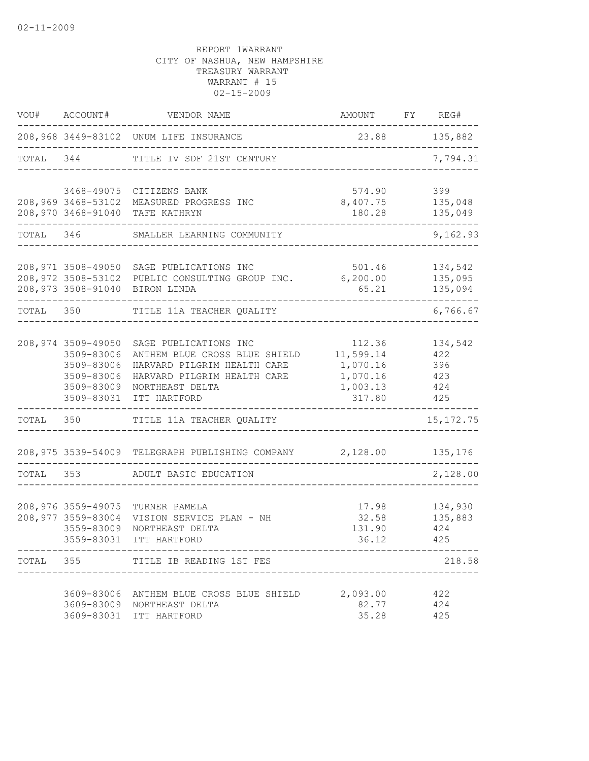REPORT 1WARRANT
CITY OF NASHUA, NEW HAMPSHIRE
TREASURY WARRANT
WARRANT # 15
02-15-2009

| VOU# | ACCOUNT# | VENDOR NAME | AMOUNT | FY | REG# |
|---|---|---|---|---|---|
| 208,968 | 3449-83102 | UNUM LIFE INSURANCE | 23.88 | | 135,882 |
| TOTAL | 344 | TITLE IV SDF 21ST CENTURY | | | 7,794.31 |
| | 3468-49075 | CITIZENS BANK | 574.90 | | 399 |
| 208,969 | 3468-53102 | MEASURED PROGRESS INC | 8,407.75 | | 135,048 |
| 208,970 | 3468-91040 | TAFE KATHRYN | 180.28 | | 135,049 |
| TOTAL | 346 | SMALLER LEARNING COMMUNITY | | | 9,162.93 |
| 208,971 | 3508-49050 | SAGE PUBLICATIONS INC | 501.46 | | 134,542 |
| 208,972 | 3508-53102 | PUBLIC CONSULTING GROUP INC. | 6,200.00 | | 135,095 |
| 208,973 | 3508-91040 | BIRON LINDA | 65.21 | | 135,094 |
| TOTAL | 350 | TITLE 11A TEACHER QUALITY | | | 6,766.67 |
| 208,974 | 3509-49050 | SAGE PUBLICATIONS INC | 112.36 | | 134,542 |
| | 3509-83006 | ANTHEM BLUE CROSS BLUE SHIELD | 11,599.14 | | 422 |
| | 3509-83006 | HARVARD PILGRIM HEALTH CARE | 1,070.16 | | 396 |
| | 3509-83006 | HARVARD PILGRIM HEALTH CARE | 1,070.16 | | 423 |
| | 3509-83009 | NORTHEAST DELTA | 1,003.13 | | 424 |
| | 3509-83031 | ITT HARTFORD | 317.80 | | 425 |
| TOTAL | 350 | TITLE 11A TEACHER QUALITY | | | 15,172.75 |
| 208,975 | 3539-54009 | TELEGRAPH PUBLISHING COMPANY | 2,128.00 | | 135,176 |
| TOTAL | 353 | ADULT BASIC EDUCATION | | | 2,128.00 |
| 208,976 | 3559-49075 | TURNER PAMELA | 17.98 | | 134,930 |
| 208,977 | 3559-83004 | VISION SERVICE PLAN - NH | 32.58 | | 135,883 |
| | 3559-83009 | NORTHEAST DELTA | 131.90 | | 424 |
| | 3559-83031 | ITT HARTFORD | 36.12 | | 425 |
| TOTAL | 355 | TITLE IB READING 1ST FES | | | 218.58 |
| | 3609-83006 | ANTHEM BLUE CROSS BLUE SHIELD | 2,093.00 | | 422 |
| | 3609-83009 | NORTHEAST DELTA | 82.77 | | 424 |
| | 3609-83031 | ITT HARTFORD | 35.28 | | 425 |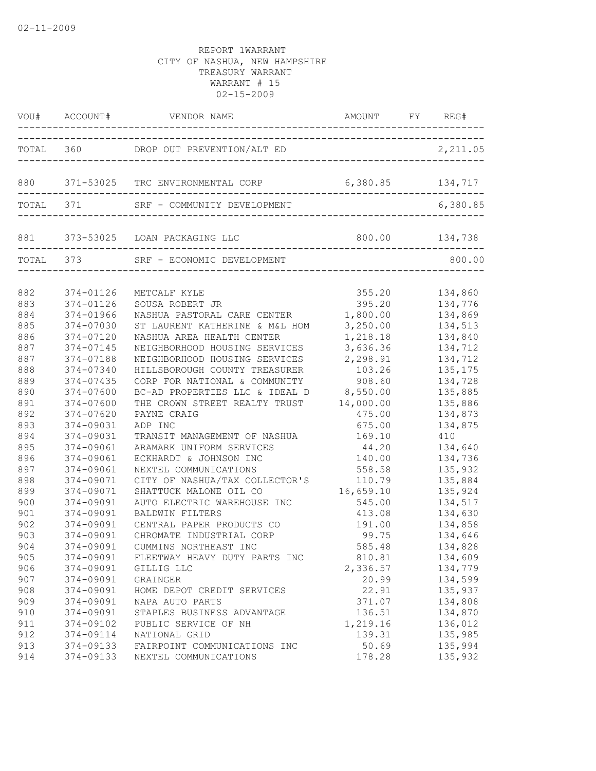02-11-2009

REPORT 1WARRANT
CITY OF NASHUA, NEW HAMPSHIRE
TREASURY WARRANT
WARRANT # 15
02-15-2009

| VOU# | ACCOUNT# | VENDOR NAME | AMOUNT | FY | REG# |
|---|---|---|---|---|---|
| TOTAL | 360 | DROP OUT PREVENTION/ALT ED | | | 2,211.05 |
| 880 | 371-53025 | TRC ENVIRONMENTAL CORP | 6,380.85 | | 134,717 |
| TOTAL | 371 | SRF - COMMUNITY DEVELOPMENT | | | 6,380.85 |
| 881 | 373-53025 | LOAN PACKAGING LLC | 800.00 | | 134,738 |
| TOTAL | 373 | SRF - ECONOMIC DEVELOPMENT | | | 800.00 |
| 882 | 374-01126 | METCALF KYLE | 355.20 | | 134,860 |
| 883 | 374-01126 | SOUSA ROBERT JR | 395.20 | | 134,776 |
| 884 | 374-01966 | NASHUA PASTORAL CARE CENTER | 1,800.00 | | 134,869 |
| 885 | 374-07030 | ST LAURENT KATHERINE & M&L HOM | 3,250.00 | | 134,513 |
| 886 | 374-07120 | NASHUA AREA HEALTH CENTER | 1,218.18 | | 134,840 |
| 887 | 374-07145 | NEIGHBORHOOD HOUSING SERVICES | 3,636.36 | | 134,712 |
| 887 | 374-07188 | NEIGHBORHOOD HOUSING SERVICES | 2,298.91 | | 134,712 |
| 888 | 374-07340 | HILLSBOROUGH COUNTY TREASURER | 103.26 | | 135,175 |
| 889 | 374-07435 | CORP FOR NATIONAL & COMMUNITY | 908.60 | | 134,728 |
| 890 | 374-07600 | BC-AD PROPERTIES LLC & IDEAL D | 8,550.00 | | 135,885 |
| 891 | 374-07600 | THE CROWN STREET REALTY TRUST | 14,000.00 | | 135,886 |
| 892 | 374-07620 | PAYNE CRAIG | 475.00 | | 134,873 |
| 893 | 374-09031 | ADP INC | 675.00 | | 134,875 |
| 894 | 374-09031 | TRANSIT MANAGEMENT OF NASHUA | 169.10 | | 410 |
| 895 | 374-09061 | ARAMARK UNIFORM SERVICES | 44.20 | | 134,640 |
| 896 | 374-09061 | ECKHARDT & JOHNSON INC | 140.00 | | 134,736 |
| 897 | 374-09061 | NEXTEL COMMUNICATIONS | 558.58 | | 135,932 |
| 898 | 374-09071 | CITY OF NASHUA/TAX COLLECTOR'S | 110.79 | | 135,884 |
| 899 | 374-09071 | SHATTUCK MALONE OIL CO | 16,659.10 | | 135,924 |
| 900 | 374-09091 | AUTO ELECTRIC WAREHOUSE INC | 545.00 | | 134,517 |
| 901 | 374-09091 | BALDWIN FILTERS | 413.08 | | 134,630 |
| 902 | 374-09091 | CENTRAL PAPER PRODUCTS CO | 191.00 | | 134,858 |
| 903 | 374-09091 | CHROMATE INDUSTRIAL CORP | 99.75 | | 134,646 |
| 904 | 374-09091 | CUMMINS NORTHEAST INC | 585.48 | | 134,828 |
| 905 | 374-09091 | FLEETWAY HEAVY DUTY PARTS INC | 810.81 | | 134,609 |
| 906 | 374-09091 | GILLIG LLC | 2,336.57 | | 134,779 |
| 907 | 374-09091 | GRAINGER | 20.99 | | 134,599 |
| 908 | 374-09091 | HOME DEPOT CREDIT SERVICES | 22.91 | | 135,937 |
| 909 | 374-09091 | NAPA AUTO PARTS | 371.07 | | 134,808 |
| 910 | 374-09091 | STAPLES BUSINESS ADVANTAGE | 136.51 | | 134,870 |
| 911 | 374-09102 | PUBLIC SERVICE OF NH | 1,219.16 | | 136,012 |
| 912 | 374-09114 | NATIONAL GRID | 139.31 | | 135,985 |
| 913 | 374-09133 | FAIRPOINT COMMUNICATIONS INC | 50.69 | | 135,994 |
| 914 | 374-09133 | NEXTEL COMMUNICATIONS | 178.28 | | 135,932 |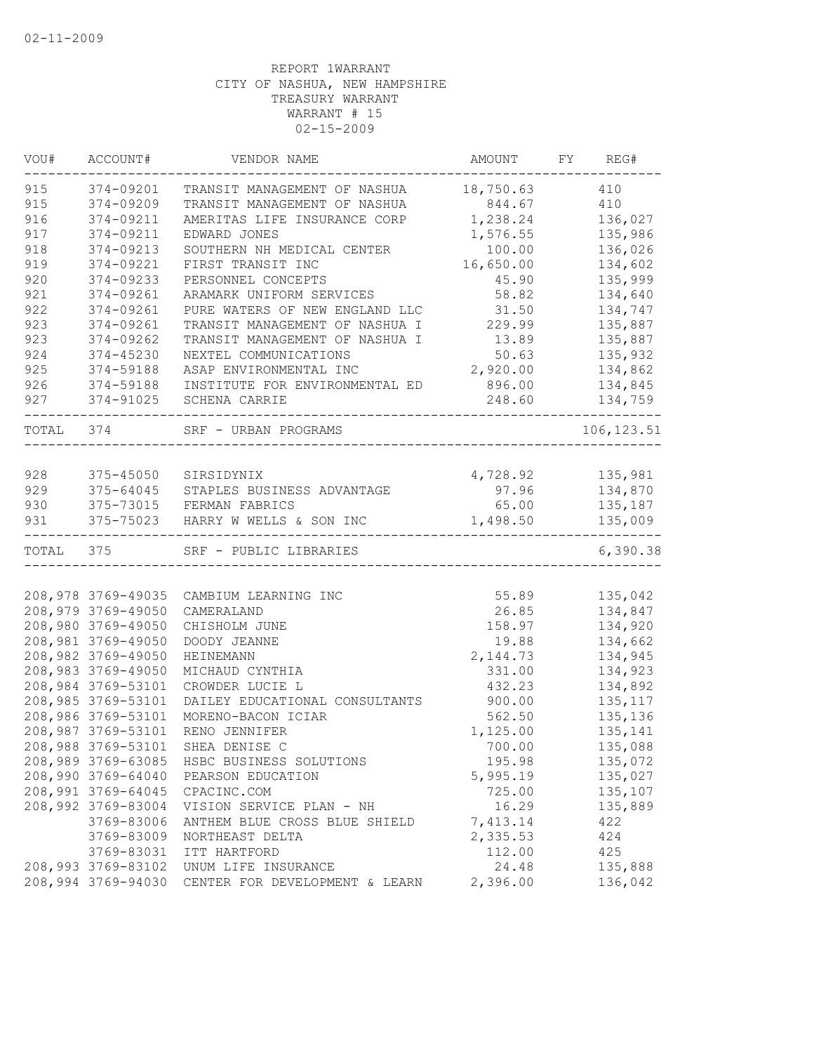02-11-2009

REPORT 1WARRANT
CITY OF NASHUA, NEW HAMPSHIRE
TREASURY WARRANT
WARRANT # 15
02-15-2009

| VOU# | ACCOUNT# | VENDOR NAME | AMOUNT | FY | REG# |
|---|---|---|---|---|---|
| 915 | 374-09201 | TRANSIT MANAGEMENT OF NASHUA | 18,750.63 | | 410 |
| 915 | 374-09209 | TRANSIT MANAGEMENT OF NASHUA | 844.67 | | 410 |
| 916 | 374-09211 | AMERITAS LIFE INSURANCE CORP | 1,238.24 | | 136,027 |
| 917 | 374-09211 | EDWARD JONES | 1,576.55 | | 135,986 |
| 918 | 374-09213 | SOUTHERN NH MEDICAL CENTER | 100.00 | | 136,026 |
| 919 | 374-09221 | FIRST TRANSIT INC | 16,650.00 | | 134,602 |
| 920 | 374-09233 | PERSONNEL CONCEPTS | 45.90 | | 135,999 |
| 921 | 374-09261 | ARAMARK UNIFORM SERVICES | 58.82 | | 134,640 |
| 922 | 374-09261 | PURE WATERS OF NEW ENGLAND LLC | 31.50 | | 134,747 |
| 923 | 374-09261 | TRANSIT MANAGEMENT OF NASHUA I | 229.99 | | 135,887 |
| 923 | 374-09262 | TRANSIT MANAGEMENT OF NASHUA I | 13.89 | | 135,887 |
| 924 | 374-45230 | NEXTEL COMMUNICATIONS | 50.63 | | 135,932 |
| 925 | 374-59188 | ASAP ENVIRONMENTAL INC | 2,920.00 | | 134,862 |
| 926 | 374-59188 | INSTITUTE FOR ENVIRONMENTAL ED | 896.00 | | 134,845 |
| 927 | 374-91025 | SCHENA CARRIE | 248.60 | | 134,759 |
| TOTAL | 374 | SRF - URBAN PROGRAMS | | | 106,123.51 |
| 928 | 375-45050 | SIRSIDYNIX | 4,728.92 | | 135,981 |
| 929 | 375-64045 | STAPLES BUSINESS ADVANTAGE | 97.96 | | 134,870 |
| 930 | 375-73015 | FERMAN FABRICS | 65.00 | | 135,187 |
| 931 | 375-75023 | HARRY W WELLS & SON INC | 1,498.50 | | 135,009 |
| TOTAL | 375 | SRF - PUBLIC LIBRARIES | | | 6,390.38 |
| 208,978 | 3769-49035 | CAMBIUM LEARNING INC | 55.89 | | 135,042 |
| 208,979 | 3769-49050 | CAMERALAND | 26.85 | | 134,847 |
| 208,980 | 3769-49050 | CHISHOLM JUNE | 158.97 | | 134,920 |
| 208,981 | 3769-49050 | DOODY JEANNE | 19.88 | | 134,662 |
| 208,982 | 3769-49050 | HEINEMANN | 2,144.73 | | 134,945 |
| 208,983 | 3769-49050 | MICHAUD CYNTHIA | 331.00 | | 134,923 |
| 208,984 | 3769-53101 | CROWDER LUCIE L | 432.23 | | 134,892 |
| 208,985 | 3769-53101 | DAILEY EDUCATIONAL CONSULTANTS | 900.00 | | 135,117 |
| 208,986 | 3769-53101 | MORENO-BACON ICIAR | 562.50 | | 135,136 |
| 208,987 | 3769-53101 | RENO JENNIFER | 1,125.00 | | 135,141 |
| 208,988 | 3769-53101 | SHEA DENISE C | 700.00 | | 135,088 |
| 208,989 | 3769-63085 | HSBC BUSINESS SOLUTIONS | 195.98 | | 135,072 |
| 208,990 | 3769-64040 | PEARSON EDUCATION | 5,995.19 | | 135,027 |
| 208,991 | 3769-64045 | CPACINC.COM | 725.00 | | 135,107 |
| 208,992 | 3769-83004 | VISION SERVICE PLAN - NH | 16.29 | | 135,889 |
| | 3769-83006 | ANTHEM BLUE CROSS BLUE SHIELD | 7,413.14 | | 422 |
| | 3769-83009 | NORTHEAST DELTA | 2,335.53 | | 424 |
| | 3769-83031 | ITT HARTFORD | 112.00 | | 425 |
| 208,993 | 3769-83102 | UNUM LIFE INSURANCE | 24.48 | | 135,888 |
| 208,994 | 3769-94030 | CENTER FOR DEVELOPMENT & LEARN | 2,396.00 | | 136,042 |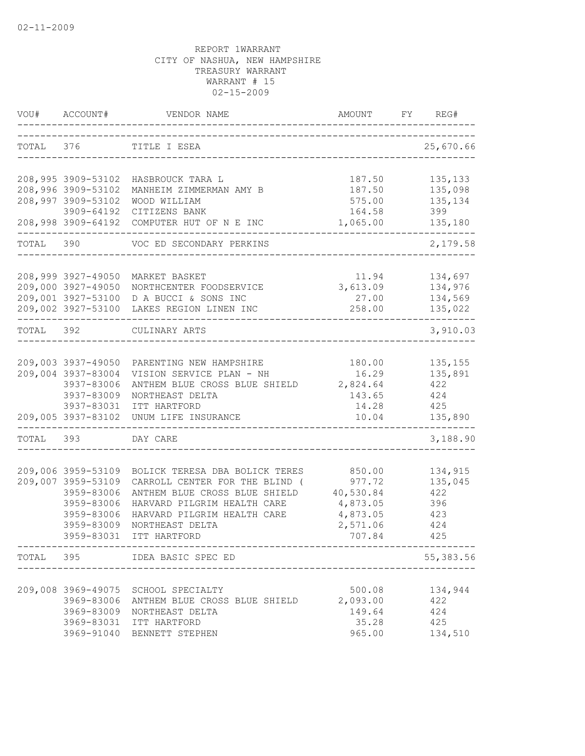02-11-2009

REPORT 1WARRANT
CITY OF NASHUA, NEW HAMPSHIRE
TREASURY WARRANT
WARRANT # 15
02-15-2009

| VOU# | ACCOUNT# | VENDOR NAME | AMOUNT | FY | REG# |
|---|---|---|---|---|---|
| TOTAL | 376 | TITLE I ESEA | | | 25,670.66 |
| 208,995 | 3909-53102 | HASBROUCK TARA L | 187.50 | | 135,133 |
| 208,996 | 3909-53102 | MANHEIM ZIMMERMAN AMY B | 187.50 | | 135,098 |
| 208,997 | 3909-53102 | WOOD WILLIAM | 575.00 | | 135,134 |
| | 3909-64192 | CITIZENS BANK | 164.58 | | 399 |
| 208,998 | 3909-64192 | COMPUTER HUT OF N E INC | 1,065.00 | | 135,180 |
| TOTAL | 390 | VOC ED SECONDARY PERKINS | | | 2,179.58 |
| 208,999 | 3927-49050 | MARKET BASKET | 11.94 | | 134,697 |
| 209,000 | 3927-49050 | NORTHCENTER FOODSERVICE | 3,613.09 | | 134,976 |
| 209,001 | 3927-53100 | D A BUCCI & SONS INC | 27.00 | | 134,569 |
| 209,002 | 3927-53100 | LAKES REGION LINEN INC | 258.00 | | 135,022 |
| TOTAL | 392 | CULINARY ARTS | | | 3,910.03 |
| 209,003 | 3937-49050 | PARENTING NEW HAMPSHIRE | 180.00 | | 135,155 |
| 209,004 | 3937-83004 | VISION SERVICE PLAN - NH | 16.29 | | 135,891 |
| | 3937-83006 | ANTHEM BLUE CROSS BLUE SHIELD | 2,824.64 | | 422 |
| | 3937-83009 | NORTHEAST DELTA | 143.65 | | 424 |
| | 3937-83031 | ITT HARTFORD | 14.28 | | 425 |
| 209,005 | 3937-83102 | UNUM LIFE INSURANCE | 10.04 | | 135,890 |
| TOTAL | 393 | DAY CARE | | | 3,188.90 |
| 209,006 | 3959-53109 | BOLICK TERESA DBA BOLICK TERES | 850.00 | | 134,915 |
| 209,007 | 3959-53109 | CARROLL CENTER FOR THE BLIND ( | 977.72 | | 135,045 |
| | 3959-83006 | ANTHEM BLUE CROSS BLUE SHIELD | 40,530.84 | | 422 |
| | 3959-83006 | HARVARD PILGRIM HEALTH CARE | 4,873.05 | | 396 |
| | 3959-83006 | HARVARD PILGRIM HEALTH CARE | 4,873.05 | | 423 |
| | 3959-83009 | NORTHEAST DELTA | 2,571.06 | | 424 |
| | 3959-83031 | ITT HARTFORD | 707.84 | | 425 |
| TOTAL | 395 | IDEA BASIC SPEC ED | | | 55,383.56 |
| 209,008 | 3969-49075 | SCHOOL SPECIALTY | 500.08 | | 134,944 |
| | 3969-83006 | ANTHEM BLUE CROSS BLUE SHIELD | 2,093.00 | | 422 |
| | 3969-83009 | NORTHEAST DELTA | 149.64 | | 424 |
| | 3969-83031 | ITT HARTFORD | 35.28 | | 425 |
| | 3969-91040 | BENNETT STEPHEN | 965.00 | | 134,510 |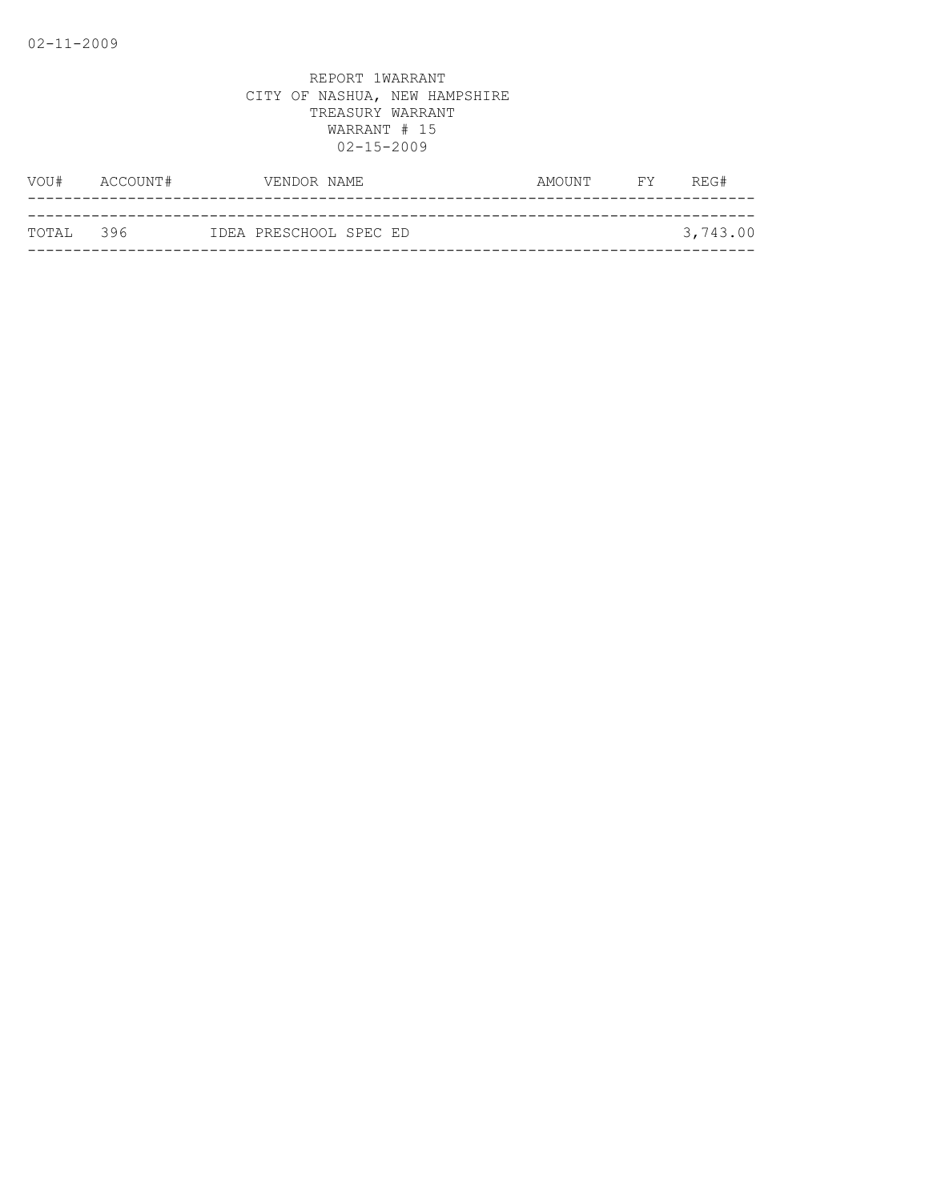REPORT 1WARRANT
CITY OF NASHUA, NEW HAMPSHIRE
TREASURY WARRANT
WARRANT # 15
02-15-2009

| VOU# | ACCOUNT# | VENDOR NAME | AMOUNT | FY | REG# |
|---|---|---|---|---|---|
| TOTAL | 396 | IDEA PRESCHOOL SPEC ED | | | 3,743.00 |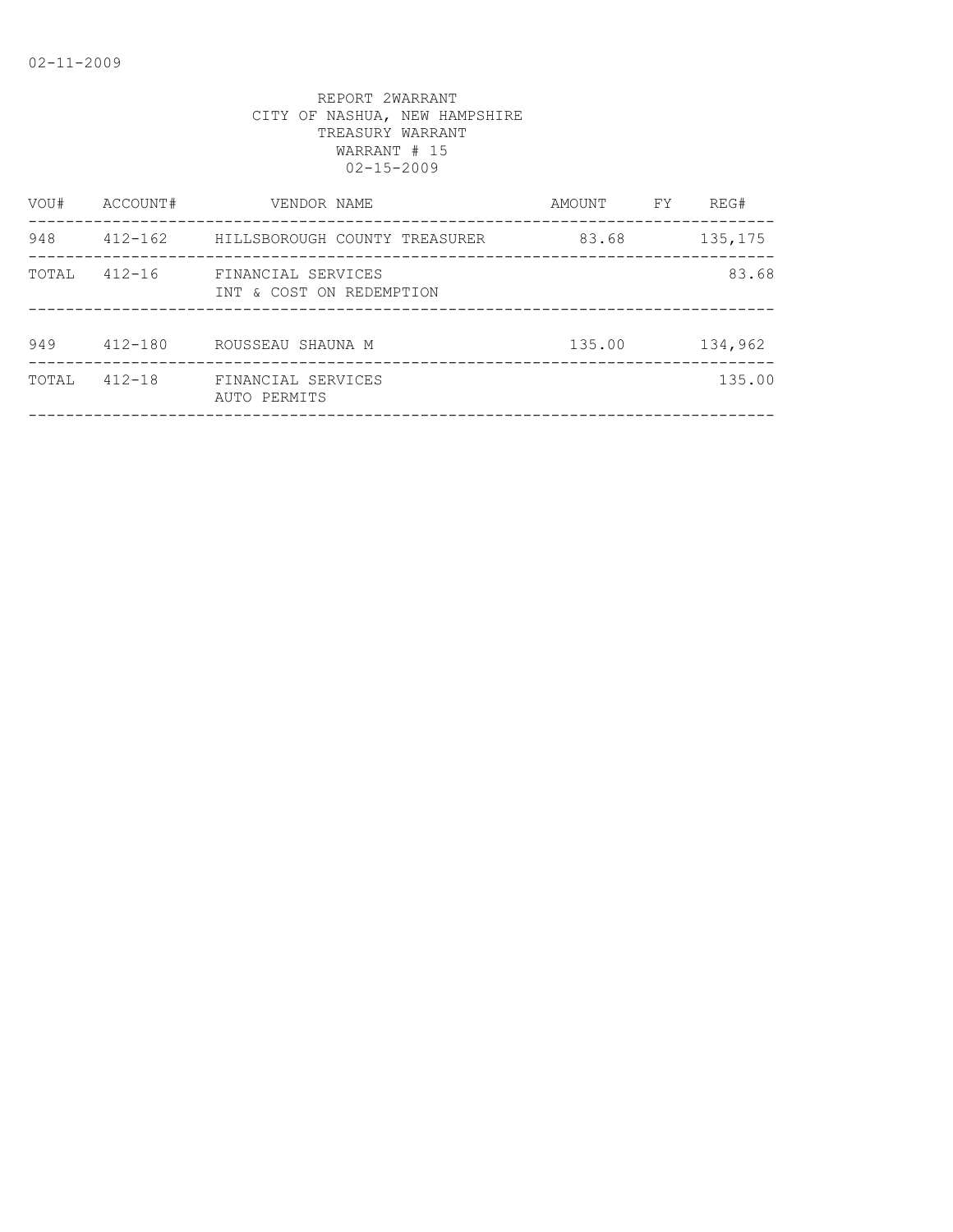REPORT 2WARRANT
CITY OF NASHUA, NEW HAMPSHIRE
TREASURY WARRANT
WARRANT # 15
02-15-2009

| VOU# | ACCOUNT# | VENDOR NAME | AMOUNT | FY | REG# |
|---|---|---|---|---|---|
| 948 | 412-162 | HILLSBOROUGH COUNTY TREASURER | 83.68 | | 135,175 |
| TOTAL | 412-16 | FINANCIAL SERVICES<br>INT & COST ON REDEMPTION | | | 83.68 |
| 949 | 412-180 | ROUSSEAU SHAUNA M | 135.00 | | 134,962 |
| TOTAL | 412-18 | FINANCIAL SERVICES<br>AUTO PERMITS | | | 135.00 |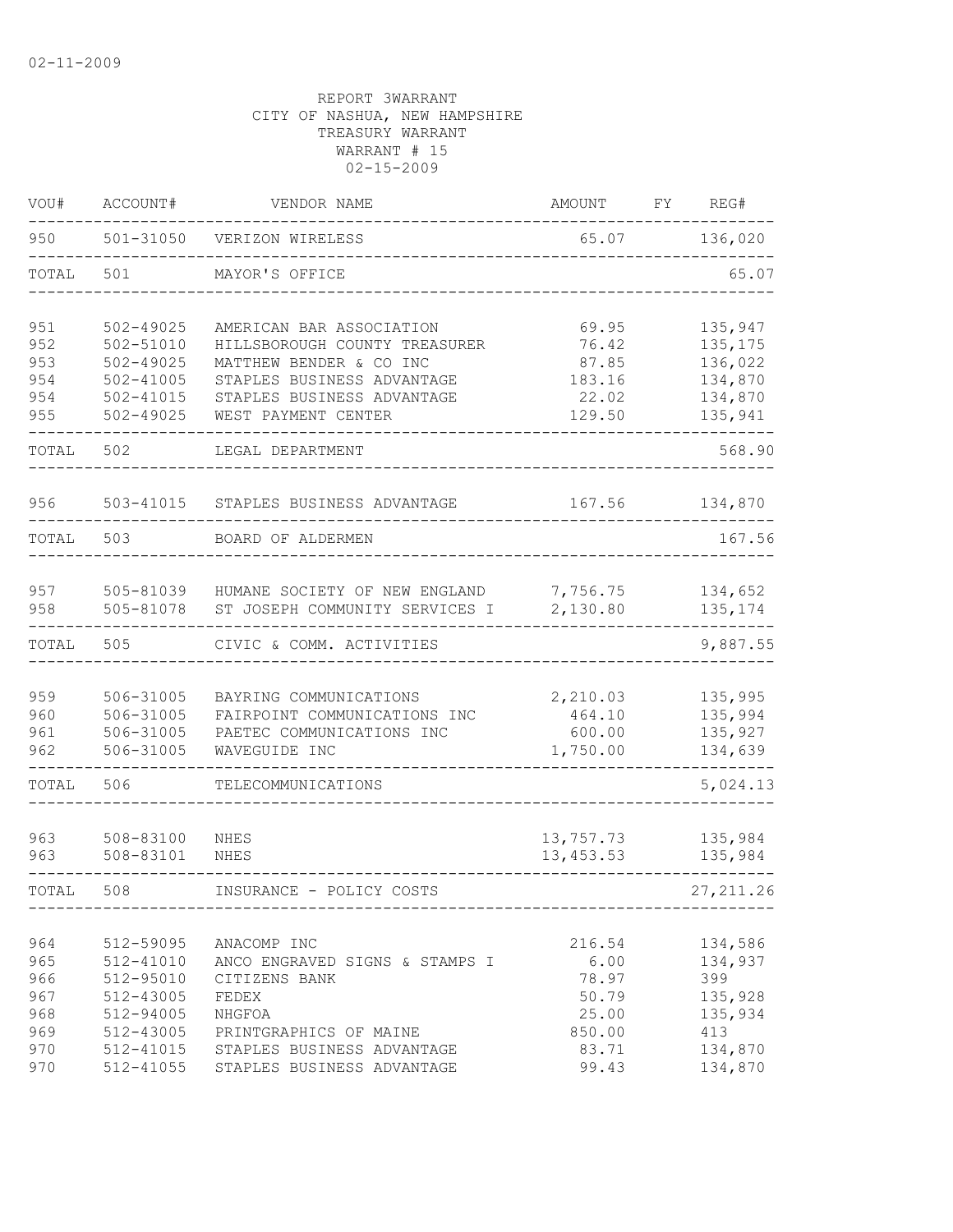02-11-2009

REPORT 3WARRANT
CITY OF NASHUA, NEW HAMPSHIRE
TREASURY WARRANT
WARRANT # 15
02-15-2009

| VOU# | ACCOUNT# | VENDOR NAME | AMOUNT | FY | REG# |
|---|---|---|---|---|---|
| 950 | 501-31050 | VERIZON WIRELESS | 65.07 | | 136,020 |
| TOTAL | 501 | MAYOR'S OFFICE | | | 65.07 |
| 951 | 502-49025 | AMERICAN BAR ASSOCIATION | 69.95 | | 135,947 |
| 952 | 502-51010 | HILLSBOROUGH COUNTY TREASURER | 76.42 | | 135,175 |
| 953 | 502-49025 | MATTHEW BENDER & CO INC | 87.85 | | 136,022 |
| 954 | 502-41005 | STAPLES BUSINESS ADVANTAGE | 183.16 | | 134,870 |
| 954 | 502-41015 | STAPLES BUSINESS ADVANTAGE | 22.02 | | 134,870 |
| 955 | 502-49025 | WEST PAYMENT CENTER | 129.50 | | 135,941 |
| TOTAL | 502 | LEGAL DEPARTMENT | | | 568.90 |
| 956 | 503-41015 | STAPLES BUSINESS ADVANTAGE | 167.56 | | 134,870 |
| TOTAL | 503 | BOARD OF ALDERMEN | | | 167.56 |
| 957 | 505-81039 | HUMANE SOCIETY OF NEW ENGLAND | 7,756.75 | | 134,652 |
| 958 | 505-81078 | ST JOSEPH COMMUNITY SERVICES I | 2,130.80 | | 135,174 |
| TOTAL | 505 | CIVIC & COMM. ACTIVITIES | | | 9,887.55 |
| 959 | 506-31005 | BAYRING COMMUNICATIONS | 2,210.03 | | 135,995 |
| 960 | 506-31005 | FAIRPOINT COMMUNICATIONS INC | 464.10 | | 135,994 |
| 961 | 506-31005 | PAETEC COMMUNICATIONS INC | 600.00 | | 135,927 |
| 962 | 506-31005 | WAVEGUIDE INC | 1,750.00 | | 134,639 |
| TOTAL | 506 | TELECOMMUNICATIONS | | | 5,024.13 |
| 963 | 508-83100 | NHES | 13,757.73 | | 135,984 |
| 963 | 508-83101 | NHES | 13,453.53 | | 135,984 |
| TOTAL | 508 | INSURANCE - POLICY COSTS | | | 27,211.26 |
| 964 | 512-59095 | ANACOMP INC | 216.54 | | 134,586 |
| 965 | 512-41010 | ANCO ENGRAVED SIGNS & STAMPS I | 6.00 | | 134,937 |
| 966 | 512-95010 | CITIZENS BANK | 78.97 | | 399 |
| 967 | 512-43005 | FEDEX | 50.79 | | 135,928 |
| 968 | 512-94005 | NHGFOA | 25.00 | | 135,934 |
| 969 | 512-43005 | PRINTGRAPHICS OF MAINE | 850.00 | | 413 |
| 970 | 512-41015 | STAPLES BUSINESS ADVANTAGE | 83.71 | | 134,870 |
| 970 | 512-41055 | STAPLES BUSINESS ADVANTAGE | 99.43 | | 134,870 |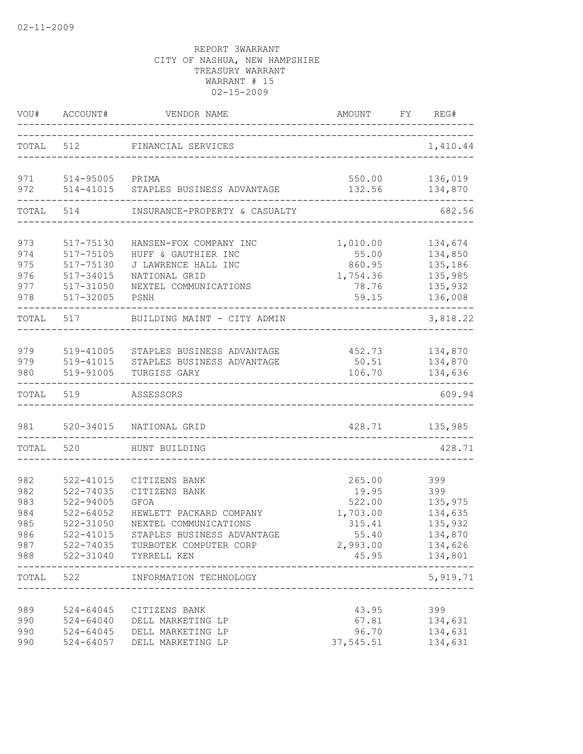02-11-2009

REPORT 3WARRANT
CITY OF NASHUA, NEW HAMPSHIRE
TREASURY WARRANT
WARRANT # 15
02-15-2009

| VOU# | ACCOUNT# | VENDOR NAME | AMOUNT | FY | REG# |
|---|---|---|---|---|---|
| TOTAL | 512 | FINANCIAL SERVICES | | | 1,410.44 |
| 971 | 514-95005 | PRIMA | 550.00 | | 136,019 |
| 972 | 514-41015 | STAPLES BUSINESS ADVANTAGE | 132.56 | | 134,870 |
| TOTAL | 514 | INSURANCE-PROPERTY & CASUALTY | | | 682.56 |
| 973 | 517-75130 | HANSEN-FOX COMPANY INC | 1,010.00 | | 134,674 |
| 974 | 517-75105 | HUFF & GAUTHIER INC | 55.00 | | 134,850 |
| 975 | 517-75130 | J LAWRENCE HALL INC | 860.95 | | 135,186 |
| 976 | 517-34015 | NATIONAL GRID | 1,754.36 | | 135,985 |
| 977 | 517-31050 | NEXTEL COMMUNICATIONS | 78.76 | | 135,932 |
| 978 | 517-32005 | PSNH | 59.15 | | 136,008 |
| TOTAL | 517 | BUILDING MAINT - CITY ADMIN | | | 3,818.22 |
| 979 | 519-41005 | STAPLES BUSINESS ADVANTAGE | 452.73 | | 134,870 |
| 979 | 519-41015 | STAPLES BUSINESS ADVANTAGE | 50.51 | | 134,870 |
| 980 | 519-91005 | TURGISS GARY | 106.70 | | 134,636 |
| TOTAL | 519 | ASSESSORS | | | 609.94 |
| 981 | 520-34015 | NATIONAL GRID | 428.71 | | 135,985 |
| TOTAL | 520 | HUNT BUILDING | | | 428.71 |
| 982 | 522-41015 | CITIZENS BANK | 265.00 | | 399 |
| 982 | 522-74035 | CITIZENS BANK | 19.95 | | 399 |
| 983 | 522-94005 | GFOA | 522.00 | | 135,975 |
| 984 | 522-64052 | HEWLETT PACKARD COMPANY | 1,703.00 | | 134,635 |
| 985 | 522-31050 | NEXTEL COMMUNICATIONS | 315.41 | | 135,932 |
| 986 | 522-41015 | STAPLES BUSINESS ADVANTAGE | 55.40 | | 134,870 |
| 987 | 522-74035 | TURBOTEK COMPUTER CORP | 2,993.00 | | 134,626 |
| 988 | 522-31040 | TYRRELL KEN | 45.95 | | 134,801 |
| TOTAL | 522 | INFORMATION TECHNOLOGY | | | 5,919.71 |
| 989 | 524-64045 | CITIZENS BANK | 43.95 | | 399 |
| 990 | 524-64040 | DELL MARKETING LP | 67.81 | | 134,631 |
| 990 | 524-64045 | DELL MARKETING LP | 96.70 | | 134,631 |
| 990 | 524-64057 | DELL MARKETING LP | 37,545.51 | | 134,631 |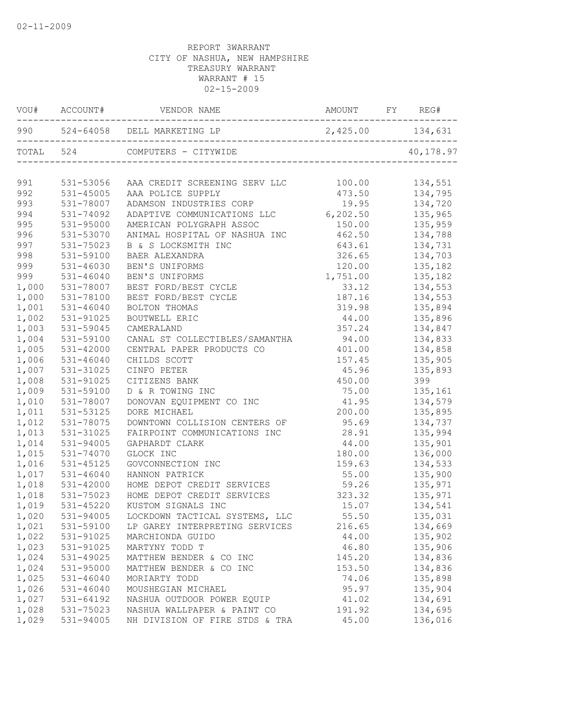02-11-2009

REPORT 3WARRANT
CITY OF NASHUA, NEW HAMPSHIRE
TREASURY WARRANT
WARRANT # 15
02-15-2009

| VOU# | ACCOUNT# | VENDOR NAME | AMOUNT | FY | REG# |
|---|---|---|---|---|---|
| 990 | 524-64058 | DELL MARKETING LP | 2,425.00 | | 134,631 |
| TOTAL | 524 | COMPUTERS - CITYWIDE | | | 40,178.97 |
| 991 | 531-53056 | AAA CREDIT SCREENING SERV LLC | 100.00 | | 134,551 |
| 992 | 531-45005 | AAA POLICE SUPPLY | 473.50 | | 134,795 |
| 993 | 531-78007 | ADAMSON INDUSTRIES CORP | 19.95 | | 134,720 |
| 994 | 531-74092 | ADAPTIVE COMMUNICATIONS LLC | 6,202.50 | | 135,965 |
| 995 | 531-95000 | AMERICAN POLYGRAPH ASSOC | 150.00 | | 135,959 |
| 996 | 531-53070 | ANIMAL HOSPITAL OF NASHUA INC | 462.50 | | 134,788 |
| 997 | 531-75023 | B & S LOCKSMITH INC | 643.61 | | 134,731 |
| 998 | 531-59100 | BAER ALEXANDRA | 326.65 | | 134,703 |
| 999 | 531-46030 | BEN'S UNIFORMS | 120.00 | | 135,182 |
| 999 | 531-46040 | BEN'S UNIFORMS | 1,751.00 | | 135,182 |
| 1,000 | 531-78007 | BEST FORD/BEST CYCLE | 33.12 | | 134,553 |
| 1,000 | 531-78100 | BEST FORD/BEST CYCLE | 187.16 | | 134,553 |
| 1,001 | 531-46040 | BOLTON THOMAS | 319.98 | | 135,894 |
| 1,002 | 531-91025 | BOUTWELL ERIC | 44.00 | | 135,896 |
| 1,003 | 531-59045 | CAMERALAND | 357.24 | | 134,847 |
| 1,004 | 531-59100 | CANAL ST COLLECTIBLES/SAMANTHA | 94.00 | | 134,833 |
| 1,005 | 531-42000 | CENTRAL PAPER PRODUCTS CO | 401.00 | | 134,858 |
| 1,006 | 531-46040 | CHILDS SCOTT | 157.45 | | 135,905 |
| 1,007 | 531-31025 | CINFO PETER | 45.96 | | 135,893 |
| 1,008 | 531-91025 | CITIZENS BANK | 450.00 | | 399 |
| 1,009 | 531-59100 | D & R TOWING INC | 75.00 | | 135,161 |
| 1,010 | 531-78007 | DONOVAN EQUIPMENT CO INC | 41.95 | | 134,579 |
| 1,011 | 531-53125 | DORE MICHAEL | 200.00 | | 135,895 |
| 1,012 | 531-78075 | DOWNTOWN COLLISION CENTERS OF | 95.69 | | 134,737 |
| 1,013 | 531-31025 | FAIRPOINT COMMUNICATIONS INC | 28.91 | | 135,994 |
| 1,014 | 531-94005 | GAPHARDT CLARK | 44.00 | | 135,901 |
| 1,015 | 531-74070 | GLOCK INC | 180.00 | | 136,000 |
| 1,016 | 531-45125 | GOVCONNECTION INC | 159.63 | | 134,533 |
| 1,017 | 531-46040 | HANNON PATRICK | 55.00 | | 135,900 |
| 1,018 | 531-42000 | HOME DEPOT CREDIT SERVICES | 59.26 | | 135,971 |
| 1,018 | 531-75023 | HOME DEPOT CREDIT SERVICES | 323.32 | | 135,971 |
| 1,019 | 531-45220 | KUSTOM SIGNALS INC | 15.07 | | 134,541 |
| 1,020 | 531-94005 | LOCKDOWN TACTICAL SYSTEMS, LLC | 55.50 | | 135,031 |
| 1,021 | 531-59100 | LP GAREY INTERPRETING SERVICES | 216.65 | | 134,669 |
| 1,022 | 531-91025 | MARCHIONDA GUIDO | 44.00 | | 135,902 |
| 1,023 | 531-91025 | MARTYNY TODD T | 46.80 | | 135,906 |
| 1,024 | 531-49025 | MATTHEW BENDER & CO INC | 145.20 | | 134,836 |
| 1,024 | 531-95000 | MATTHEW BENDER & CO INC | 153.50 | | 134,836 |
| 1,025 | 531-46040 | MORIARTY TODD | 74.06 | | 135,898 |
| 1,026 | 531-46040 | MOUSHEGIAN MICHAEL | 95.97 | | 135,904 |
| 1,027 | 531-64192 | NASHUA OUTDOOR POWER EQUIP | 41.02 | | 134,691 |
| 1,028 | 531-75023 | NASHUA WALLPAPER & PAINT CO | 191.92 | | 134,695 |
| 1,029 | 531-94005 | NH DIVISION OF FIRE STDS & TRA | 45.00 | | 136,016 |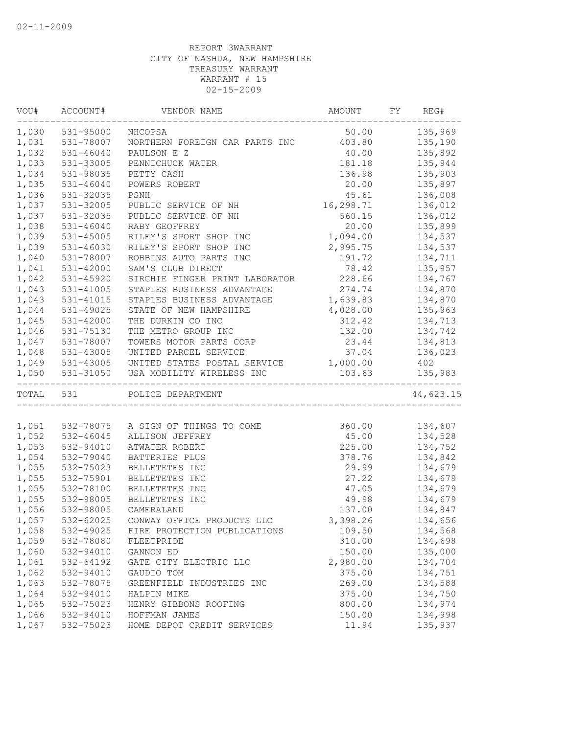02-11-2009

REPORT 3WARRANT
CITY OF NASHUA, NEW HAMPSHIRE
TREASURY WARRANT
WARRANT # 15
02-15-2009

| VOU# | ACCOUNT# | VENDOR NAME | AMOUNT | FY | REG# |
|---|---|---|---|---|---|
| 1,030 | 531-95000 | NHCOPSA | 50.00 | | 135,969 |
| 1,031 | 531-78007 | NORTHERN FOREIGN CAR PARTS INC | 403.80 | | 135,190 |
| 1,032 | 531-46040 | PAULSON E Z | 40.00 | | 135,892 |
| 1,033 | 531-33005 | PENNICHUCK WATER | 181.18 | | 135,944 |
| 1,034 | 531-98035 | PETTY CASH | 136.98 | | 135,903 |
| 1,035 | 531-46040 | POWERS ROBERT | 20.00 | | 135,897 |
| 1,036 | 531-32035 | PSNH | 45.61 | | 136,008 |
| 1,037 | 531-32005 | PUBLIC SERVICE OF NH | 16,298.71 | | 136,012 |
| 1,037 | 531-32035 | PUBLIC SERVICE OF NH | 560.15 | | 136,012 |
| 1,038 | 531-46040 | RABY GEOFFREY | 20.00 | | 135,899 |
| 1,039 | 531-45005 | RILEY'S SPORT SHOP INC | 1,094.00 | | 134,537 |
| 1,039 | 531-46030 | RILEY'S SPORT SHOP INC | 2,995.75 | | 134,537 |
| 1,040 | 531-78007 | ROBBINS AUTO PARTS INC | 191.72 | | 134,711 |
| 1,041 | 531-42000 | SAM'S CLUB DIRECT | 78.42 | | 135,957 |
| 1,042 | 531-45920 | SIRCHIE FINGER PRINT LABORATOR | 228.66 | | 134,767 |
| 1,043 | 531-41005 | STAPLES BUSINESS ADVANTAGE | 274.74 | | 134,870 |
| 1,043 | 531-41015 | STAPLES BUSINESS ADVANTAGE | 1,639.83 | | 134,870 |
| 1,044 | 531-49025 | STATE OF NEW HAMPSHIRE | 4,028.00 | | 135,963 |
| 1,045 | 531-42000 | THE DURKIN CO INC | 312.42 | | 134,713 |
| 1,046 | 531-75130 | THE METRO GROUP INC | 132.00 | | 134,742 |
| 1,047 | 531-78007 | TOWERS MOTOR PARTS CORP | 23.44 | | 134,813 |
| 1,048 | 531-43005 | UNITED PARCEL SERVICE | 37.04 | | 136,023 |
| 1,049 | 531-43005 | UNITED STATES POSTAL SERVICE | 1,000.00 | | 402 |
| 1,050 | 531-31050 | USA MOBILITY WIRELESS INC | 103.63 | | 135,983 |
| TOTAL | 531 | POLICE DEPARTMENT | | | 44,623.15 |
| 1,051 | 532-78075 | A SIGN OF THINGS TO COME | 360.00 | | 134,607 |
| 1,052 | 532-46045 | ALLISON JEFFREY | 45.00 | | 134,528 |
| 1,053 | 532-94010 | ATWATER ROBERT | 225.00 | | 134,752 |
| 1,054 | 532-79040 | BATTERIES PLUS | 378.76 | | 134,842 |
| 1,055 | 532-75023 | BELLETETES INC | 29.99 | | 134,679 |
| 1,055 | 532-75901 | BELLETETES INC | 27.22 | | 134,679 |
| 1,055 | 532-78100 | BELLETETES INC | 47.05 | | 134,679 |
| 1,055 | 532-98005 | BELLETETES INC | 49.98 | | 134,679 |
| 1,056 | 532-98005 | CAMERALAND | 137.00 | | 134,847 |
| 1,057 | 532-62025 | CONWAY OFFICE PRODUCTS LLC | 3,398.26 | | 134,656 |
| 1,058 | 532-49025 | FIRE PROTECTION PUBLICATIONS | 109.50 | | 134,568 |
| 1,059 | 532-78080 | FLEETPRIDE | 310.00 | | 134,698 |
| 1,060 | 532-94010 | GANNON ED | 150.00 | | 135,000 |
| 1,061 | 532-64192 | GATE CITY ELECTRIC LLC | 2,980.00 | | 134,704 |
| 1,062 | 532-94010 | GAUDIO TOM | 375.00 | | 134,751 |
| 1,063 | 532-78075 | GREENFIELD INDUSTRIES INC | 269.00 | | 134,588 |
| 1,064 | 532-94010 | HALPIN MIKE | 375.00 | | 134,750 |
| 1,065 | 532-75023 | HENRY GIBBONS ROOFING | 800.00 | | 134,974 |
| 1,066 | 532-94010 | HOFFMAN JAMES | 150.00 | | 134,998 |
| 1,067 | 532-75023 | HOME DEPOT CREDIT SERVICES | 11.94 | | 135,937 |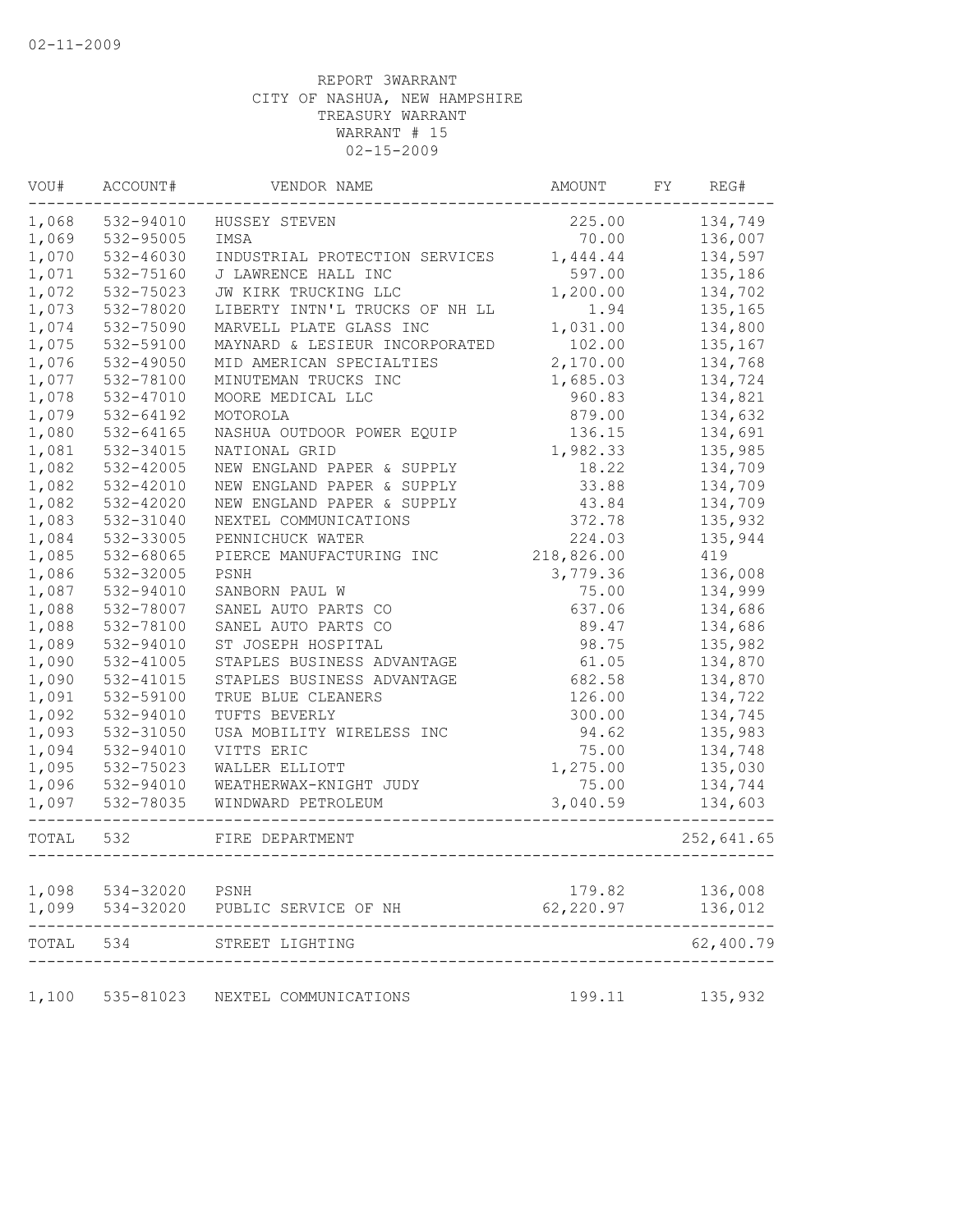02-11-2009

REPORT 3WARRANT
CITY OF NASHUA, NEW HAMPSHIRE
TREASURY WARRANT
WARRANT # 15
02-15-2009

| VOU# | ACCOUNT# | VENDOR NAME | AMOUNT | FY | REG# |
|---|---|---|---|---|---|
| 1,068 | 532-94010 | HUSSEY STEVEN | 225.00 | | 134,749 |
| 1,069 | 532-95005 | IMSA | 70.00 | | 136,007 |
| 1,070 | 532-46030 | INDUSTRIAL PROTECTION SERVICES | 1,444.44 | | 134,597 |
| 1,071 | 532-75160 | J LAWRENCE HALL INC | 597.00 | | 135,186 |
| 1,072 | 532-75023 | JW KIRK TRUCKING LLC | 1,200.00 | | 134,702 |
| 1,073 | 532-78020 | LIBERTY INTN'L TRUCKS OF NH LL | 1.94 | | 135,165 |
| 1,074 | 532-75090 | MARVELL PLATE GLASS INC | 1,031.00 | | 134,800 |
| 1,075 | 532-59100 | MAYNARD & LESIEUR INCORPORATED | 102.00 | | 135,167 |
| 1,076 | 532-49050 | MID AMERICAN SPECIALTIES | 2,170.00 | | 134,768 |
| 1,077 | 532-78100 | MINUTEMAN TRUCKS INC | 1,685.03 | | 134,724 |
| 1,078 | 532-47010 | MOORE MEDICAL LLC | 960.83 | | 134,821 |
| 1,079 | 532-64192 | MOTOROLA | 879.00 | | 134,632 |
| 1,080 | 532-64165 | NASHUA OUTDOOR POWER EQUIP | 136.15 | | 134,691 |
| 1,081 | 532-34015 | NATIONAL GRID | 1,982.33 | | 135,985 |
| 1,082 | 532-42005 | NEW ENGLAND PAPER & SUPPLY | 18.22 | | 134,709 |
| 1,082 | 532-42010 | NEW ENGLAND PAPER & SUPPLY | 33.88 | | 134,709 |
| 1,082 | 532-42020 | NEW ENGLAND PAPER & SUPPLY | 43.84 | | 134,709 |
| 1,083 | 532-31040 | NEXTEL COMMUNICATIONS | 372.78 | | 135,932 |
| 1,084 | 532-33005 | PENNICHUCK WATER | 224.03 | | 135,944 |
| 1,085 | 532-68065 | PIERCE MANUFACTURING INC | 218,826.00 | | 419 |
| 1,086 | 532-32005 | PSNH | 3,779.36 | | 136,008 |
| 1,087 | 532-94010 | SANBORN PAUL W | 75.00 | | 134,999 |
| 1,088 | 532-78007 | SANEL AUTO PARTS CO | 637.06 | | 134,686 |
| 1,088 | 532-78100 | SANEL AUTO PARTS CO | 89.47 | | 134,686 |
| 1,089 | 532-94010 | ST JOSEPH HOSPITAL | 98.75 | | 135,982 |
| 1,090 | 532-41005 | STAPLES BUSINESS ADVANTAGE | 61.05 | | 134,870 |
| 1,090 | 532-41015 | STAPLES BUSINESS ADVANTAGE | 682.58 | | 134,870 |
| 1,091 | 532-59100 | TRUE BLUE CLEANERS | 126.00 | | 134,722 |
| 1,092 | 532-94010 | TUFTS BEVERLY | 300.00 | | 134,745 |
| 1,093 | 532-31050 | USA MOBILITY WIRELESS INC | 94.62 | | 135,983 |
| 1,094 | 532-94010 | VITTS ERIC | 75.00 | | 134,748 |
| 1,095 | 532-75023 | WALLER ELLIOTT | 1,275.00 | | 135,030 |
| 1,096 | 532-94010 | WEATHERWAX-KNIGHT JUDY | 75.00 | | 134,744 |
| 1,097 | 532-78035 | WINDWARD PETROLEUM | 3,040.59 | | 134,603 |
| TOTAL | 532 | FIRE DEPARTMENT | | | 252,641.65 |
| 1,098 | 534-32020 | PSNH | 179.82 | | 136,008 |
| 1,099 | 534-32020 | PUBLIC SERVICE OF NH | 62,220.97 | | 136,012 |
| TOTAL | 534 | STREET LIGHTING | | | 62,400.79 |
| 1,100 | 535-81023 | NEXTEL COMMUNICATIONS | 199.11 | | 135,932 |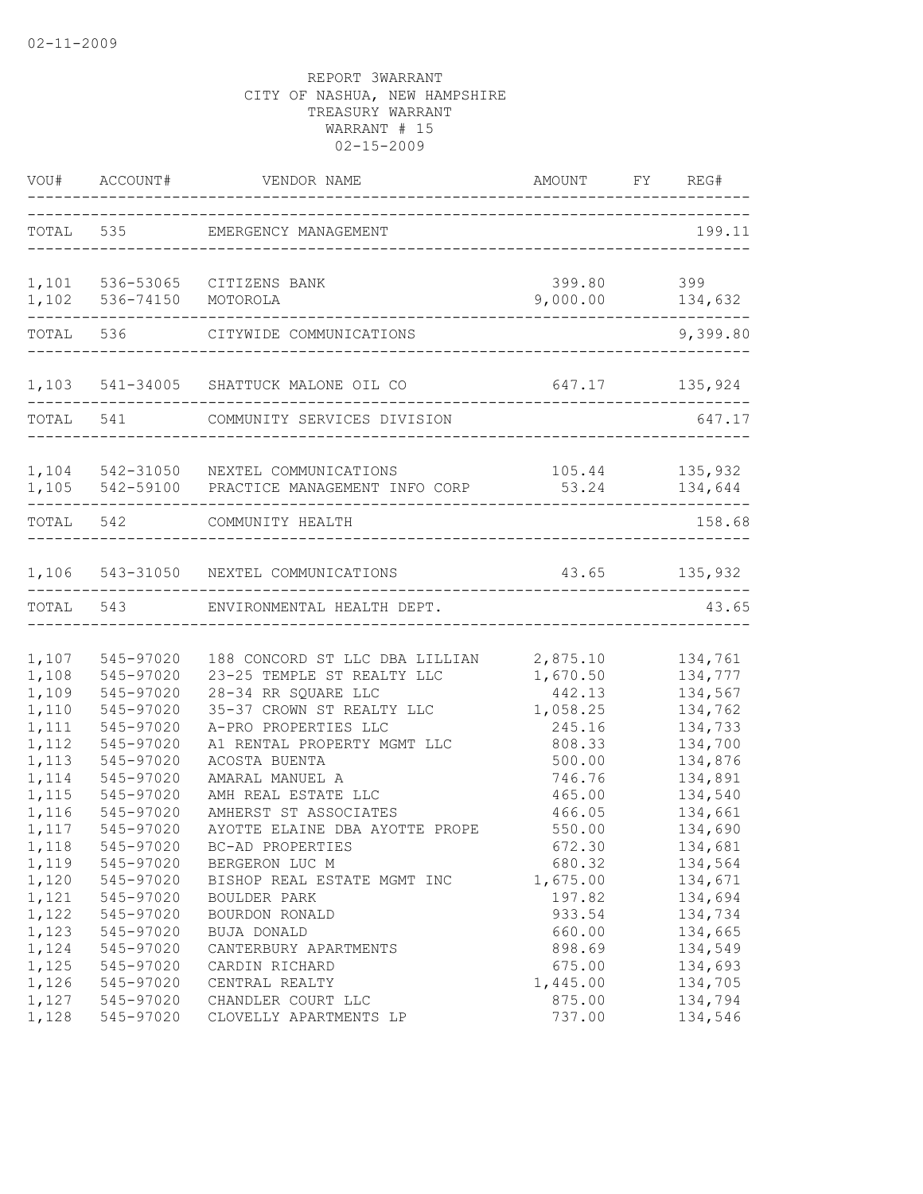02-11-2009

REPORT 3WARRANT
CITY OF NASHUA, NEW HAMPSHIRE
TREASURY WARRANT
WARRANT # 15
02-15-2009

| VOU# | ACCOUNT# | VENDOR NAME | AMOUNT | FY | REG# |
|---|---|---|---|---|---|
| TOTAL | 535 | EMERGENCY MANAGEMENT | | | 199.11 |
| 1,101 | 536-53065 | CITIZENS BANK | 399.80 | | 399 |
| 1,102 | 536-74150 | MOTOROLA | 9,000.00 | | 134,632 |
| TOTAL | 536 | CITYWIDE COMMUNICATIONS | | | 9,399.80 |
| 1,103 | 541-34005 | SHATTUCK MALONE OIL CO | 647.17 | | 135,924 |
| TOTAL | 541 | COMMUNITY SERVICES DIVISION | | | 647.17 |
| 1,104 | 542-31050 | NEXTEL COMMUNICATIONS | 105.44 | | 135,932 |
| 1,105 | 542-59100 | PRACTICE MANAGEMENT INFO CORP | 53.24 | | 134,644 |
| TOTAL | 542 | COMMUNITY HEALTH | | | 158.68 |
| 1,106 | 543-31050 | NEXTEL COMMUNICATIONS | 43.65 | | 135,932 |
| TOTAL | 543 | ENVIRONMENTAL HEALTH DEPT. | | | 43.65 |
| 1,107 | 545-97020 | 188 CONCORD ST LLC DBA LILLIAN | 2,875.10 | | 134,761 |
| 1,108 | 545-97020 | 23-25 TEMPLE ST REALTY LLC | 1,670.50 | | 134,777 |
| 1,109 | 545-97020 | 28-34 RR SQUARE LLC | 442.13 | | 134,567 |
| 1,110 | 545-97020 | 35-37 CROWN ST REALTY LLC | 1,058.25 | | 134,762 |
| 1,111 | 545-97020 | A-PRO PROPERTIES LLC | 245.16 | | 134,733 |
| 1,112 | 545-97020 | A1 RENTAL PROPERTY MGMT LLC | 808.33 | | 134,700 |
| 1,113 | 545-97020 | ACOSTA BUENTA | 500.00 | | 134,876 |
| 1,114 | 545-97020 | AMARAL MANUEL A | 746.76 | | 134,891 |
| 1,115 | 545-97020 | AMH REAL ESTATE LLC | 465.00 | | 134,540 |
| 1,116 | 545-97020 | AMHERST ST ASSOCIATES | 466.05 | | 134,661 |
| 1,117 | 545-97020 | AYOTTE ELAINE DBA AYOTTE PROPE | 550.00 | | 134,690 |
| 1,118 | 545-97020 | BC-AD PROPERTIES | 672.30 | | 134,681 |
| 1,119 | 545-97020 | BERGERON LUC M | 680.32 | | 134,564 |
| 1,120 | 545-97020 | BISHOP REAL ESTATE MGMT INC | 1,675.00 | | 134,671 |
| 1,121 | 545-97020 | BOULDER PARK | 197.82 | | 134,694 |
| 1,122 | 545-97020 | BOURDON RONALD | 933.54 | | 134,734 |
| 1,123 | 545-97020 | BUJA DONALD | 660.00 | | 134,665 |
| 1,124 | 545-97020 | CANTERBURY APARTMENTS | 898.69 | | 134,549 |
| 1,125 | 545-97020 | CARDIN RICHARD | 675.00 | | 134,693 |
| 1,126 | 545-97020 | CENTRAL REALTY | 1,445.00 | | 134,705 |
| 1,127 | 545-97020 | CHANDLER COURT LLC | 875.00 | | 134,794 |
| 1,128 | 545-97020 | CLOVELLY APARTMENTS LP | 737.00 | | 134,546 |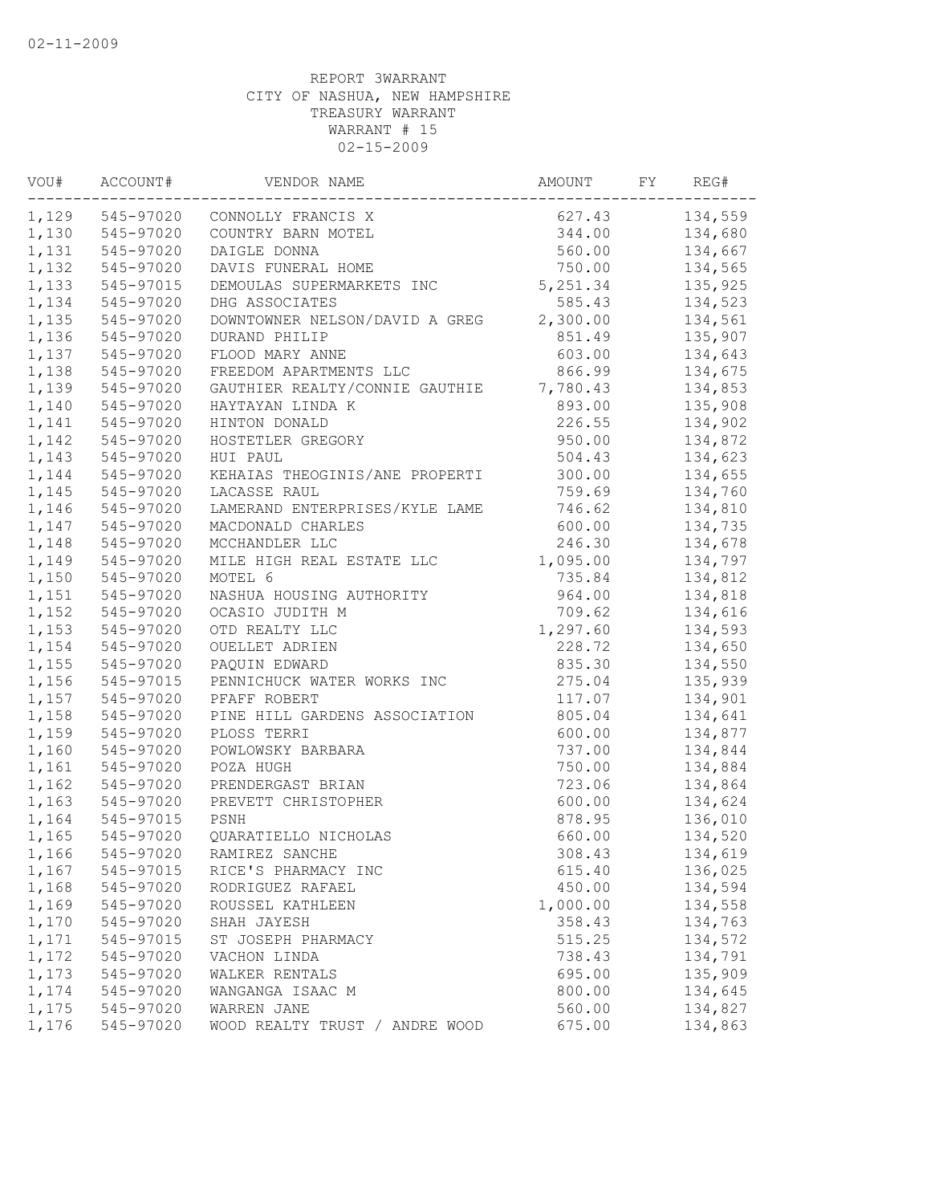02-11-2009

REPORT 3WARRANT
CITY OF NASHUA, NEW HAMPSHIRE
TREASURY WARRANT
WARRANT # 15
02-15-2009

| VOU# | ACCOUNT# | VENDOR NAME | AMOUNT | FY | REG# |
|---|---|---|---|---|---|
| 1,129 | 545-97020 | CONNOLLY FRANCIS X | 627.43 | | 134,559 |
| 1,130 | 545-97020 | COUNTRY BARN MOTEL | 344.00 | | 134,680 |
| 1,131 | 545-97020 | DAIGLE DONNA | 560.00 | | 134,667 |
| 1,132 | 545-97020 | DAVIS FUNERAL HOME | 750.00 | | 134,565 |
| 1,133 | 545-97015 | DEMOULAS SUPERMARKETS INC | 5,251.34 | | 135,925 |
| 1,134 | 545-97020 | DHG ASSOCIATES | 585.43 | | 134,523 |
| 1,135 | 545-97020 | DOWNTOWNER NELSON/DAVID A GREG | 2,300.00 | | 134,561 |
| 1,136 | 545-97020 | DURAND PHILIP | 851.49 | | 135,907 |
| 1,137 | 545-97020 | FLOOD MARY ANNE | 603.00 | | 134,643 |
| 1,138 | 545-97020 | FREEDOM APARTMENTS LLC | 866.99 | | 134,675 |
| 1,139 | 545-97020 | GAUTHIER REALTY/CONNIE GAUTHIE | 7,780.43 | | 134,853 |
| 1,140 | 545-97020 | HAYTAYAN LINDA K | 893.00 | | 135,908 |
| 1,141 | 545-97020 | HINTON DONALD | 226.55 | | 134,902 |
| 1,142 | 545-97020 | HOSTETLER GREGORY | 950.00 | | 134,872 |
| 1,143 | 545-97020 | HUI PAUL | 504.43 | | 134,623 |
| 1,144 | 545-97020 | KEHAIAS THEOGINIS/ANE PROPERTI | 300.00 | | 134,655 |
| 1,145 | 545-97020 | LACASSE RAUL | 759.69 | | 134,760 |
| 1,146 | 545-97020 | LAMERAND ENTERPRISES/KYLE LAME | 746.62 | | 134,810 |
| 1,147 | 545-97020 | MACDONALD CHARLES | 600.00 | | 134,735 |
| 1,148 | 545-97020 | MCCHANDLER LLC | 246.30 | | 134,678 |
| 1,149 | 545-97020 | MILE HIGH REAL ESTATE LLC | 1,095.00 | | 134,797 |
| 1,150 | 545-97020 | MOTEL 6 | 735.84 | | 134,812 |
| 1,151 | 545-97020 | NASHUA HOUSING AUTHORITY | 964.00 | | 134,818 |
| 1,152 | 545-97020 | OCASIO JUDITH M | 709.62 | | 134,616 |
| 1,153 | 545-97020 | OTD REALTY LLC | 1,297.60 | | 134,593 |
| 1,154 | 545-97020 | OUELLET ADRIEN | 228.72 | | 134,650 |
| 1,155 | 545-97020 | PAQUIN EDWARD | 835.30 | | 134,550 |
| 1,156 | 545-97015 | PENNICHUCK WATER WORKS INC | 275.04 | | 135,939 |
| 1,157 | 545-97020 | PFAFF ROBERT | 117.07 | | 134,901 |
| 1,158 | 545-97020 | PINE HILL GARDENS ASSOCIATION | 805.04 | | 134,641 |
| 1,159 | 545-97020 | PLOSS TERRI | 600.00 | | 134,877 |
| 1,160 | 545-97020 | POWLOWSKY BARBARA | 737.00 | | 134,844 |
| 1,161 | 545-97020 | POZA HUGH | 750.00 | | 134,884 |
| 1,162 | 545-97020 | PRENDERGAST BRIAN | 723.06 | | 134,864 |
| 1,163 | 545-97020 | PREVETT CHRISTOPHER | 600.00 | | 134,624 |
| 1,164 | 545-97015 | PSNH | 878.95 | | 136,010 |
| 1,165 | 545-97020 | QUARATIELLO NICHOLAS | 660.00 | | 134,520 |
| 1,166 | 545-97020 | RAMIREZ SANCHE | 308.43 | | 134,619 |
| 1,167 | 545-97015 | RICE'S PHARMACY INC | 615.40 | | 136,025 |
| 1,168 | 545-97020 | RODRIGUEZ RAFAEL | 450.00 | | 134,594 |
| 1,169 | 545-97020 | ROUSSEL KATHLEEN | 1,000.00 | | 134,558 |
| 1,170 | 545-97020 | SHAH JAYESH | 358.43 | | 134,763 |
| 1,171 | 545-97015 | ST JOSEPH PHARMACY | 515.25 | | 134,572 |
| 1,172 | 545-97020 | VACHON LINDA | 738.43 | | 134,791 |
| 1,173 | 545-97020 | WALKER RENTALS | 695.00 | | 135,909 |
| 1,174 | 545-97020 | WANGANGA ISAAC M | 800.00 | | 134,645 |
| 1,175 | 545-97020 | WARREN JANE | 560.00 | | 134,827 |
| 1,176 | 545-97020 | WOOD REALTY TRUST / ANDRE WOOD | 675.00 | | 134,863 |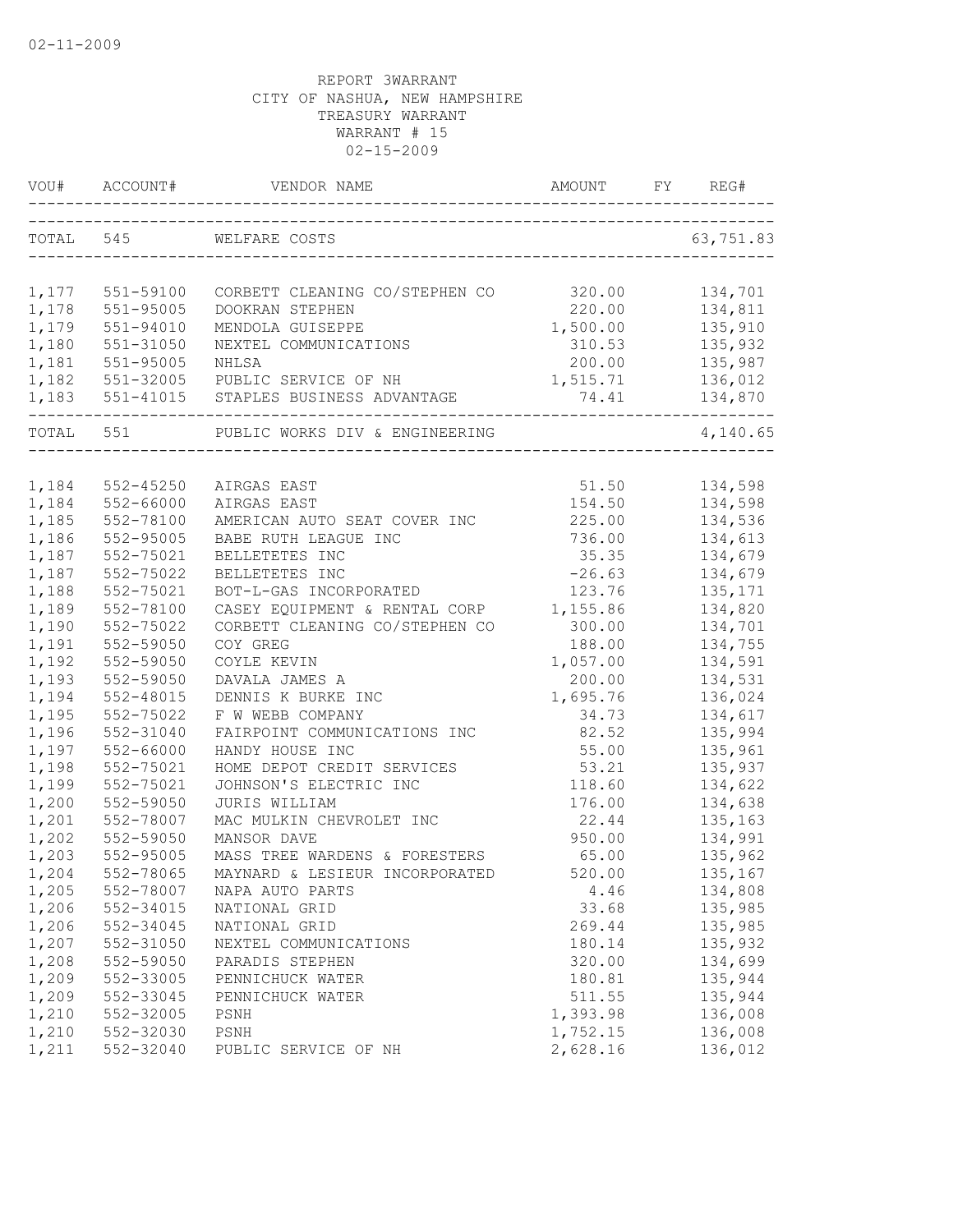02-11-2009

REPORT 3WARRANT
CITY OF NASHUA, NEW HAMPSHIRE
TREASURY WARRANT
WARRANT # 15
02-15-2009

| VOU# | ACCOUNT# | VENDOR NAME | AMOUNT | FY | REG# |
|---|---|---|---|---|---|
| TOTAL | 545 | WELFARE COSTS | | | 63,751.83 |
| 1,177 | 551-59100 | CORBETT CLEANING CO/STEPHEN CO | 320.00 | | 134,701 |
| 1,178 | 551-95005 | DOOKRAN STEPHEN | 220.00 | | 134,811 |
| 1,179 | 551-94010 | MENDOLA GUISEPPE | 1,500.00 | | 135,910 |
| 1,180 | 551-31050 | NEXTEL COMMUNICATIONS | 310.53 | | 135,932 |
| 1,181 | 551-95005 | NHLSA | 200.00 | | 135,987 |
| 1,182 | 551-32005 | PUBLIC SERVICE OF NH | 1,515.71 | | 136,012 |
| 1,183 | 551-41015 | STAPLES BUSINESS ADVANTAGE | 74.41 | | 134,870 |
| TOTAL | 551 | PUBLIC WORKS DIV & ENGINEERING | | | 4,140.65 |
| 1,184 | 552-45250 | AIRGAS EAST | 51.50 | | 134,598 |
| 1,184 | 552-66000 | AIRGAS EAST | 154.50 | | 134,598 |
| 1,185 | 552-78100 | AMERICAN AUTO SEAT COVER INC | 225.00 | | 134,536 |
| 1,186 | 552-95005 | BABE RUTH LEAGUE INC | 736.00 | | 134,613 |
| 1,187 | 552-75021 | BELLETETES INC | 35.35 | | 134,679 |
| 1,187 | 552-75022 | BELLETETES INC | -26.63 | | 134,679 |
| 1,188 | 552-75021 | BOT-L-GAS INCORPORATED | 123.76 | | 135,171 |
| 1,189 | 552-78100 | CASEY EQUIPMENT & RENTAL CORP | 1,155.86 | | 134,820 |
| 1,190 | 552-75022 | CORBETT CLEANING CO/STEPHEN CO | 300.00 | | 134,701 |
| 1,191 | 552-59050 | COY GREG | 188.00 | | 134,755 |
| 1,192 | 552-59050 | COYLE KEVIN | 1,057.00 | | 134,591 |
| 1,193 | 552-59050 | DAVALA JAMES A | 200.00 | | 134,531 |
| 1,194 | 552-48015 | DENNIS K BURKE INC | 1,695.76 | | 136,024 |
| 1,195 | 552-75022 | F W WEBB COMPANY | 34.73 | | 134,617 |
| 1,196 | 552-31040 | FAIRPOINT COMMUNICATIONS INC | 82.52 | | 135,994 |
| 1,197 | 552-66000 | HANDY HOUSE INC | 55.00 | | 135,961 |
| 1,198 | 552-75021 | HOME DEPOT CREDIT SERVICES | 53.21 | | 135,937 |
| 1,199 | 552-75021 | JOHNSON'S ELECTRIC INC | 118.60 | | 134,622 |
| 1,200 | 552-59050 | JURIS WILLIAM | 176.00 | | 134,638 |
| 1,201 | 552-78007 | MAC MULKIN CHEVROLET INC | 22.44 | | 135,163 |
| 1,202 | 552-59050 | MANSOR DAVE | 950.00 | | 134,991 |
| 1,203 | 552-95005 | MASS TREE WARDENS & FORESTERS | 65.00 | | 135,962 |
| 1,204 | 552-78065 | MAYNARD & LESIEUR INCORPORATED | 520.00 | | 135,167 |
| 1,205 | 552-78007 | NAPA AUTO PARTS | 4.46 | | 134,808 |
| 1,206 | 552-34015 | NATIONAL GRID | 33.68 | | 135,985 |
| 1,206 | 552-34045 | NATIONAL GRID | 269.44 | | 135,985 |
| 1,207 | 552-31050 | NEXTEL COMMUNICATIONS | 180.14 | | 135,932 |
| 1,208 | 552-59050 | PARADIS STEPHEN | 320.00 | | 134,699 |
| 1,209 | 552-33005 | PENNICHUCK WATER | 180.81 | | 135,944 |
| 1,209 | 552-33045 | PENNICHUCK WATER | 511.55 | | 135,944 |
| 1,210 | 552-32005 | PSNH | 1,393.98 | | 136,008 |
| 1,210 | 552-32030 | PSNH | 1,752.15 | | 136,008 |
| 1,211 | 552-32040 | PUBLIC SERVICE OF NH | 2,628.16 | | 136,012 |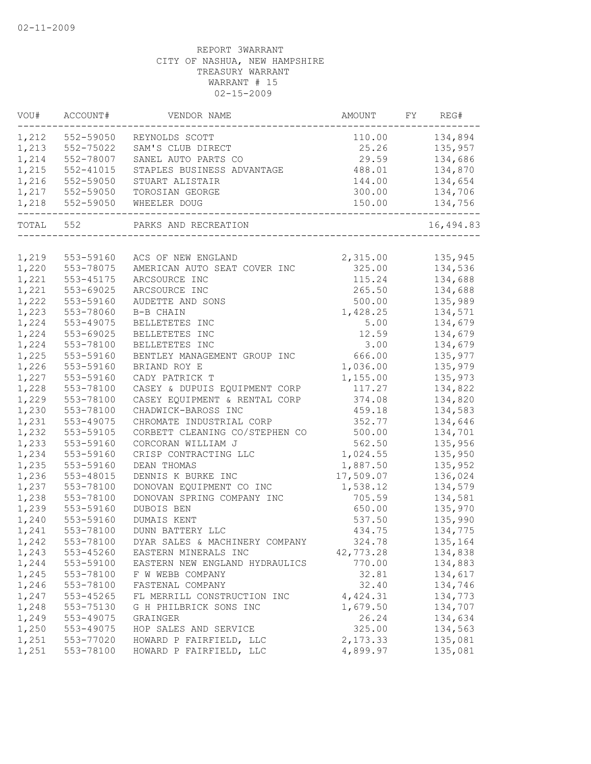02-11-2009

REPORT 3WARRANT
CITY OF NASHUA, NEW HAMPSHIRE
TREASURY WARRANT
WARRANT # 15
02-15-2009

| VOU# | ACCOUNT# | VENDOR NAME | AMOUNT | FY | REG# |
|---|---|---|---|---|---|
| 1,212 | 552-59050 | REYNOLDS SCOTT | 110.00 | | 134,894 |
| 1,213 | 552-75022 | SAM'S CLUB DIRECT | 25.26 | | 135,957 |
| 1,214 | 552-78007 | SANEL AUTO PARTS CO | 29.59 | | 134,686 |
| 1,215 | 552-41015 | STAPLES BUSINESS ADVANTAGE | 488.01 | | 134,870 |
| 1,216 | 552-59050 | STUART ALISTAIR | 144.00 | | 134,654 |
| 1,217 | 552-59050 | TOROSIAN GEORGE | 300.00 | | 134,706 |
| 1,218 | 552-59050 | WHEELER DOUG | 150.00 | | 134,756 |
| TOTAL | 552 | PARKS AND RECREATION | | | 16,494.83 |
| 1,219 | 553-59160 | ACS OF NEW ENGLAND | 2,315.00 | | 135,945 |
| 1,220 | 553-78075 | AMERICAN AUTO SEAT COVER INC | 325.00 | | 134,536 |
| 1,221 | 553-45175 | ARCSOURCE INC | 115.24 | | 134,688 |
| 1,221 | 553-69025 | ARCSOURCE INC | 265.50 | | 134,688 |
| 1,222 | 553-59160 | AUDETTE AND SONS | 500.00 | | 135,989 |
| 1,223 | 553-78060 | B-B CHAIN | 1,428.25 | | 134,571 |
| 1,224 | 553-49075 | BELLETETES INC | 5.00 | | 134,679 |
| 1,224 | 553-69025 | BELLETETES INC | 12.59 | | 134,679 |
| 1,224 | 553-78100 | BELLETETES INC | 3.00 | | 134,679 |
| 1,225 | 553-59160 | BENTLEY MANAGEMENT GROUP INC | 666.00 | | 135,977 |
| 1,226 | 553-59160 | BRIAND ROY E | 1,036.00 | | 135,979 |
| 1,227 | 553-59160 | CADY PATRICK T | 1,155.00 | | 135,973 |
| 1,228 | 553-78100 | CASEY & DUPUIS EQUIPMENT CORP | 117.27 | | 134,822 |
| 1,229 | 553-78100 | CASEY EQUIPMENT & RENTAL CORP | 374.08 | | 134,820 |
| 1,230 | 553-78100 | CHADWICK-BAROSS INC | 459.18 | | 134,583 |
| 1,231 | 553-49075 | CHROMATE INDUSTRIAL CORP | 352.77 | | 134,646 |
| 1,232 | 553-59105 | CORBETT CLEANING CO/STEPHEN CO | 500.00 | | 134,701 |
| 1,233 | 553-59160 | CORCORAN WILLIAM J | 562.50 | | 135,956 |
| 1,234 | 553-59160 | CRISP CONTRACTING LLC | 1,024.55 | | 135,950 |
| 1,235 | 553-59160 | DEAN THOMAS | 1,887.50 | | 135,952 |
| 1,236 | 553-48015 | DENNIS K BURKE INC | 17,509.07 | | 136,024 |
| 1,237 | 553-78100 | DONOVAN EQUIPMENT CO INC | 1,538.12 | | 134,579 |
| 1,238 | 553-78100 | DONOVAN SPRING COMPANY INC | 705.59 | | 134,581 |
| 1,239 | 553-59160 | DUBOIS BEN | 650.00 | | 135,970 |
| 1,240 | 553-59160 | DUMAIS KENT | 537.50 | | 135,990 |
| 1,241 | 553-78100 | DUNN BATTERY LLC | 434.75 | | 134,775 |
| 1,242 | 553-78100 | DYAR SALES & MACHINERY COMPANY | 324.78 | | 135,164 |
| 1,243 | 553-45260 | EASTERN MINERALS INC | 42,773.28 | | 134,838 |
| 1,244 | 553-59100 | EASTERN NEW ENGLAND HYDRAULICS | 770.00 | | 134,883 |
| 1,245 | 553-78100 | F W WEBB COMPANY | 32.81 | | 134,617 |
| 1,246 | 553-78100 | FASTENAL COMPANY | 32.40 | | 134,746 |
| 1,247 | 553-45265 | FL MERRILL CONSTRUCTION INC | 4,424.31 | | 134,773 |
| 1,248 | 553-75130 | G H PHILBRICK SONS INC | 1,679.50 | | 134,707 |
| 1,249 | 553-49075 | GRAINGER | 26.24 | | 134,634 |
| 1,250 | 553-49075 | HOP SALES AND SERVICE | 325.00 | | 134,563 |
| 1,251 | 553-77020 | HOWARD P FAIRFIELD, LLC | 2,173.33 | | 135,081 |
| 1,251 | 553-78100 | HOWARD P FAIRFIELD, LLC | 4,899.97 | | 135,081 |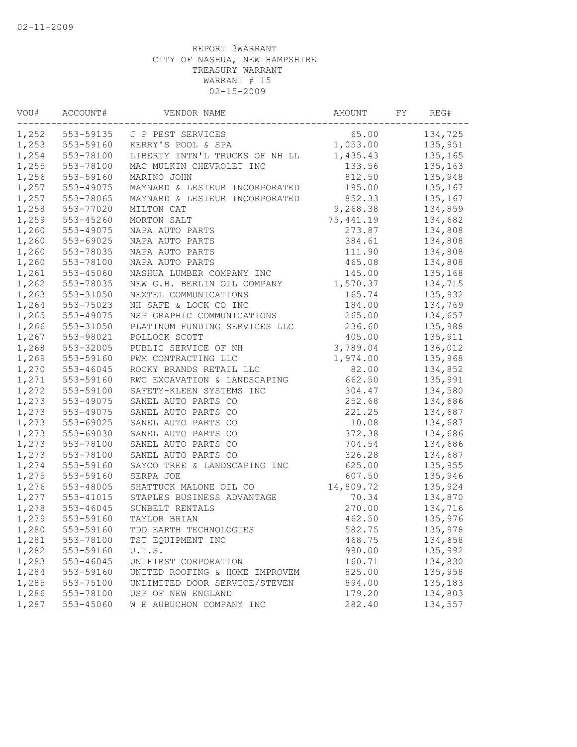02-11-2009

REPORT 3WARRANT
CITY OF NASHUA, NEW HAMPSHIRE
TREASURY WARRANT
WARRANT # 15
02-15-2009

| VOU# | ACCOUNT# | VENDOR NAME | AMOUNT | FY | REG# |
|---|---|---|---|---|---|
| 1,252 | 553-59135 | J P PEST SERVICES | 65.00 | | 134,725 |
| 1,253 | 553-59160 | KERRY'S POOL & SPA | 1,053.00 | | 135,951 |
| 1,254 | 553-78100 | LIBERTY INTN'L TRUCKS OF NH LL | 1,435.43 | | 135,165 |
| 1,255 | 553-78100 | MAC MULKIN CHEVROLET INC | 133.56 | | 135,163 |
| 1,256 | 553-59160 | MARINO JOHN | 812.50 | | 135,948 |
| 1,257 | 553-49075 | MAYNARD & LESIEUR INCORPORATED | 195.00 | | 135,167 |
| 1,257 | 553-78065 | MAYNARD & LESIEUR INCORPORATED | 852.33 | | 135,167 |
| 1,258 | 553-77020 | MILTON CAT | 9,268.38 | | 134,859 |
| 1,259 | 553-45260 | MORTON SALT | 75,441.19 | | 134,682 |
| 1,260 | 553-49075 | NAPA AUTO PARTS | 273.87 | | 134,808 |
| 1,260 | 553-69025 | NAPA AUTO PARTS | 384.61 | | 134,808 |
| 1,260 | 553-78035 | NAPA AUTO PARTS | 111.90 | | 134,808 |
| 1,260 | 553-78100 | NAPA AUTO PARTS | 465.08 | | 134,808 |
| 1,261 | 553-45060 | NASHUA LUMBER COMPANY INC | 145.00 | | 135,168 |
| 1,262 | 553-78035 | NEW G.H. BERLIN OIL COMPANY | 1,570.37 | | 134,715 |
| 1,263 | 553-31050 | NEXTEL COMMUNICATIONS | 165.74 | | 135,932 |
| 1,264 | 553-75023 | NH SAFE & LOCK CO INC | 184.00 | | 134,769 |
| 1,265 | 553-49075 | NSP GRAPHIC COMMUNICATIONS | 265.00 | | 134,657 |
| 1,266 | 553-31050 | PLATINUM FUNDING SERVICES LLC | 236.60 | | 135,988 |
| 1,267 | 553-98021 | POLLOCK SCOTT | 405.00 | | 135,911 |
| 1,268 | 553-32005 | PUBLIC SERVICE OF NH | 3,789.04 | | 136,012 |
| 1,269 | 553-59160 | PWM CONTRACTING LLC | 1,974.00 | | 135,968 |
| 1,270 | 553-46045 | ROCKY BRANDS RETAIL LLC | 82.00 | | 134,852 |
| 1,271 | 553-59160 | RWC EXCAVATION & LANDSCAPING | 662.50 | | 135,991 |
| 1,272 | 553-59100 | SAFETY-KLEEN SYSTEMS INC | 304.47 | | 134,580 |
| 1,273 | 553-49075 | SANEL AUTO PARTS CO | 252.68 | | 134,686 |
| 1,273 | 553-49075 | SANEL AUTO PARTS CO | 221.25 | | 134,687 |
| 1,273 | 553-69025 | SANEL AUTO PARTS CO | 10.08 | | 134,687 |
| 1,273 | 553-69030 | SANEL AUTO PARTS CO | 372.38 | | 134,686 |
| 1,273 | 553-78100 | SANEL AUTO PARTS CO | 704.54 | | 134,686 |
| 1,273 | 553-78100 | SANEL AUTO PARTS CO | 326.28 | | 134,687 |
| 1,274 | 553-59160 | SAYCO TREE & LANDSCAPING INC | 625.00 | | 135,955 |
| 1,275 | 553-59160 | SERPA JOE | 607.50 | | 135,946 |
| 1,276 | 553-48005 | SHATTUCK MALONE OIL CO | 14,809.72 | | 135,924 |
| 1,277 | 553-41015 | STAPLES BUSINESS ADVANTAGE | 70.34 | | 134,870 |
| 1,278 | 553-46045 | SUNBELT RENTALS | 270.00 | | 134,716 |
| 1,279 | 553-59160 | TAYLOR BRIAN | 462.50 | | 135,976 |
| 1,280 | 553-59160 | TDD EARTH TECHNOLOGIES | 582.75 | | 135,978 |
| 1,281 | 553-78100 | TST EQUIPMENT INC | 468.75 | | 134,658 |
| 1,282 | 553-59160 | U.T.S. | 990.00 | | 135,992 |
| 1,283 | 553-46045 | UNIFIRST CORPORATION | 160.71 | | 134,830 |
| 1,284 | 553-59160 | UNITED ROOFING & HOME IMPROVEM | 825.00 | | 135,958 |
| 1,285 | 553-75100 | UNLIMITED DOOR SERVICE/STEVEN | 894.00 | | 135,183 |
| 1,286 | 553-78100 | USP OF NEW ENGLAND | 179.20 | | 134,803 |
| 1,287 | 553-45060 | W E AUBUCHON COMPANY INC | 282.40 | | 134,557 |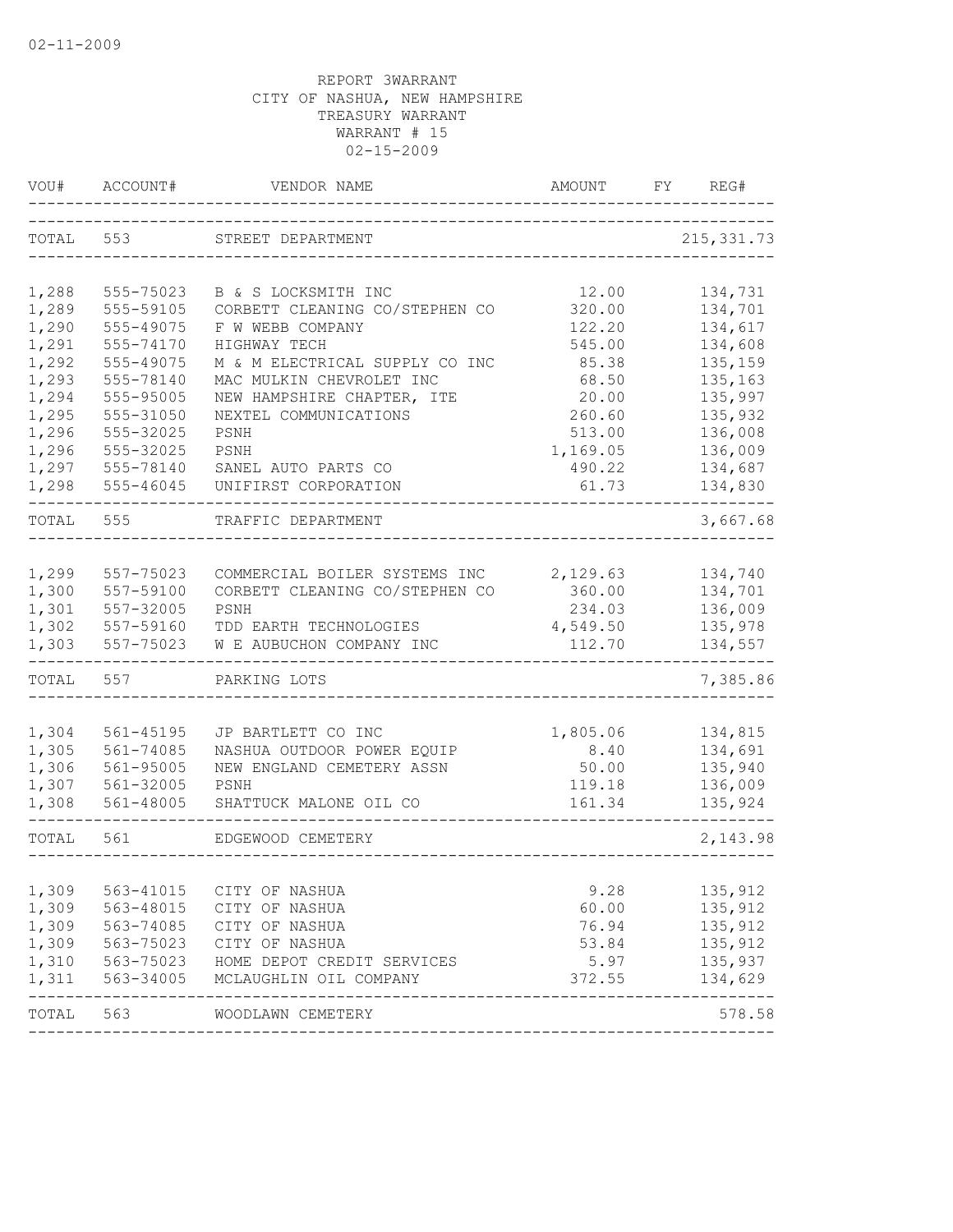02-11-2009

REPORT 3WARRANT
CITY OF NASHUA, NEW HAMPSHIRE
TREASURY WARRANT
WARRANT # 15
02-15-2009

| VOU# | ACCOUNT# | VENDOR NAME | AMOUNT | FY | REG# |
|---|---|---|---|---|---|
| TOTAL | 553 | STREET DEPARTMENT | | | 215,331.73 |
| 1,288 | 555-75023 | B & S LOCKSMITH INC | 12.00 | | 134,731 |
| 1,289 | 555-59105 | CORBETT CLEANING CO/STEPHEN CO | 320.00 | | 134,701 |
| 1,290 | 555-49075 | F W WEBB COMPANY | 122.20 | | 134,617 |
| 1,291 | 555-74170 | HIGHWAY TECH | 545.00 | | 134,608 |
| 1,292 | 555-49075 | M & M ELECTRICAL SUPPLY CO INC | 85.38 | | 135,159 |
| 1,293 | 555-78140 | MAC MULKIN CHEVROLET INC | 68.50 | | 135,163 |
| 1,294 | 555-95005 | NEW HAMPSHIRE CHAPTER, ITE | 20.00 | | 135,997 |
| 1,295 | 555-31050 | NEXTEL COMMUNICATIONS | 260.60 | | 135,932 |
| 1,296 | 555-32025 | PSNH | 513.00 | | 136,008 |
| 1,296 | 555-32025 | PSNH | 1,169.05 | | 136,009 |
| 1,297 | 555-78140 | SANEL AUTO PARTS CO | 490.22 | | 134,687 |
| 1,298 | 555-46045 | UNIFIRST CORPORATION | 61.73 | | 134,830 |
| TOTAL | 555 | TRAFFIC DEPARTMENT | | | 3,667.68 |
| 1,299 | 557-75023 | COMMERCIAL BOILER SYSTEMS INC | 2,129.63 | | 134,740 |
| 1,300 | 557-59100 | CORBETT CLEANING CO/STEPHEN CO | 360.00 | | 134,701 |
| 1,301 | 557-32005 | PSNH | 234.03 | | 136,009 |
| 1,302 | 557-59160 | TDD EARTH TECHNOLOGIES | 4,549.50 | | 135,978 |
| 1,303 | 557-75023 | W E AUBUCHON COMPANY INC | 112.70 | | 134,557 |
| TOTAL | 557 | PARKING LOTS | | | 7,385.86 |
| 1,304 | 561-45195 | JP BARTLETT CO INC | 1,805.06 | | 134,815 |
| 1,305 | 561-74085 | NASHUA OUTDOOR POWER EQUIP | 8.40 | | 134,691 |
| 1,306 | 561-95005 | NEW ENGLAND CEMETERY ASSN | 50.00 | | 135,940 |
| 1,307 | 561-32005 | PSNH | 119.18 | | 136,009 |
| 1,308 | 561-48005 | SHATTUCK MALONE OIL CO | 161.34 | | 135,924 |
| TOTAL | 561 | EDGEWOOD CEMETERY | | | 2,143.98 |
| 1,309 | 563-41015 | CITY OF NASHUA | 9.28 | | 135,912 |
| 1,309 | 563-48015 | CITY OF NASHUA | 60.00 | | 135,912 |
| 1,309 | 563-74085 | CITY OF NASHUA | 76.94 | | 135,912 |
| 1,309 | 563-75023 | CITY OF NASHUA | 53.84 | | 135,912 |
| 1,310 | 563-75023 | HOME DEPOT CREDIT SERVICES | 5.97 | | 135,937 |
| 1,311 | 563-34005 | MCLAUGHLIN OIL COMPANY | 372.55 | | 134,629 |
| TOTAL | 563 | WOODLAWN CEMETERY | | | 578.58 |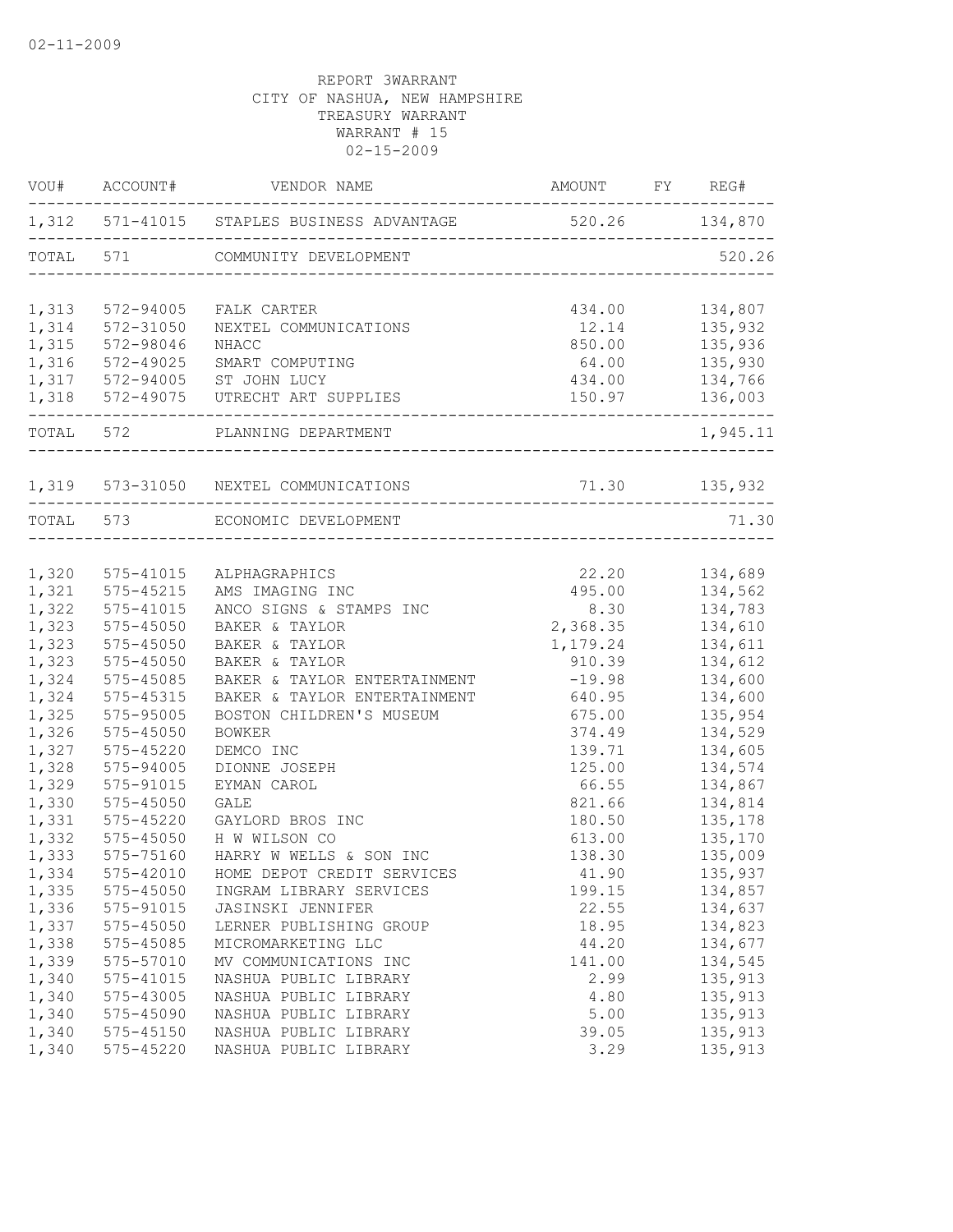02-11-2009

REPORT 3WARRANT
CITY OF NASHUA, NEW HAMPSHIRE
TREASURY WARRANT
WARRANT # 15
02-15-2009

| VOU# | ACCOUNT# | VENDOR NAME | AMOUNT | FY | REG# |
|---|---|---|---|---|---|
| 1,312 | 571-41015 | STAPLES BUSINESS ADVANTAGE | 520.26 | | 134,870 |
| TOTAL | 571 | COMMUNITY DEVELOPMENT | | | 520.26 |
| 1,313 | 572-94005 | FALK CARTER | 434.00 | | 134,807 |
| 1,314 | 572-31050 | NEXTEL COMMUNICATIONS | 12.14 | | 135,932 |
| 1,315 | 572-98046 | NHACC | 850.00 | | 135,936 |
| 1,316 | 572-49025 | SMART COMPUTING | 64.00 | | 135,930 |
| 1,317 | 572-94005 | ST JOHN LUCY | 434.00 | | 134,766 |
| 1,318 | 572-49075 | UTRECHT ART SUPPLIES | 150.97 | | 136,003 |
| TOTAL | 572 | PLANNING DEPARTMENT | | | 1,945.11 |
| 1,319 | 573-31050 | NEXTEL COMMUNICATIONS | 71.30 | | 135,932 |
| TOTAL | 573 | ECONOMIC DEVELOPMENT | | | 71.30 |
| 1,320 | 575-41015 | ALPHAGRAPHICS | 22.20 | | 134,689 |
| 1,321 | 575-45215 | AMS IMAGING INC | 495.00 | | 134,562 |
| 1,322 | 575-41015 | ANCO SIGNS & STAMPS INC | 8.30 | | 134,783 |
| 1,323 | 575-45050 | BAKER & TAYLOR | 2,368.35 | | 134,610 |
| 1,323 | 575-45050 | BAKER & TAYLOR | 1,179.24 | | 134,611 |
| 1,323 | 575-45050 | BAKER & TAYLOR | 910.39 | | 134,612 |
| 1,324 | 575-45085 | BAKER & TAYLOR ENTERTAINMENT | -19.98 | | 134,600 |
| 1,324 | 575-45315 | BAKER & TAYLOR ENTERTAINMENT | 640.95 | | 134,600 |
| 1,325 | 575-95005 | BOSTON CHILDREN'S MUSEUM | 675.00 | | 135,954 |
| 1,326 | 575-45050 | BOWKER | 374.49 | | 134,529 |
| 1,327 | 575-45220 | DEMCO INC | 139.71 | | 134,605 |
| 1,328 | 575-94005 | DIONNE JOSEPH | 125.00 | | 134,574 |
| 1,329 | 575-91015 | EYMAN CAROL | 66.55 | | 134,867 |
| 1,330 | 575-45050 | GALE | 821.66 | | 134,814 |
| 1,331 | 575-45220 | GAYLORD BROS INC | 180.50 | | 135,178 |
| 1,332 | 575-45050 | H W WILSON CO | 613.00 | | 135,170 |
| 1,333 | 575-75160 | HARRY W WELLS & SON INC | 138.30 | | 135,009 |
| 1,334 | 575-42010 | HOME DEPOT CREDIT SERVICES | 41.90 | | 135,937 |
| 1,335 | 575-45050 | INGRAM LIBRARY SERVICES | 199.15 | | 134,857 |
| 1,336 | 575-91015 | JASINSKI JENNIFER | 22.55 | | 134,637 |
| 1,337 | 575-45050 | LERNER PUBLISHING GROUP | 18.95 | | 134,823 |
| 1,338 | 575-45085 | MICROMARKETING LLC | 44.20 | | 134,677 |
| 1,339 | 575-57010 | MV COMMUNICATIONS INC | 141.00 | | 134,545 |
| 1,340 | 575-41015 | NASHUA PUBLIC LIBRARY | 2.99 | | 135,913 |
| 1,340 | 575-43005 | NASHUA PUBLIC LIBRARY | 4.80 | | 135,913 |
| 1,340 | 575-45090 | NASHUA PUBLIC LIBRARY | 5.00 | | 135,913 |
| 1,340 | 575-45150 | NASHUA PUBLIC LIBRARY | 39.05 | | 135,913 |
| 1,340 | 575-45220 | NASHUA PUBLIC LIBRARY | 3.29 | | 135,913 |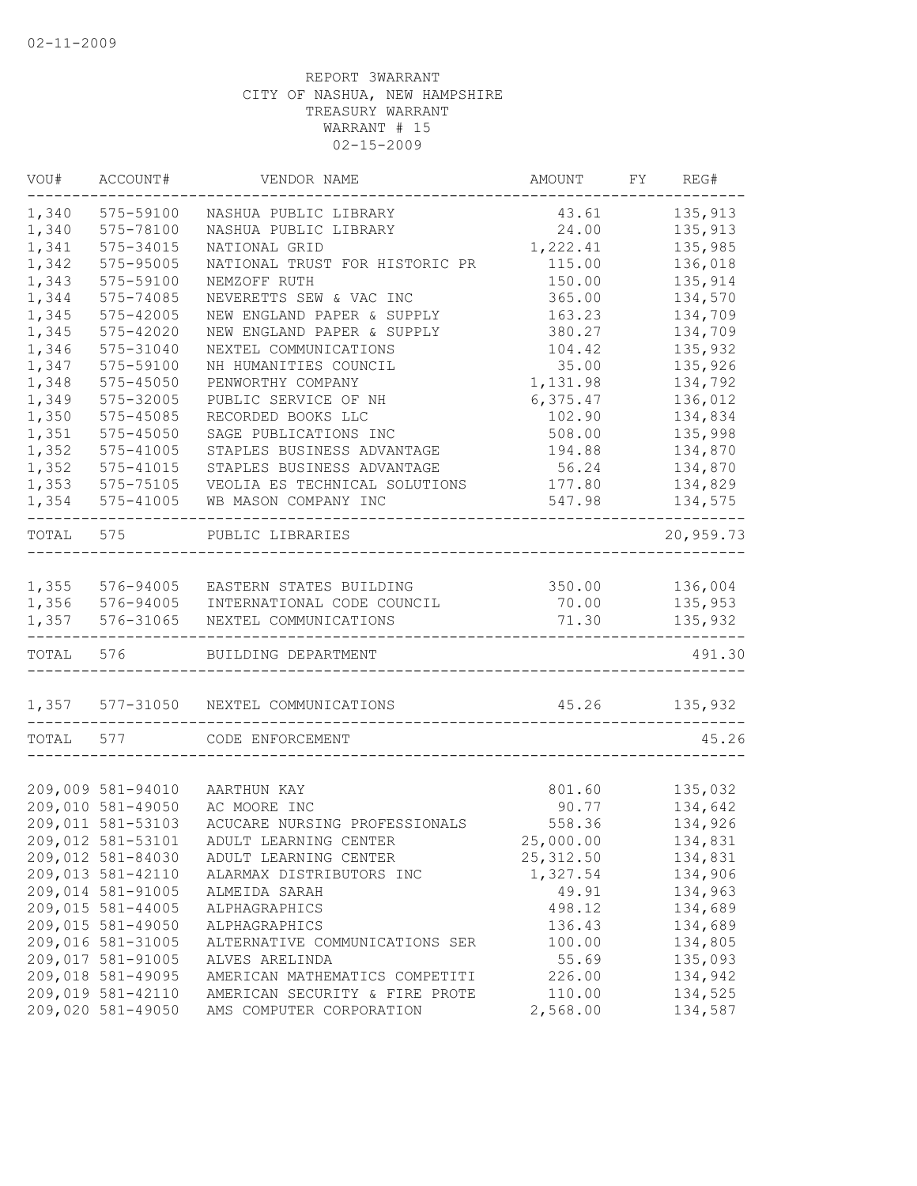02-11-2009

REPORT 3WARRANT
CITY OF NASHUA, NEW HAMPSHIRE
TREASURY WARRANT
WARRANT # 15
02-15-2009

| VOU# | ACCOUNT# | VENDOR NAME | AMOUNT | FY | REG# |
|---|---|---|---|---|---|
| 1,340 | 575-59100 | NASHUA PUBLIC LIBRARY | 43.61 | | 135,913 |
| 1,340 | 575-78100 | NASHUA PUBLIC LIBRARY | 24.00 | | 135,913 |
| 1,341 | 575-34015 | NATIONAL GRID | 1,222.41 | | 135,985 |
| 1,342 | 575-95005 | NATIONAL TRUST FOR HISTORIC PR | 115.00 | | 136,018 |
| 1,343 | 575-59100 | NEMZOFF RUTH | 150.00 | | 135,914 |
| 1,344 | 575-74085 | NEVERETTS SEW & VAC INC | 365.00 | | 134,570 |
| 1,345 | 575-42005 | NEW ENGLAND PAPER & SUPPLY | 163.23 | | 134,709 |
| 1,345 | 575-42020 | NEW ENGLAND PAPER & SUPPLY | 380.27 | | 134,709 |
| 1,346 | 575-31040 | NEXTEL COMMUNICATIONS | 104.42 | | 135,932 |
| 1,347 | 575-59100 | NH HUMANITIES COUNCIL | 35.00 | | 135,926 |
| 1,348 | 575-45050 | PENWORTHY COMPANY | 1,131.98 | | 134,792 |
| 1,349 | 575-32005 | PUBLIC SERVICE OF NH | 6,375.47 | | 136,012 |
| 1,350 | 575-45085 | RECORDED BOOKS LLC | 102.90 | | 134,834 |
| 1,351 | 575-45050 | SAGE PUBLICATIONS INC | 508.00 | | 135,998 |
| 1,352 | 575-41005 | STAPLES BUSINESS ADVANTAGE | 194.88 | | 134,870 |
| 1,352 | 575-41015 | STAPLES BUSINESS ADVANTAGE | 56.24 | | 134,870 |
| 1,353 | 575-75105 | VEOLIA ES TECHNICAL SOLUTIONS | 177.80 | | 134,829 |
| 1,354 | 575-41005 | WB MASON COMPANY INC | 547.98 | | 134,575 |
| TOTAL | 575 | PUBLIC LIBRARIES | | | 20,959.73 |
| 1,355 | 576-94005 | EASTERN STATES BUILDING | 350.00 | | 136,004 |
| 1,356 | 576-94005 | INTERNATIONAL CODE COUNCIL | 70.00 | | 135,953 |
| 1,357 | 576-31065 | NEXTEL COMMUNICATIONS | 71.30 | | 135,932 |
| TOTAL | 576 | BUILDING DEPARTMENT | | | 491.30 |
| 1,357 | 577-31050 | NEXTEL COMMUNICATIONS | 45.26 | | 135,932 |
| TOTAL | 577 | CODE ENFORCEMENT | | | 45.26 |
| 209,009 | 581-94010 | AARTHUN KAY | 801.60 | | 135,032 |
| 209,010 | 581-49050 | AC MOORE INC | 90.77 | | 134,642 |
| 209,011 | 581-53103 | ACUCARE NURSING PROFESSIONALS | 558.36 | | 134,926 |
| 209,012 | 581-53101 | ADULT LEARNING CENTER | 25,000.00 | | 134,831 |
| 209,012 | 581-84030 | ADULT LEARNING CENTER | 25,312.50 | | 134,831 |
| 209,013 | 581-42110 | ALARMAX DISTRIBUTORS INC | 1,327.54 | | 134,906 |
| 209,014 | 581-91005 | ALMEIDA SARAH | 49.91 | | 134,963 |
| 209,015 | 581-44005 | ALPHAGRAPHICS | 498.12 | | 134,689 |
| 209,015 | 581-49050 | ALPHAGRAPHICS | 136.43 | | 134,689 |
| 209,016 | 581-31005 | ALTERNATIVE COMMUNICATIONS SER | 100.00 | | 134,805 |
| 209,017 | 581-91005 | ALVES ARELINDA | 55.69 | | 135,093 |
| 209,018 | 581-49095 | AMERICAN MATHEMATICS COMPETITI | 226.00 | | 134,942 |
| 209,019 | 581-42110 | AMERICAN SECURITY & FIRE PROTE | 110.00 | | 134,525 |
| 209,020 | 581-49050 | AMS COMPUTER CORPORATION | 2,568.00 | | 134,587 |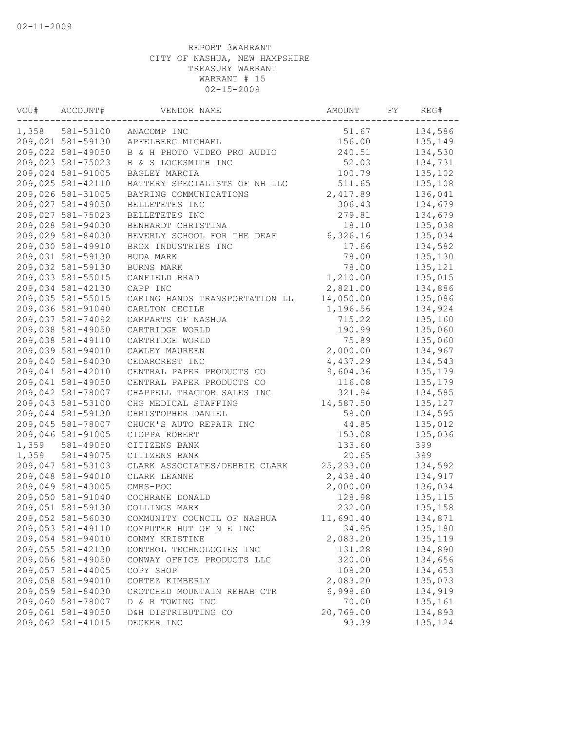02-11-2009

REPORT 3WARRANT
CITY OF NASHUA, NEW HAMPSHIRE
TREASURY WARRANT
WARRANT # 15
02-15-2009

| VOU# | ACCOUNT# | VENDOR NAME | AMOUNT | FY | REG# |
|---|---|---|---|---|---|
| 1,358 | 581-53100 | ANACOMP INC | 51.67 | | 134,586 |
| 209,021 | 581-59130 | APFELBERG MICHAEL | 156.00 | | 135,149 |
| 209,022 | 581-49050 | B & H PHOTO VIDEO PRO AUDIO | 240.51 | | 134,530 |
| 209,023 | 581-75023 | B & S LOCKSMITH INC | 52.03 | | 134,731 |
| 209,024 | 581-91005 | BAGLEY MARCIA | 100.79 | | 135,102 |
| 209,025 | 581-42110 | BATTERY SPECIALISTS OF NH LLC | 511.65 | | 135,108 |
| 209,026 | 581-31005 | BAYRING COMMUNICATIONS | 2,417.89 | | 136,041 |
| 209,027 | 581-49050 | BELLETETES INC | 306.43 | | 134,679 |
| 209,027 | 581-75023 | BELLETETES INC | 279.81 | | 134,679 |
| 209,028 | 581-94030 | BENHARDT CHRISTINA | 18.10 | | 135,038 |
| 209,029 | 581-84030 | BEVERLY SCHOOL FOR THE DEAF | 6,326.16 | | 135,034 |
| 209,030 | 581-49910 | BROX INDUSTRIES INC | 17.66 | | 134,582 |
| 209,031 | 581-59130 | BUDA MARK | 78.00 | | 135,130 |
| 209,032 | 581-59130 | BURNS MARK | 78.00 | | 135,121 |
| 209,033 | 581-55015 | CANFIELD BRAD | 1,210.00 | | 135,015 |
| 209,034 | 581-42130 | CAPP INC | 2,821.00 | | 134,886 |
| 209,035 | 581-55015 | CARING HANDS TRANSPORTATION LL | 14,050.00 | | 135,086 |
| 209,036 | 581-91040 | CARLTON CECILE | 1,196.56 | | 134,924 |
| 209,037 | 581-74092 | CARPARTS OF NASHUA | 715.22 | | 135,160 |
| 209,038 | 581-49050 | CARTRIDGE WORLD | 190.99 | | 135,060 |
| 209,038 | 581-49110 | CARTRIDGE WORLD | 75.89 | | 135,060 |
| 209,039 | 581-94010 | CAWLEY MAUREEN | 2,000.00 | | 134,967 |
| 209,040 | 581-84030 | CEDARCREST INC | 4,437.29 | | 134,543 |
| 209,041 | 581-42010 | CENTRAL PAPER PRODUCTS CO | 9,604.36 | | 135,179 |
| 209,041 | 581-49050 | CENTRAL PAPER PRODUCTS CO | 116.08 | | 135,179 |
| 209,042 | 581-78007 | CHAPPELL TRACTOR SALES INC | 321.94 | | 134,585 |
| 209,043 | 581-53100 | CHG MEDICAL STAFFING | 14,587.50 | | 135,127 |
| 209,044 | 581-59130 | CHRISTOPHER DANIEL | 58.00 | | 134,595 |
| 209,045 | 581-78007 | CHUCK'S AUTO REPAIR INC | 44.85 | | 135,012 |
| 209,046 | 581-91005 | CIOPPA ROBERT | 153.08 | | 135,036 |
| 1,359 | 581-49050 | CITIZENS BANK | 133.60 | | 399 |
| 1,359 | 581-49075 | CITIZENS BANK | 20.65 | | 399 |
| 209,047 | 581-53103 | CLARK ASSOCIATES/DEBBIE CLARK | 25,233.00 | | 134,592 |
| 209,048 | 581-94010 | CLARK LEANNE | 2,438.40 | | 134,917 |
| 209,049 | 581-43005 | CMRS-POC | 2,000.00 | | 136,034 |
| 209,050 | 581-91040 | COCHRANE DONALD | 128.98 | | 135,115 |
| 209,051 | 581-59130 | COLLINGS MARK | 232.00 | | 135,158 |
| 209,052 | 581-56030 | COMMUNITY COUNCIL OF NASHUA | 11,690.40 | | 134,871 |
| 209,053 | 581-49110 | COMPUTER HUT OF N E INC | 34.95 | | 135,180 |
| 209,054 | 581-94010 | CONMY KRISTINE | 2,083.20 | | 135,119 |
| 209,055 | 581-42130 | CONTROL TECHNOLOGIES INC | 131.28 | | 134,890 |
| 209,056 | 581-49050 | CONWAY OFFICE PRODUCTS LLC | 320.00 | | 134,656 |
| 209,057 | 581-44005 | COPY SHOP | 108.20 | | 134,653 |
| 209,058 | 581-94010 | CORTEZ KIMBERLY | 2,083.20 | | 135,073 |
| 209,059 | 581-84030 | CROTCHED MOUNTAIN REHAB CTR | 6,998.60 | | 134,919 |
| 209,060 | 581-78007 | D & R TOWING INC | 70.00 | | 135,161 |
| 209,061 | 581-49050 | D&H DISTRIBUTING CO | 20,769.00 | | 134,893 |
| 209,062 | 581-41015 | DECKER INC | 93.39 | | 135,124 |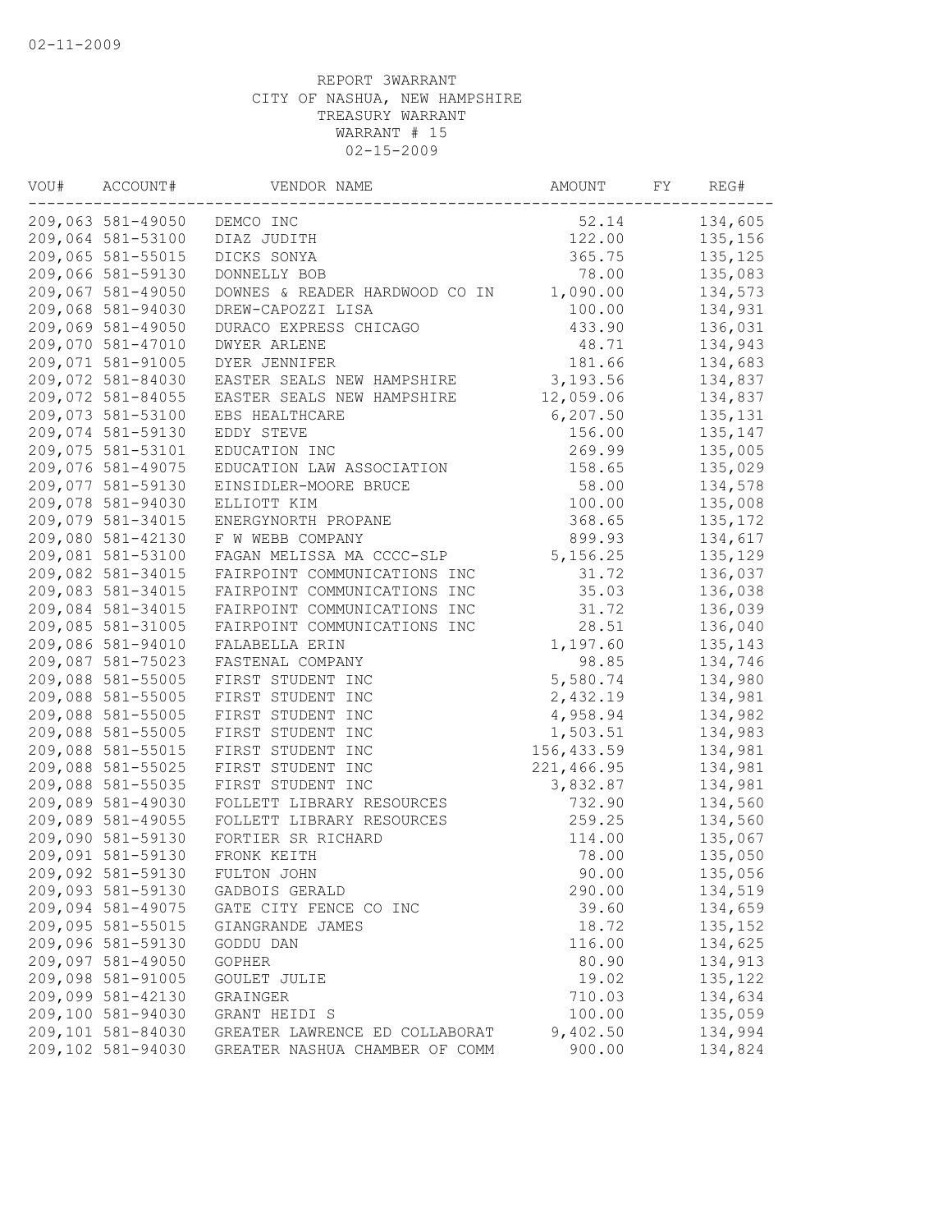REPORT 3WARRANT
CITY OF NASHUA, NEW HAMPSHIRE
TREASURY WARRANT
WARRANT # 15
02-15-2009

| VOU# | ACCOUNT# | VENDOR NAME | AMOUNT | FY | REG# |
|---|---|---|---|---|---|
| 209,063 | 581-49050 | DEMCO INC | 52.14 | | 134,605 |
| 209,064 | 581-53100 | DIAZ JUDITH | 122.00 | | 135,156 |
| 209,065 | 581-55015 | DICKS SONYA | 365.75 | | 135,125 |
| 209,066 | 581-59130 | DONNELLY BOB | 78.00 | | 135,083 |
| 209,067 | 581-49050 | DOWNES & READER HARDWOOD CO IN | 1,090.00 | | 134,573 |
| 209,068 | 581-94030 | DREW-CAPOZZI LISA | 100.00 | | 134,931 |
| 209,069 | 581-49050 | DURACO EXPRESS CHICAGO | 433.90 | | 136,031 |
| 209,070 | 581-47010 | DWYER ARLENE | 48.71 | | 134,943 |
| 209,071 | 581-91005 | DYER JENNIFER | 181.66 | | 134,683 |
| 209,072 | 581-84030 | EASTER SEALS NEW HAMPSHIRE | 3,193.56 | | 134,837 |
| 209,072 | 581-84055 | EASTER SEALS NEW HAMPSHIRE | 12,059.06 | | 134,837 |
| 209,073 | 581-53100 | EBS HEALTHCARE | 6,207.50 | | 135,131 |
| 209,074 | 581-59130 | EDDY STEVE | 156.00 | | 135,147 |
| 209,075 | 581-53101 | EDUCATION INC | 269.99 | | 135,005 |
| 209,076 | 581-49075 | EDUCATION LAW ASSOCIATION | 158.65 | | 135,029 |
| 209,077 | 581-59130 | EINSIDLER-MOORE BRUCE | 58.00 | | 134,578 |
| 209,078 | 581-94030 | ELLIOTT KIM | 100.00 | | 135,008 |
| 209,079 | 581-34015 | ENERGYNORTH PROPANE | 368.65 | | 135,172 |
| 209,080 | 581-42130 | F W WEBB COMPANY | 899.93 | | 134,617 |
| 209,081 | 581-53100 | FAGAN MELISSA MA CCCC-SLP | 5,156.25 | | 135,129 |
| 209,082 | 581-34015 | FAIRPOINT COMMUNICATIONS INC | 31.72 | | 136,037 |
| 209,083 | 581-34015 | FAIRPOINT COMMUNICATIONS INC | 35.03 | | 136,038 |
| 209,084 | 581-34015 | FAIRPOINT COMMUNICATIONS INC | 31.72 | | 136,039 |
| 209,085 | 581-31005 | FAIRPOINT COMMUNICATIONS INC | 28.51 | | 136,040 |
| 209,086 | 581-94010 | FALABELLA ERIN | 1,197.60 | | 135,143 |
| 209,087 | 581-75023 | FASTENAL COMPANY | 98.85 | | 134,746 |
| 209,088 | 581-55005 | FIRST STUDENT INC | 5,580.74 | | 134,980 |
| 209,088 | 581-55005 | FIRST STUDENT INC | 2,432.19 | | 134,981 |
| 209,088 | 581-55005 | FIRST STUDENT INC | 4,958.94 | | 134,982 |
| 209,088 | 581-55005 | FIRST STUDENT INC | 1,503.51 | | 134,983 |
| 209,088 | 581-55015 | FIRST STUDENT INC | 156,433.59 | | 134,981 |
| 209,088 | 581-55025 | FIRST STUDENT INC | 221,466.95 | | 134,981 |
| 209,088 | 581-55035 | FIRST STUDENT INC | 3,832.87 | | 134,981 |
| 209,089 | 581-49030 | FOLLETT LIBRARY RESOURCES | 732.90 | | 134,560 |
| 209,089 | 581-49055 | FOLLETT LIBRARY RESOURCES | 259.25 | | 134,560 |
| 209,090 | 581-59130 | FORTIER SR RICHARD | 114.00 | | 135,067 |
| 209,091 | 581-59130 | FRONK KEITH | 78.00 | | 135,050 |
| 209,092 | 581-59130 | FULTON JOHN | 90.00 | | 135,056 |
| 209,093 | 581-59130 | GADBOIS GERALD | 290.00 | | 134,519 |
| 209,094 | 581-49075 | GATE CITY FENCE CO INC | 39.60 | | 134,659 |
| 209,095 | 581-55015 | GIANGRANDE JAMES | 18.72 | | 135,152 |
| 209,096 | 581-59130 | GODDU DAN | 116.00 | | 134,625 |
| 209,097 | 581-49050 | GOPHER | 80.90 | | 134,913 |
| 209,098 | 581-91005 | GOULET JULIE | 19.02 | | 135,122 |
| 209,099 | 581-42130 | GRAINGER | 710.03 | | 134,634 |
| 209,100 | 581-94030 | GRANT HEIDI S | 100.00 | | 135,059 |
| 209,101 | 581-84030 | GREATER LAWRENCE ED COLLABORAT | 9,402.50 | | 134,994 |
| 209,102 | 581-94030 | GREATER NASHUA CHAMBER OF COMM | 900.00 | | 134,824 |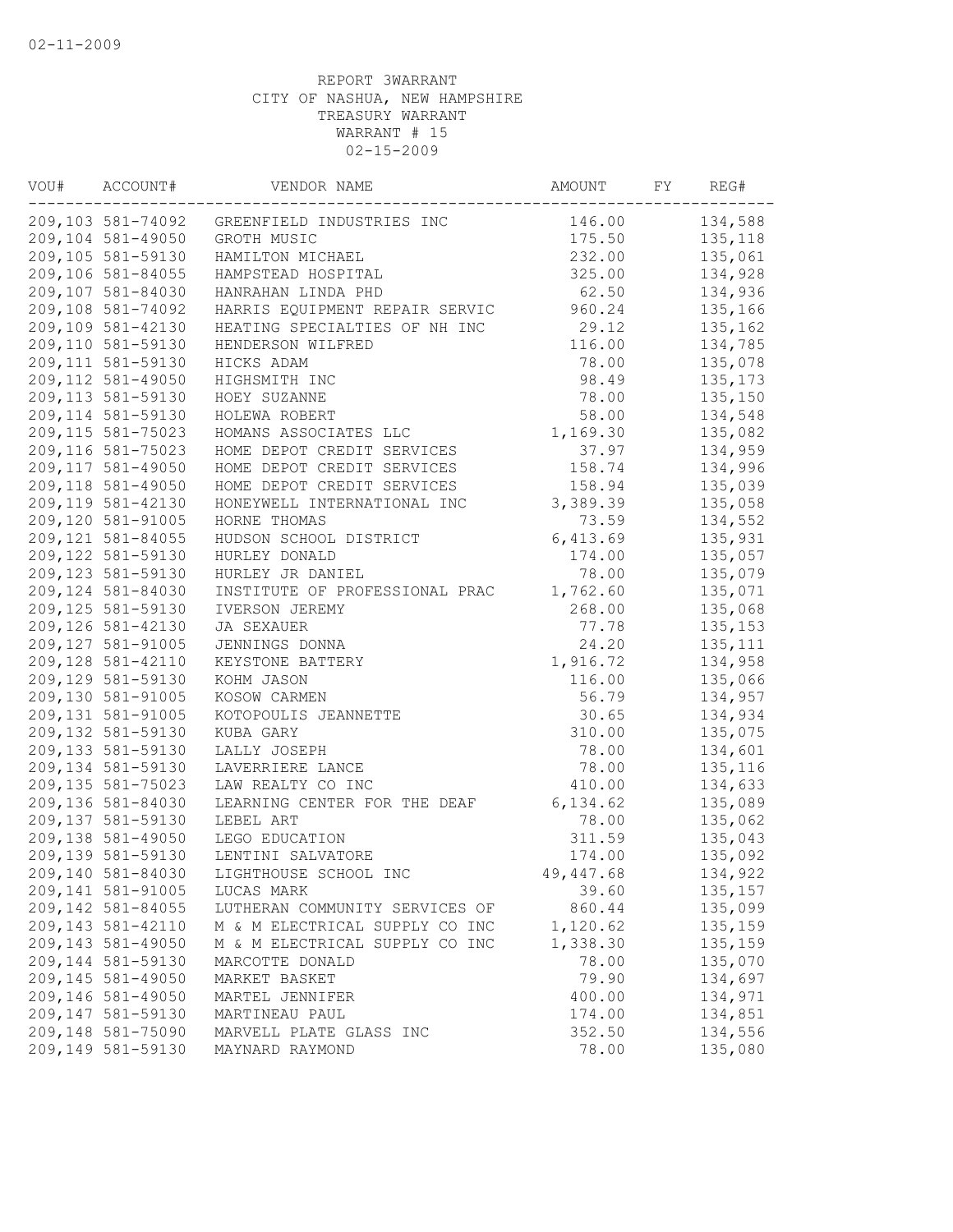02-11-2009

REPORT 3WARRANT
CITY OF NASHUA, NEW HAMPSHIRE
TREASURY WARRANT
WARRANT # 15
02-15-2009

| VOU# | ACCOUNT# | VENDOR NAME | AMOUNT | FY | REG# |
|---|---|---|---|---|---|
| 209,103 | 581-74092 | GREENFIELD INDUSTRIES INC | 146.00 | | 134,588 |
| 209,104 | 581-49050 | GROTH MUSIC | 175.50 | | 135,118 |
| 209,105 | 581-59130 | HAMILTON MICHAEL | 232.00 | | 135,061 |
| 209,106 | 581-84055 | HAMPSTEAD HOSPITAL | 325.00 | | 134,928 |
| 209,107 | 581-84030 | HANRAHAN LINDA PHD | 62.50 | | 134,936 |
| 209,108 | 581-74092 | HARRIS EQUIPMENT REPAIR SERVIC | 960.24 | | 135,166 |
| 209,109 | 581-42130 | HEATING SPECIALTIES OF NH INC | 29.12 | | 135,162 |
| 209,110 | 581-59130 | HENDERSON WILFRED | 116.00 | | 134,785 |
| 209,111 | 581-59130 | HICKS ADAM | 78.00 | | 135,078 |
| 209,112 | 581-49050 | HIGHSMITH INC | 98.49 | | 135,173 |
| 209,113 | 581-59130 | HOEY SUZANNE | 78.00 | | 135,150 |
| 209,114 | 581-59130 | HOLEWA ROBERT | 58.00 | | 134,548 |
| 209,115 | 581-75023 | HOMANS ASSOCIATES LLC | 1,169.30 | | 135,082 |
| 209,116 | 581-75023 | HOME DEPOT CREDIT SERVICES | 37.97 | | 134,959 |
| 209,117 | 581-49050 | HOME DEPOT CREDIT SERVICES | 158.74 | | 134,996 |
| 209,118 | 581-49050 | HOME DEPOT CREDIT SERVICES | 158.94 | | 135,039 |
| 209,119 | 581-42130 | HONEYWELL INTERNATIONAL INC | 3,389.39 | | 135,058 |
| 209,120 | 581-91005 | HORNE THOMAS | 73.59 | | 134,552 |
| 209,121 | 581-84055 | HUDSON SCHOOL DISTRICT | 6,413.69 | | 135,931 |
| 209,122 | 581-59130 | HURLEY DONALD | 174.00 | | 135,057 |
| 209,123 | 581-59130 | HURLEY JR DANIEL | 78.00 | | 135,079 |
| 209,124 | 581-84030 | INSTITUTE OF PROFESSIONAL PRAC | 1,762.60 | | 135,071 |
| 209,125 | 581-59130 | IVERSON JEREMY | 268.00 | | 135,068 |
| 209,126 | 581-42130 | JA SEXAUER | 77.78 | | 135,153 |
| 209,127 | 581-91005 | JENNINGS DONNA | 24.20 | | 135,111 |
| 209,128 | 581-42110 | KEYSTONE BATTERY | 1,916.72 | | 134,958 |
| 209,129 | 581-59130 | KOHM JASON | 116.00 | | 135,066 |
| 209,130 | 581-91005 | KOSOW CARMEN | 56.79 | | 134,957 |
| 209,131 | 581-91005 | KOTOPOULIS JEANNETTE | 30.65 | | 134,934 |
| 209,132 | 581-59130 | KUBA GARY | 310.00 | | 135,075 |
| 209,133 | 581-59130 | LALLY JOSEPH | 78.00 | | 134,601 |
| 209,134 | 581-59130 | LAVERRIERE LANCE | 78.00 | | 135,116 |
| 209,135 | 581-75023 | LAW REALTY CO INC | 410.00 | | 134,633 |
| 209,136 | 581-84030 | LEARNING CENTER FOR THE DEAF | 6,134.62 | | 135,089 |
| 209,137 | 581-59130 | LEBEL ART | 78.00 | | 135,062 |
| 209,138 | 581-49050 | LEGO EDUCATION | 311.59 | | 135,043 |
| 209,139 | 581-59130 | LENTINI SALVATORE | 174.00 | | 135,092 |
| 209,140 | 581-84030 | LIGHTHOUSE SCHOOL INC | 49,447.68 | | 134,922 |
| 209,141 | 581-91005 | LUCAS MARK | 39.60 | | 135,157 |
| 209,142 | 581-84055 | LUTHERAN COMMUNITY SERVICES OF | 860.44 | | 135,099 |
| 209,143 | 581-42110 | M & M ELECTRICAL SUPPLY CO INC | 1,120.62 | | 135,159 |
| 209,143 | 581-49050 | M & M ELECTRICAL SUPPLY CO INC | 1,338.30 | | 135,159 |
| 209,144 | 581-59130 | MARCOTTE DONALD | 78.00 | | 135,070 |
| 209,145 | 581-49050 | MARKET BASKET | 79.90 | | 134,697 |
| 209,146 | 581-49050 | MARTEL JENNIFER | 400.00 | | 134,971 |
| 209,147 | 581-59130 | MARTINEAU PAUL | 174.00 | | 134,851 |
| 209,148 | 581-75090 | MARVELL PLATE GLASS INC | 352.50 | | 134,556 |
| 209,149 | 581-59130 | MAYNARD RAYMOND | 78.00 | | 135,080 |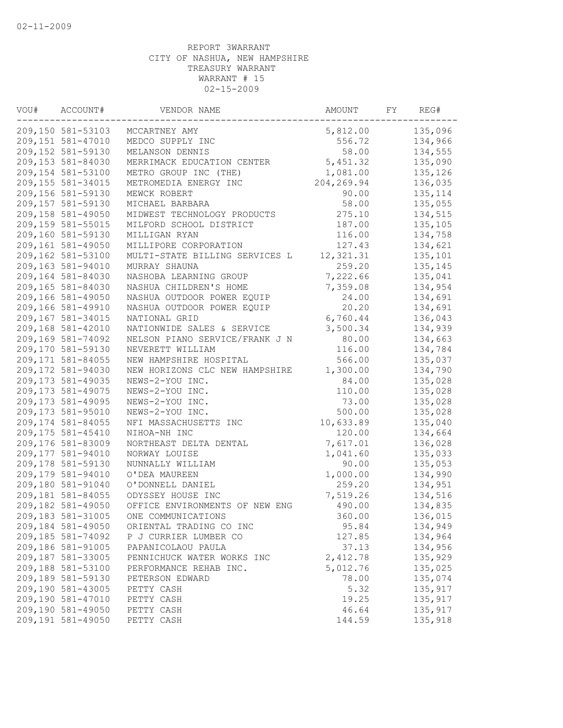02-11-2009

REPORT 3WARRANT
CITY OF NASHUA, NEW HAMPSHIRE
TREASURY WARRANT
WARRANT # 15
02-15-2009

| VOU# | ACCOUNT# | VENDOR NAME | AMOUNT | FY | REG# |
|---|---|---|---|---|---|
| 209,150 | 581-53103 | MCCARTNEY AMY | 5,812.00 | | 135,096 |
| 209,151 | 581-47010 | MEDCO SUPPLY INC | 556.72 | | 134,966 |
| 209,152 | 581-59130 | MELANSON DENNIS | 58.00 | | 134,555 |
| 209,153 | 581-84030 | MERRIMACK EDUCATION CENTER | 5,451.32 | | 135,090 |
| 209,154 | 581-53100 | METRO GROUP INC (THE) | 1,081.00 | | 135,126 |
| 209,155 | 581-34015 | METROMEDIA ENERGY INC | 204,269.94 | | 136,035 |
| 209,156 | 581-59130 | MEWCK ROBERT | 90.00 | | 135,114 |
| 209,157 | 581-59130 | MICHAEL BARBARA | 58.00 | | 135,055 |
| 209,158 | 581-49050 | MIDWEST TECHNOLOGY PRODUCTS | 275.10 | | 134,515 |
| 209,159 | 581-55015 | MILFORD SCHOOL DISTRICT | 187.00 | | 135,105 |
| 209,160 | 581-59130 | MILLIGAN RYAN | 116.00 | | 134,758 |
| 209,161 | 581-49050 | MILLIPORE CORPORATION | 127.43 | | 134,621 |
| 209,162 | 581-53100 | MULTI-STATE BILLING SERVICES L | 12,321.31 | | 135,101 |
| 209,163 | 581-94010 | MURRAY SHAUNA | 259.20 | | 135,145 |
| 209,164 | 581-84030 | NASHOBA LEARNING GROUP | 7,222.66 | | 135,041 |
| 209,165 | 581-84030 | NASHUA CHILDREN'S HOME | 7,359.08 | | 134,954 |
| 209,166 | 581-49050 | NASHUA OUTDOOR POWER EQUIP | 24.00 | | 134,691 |
| 209,166 | 581-49910 | NASHUA OUTDOOR POWER EQUIP | 20.20 | | 134,691 |
| 209,167 | 581-34015 | NATIONAL GRID | 6,760.44 | | 136,043 |
| 209,168 | 581-42010 | NATIONWIDE SALES & SERVICE | 3,500.34 | | 134,939 |
| 209,169 | 581-74092 | NELSON PIANO SERVICE/FRANK J N | 80.00 | | 134,663 |
| 209,170 | 581-59130 | NEVERETT WILLIAM | 116.00 | | 134,784 |
| 209,171 | 581-84055 | NEW HAMPSHIRE HOSPITAL | 566.00 | | 135,037 |
| 209,172 | 581-94030 | NEW HORIZONS CLC NEW HAMPSHIRE | 1,300.00 | | 134,790 |
| 209,173 | 581-49035 | NEWS-2-YOU INC. | 84.00 | | 135,028 |
| 209,173 | 581-49075 | NEWS-2-YOU INC. | 110.00 | | 135,028 |
| 209,173 | 581-49095 | NEWS-2-YOU INC. | 73.00 | | 135,028 |
| 209,173 | 581-95010 | NEWS-2-YOU INC. | 500.00 | | 135,028 |
| 209,174 | 581-84055 | NFI MASSACHUSETTS INC | 10,633.89 | | 135,040 |
| 209,175 | 581-45410 | NIHOA-NH INC | 120.00 | | 134,664 |
| 209,176 | 581-83009 | NORTHEAST DELTA DENTAL | 7,617.01 | | 136,028 |
| 209,177 | 581-94010 | NORWAY LOUISE | 1,041.60 | | 135,033 |
| 209,178 | 581-59130 | NUNNALLY WILLIAM | 90.00 | | 135,053 |
| 209,179 | 581-94010 | O'DEA MAUREEN | 1,000.00 | | 134,990 |
| 209,180 | 581-91040 | O'DONNELL DANIEL | 259.20 | | 134,951 |
| 209,181 | 581-84055 | ODYSSEY HOUSE INC | 7,519.26 | | 134,516 |
| 209,182 | 581-49050 | OFFICE ENVIRONMENTS OF NEW ENG | 490.00 | | 134,835 |
| 209,183 | 581-31005 | ONE COMMUNICATIONS | 360.00 | | 136,015 |
| 209,184 | 581-49050 | ORIENTAL TRADING CO INC | 95.84 | | 134,949 |
| 209,185 | 581-74092 | P J CURRIER LUMBER CO | 127.85 | | 134,964 |
| 209,186 | 581-91005 | PAPANICOLAOU PAULA | 37.13 | | 134,956 |
| 209,187 | 581-33005 | PENNICHUCK WATER WORKS INC | 2,412.78 | | 135,929 |
| 209,188 | 581-53100 | PERFORMANCE REHAB INC. | 5,012.76 | | 135,025 |
| 209,189 | 581-59130 | PETERSON EDWARD | 78.00 | | 135,074 |
| 209,190 | 581-43005 | PETTY CASH | 5.32 | | 135,917 |
| 209,190 | 581-47010 | PETTY CASH | 19.25 | | 135,917 |
| 209,190 | 581-49050 | PETTY CASH | 46.64 | | 135,917 |
| 209,191 | 581-49050 | PETTY CASH | 144.59 | | 135,918 |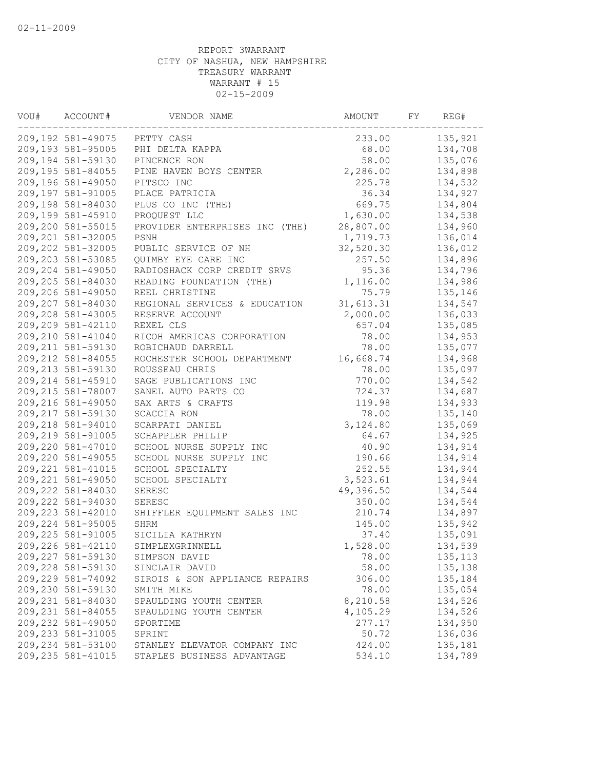02-11-2009

REPORT 3WARRANT
CITY OF NASHUA, NEW HAMPSHIRE
TREASURY WARRANT
WARRANT # 15
02-15-2009

| VOU# | ACCOUNT# | VENDOR NAME | AMOUNT | FY | REG# |
|---|---|---|---|---|---|
| 209,192 | 581-49075 | PETTY CASH | 233.00 | | 135,921 |
| 209,193 | 581-95005 | PHI DELTA KAPPA | 68.00 | | 134,708 |
| 209,194 | 581-59130 | PINCENCE RON | 58.00 | | 135,076 |
| 209,195 | 581-84055 | PINE HAVEN BOYS CENTER | 2,286.00 | | 134,898 |
| 209,196 | 581-49050 | PITSCO INC | 225.78 | | 134,532 |
| 209,197 | 581-91005 | PLACE PATRICIA | 36.34 | | 134,927 |
| 209,198 | 581-84030 | PLUS CO INC (THE) | 669.75 | | 134,804 |
| 209,199 | 581-45910 | PROQUEST LLC | 1,630.00 | | 134,538 |
| 209,200 | 581-55015 | PROVIDER ENTERPRISES INC (THE) | 28,807.00 | | 134,960 |
| 209,201 | 581-32005 | PSNH | 1,719.73 | | 136,014 |
| 209,202 | 581-32005 | PUBLIC SERVICE OF NH | 32,520.30 | | 136,012 |
| 209,203 | 581-53085 | QUIMBY EYE CARE INC | 257.50 | | 134,896 |
| 209,204 | 581-49050 | RADIOSHACK CORP CREDIT SRVS | 95.36 | | 134,796 |
| 209,205 | 581-84030 | READING FOUNDATION (THE) | 1,116.00 | | 134,986 |
| 209,206 | 581-49050 | REEL CHRISTINE | 75.79 | | 135,146 |
| 209,207 | 581-84030 | REGIONAL SERVICES & EDUCATION | 31,613.31 | | 134,547 |
| 209,208 | 581-43005 | RESERVE ACCOUNT | 2,000.00 | | 136,033 |
| 209,209 | 581-42110 | REXEL CLS | 657.04 | | 135,085 |
| 209,210 | 581-41040 | RICOH AMERICAS CORPORATION | 78.00 | | 134,953 |
| 209,211 | 581-59130 | ROBICHAUD DARRELL | 78.00 | | 135,077 |
| 209,212 | 581-84055 | ROCHESTER SCHOOL DEPARTMENT | 16,668.74 | | 134,968 |
| 209,213 | 581-59130 | ROUSSEAU CHRIS | 78.00 | | 135,097 |
| 209,214 | 581-45910 | SAGE PUBLICATIONS INC | 770.00 | | 134,542 |
| 209,215 | 581-78007 | SANEL AUTO PARTS CO | 724.37 | | 134,687 |
| 209,216 | 581-49050 | SAX ARTS & CRAFTS | 119.98 | | 134,933 |
| 209,217 | 581-59130 | SCACCIA RON | 78.00 | | 135,140 |
| 209,218 | 581-94010 | SCARPATI DANIEL | 3,124.80 | | 135,069 |
| 209,219 | 581-91005 | SCHAPPLER PHILIP | 64.67 | | 134,925 |
| 209,220 | 581-47010 | SCHOOL NURSE SUPPLY INC | 40.90 | | 134,914 |
| 209,220 | 581-49055 | SCHOOL NURSE SUPPLY INC | 190.66 | | 134,914 |
| 209,221 | 581-41015 | SCHOOL SPECIALTY | 252.55 | | 134,944 |
| 209,221 | 581-49050 | SCHOOL SPECIALTY | 3,523.61 | | 134,944 |
| 209,222 | 581-84030 | SERESC | 49,396.50 | | 134,544 |
| 209,222 | 581-94030 | SERESC | 350.00 | | 134,544 |
| 209,223 | 581-42010 | SHIFFLER EQUIPMENT SALES INC | 210.74 | | 134,897 |
| 209,224 | 581-95005 | SHRM | 145.00 | | 135,942 |
| 209,225 | 581-91005 | SICILIA KATHRYN | 37.40 | | 135,091 |
| 209,226 | 581-42110 | SIMPLEXGRINNELL | 1,528.00 | | 134,539 |
| 209,227 | 581-59130 | SIMPSON DAVID | 78.00 | | 135,113 |
| 209,228 | 581-59130 | SINCLAIR DAVID | 58.00 | | 135,138 |
| 209,229 | 581-74092 | SIROIS & SON APPLIANCE REPAIRS | 306.00 | | 135,184 |
| 209,230 | 581-59130 | SMITH MIKE | 78.00 | | 135,054 |
| 209,231 | 581-84030 | SPAULDING YOUTH CENTER | 8,210.58 | | 134,526 |
| 209,231 | 581-84055 | SPAULDING YOUTH CENTER | 4,105.29 | | 134,526 |
| 209,232 | 581-49050 | SPORTIME | 277.17 | | 134,950 |
| 209,233 | 581-31005 | SPRINT | 50.72 | | 136,036 |
| 209,234 | 581-53100 | STANLEY ELEVATOR COMPANY INC | 424.00 | | 135,181 |
| 209,235 | 581-41015 | STAPLES BUSINESS ADVANTAGE | 534.10 | | 134,789 |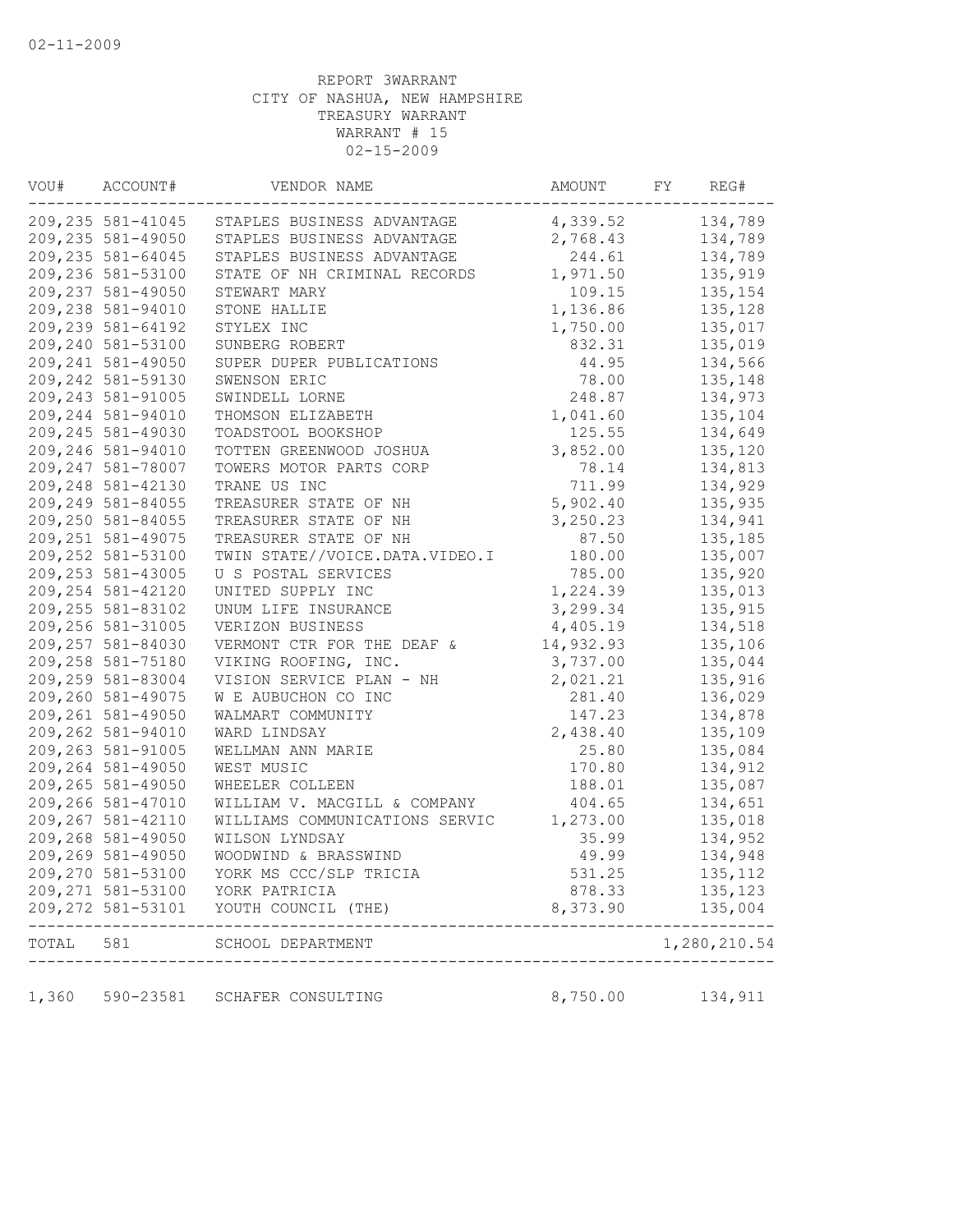REPORT 3WARRANT
CITY OF NASHUA, NEW HAMPSHIRE
TREASURY WARRANT
WARRANT # 15
02-15-2009

| VOU# | ACCOUNT# | VENDOR NAME | AMOUNT | FY | REG# |
|---|---|---|---|---|---|
| 209,235 | 581-41045 | STAPLES BUSINESS ADVANTAGE | 4,339.52 | | 134,789 |
| 209,235 | 581-49050 | STAPLES BUSINESS ADVANTAGE | 2,768.43 | | 134,789 |
| 209,235 | 581-64045 | STAPLES BUSINESS ADVANTAGE | 244.61 | | 134,789 |
| 209,236 | 581-53100 | STATE OF NH CRIMINAL RECORDS | 1,971.50 | | 135,919 |
| 209,237 | 581-49050 | STEWART MARY | 109.15 | | 135,154 |
| 209,238 | 581-94010 | STONE HALLIE | 1,136.86 | | 135,128 |
| 209,239 | 581-64192 | STYLEX INC | 1,750.00 | | 135,017 |
| 209,240 | 581-53100 | SUNBERG ROBERT | 832.31 | | 135,019 |
| 209,241 | 581-49050 | SUPER DUPER PUBLICATIONS | 44.95 | | 134,566 |
| 209,242 | 581-59130 | SWENSON ERIC | 78.00 | | 135,148 |
| 209,243 | 581-91005 | SWINDELL LORNE | 248.87 | | 134,973 |
| 209,244 | 581-94010 | THOMSON ELIZABETH | 1,041.60 | | 135,104 |
| 209,245 | 581-49030 | TOADSTOOL BOOKSHOP | 125.55 | | 134,649 |
| 209,246 | 581-94010 | TOTTEN GREENWOOD JOSHUA | 3,852.00 | | 135,120 |
| 209,247 | 581-78007 | TOWERS MOTOR PARTS CORP | 78.14 | | 134,813 |
| 209,248 | 581-42130 | TRANE US INC | 711.99 | | 134,929 |
| 209,249 | 581-84055 | TREASURER STATE OF NH | 5,902.40 | | 135,935 |
| 209,250 | 581-84055 | TREASURER STATE OF NH | 3,250.23 | | 134,941 |
| 209,251 | 581-49075 | TREASURER STATE OF NH | 87.50 | | 135,185 |
| 209,252 | 581-53100 | TWIN STATE//VOICE.DATA.VIDEO.I | 180.00 | | 135,007 |
| 209,253 | 581-43005 | U S POSTAL SERVICES | 785.00 | | 135,920 |
| 209,254 | 581-42120 | UNITED SUPPLY INC | 1,224.39 | | 135,013 |
| 209,255 | 581-83102 | UNUM LIFE INSURANCE | 3,299.34 | | 135,915 |
| 209,256 | 581-31005 | VERIZON BUSINESS | 4,405.19 | | 134,518 |
| 209,257 | 581-84030 | VERMONT CTR FOR THE DEAF & | 14,932.93 | | 135,106 |
| 209,258 | 581-75180 | VIKING ROOFING, INC. | 3,737.00 | | 135,044 |
| 209,259 | 581-83004 | VISION SERVICE PLAN - NH | 2,021.21 | | 135,916 |
| 209,260 | 581-49075 | W E AUBUCHON CO INC | 281.40 | | 136,029 |
| 209,261 | 581-49050 | WALMART COMMUNITY | 147.23 | | 134,878 |
| 209,262 | 581-94010 | WARD LINDSAY | 2,438.40 | | 135,109 |
| 209,263 | 581-91005 | WELLMAN ANN MARIE | 25.80 | | 135,084 |
| 209,264 | 581-49050 | WEST MUSIC | 170.80 | | 134,912 |
| 209,265 | 581-49050 | WHEELER COLLEEN | 188.01 | | 135,087 |
| 209,266 | 581-47010 | WILLIAM V. MACGILL & COMPANY | 404.65 | | 134,651 |
| 209,267 | 581-42110 | WILLIAMS COMMUNICATIONS SERVIC | 1,273.00 | | 135,018 |
| 209,268 | 581-49050 | WILSON LYNDSAY | 35.99 | | 134,952 |
| 209,269 | 581-49050 | WOODWIND & BRASSWIND | 49.99 | | 134,948 |
| 209,270 | 581-53100 | YORK MS CCC/SLP TRICIA | 531.25 | | 135,112 |
| 209,271 | 581-53100 | YORK PATRICIA | 878.33 | | 135,123 |
| 209,272 | 581-53101 | YOUTH COUNCIL (THE) | 8,373.90 | | 135,004 |
| TOTAL | 581 | SCHOOL DEPARTMENT | | | 1,280,210.54 |
| 1,360 | 590-23581 | SCHAFER CONSULTING | 8,750.00 | | 134,911 |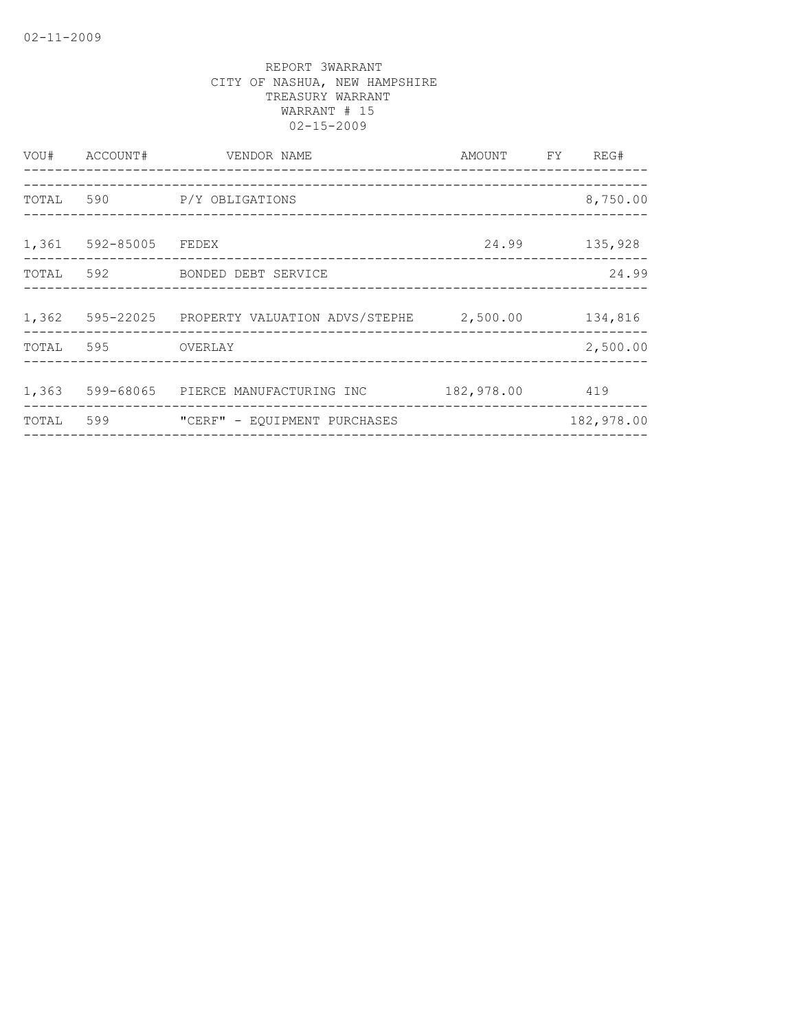02-11-2009

REPORT 3WARRANT
CITY OF NASHUA, NEW HAMPSHIRE
TREASURY WARRANT
WARRANT # 15
02-15-2009

| VOU# | ACCOUNT# | VENDOR NAME | AMOUNT | FY | REG# |
|---|---|---|---|---|---|
| TOTAL | 590 | P/Y OBLIGATIONS | | | 8,750.00 |
| 1,361 | 592-85005 | FEDEX | 24.99 | | 135,928 |
| TOTAL | 592 | BONDED DEBT SERVICE | | | 24.99 |
| 1,362 | 595-22025 | PROPERTY VALUATION ADVS/STEPHE | 2,500.00 | | 134,816 |
| TOTAL | 595 | OVERLAY | | | 2,500.00 |
| 1,363 | 599-68065 | PIERCE MANUFACTURING INC | 182,978.00 | | 419 |
| TOTAL | 599 | "CERF" - EQUIPMENT PURCHASES | | | 182,978.00 |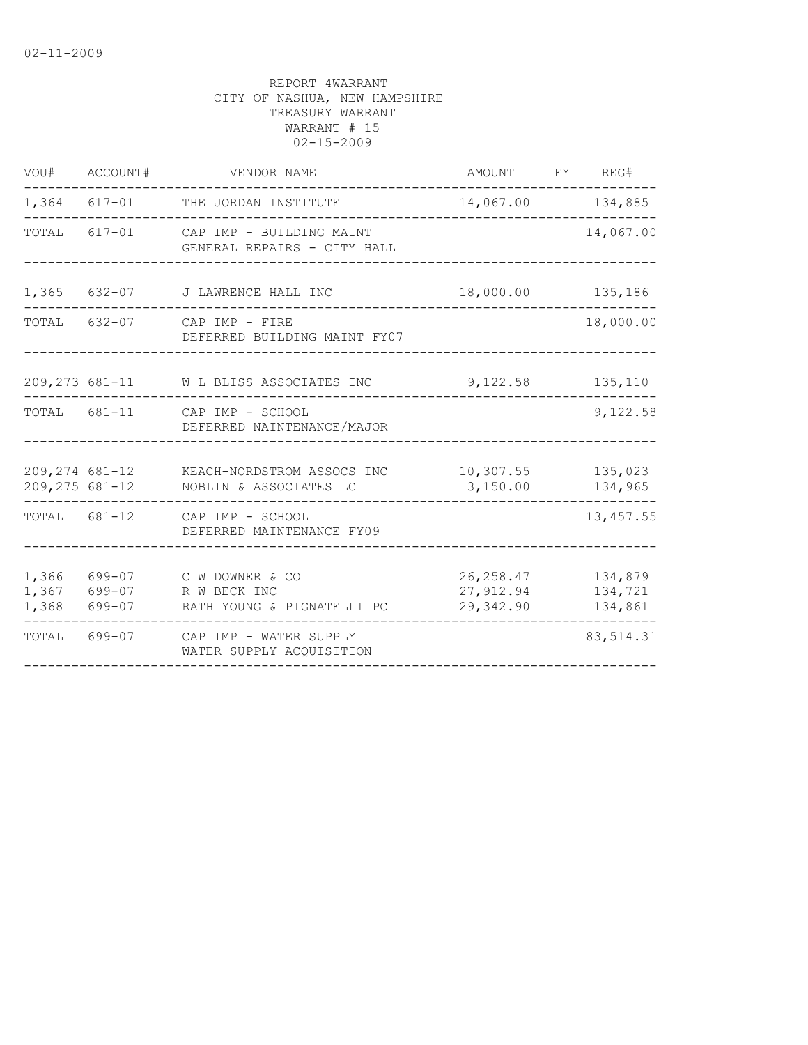02-11-2009

REPORT 4WARRANT
CITY OF NASHUA, NEW HAMPSHIRE
TREASURY WARRANT
WARRANT # 15
02-15-2009

| VOU# | ACCOUNT# | VENDOR NAME | AMOUNT | FY | REG# |
|---|---|---|---|---|---|
| 1,364 | 617-01 | THE JORDAN INSTITUTE | 14,067.00 | | 134,885 |
| TOTAL | 617-01 | CAP IMP - BUILDING MAINT<br>GENERAL REPAIRS - CITY HALL | | | 14,067.00 |
| 1,365 | 632-07 | J LAWRENCE HALL INC | 18,000.00 | | 135,186 |
| TOTAL | 632-07 | CAP IMP - FIRE<br>DEFERRED BUILDING MAINT FY07 | | | 18,000.00 |
| 209,273 | 681-11 | W L BLISS ASSOCIATES INC | 9,122.58 | | 135,110 |
| TOTAL | 681-11 | CAP IMP - SCHOOL<br>DEFERRED NAINTENANCE/MAJOR | | | 9,122.58 |
| 209,274 | 681-12 | KEACH-NORDSTROM ASSOCS INC | 10,307.55 | | 135,023 |
| 209,275 | 681-12 | NOBLIN & ASSOCIATES LC | 3,150.00 | | 134,965 |
| TOTAL | 681-12 | CAP IMP - SCHOOL<br>DEFERRED MAINTENANCE FY09 | | | 13,457.55 |
| 1,366 | 699-07 | C W DOWNER & CO | 26,258.47 | | 134,879 |
| 1,367 | 699-07 | R W BECK INC | 27,912.94 | | 134,721 |
| 1,368 | 699-07 | RATH YOUNG & PIGNATELLI PC | 29,342.90 | | 134,861 |
| TOTAL | 699-07 | CAP IMP - WATER SUPPLY<br>WATER SUPPLY ACQUISITION | | | 83,514.31 |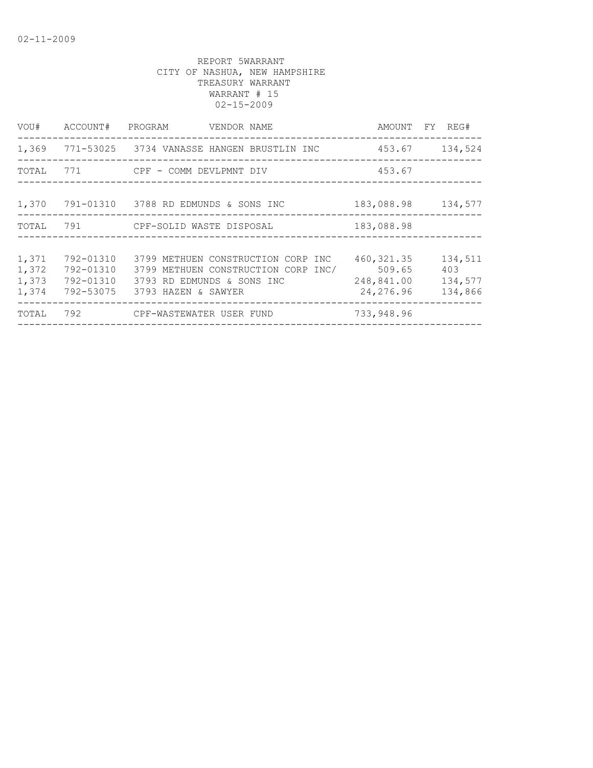02-11-2009

REPORT 5WARRANT
CITY OF NASHUA, NEW HAMPSHIRE
TREASURY WARRANT
WARRANT # 15
02-15-2009

| VOU# | ACCOUNT# | PROGRAM | VENDOR NAME | AMOUNT | FY | REG# |
|---|---|---|---|---|---|---|
| 1,369 | 771-53025 | 3734 | VANASSE HANGEN BRUSTLIN INC | 453.67 | | 134,524 |
| TOTAL | 771 | | CPF - COMM DEVLPMNT DIV | 453.67 | | |
| 1,370 | 791-01310 | 3788 | RD EDMUNDS & SONS INC | 183,088.98 | | 134,577 |
| TOTAL | 791 | | CPF-SOLID WASTE DISPOSAL | 183,088.98 | | |
| 1,371 | 792-01310 | 3799 | METHUEN CONSTRUCTION CORP INC | 460,321.35 | | 134,511 |
| 1,372 | 792-01310 | 3799 | METHUEN CONSTRUCTION CORP INC/ | 509.65 | | 403 |
| 1,373 | 792-01310 | 3793 | RD EDMUNDS & SONS INC | 248,841.00 | | 134,577 |
| 1,374 | 792-53075 | 3793 | HAZEN & SAWYER | 24,276.96 | | 134,866 |
| TOTAL | 792 | | CPF-WASTEWATER USER FUND | 733,948.96 | | |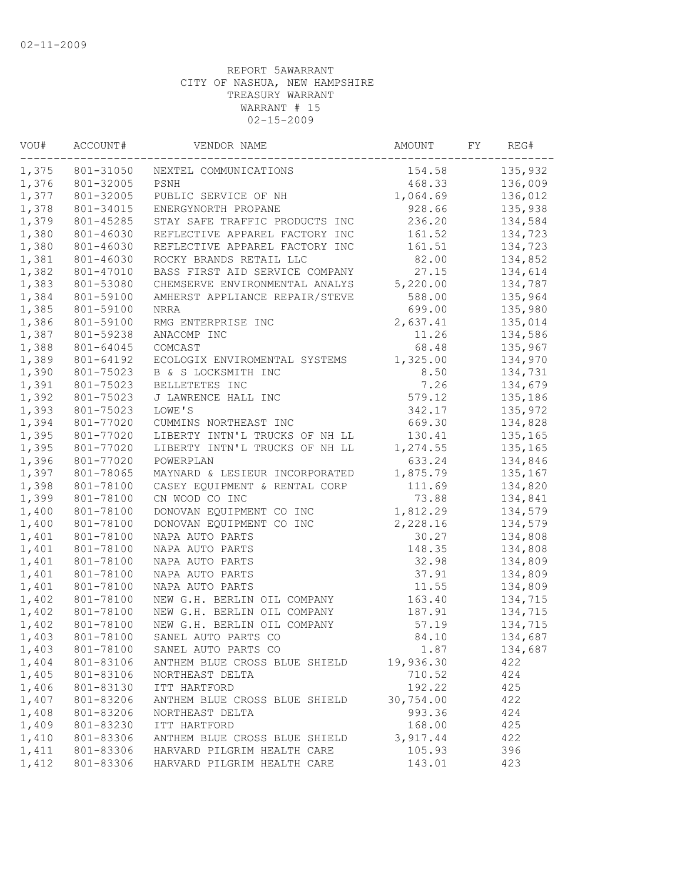02-11-2009

REPORT 5AWARRANT
CITY OF NASHUA, NEW HAMPSHIRE
TREASURY WARRANT
WARRANT # 15
02-15-2009

| VOU# | ACCOUNT# | VENDOR NAME | AMOUNT | FY | REG# |
|---|---|---|---|---|---|
| 1,375 | 801-31050 | NEXTEL COMMUNICATIONS | 154.58 | | 135,932 |
| 1,376 | 801-32005 | PSNH | 468.33 | | 136,009 |
| 1,377 | 801-32005 | PUBLIC SERVICE OF NH | 1,064.69 | | 136,012 |
| 1,378 | 801-34015 | ENERGYNORTH PROPANE | 928.66 | | 135,938 |
| 1,379 | 801-45285 | STAY SAFE TRAFFIC PRODUCTS INC | 236.20 | | 134,584 |
| 1,380 | 801-46030 | REFLECTIVE APPAREL FACTORY INC | 161.52 | | 134,723 |
| 1,380 | 801-46030 | REFLECTIVE APPAREL FACTORY INC | 161.51 | | 134,723 |
| 1,381 | 801-46030 | ROCKY BRANDS RETAIL LLC | 82.00 | | 134,852 |
| 1,382 | 801-47010 | BASS FIRST AID SERVICE COMPANY | 27.15 | | 134,614 |
| 1,383 | 801-53080 | CHEMSERVE ENVIRONMENTAL ANALYS | 5,220.00 | | 134,787 |
| 1,384 | 801-59100 | AMHERST APPLIANCE REPAIR/STEVE | 588.00 | | 135,964 |
| 1,385 | 801-59100 | NRRA | 699.00 | | 135,980 |
| 1,386 | 801-59100 | RMG ENTERPRISE INC | 2,637.41 | | 135,014 |
| 1,387 | 801-59238 | ANACOMP INC | 11.26 | | 134,586 |
| 1,388 | 801-64045 | COMCAST | 68.48 | | 135,967 |
| 1,389 | 801-64192 | ECOLOGIX ENVIROMENTAL SYSTEMS | 1,325.00 | | 134,970 |
| 1,390 | 801-75023 | B & S LOCKSMITH INC | 8.50 | | 134,731 |
| 1,391 | 801-75023 | BELLETETES INC | 7.26 | | 134,679 |
| 1,392 | 801-75023 | J LAWRENCE HALL INC | 579.12 | | 135,186 |
| 1,393 | 801-75023 | LOWE'S | 342.17 | | 135,972 |
| 1,394 | 801-77020 | CUMMINS NORTHEAST INC | 669.30 | | 134,828 |
| 1,395 | 801-77020 | LIBERTY INTN'L TRUCKS OF NH LL | 130.41 | | 135,165 |
| 1,395 | 801-77020 | LIBERTY INTN'L TRUCKS OF NH LL | 1,274.55 | | 135,165 |
| 1,396 | 801-77020 | POWERPLAN | 633.24 | | 134,846 |
| 1,397 | 801-78065 | MAYNARD & LESIEUR INCORPORATED | 1,875.79 | | 135,167 |
| 1,398 | 801-78100 | CASEY EQUIPMENT & RENTAL CORP | 111.69 | | 134,820 |
| 1,399 | 801-78100 | CN WOOD CO INC | 73.88 | | 134,841 |
| 1,400 | 801-78100 | DONOVAN EQUIPMENT CO INC | 1,812.29 | | 134,579 |
| 1,400 | 801-78100 | DONOVAN EQUIPMENT CO INC | 2,228.16 | | 134,579 |
| 1,401 | 801-78100 | NAPA AUTO PARTS | 30.27 | | 134,808 |
| 1,401 | 801-78100 | NAPA AUTO PARTS | 148.35 | | 134,808 |
| 1,401 | 801-78100 | NAPA AUTO PARTS | 32.98 | | 134,809 |
| 1,401 | 801-78100 | NAPA AUTO PARTS | 37.91 | | 134,809 |
| 1,401 | 801-78100 | NAPA AUTO PARTS | 11.55 | | 134,809 |
| 1,402 | 801-78100 | NEW G.H. BERLIN OIL COMPANY | 163.40 | | 134,715 |
| 1,402 | 801-78100 | NEW G.H. BERLIN OIL COMPANY | 187.91 | | 134,715 |
| 1,402 | 801-78100 | NEW G.H. BERLIN OIL COMPANY | 57.19 | | 134,715 |
| 1,403 | 801-78100 | SANEL AUTO PARTS CO | 84.10 | | 134,687 |
| 1,403 | 801-78100 | SANEL AUTO PARTS CO | 1.87 | | 134,687 |
| 1,404 | 801-83106 | ANTHEM BLUE CROSS BLUE SHIELD | 19,936.30 | | 422 |
| 1,405 | 801-83106 | NORTHEAST DELTA | 710.52 | | 424 |
| 1,406 | 801-83130 | ITT HARTFORD | 192.22 | | 425 |
| 1,407 | 801-83206 | ANTHEM BLUE CROSS BLUE SHIELD | 30,754.00 | | 422 |
| 1,408 | 801-83206 | NORTHEAST DELTA | 993.36 | | 424 |
| 1,409 | 801-83230 | ITT HARTFORD | 168.00 | | 425 |
| 1,410 | 801-83306 | ANTHEM BLUE CROSS BLUE SHIELD | 3,917.44 | | 422 |
| 1,411 | 801-83306 | HARVARD PILGRIM HEALTH CARE | 105.93 | | 396 |
| 1,412 | 801-83306 | HARVARD PILGRIM HEALTH CARE | 143.01 | | 423 |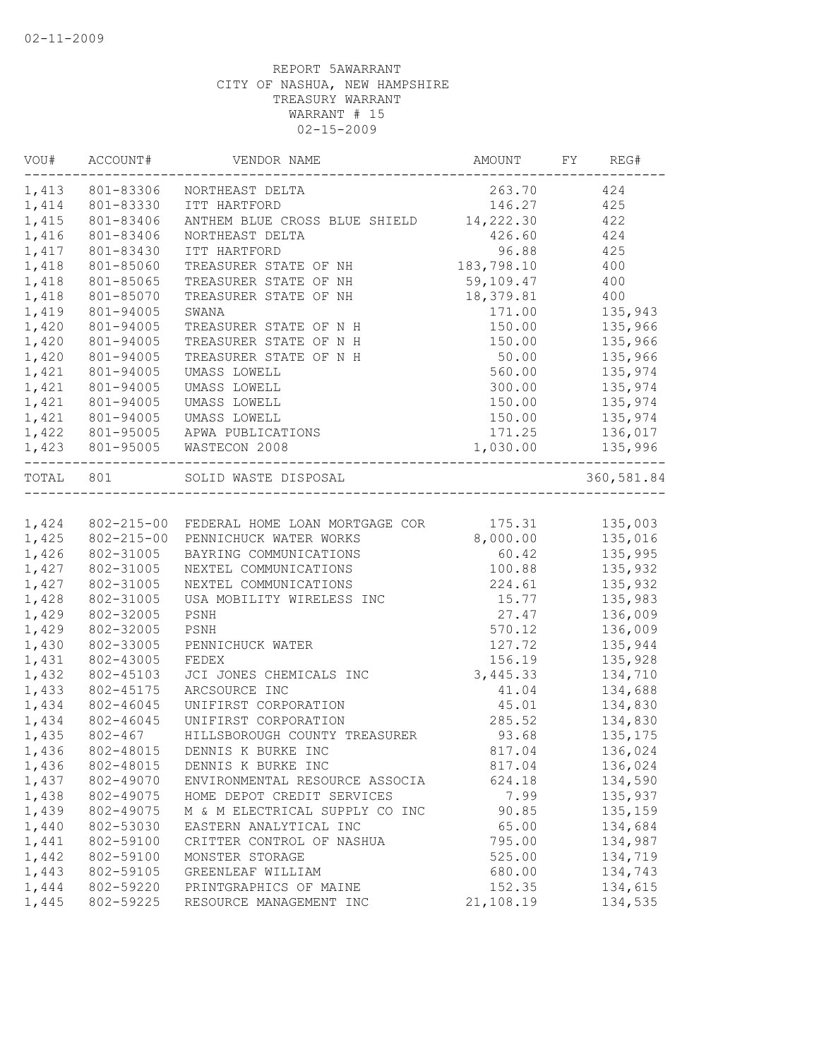02-11-2009

REPORT 5AWARRANT
CITY OF NASHUA, NEW HAMPSHIRE
TREASURY WARRANT
WARRANT # 15
02-15-2009

| VOU# | ACCOUNT# | VENDOR NAME | AMOUNT | FY | REG# |
|---|---|---|---|---|---|
| 1,413 | 801-83306 | NORTHEAST DELTA | 263.70 | | 424 |
| 1,414 | 801-83330 | ITT HARTFORD | 146.27 | | 425 |
| 1,415 | 801-83406 | ANTHEM BLUE CROSS BLUE SHIELD | 14,222.30 | | 422 |
| 1,416 | 801-83406 | NORTHEAST DELTA | 426.60 | | 424 |
| 1,417 | 801-83430 | ITT HARTFORD | 96.88 | | 425 |
| 1,418 | 801-85060 | TREASURER STATE OF NH | 183,798.10 | | 400 |
| 1,418 | 801-85065 | TREASURER STATE OF NH | 59,109.47 | | 400 |
| 1,418 | 801-85070 | TREASURER STATE OF NH | 18,379.81 | | 400 |
| 1,419 | 801-94005 | SWANA | 171.00 | | 135,943 |
| 1,420 | 801-94005 | TREASURER STATE OF N H | 150.00 | | 135,966 |
| 1,420 | 801-94005 | TREASURER STATE OF N H | 150.00 | | 135,966 |
| 1,420 | 801-94005 | TREASURER STATE OF N H | 50.00 | | 135,966 |
| 1,421 | 801-94005 | UMASS LOWELL | 560.00 | | 135,974 |
| 1,421 | 801-94005 | UMASS LOWELL | 300.00 | | 135,974 |
| 1,421 | 801-94005 | UMASS LOWELL | 150.00 | | 135,974 |
| 1,421 | 801-94005 | UMASS LOWELL | 150.00 | | 135,974 |
| 1,422 | 801-95005 | APWA PUBLICATIONS | 171.25 | | 136,017 |
| 1,423 | 801-95005 | WASTECON 2008 | 1,030.00 | | 135,996 |
| TOTAL | 801 | SOLID WASTE DISPOSAL | | | 360,581.84 |

| VOU# | ACCOUNT# | VENDOR NAME | AMOUNT | FY | REG# |
|---|---|---|---|---|---|
| 1,424 | 802-215-00 | FEDERAL HOME LOAN MORTGAGE COR | 175.31 | | 135,003 |
| 1,425 | 802-215-00 | PENNICHUCK WATER WORKS | 8,000.00 | | 135,016 |
| 1,426 | 802-31005 | BAYRING COMMUNICATIONS | 60.42 | | 135,995 |
| 1,427 | 802-31005 | NEXTEL COMMUNICATIONS | 100.88 | | 135,932 |
| 1,427 | 802-31005 | NEXTEL COMMUNICATIONS | 224.61 | | 135,932 |
| 1,428 | 802-31005 | USA MOBILITY WIRELESS INC | 15.77 | | 135,983 |
| 1,429 | 802-32005 | PSNH | 27.47 | | 136,009 |
| 1,429 | 802-32005 | PSNH | 570.12 | | 136,009 |
| 1,430 | 802-33005 | PENNICHUCK WATER | 127.72 | | 135,944 |
| 1,431 | 802-43005 | FEDEX | 156.19 | | 135,928 |
| 1,432 | 802-45103 | JCI JONES CHEMICALS INC | 3,445.33 | | 134,710 |
| 1,433 | 802-45175 | ARCSOURCE INC | 41.04 | | 134,688 |
| 1,434 | 802-46045 | UNIFIRST CORPORATION | 45.01 | | 134,830 |
| 1,434 | 802-46045 | UNIFIRST CORPORATION | 285.52 | | 134,830 |
| 1,435 | 802-467 | HILLSBOROUGH COUNTY TREASURER | 93.68 | | 135,175 |
| 1,436 | 802-48015 | DENNIS K BURKE INC | 817.04 | | 136,024 |
| 1,436 | 802-48015 | DENNIS K BURKE INC | 817.04 | | 136,024 |
| 1,437 | 802-49070 | ENVIRONMENTAL RESOURCE ASSOCIA | 624.18 | | 134,590 |
| 1,438 | 802-49075 | HOME DEPOT CREDIT SERVICES | 7.99 | | 135,937 |
| 1,439 | 802-49075 | M & M ELECTRICAL SUPPLY CO INC | 90.85 | | 135,159 |
| 1,440 | 802-53030 | EASTERN ANALYTICAL INC | 65.00 | | 134,684 |
| 1,441 | 802-59100 | CRITTER CONTROL OF NASHUA | 795.00 | | 134,987 |
| 1,442 | 802-59100 | MONSTER STORAGE | 525.00 | | 134,719 |
| 1,443 | 802-59105 | GREENLEAF WILLIAM | 680.00 | | 134,743 |
| 1,444 | 802-59220 | PRINTGRAPHICS OF MAINE | 152.35 | | 134,615 |
| 1,445 | 802-59225 | RESOURCE MANAGEMENT INC | 21,108.19 | | 134,535 |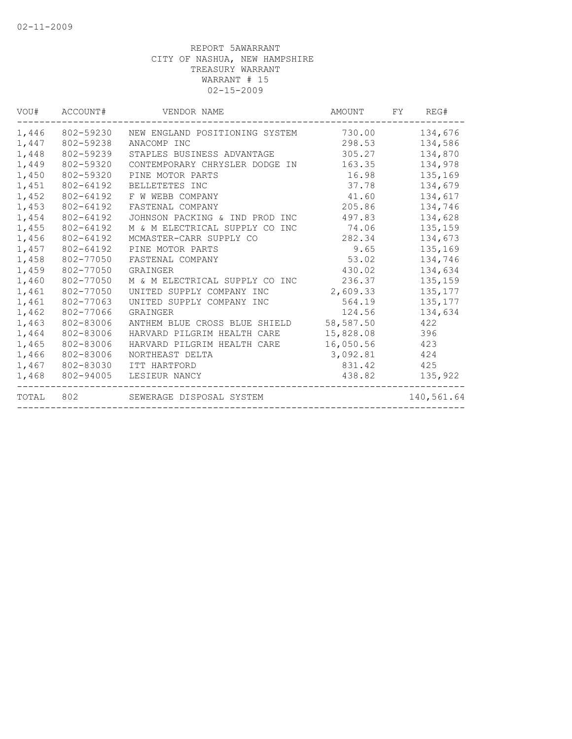02-11-2009

REPORT 5AWARRANT
CITY OF NASHUA, NEW HAMPSHIRE
TREASURY WARRANT
WARRANT # 15
02-15-2009

| VOU# | ACCOUNT# | VENDOR NAME | AMOUNT | FY | REG# |
|---|---|---|---|---|---|
| 1,446 | 802-59230 | NEW ENGLAND POSITIONING SYSTEM | 730.00 | | 134,676 |
| 1,447 | 802-59238 | ANACOMP INC | 298.53 | | 134,586 |
| 1,448 | 802-59239 | STAPLES BUSINESS ADVANTAGE | 305.27 | | 134,870 |
| 1,449 | 802-59320 | CONTEMPORARY CHRYSLER DODGE IN | 163.35 | | 134,978 |
| 1,450 | 802-59320 | PINE MOTOR PARTS | 16.98 | | 135,169 |
| 1,451 | 802-64192 | BELLETETES INC | 37.78 | | 134,679 |
| 1,452 | 802-64192 | F W WEBB COMPANY | 41.60 | | 134,617 |
| 1,453 | 802-64192 | FASTENAL COMPANY | 205.86 | | 134,746 |
| 1,454 | 802-64192 | JOHNSON PACKING & IND PROD INC | 497.83 | | 134,628 |
| 1,455 | 802-64192 | M & M ELECTRICAL SUPPLY CO INC | 74.06 | | 135,159 |
| 1,456 | 802-64192 | MCMASTER-CARR SUPPLY CO | 282.34 | | 134,673 |
| 1,457 | 802-64192 | PINE MOTOR PARTS | 9.65 | | 135,169 |
| 1,458 | 802-77050 | FASTENAL COMPANY | 53.02 | | 134,746 |
| 1,459 | 802-77050 | GRAINGER | 430.02 | | 134,634 |
| 1,460 | 802-77050 | M & M ELECTRICAL SUPPLY CO INC | 236.37 | | 135,159 |
| 1,461 | 802-77050 | UNITED SUPPLY COMPANY INC | 2,609.33 | | 135,177 |
| 1,461 | 802-77063 | UNITED SUPPLY COMPANY INC | 564.19 | | 135,177 |
| 1,462 | 802-77066 | GRAINGER | 124.56 | | 134,634 |
| 1,463 | 802-83006 | ANTHEM BLUE CROSS BLUE SHIELD | 58,587.50 | | 422 |
| 1,464 | 802-83006 | HARVARD PILGRIM HEALTH CARE | 15,828.08 | | 396 |
| 1,465 | 802-83006 | HARVARD PILGRIM HEALTH CARE | 16,050.56 | | 423 |
| 1,466 | 802-83006 | NORTHEAST DELTA | 3,092.81 | | 424 |
| 1,467 | 802-83030 | ITT HARTFORD | 831.42 | | 425 |
| 1,468 | 802-94005 | LESIEUR NANCY | 438.82 | | 135,922 |
| TOTAL | 802 | SEWERAGE DISPOSAL SYSTEM | | | 140,561.64 |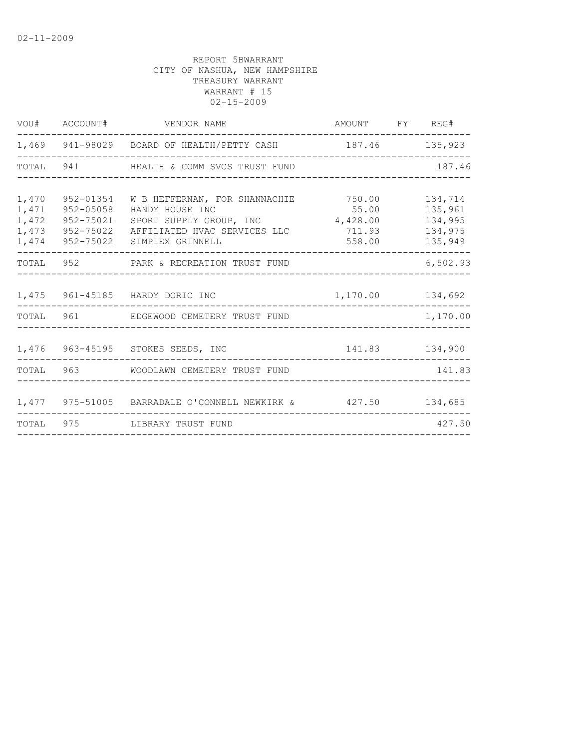02-11-2009

REPORT 5BWARRANT
CITY OF NASHUA, NEW HAMPSHIRE
TREASURY WARRANT
WARRANT # 15
02-15-2009

| VOU# | ACCOUNT# | VENDOR NAME | AMOUNT | FY | REG# |
|---|---|---|---|---|---|
| 1,469 | 941-98029 | BOARD OF HEALTH/PETTY CASH | 187.46 | | 135,923 |
| TOTAL | 941 | HEALTH & COMM SVCS TRUST FUND | | | 187.46 |
| 1,470 | 952-01354 | W B HEFFERNAN, FOR SHANNACHIE | 750.00 | | 134,714 |
| 1,471 | 952-05058 | HANDY HOUSE INC | 55.00 | | 135,961 |
| 1,472 | 952-75021 | SPORT SUPPLY GROUP, INC | 4,428.00 | | 134,995 |
| 1,473 | 952-75022 | AFFILIATED HVAC SERVICES LLC | 711.93 | | 134,975 |
| 1,474 | 952-75022 | SIMPLEX GRINNELL | 558.00 | | 135,949 |
| TOTAL | 952 | PARK & RECREATION TRUST FUND | | | 6,502.93 |
| 1,475 | 961-45185 | HARDY DORIC INC | 1,170.00 | | 134,692 |
| TOTAL | 961 | EDGEWOOD CEMETERY TRUST FUND | | | 1,170.00 |
| 1,476 | 963-45195 | STOKES SEEDS, INC | 141.83 | | 134,900 |
| TOTAL | 963 | WOODLAWN CEMETERY TRUST FUND | | | 141.83 |
| 1,477 | 975-51005 | BARRADALE O'CONNELL NEWKIRK & | 427.50 | | 134,685 |
| TOTAL | 975 | LIBRARY TRUST FUND | | | 427.50 |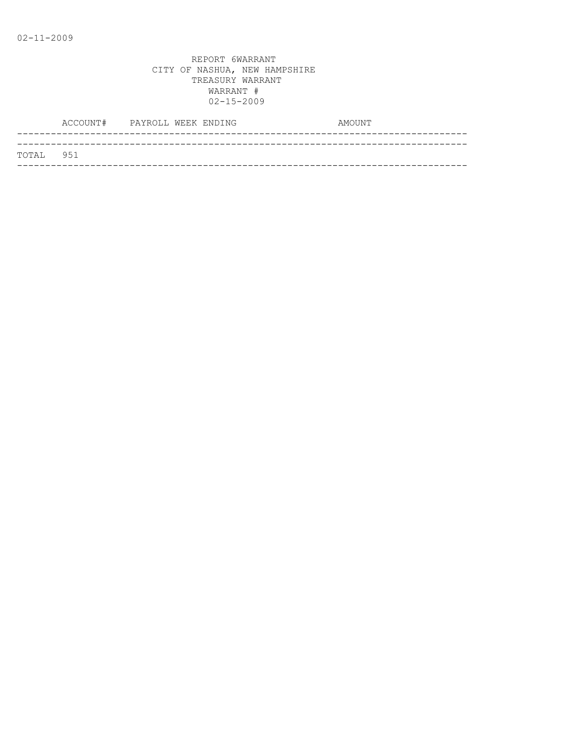02-11-2009

REPORT 6WARRANT
CITY OF NASHUA, NEW HAMPSHIRE
TREASURY WARRANT
WARRANT #
02-15-2009

| ACCOUNT# | PAYROLL WEEK ENDING | AMOUNT |
|---|---|---|
| TOTAL 951 | | |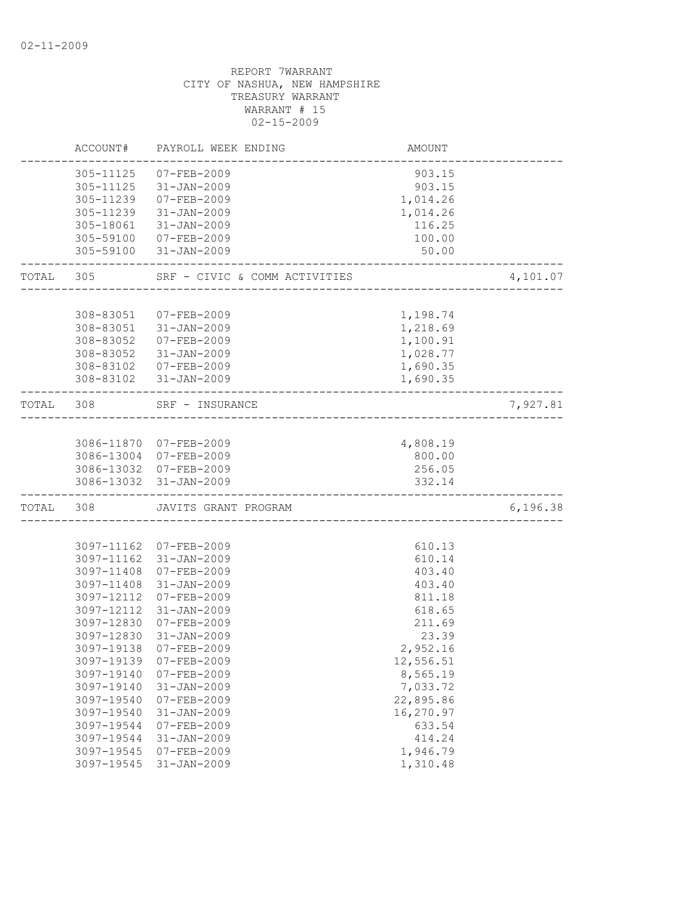02-11-2009

REPORT 7WARRANT
CITY OF NASHUA, NEW HAMPSHIRE
TREASURY WARRANT
WARRANT # 15
02-15-2009

| | ACCOUNT# | PAYROLL WEEK ENDING | AMOUNT | |
|---|---|---|---|---|
| | 305-11125 | 07-FEB-2009 | 903.15 | |
| | 305-11125 | 31-JAN-2009 | 903.15 | |
| | 305-11239 | 07-FEB-2009 | 1,014.26 | |
| | 305-11239 | 31-JAN-2009 | 1,014.26 | |
| | 305-18061 | 31-JAN-2009 | 116.25 | |
| | 305-59100 | 07-FEB-2009 | 100.00 | |
| | 305-59100 | 31-JAN-2009 | 50.00 | |
| TOTAL | 305 | SRF - CIVIC & COMM ACTIVITIES | | 4,101.07 |
| | 308-83051 | 07-FEB-2009 | 1,198.74 | |
| | 308-83051 | 31-JAN-2009 | 1,218.69 | |
| | 308-83052 | 07-FEB-2009 | 1,100.91 | |
| | 308-83052 | 31-JAN-2009 | 1,028.77 | |
| | 308-83102 | 07-FEB-2009 | 1,690.35 | |
| | 308-83102 | 31-JAN-2009 | 1,690.35 | |
| TOTAL | 308 | SRF - INSURANCE | | 7,927.81 |
| | 3086-11870 | 07-FEB-2009 | 4,808.19 | |
| | 3086-13004 | 07-FEB-2009 | 800.00 | |
| | 3086-13032 | 07-FEB-2009 | 256.05 | |
| | 3086-13032 | 31-JAN-2009 | 332.14 | |
| TOTAL | 308 | JAVITS GRANT PROGRAM | | 6,196.38 |
| | 3097-11162 | 07-FEB-2009 | 610.13 | |
| | 3097-11162 | 31-JAN-2009 | 610.14 | |
| | 3097-11408 | 07-FEB-2009 | 403.40 | |
| | 3097-11408 | 31-JAN-2009 | 403.40 | |
| | 3097-12112 | 07-FEB-2009 | 811.18 | |
| | 3097-12112 | 31-JAN-2009 | 618.65 | |
| | 3097-12830 | 07-FEB-2009 | 211.69 | |
| | 3097-12830 | 31-JAN-2009 | 23.39 | |
| | 3097-19138 | 07-FEB-2009 | 2,952.16 | |
| | 3097-19139 | 07-FEB-2009 | 12,556.51 | |
| | 3097-19140 | 07-FEB-2009 | 8,565.19 | |
| | 3097-19140 | 31-JAN-2009 | 7,033.72 | |
| | 3097-19540 | 07-FEB-2009 | 22,895.86 | |
| | 3097-19540 | 31-JAN-2009 | 16,270.97 | |
| | 3097-19544 | 07-FEB-2009 | 633.54 | |
| | 3097-19544 | 31-JAN-2009 | 414.24 | |
| | 3097-19545 | 07-FEB-2009 | 1,946.79 | |
| | 3097-19545 | 31-JAN-2009 | 1,310.48 | |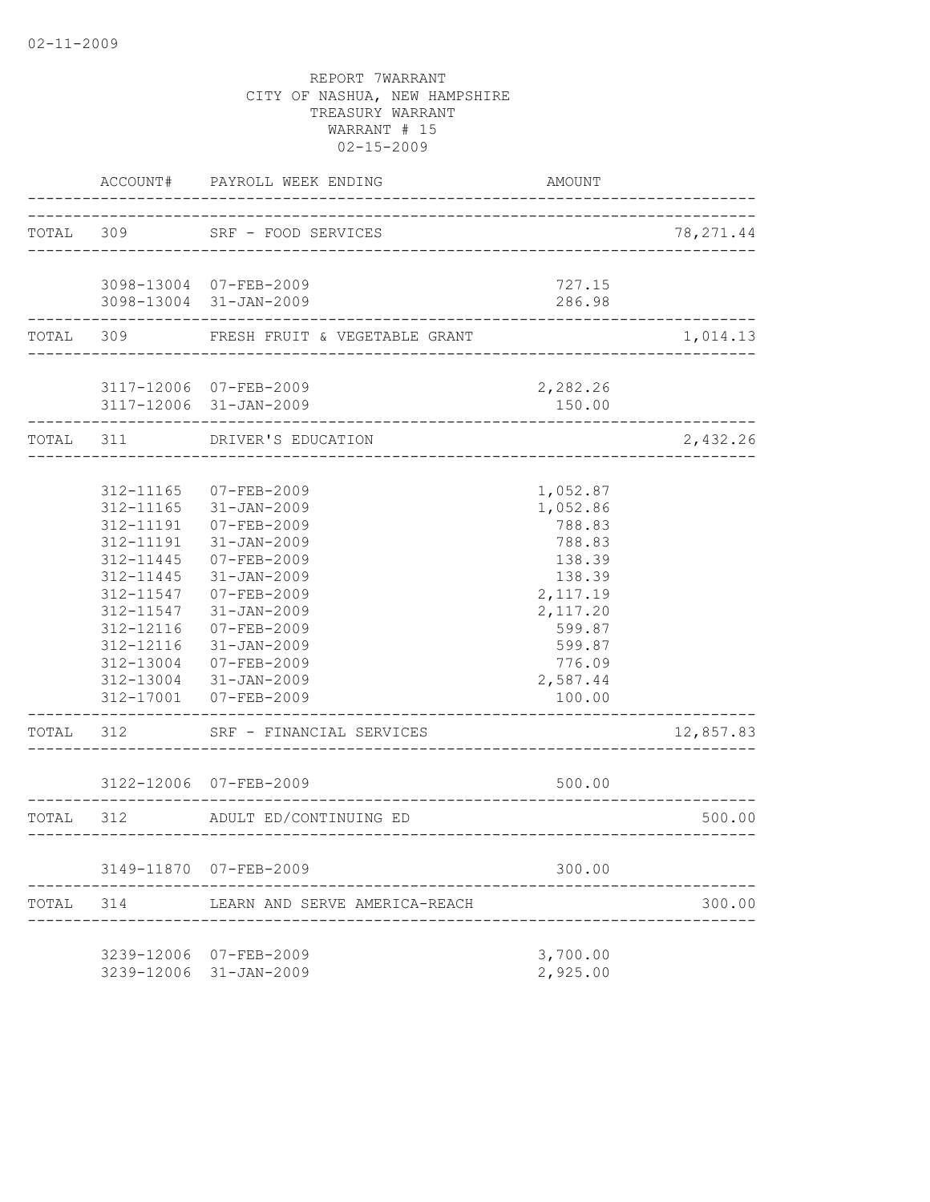02-11-2009

REPORT 7WARRANT
CITY OF NASHUA, NEW HAMPSHIRE
TREASURY WARRANT
WARRANT # 15
02-15-2009

| | ACCOUNT# | PAYROLL WEEK ENDING | AMOUNT | |
|---|---|---|---|---|
| TOTAL | 309 | SRF - FOOD SERVICES | | 78,271.44 |
| | 3098-13004 | 07-FEB-2009 | 727.15 | |
| | 3098-13004 | 31-JAN-2009 | 286.98 | |
| TOTAL | 309 | FRESH FRUIT & VEGETABLE GRANT | | 1,014.13 |
| | 3117-12006 | 07-FEB-2009 | 2,282.26 | |
| | 3117-12006 | 31-JAN-2009 | 150.00 | |
| TOTAL | 311 | DRIVER'S EDUCATION | | 2,432.26 |
| | 312-11165 | 07-FEB-2009 | 1,052.87 | |
| | 312-11165 | 31-JAN-2009 | 1,052.86 | |
| | 312-11191 | 07-FEB-2009 | 788.83 | |
| | 312-11191 | 31-JAN-2009 | 788.83 | |
| | 312-11445 | 07-FEB-2009 | 138.39 | |
| | 312-11445 | 31-JAN-2009 | 138.39 | |
| | 312-11547 | 07-FEB-2009 | 2,117.19 | |
| | 312-11547 | 31-JAN-2009 | 2,117.20 | |
| | 312-12116 | 07-FEB-2009 | 599.87 | |
| | 312-12116 | 31-JAN-2009 | 599.87 | |
| | 312-13004 | 07-FEB-2009 | 776.09 | |
| | 312-13004 | 31-JAN-2009 | 2,587.44 | |
| | 312-17001 | 07-FEB-2009 | 100.00 | |
| TOTAL | 312 | SRF - FINANCIAL SERVICES | | 12,857.83 |
| | 3122-12006 | 07-FEB-2009 | 500.00 | |
| TOTAL | 312 | ADULT ED/CONTINUING ED | | 500.00 |
| | 3149-11870 | 07-FEB-2009 | 300.00 | |
| TOTAL | 314 | LEARN AND SERVE AMERICA-REACH | | 300.00 |
| | 3239-12006 | 07-FEB-2009 | 3,700.00 | |
| | 3239-12006 | 31-JAN-2009 | 2,925.00 | |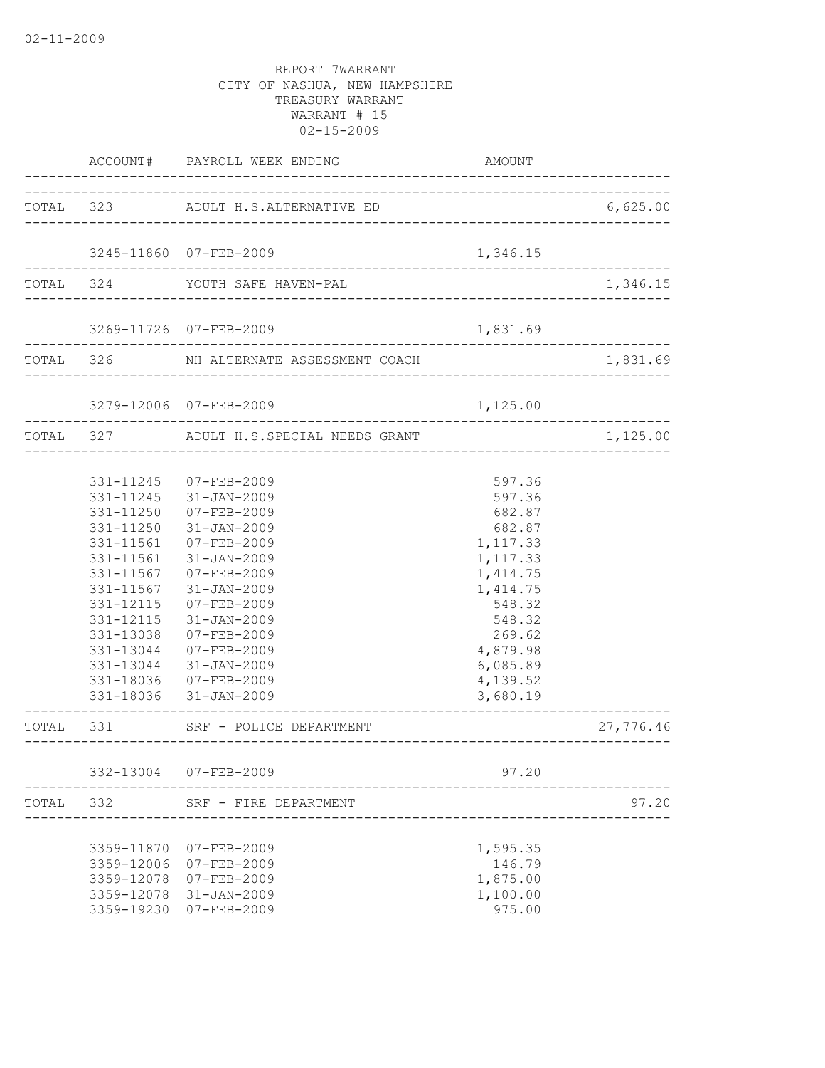02-11-2009

REPORT 7WARRANT
CITY OF NASHUA, NEW HAMPSHIRE
TREASURY WARRANT
WARRANT # 15
02-15-2009

| | ACCOUNT# | PAYROLL WEEK ENDING | AMOUNT | |
|---|---|---|---|---|
| TOTAL | 323 | ADULT H.S.ALTERNATIVE ED | | 6,625.00 |
| | 3245-11860 | 07-FEB-2009 | 1,346.15 | |
| TOTAL | 324 | YOUTH SAFE HAVEN-PAL | | 1,346.15 |
| | 3269-11726 | 07-FEB-2009 | 1,831.69 | |
| TOTAL | 326 | NH ALTERNATE ASSESSMENT COACH | | 1,831.69 |
| | 3279-12006 | 07-FEB-2009 | 1,125.00 | |
| TOTAL | 327 | ADULT H.S.SPECIAL NEEDS GRANT | | 1,125.00 |
| | 331-11245 | 07-FEB-2009 | 597.36 | |
| | 331-11245 | 31-JAN-2009 | 597.36 | |
| | 331-11250 | 07-FEB-2009 | 682.87 | |
| | 331-11250 | 31-JAN-2009 | 682.87 | |
| | 331-11561 | 07-FEB-2009 | 1,117.33 | |
| | 331-11561 | 31-JAN-2009 | 1,117.33 | |
| | 331-11567 | 07-FEB-2009 | 1,414.75 | |
| | 331-11567 | 31-JAN-2009 | 1,414.75 | |
| | 331-12115 | 07-FEB-2009 | 548.32 | |
| | 331-12115 | 31-JAN-2009 | 548.32 | |
| | 331-13038 | 07-FEB-2009 | 269.62 | |
| | 331-13044 | 07-FEB-2009 | 4,879.98 | |
| | 331-13044 | 31-JAN-2009 | 6,085.89 | |
| | 331-18036 | 07-FEB-2009 | 4,139.52 | |
| | 331-18036 | 31-JAN-2009 | 3,680.19 | |
| TOTAL | 331 | SRF - POLICE DEPARTMENT | | 27,776.46 |
| | 332-13004 | 07-FEB-2009 | 97.20 | |
| TOTAL | 332 | SRF - FIRE DEPARTMENT | | 97.20 |
| | 3359-11870 | 07-FEB-2009 | 1,595.35 | |
| | 3359-12006 | 07-FEB-2009 | 146.79 | |
| | 3359-12078 | 07-FEB-2009 | 1,875.00 | |
| | 3359-12078 | 31-JAN-2009 | 1,100.00 | |
| | 3359-19230 | 07-FEB-2009 | 975.00 | |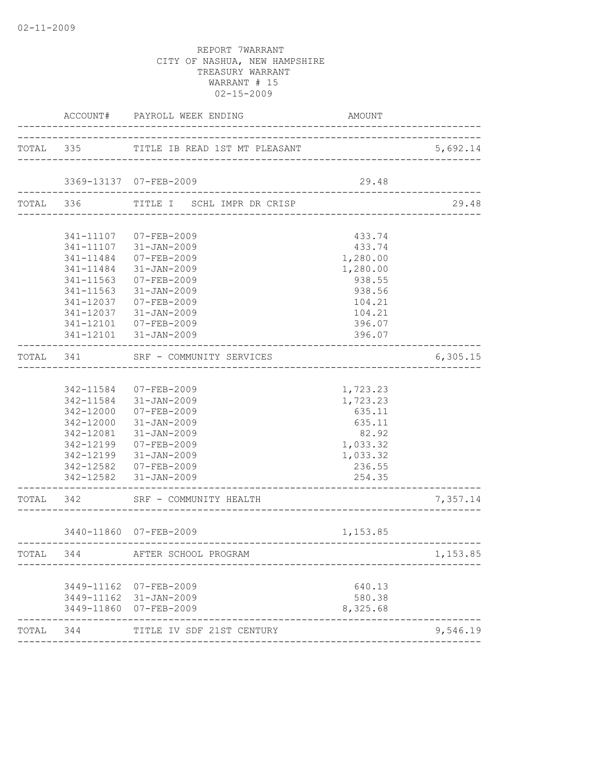02-11-2009

REPORT 7WARRANT
CITY OF NASHUA, NEW HAMPSHIRE
TREASURY WARRANT
WARRANT # 15
02-15-2009

| | ACCOUNT# | PAYROLL WEEK ENDING | AMOUNT | |
|---|---|---|---|---|
| TOTAL | 335 | TITLE IB READ 1ST MT PLEASANT | | 5,692.14 |
| | 3369-13137 | 07-FEB-2009 | 29.48 | |
| TOTAL | 336 | TITLE I SCHL IMPR DR CRISP | | 29.48 |
| | 341-11107 | 07-FEB-2009 | 433.74 | |
| | 341-11107 | 31-JAN-2009 | 433.74 | |
| | 341-11484 | 07-FEB-2009 | 1,280.00 | |
| | 341-11484 | 31-JAN-2009 | 1,280.00 | |
| | 341-11563 | 07-FEB-2009 | 938.55 | |
| | 341-11563 | 31-JAN-2009 | 938.56 | |
| | 341-12037 | 07-FEB-2009 | 104.21 | |
| | 341-12037 | 31-JAN-2009 | 104.21 | |
| | 341-12101 | 07-FEB-2009 | 396.07 | |
| | 341-12101 | 31-JAN-2009 | 396.07 | |
| TOTAL | 341 | SRF - COMMUNITY SERVICES | | 6,305.15 |
| | 342-11584 | 07-FEB-2009 | 1,723.23 | |
| | 342-11584 | 31-JAN-2009 | 1,723.23 | |
| | 342-12000 | 07-FEB-2009 | 635.11 | |
| | 342-12000 | 31-JAN-2009 | 635.11 | |
| | 342-12081 | 31-JAN-2009 | 82.92 | |
| | 342-12199 | 07-FEB-2009 | 1,033.32 | |
| | 342-12199 | 31-JAN-2009 | 1,033.32 | |
| | 342-12582 | 07-FEB-2009 | 236.55 | |
| | 342-12582 | 31-JAN-2009 | 254.35 | |
| TOTAL | 342 | SRF - COMMUNITY HEALTH | | 7,357.14 |
| | 3440-11860 | 07-FEB-2009 | 1,153.85 | |
| TOTAL | 344 | AFTER SCHOOL PROGRAM | | 1,153.85 |
| | 3449-11162 | 07-FEB-2009 | 640.13 | |
| | 3449-11162 | 31-JAN-2009 | 580.38 | |
| | 3449-11860 | 07-FEB-2009 | 8,325.68 | |
| TOTAL | 344 | TITLE IV SDF 21ST CENTURY | | 9,546.19 |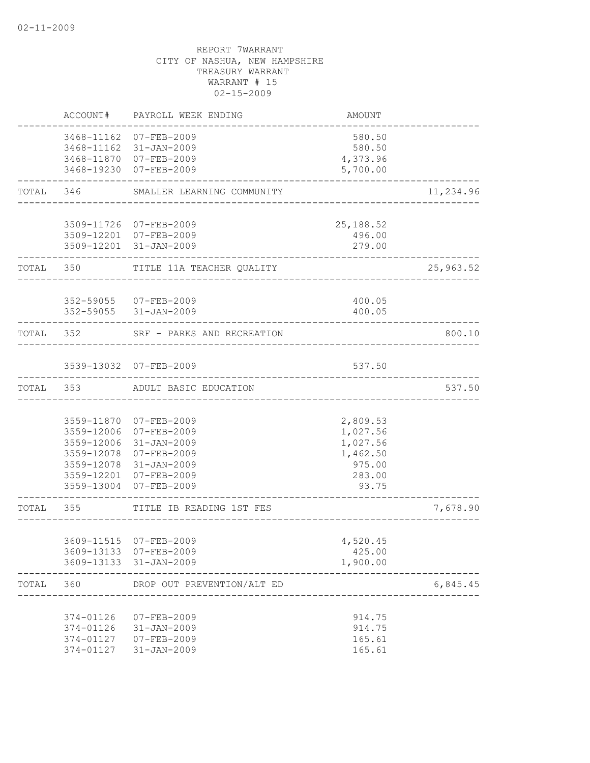02-11-2009

REPORT 7WARRANT
CITY OF NASHUA, NEW HAMPSHIRE
TREASURY WARRANT
WARRANT # 15
02-15-2009

| | ACCOUNT# | PAYROLL WEEK ENDING | AMOUNT | |
|---|---|---|---|---|
| | 3468-11162 | 07-FEB-2009 | 580.50 | |
| | 3468-11162 | 31-JAN-2009 | 580.50 | |
| | 3468-11870 | 07-FEB-2009 | 4,373.96 | |
| | 3468-19230 | 07-FEB-2009 | 5,700.00 | |
| TOTAL | 346 | SMALLER LEARNING COMMUNITY | | 11,234.96 |
| | 3509-11726 | 07-FEB-2009 | 25,188.52 | |
| | 3509-12201 | 07-FEB-2009 | 496.00 | |
| | 3509-12201 | 31-JAN-2009 | 279.00 | |
| TOTAL | 350 | TITLE 11A TEACHER QUALITY | | 25,963.52 |
| | 352-59055 | 07-FEB-2009 | 400.05 | |
| | 352-59055 | 31-JAN-2009 | 400.05 | |
| TOTAL | 352 | SRF - PARKS AND RECREATION | | 800.10 |
| | 3539-13032 | 07-FEB-2009 | 537.50 | |
| TOTAL | 353 | ADULT BASIC EDUCATION | | 537.50 |
| | 3559-11870 | 07-FEB-2009 | 2,809.53 | |
| | 3559-12006 | 07-FEB-2009 | 1,027.56 | |
| | 3559-12006 | 31-JAN-2009 | 1,027.56 | |
| | 3559-12078 | 07-FEB-2009 | 1,462.50 | |
| | 3559-12078 | 31-JAN-2009 | 975.00 | |
| | 3559-12201 | 07-FEB-2009 | 283.00 | |
| | 3559-13004 | 07-FEB-2009 | 93.75 | |
| TOTAL | 355 | TITLE IB READING 1ST FES | | 7,678.90 |
| | 3609-11515 | 07-FEB-2009 | 4,520.45 | |
| | 3609-13133 | 07-FEB-2009 | 425.00 | |
| | 3609-13133 | 31-JAN-2009 | 1,900.00 | |
| TOTAL | 360 | DROP OUT PREVENTION/ALT ED | | 6,845.45 |
| | 374-01126 | 07-FEB-2009 | 914.75 | |
| | 374-01126 | 31-JAN-2009 | 914.75 | |
| | 374-01127 | 07-FEB-2009 | 165.61 | |
| | 374-01127 | 31-JAN-2009 | 165.61 | |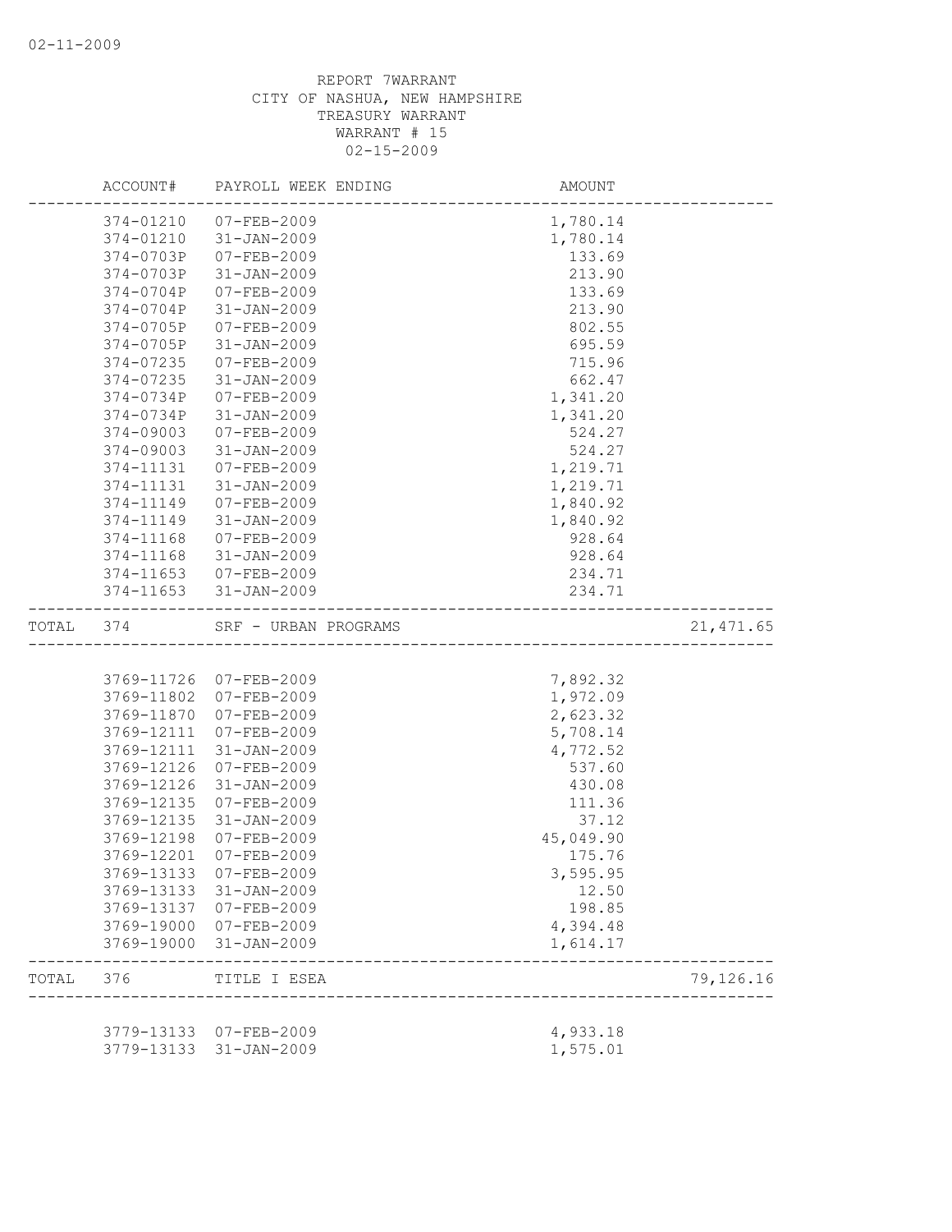02-11-2009

REPORT 7WARRANT
CITY OF NASHUA, NEW HAMPSHIRE
TREASURY WARRANT
WARRANT # 15
02-15-2009

| | ACCOUNT# | PAYROLL WEEK ENDING | AMOUNT | |
|---|---|---|---|---|
| | 374-01210 | 07-FEB-2009 | 1,780.14 | |
| | 374-01210 | 31-JAN-2009 | 1,780.14 | |
| | 374-0703P | 07-FEB-2009 | 133.69 | |
| | 374-0703P | 31-JAN-2009 | 213.90 | |
| | 374-0704P | 07-FEB-2009 | 133.69 | |
| | 374-0704P | 31-JAN-2009 | 213.90 | |
| | 374-0705P | 07-FEB-2009 | 802.55 | |
| | 374-0705P | 31-JAN-2009 | 695.59 | |
| | 374-07235 | 07-FEB-2009 | 715.96 | |
| | 374-07235 | 31-JAN-2009 | 662.47 | |
| | 374-0734P | 07-FEB-2009 | 1,341.20 | |
| | 374-0734P | 31-JAN-2009 | 1,341.20 | |
| | 374-09003 | 07-FEB-2009 | 524.27 | |
| | 374-09003 | 31-JAN-2009 | 524.27 | |
| | 374-11131 | 07-FEB-2009 | 1,219.71 | |
| | 374-11131 | 31-JAN-2009 | 1,219.71 | |
| | 374-11149 | 07-FEB-2009 | 1,840.92 | |
| | 374-11149 | 31-JAN-2009 | 1,840.92 | |
| | 374-11168 | 07-FEB-2009 | 928.64 | |
| | 374-11168 | 31-JAN-2009 | 928.64 | |
| | 374-11653 | 07-FEB-2009 | 234.71 | |
| | 374-11653 | 31-JAN-2009 | 234.71 | |
| TOTAL | 374 | SRF - URBAN PROGRAMS | | 21,471.65 |
| | 3769-11726 | 07-FEB-2009 | 7,892.32 | |
| | 3769-11802 | 07-FEB-2009 | 1,972.09 | |
| | 3769-11870 | 07-FEB-2009 | 2,623.32 | |
| | 3769-12111 | 07-FEB-2009 | 5,708.14 | |
| | 3769-12111 | 31-JAN-2009 | 4,772.52 | |
| | 3769-12126 | 07-FEB-2009 | 537.60 | |
| | 3769-12126 | 31-JAN-2009 | 430.08 | |
| | 3769-12135 | 07-FEB-2009 | 111.36 | |
| | 3769-12135 | 31-JAN-2009 | 37.12 | |
| | 3769-12198 | 07-FEB-2009 | 45,049.90 | |
| | 3769-12201 | 07-FEB-2009 | 175.76 | |
| | 3769-13133 | 07-FEB-2009 | 3,595.95 | |
| | 3769-13133 | 31-JAN-2009 | 12.50 | |
| | 3769-13137 | 07-FEB-2009 | 198.85 | |
| | 3769-19000 | 07-FEB-2009 | 4,394.48 | |
| | 3769-19000 | 31-JAN-2009 | 1,614.17 | |
| TOTAL | 376 | TITLE I ESEA | | 79,126.16 |
| | 3779-13133 | 07-FEB-2009 | 4,933.18 | |
| | 3779-13133 | 31-JAN-2009 | 1,575.01 | |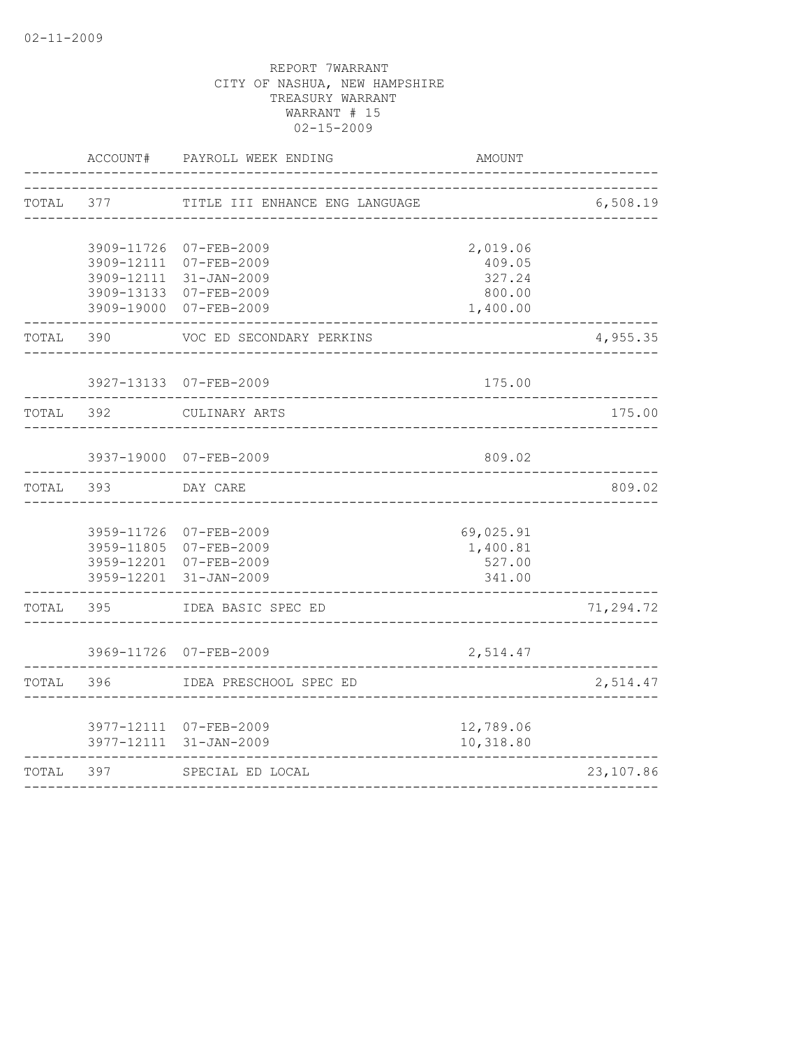REPORT 7WARRANT
CITY OF NASHUA, NEW HAMPSHIRE
TREASURY WARRANT
WARRANT # 15
02-15-2009

| | ACCOUNT# | PAYROLL WEEK ENDING | AMOUNT | |
|---|---|---|---|---|
| TOTAL | 377 | TITLE III ENHANCE ENG LANGUAGE | | 6,508.19 |
| | 3909-11726 | 07-FEB-2009 | 2,019.06 | |
| | 3909-12111 | 07-FEB-2009 | 409.05 | |
| | 3909-12111 | 31-JAN-2009 | 327.24 | |
| | 3909-13133 | 07-FEB-2009 | 800.00 | |
| | 3909-19000 | 07-FEB-2009 | 1,400.00 | |
| TOTAL | 390 | VOC ED SECONDARY PERKINS | | 4,955.35 |
| | 3927-13133 | 07-FEB-2009 | 175.00 | |
| TOTAL | 392 | CULINARY ARTS | | 175.00 |
| | 3937-19000 | 07-FEB-2009 | 809.02 | |
| TOTAL | 393 | DAY CARE | | 809.02 |
| | 3959-11726 | 07-FEB-2009 | 69,025.91 | |
| | 3959-11805 | 07-FEB-2009 | 1,400.81 | |
| | 3959-12201 | 07-FEB-2009 | 527.00 | |
| | 3959-12201 | 31-JAN-2009 | 341.00 | |
| TOTAL | 395 | IDEA BASIC SPEC ED | | 71,294.72 |
| | 3969-11726 | 07-FEB-2009 | 2,514.47 | |
| TOTAL | 396 | IDEA PRESCHOOL SPEC ED | | 2,514.47 |
| | 3977-12111 | 07-FEB-2009 | 12,789.06 | |
| | 3977-12111 | 31-JAN-2009 | 10,318.80 | |
| TOTAL | 397 | SPECIAL ED LOCAL | | 23,107.86 |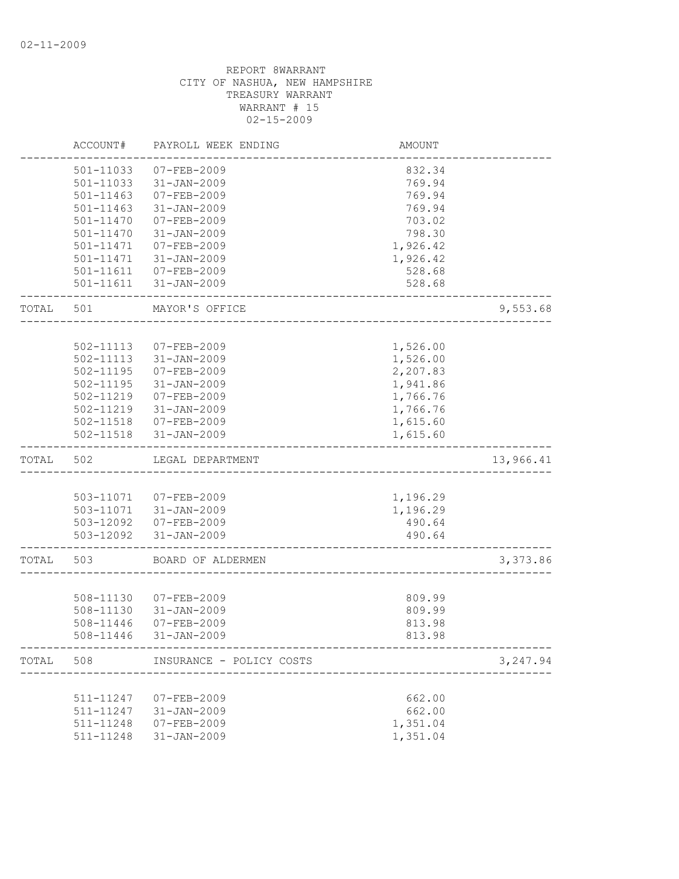REPORT 8WARRANT
CITY OF NASHUA, NEW HAMPSHIRE
TREASURY WARRANT
WARRANT # 15
02-15-2009

| | ACCOUNT# | PAYROLL WEEK ENDING | AMOUNT | |
|---|---|---|---|---|
| | 501-11033 | 07-FEB-2009 | 832.34 | |
| | 501-11033 | 31-JAN-2009 | 769.94 | |
| | 501-11463 | 07-FEB-2009 | 769.94 | |
| | 501-11463 | 31-JAN-2009 | 769.94 | |
| | 501-11470 | 07-FEB-2009 | 703.02 | |
| | 501-11470 | 31-JAN-2009 | 798.30 | |
| | 501-11471 | 07-FEB-2009 | 1,926.42 | |
| | 501-11471 | 31-JAN-2009 | 1,926.42 | |
| | 501-11611 | 07-FEB-2009 | 528.68 | |
| | 501-11611 | 31-JAN-2009 | 528.68 | |
| TOTAL | 501 | MAYOR'S OFFICE | | 9,553.68 |
| | 502-11113 | 07-FEB-2009 | 1,526.00 | |
| | 502-11113 | 31-JAN-2009 | 1,526.00 | |
| | 502-11195 | 07-FEB-2009 | 2,207.83 | |
| | 502-11195 | 31-JAN-2009 | 1,941.86 | |
| | 502-11219 | 07-FEB-2009 | 1,766.76 | |
| | 502-11219 | 31-JAN-2009 | 1,766.76 | |
| | 502-11518 | 07-FEB-2009 | 1,615.60 | |
| | 502-11518 | 31-JAN-2009 | 1,615.60 | |
| TOTAL | 502 | LEGAL DEPARTMENT | | 13,966.41 |
| | 503-11071 | 07-FEB-2009 | 1,196.29 | |
| | 503-11071 | 31-JAN-2009 | 1,196.29 | |
| | 503-12092 | 07-FEB-2009 | 490.64 | |
| | 503-12092 | 31-JAN-2009 | 490.64 | |
| TOTAL | 503 | BOARD OF ALDERMEN | | 3,373.86 |
| | 508-11130 | 07-FEB-2009 | 809.99 | |
| | 508-11130 | 31-JAN-2009 | 809.99 | |
| | 508-11446 | 07-FEB-2009 | 813.98 | |
| | 508-11446 | 31-JAN-2009 | 813.98 | |
| TOTAL | 508 | INSURANCE - POLICY COSTS | | 3,247.94 |
| | 511-11247 | 07-FEB-2009 | 662.00 | |
| | 511-11247 | 31-JAN-2009 | 662.00 | |
| | 511-11248 | 07-FEB-2009 | 1,351.04 | |
| | 511-11248 | 31-JAN-2009 | 1,351.04 | |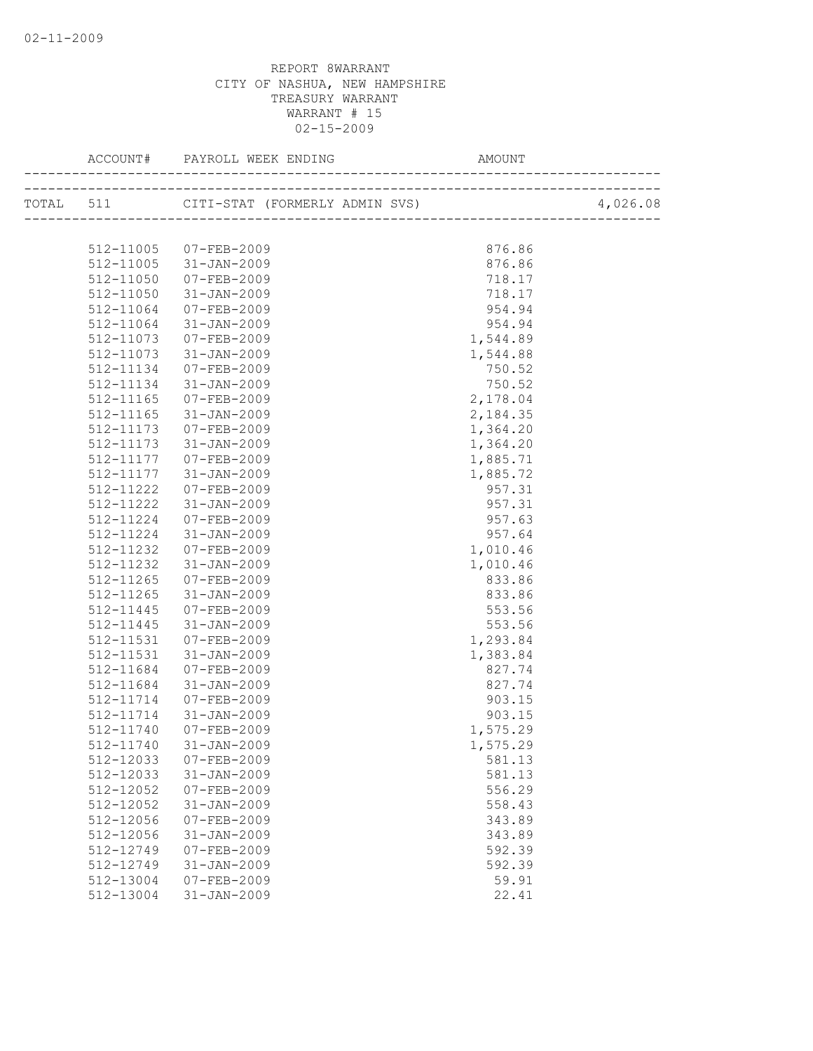REPORT 8WARRANT
CITY OF NASHUA, NEW HAMPSHIRE
TREASURY WARRANT
WARRANT # 15
02-15-2009

| ACCOUNT# | PAYROLL WEEK ENDING | AMOUNT | |
|---|---|---|---|
| TOTAL 511 | CITI-STAT (FORMERLY ADMIN SVS) | | 4,026.08 |
| 512-11005 | 07-FEB-2009 | 876.86 | |
| 512-11005 | 31-JAN-2009 | 876.86 | |
| 512-11050 | 07-FEB-2009 | 718.17 | |
| 512-11050 | 31-JAN-2009 | 718.17 | |
| 512-11064 | 07-FEB-2009 | 954.94 | |
| 512-11064 | 31-JAN-2009 | 954.94 | |
| 512-11073 | 07-FEB-2009 | 1,544.89 | |
| 512-11073 | 31-JAN-2009 | 1,544.88 | |
| 512-11134 | 07-FEB-2009 | 750.52 | |
| 512-11134 | 31-JAN-2009 | 750.52 | |
| 512-11165 | 07-FEB-2009 | 2,178.04 | |
| 512-11165 | 31-JAN-2009 | 2,184.35 | |
| 512-11173 | 07-FEB-2009 | 1,364.20 | |
| 512-11173 | 31-JAN-2009 | 1,364.20 | |
| 512-11177 | 07-FEB-2009 | 1,885.71 | |
| 512-11177 | 31-JAN-2009 | 1,885.72 | |
| 512-11222 | 07-FEB-2009 | 957.31 | |
| 512-11222 | 31-JAN-2009 | 957.31 | |
| 512-11224 | 07-FEB-2009 | 957.63 | |
| 512-11224 | 31-JAN-2009 | 957.64 | |
| 512-11232 | 07-FEB-2009 | 1,010.46 | |
| 512-11232 | 31-JAN-2009 | 1,010.46 | |
| 512-11265 | 07-FEB-2009 | 833.86 | |
| 512-11265 | 31-JAN-2009 | 833.86 | |
| 512-11445 | 07-FEB-2009 | 553.56 | |
| 512-11445 | 31-JAN-2009 | 553.56 | |
| 512-11531 | 07-FEB-2009 | 1,293.84 | |
| 512-11531 | 31-JAN-2009 | 1,383.84 | |
| 512-11684 | 07-FEB-2009 | 827.74 | |
| 512-11684 | 31-JAN-2009 | 827.74 | |
| 512-11714 | 07-FEB-2009 | 903.15 | |
| 512-11714 | 31-JAN-2009 | 903.15 | |
| 512-11740 | 07-FEB-2009 | 1,575.29 | |
| 512-11740 | 31-JAN-2009 | 1,575.29 | |
| 512-12033 | 07-FEB-2009 | 581.13 | |
| 512-12033 | 31-JAN-2009 | 581.13 | |
| 512-12052 | 07-FEB-2009 | 556.29 | |
| 512-12052 | 31-JAN-2009 | 558.43 | |
| 512-12056 | 07-FEB-2009 | 343.89 | |
| 512-12056 | 31-JAN-2009 | 343.89 | |
| 512-12749 | 07-FEB-2009 | 592.39 | |
| 512-12749 | 31-JAN-2009 | 592.39 | |
| 512-13004 | 07-FEB-2009 | 59.91 | |
| 512-13004 | 31-JAN-2009 | 22.41 | |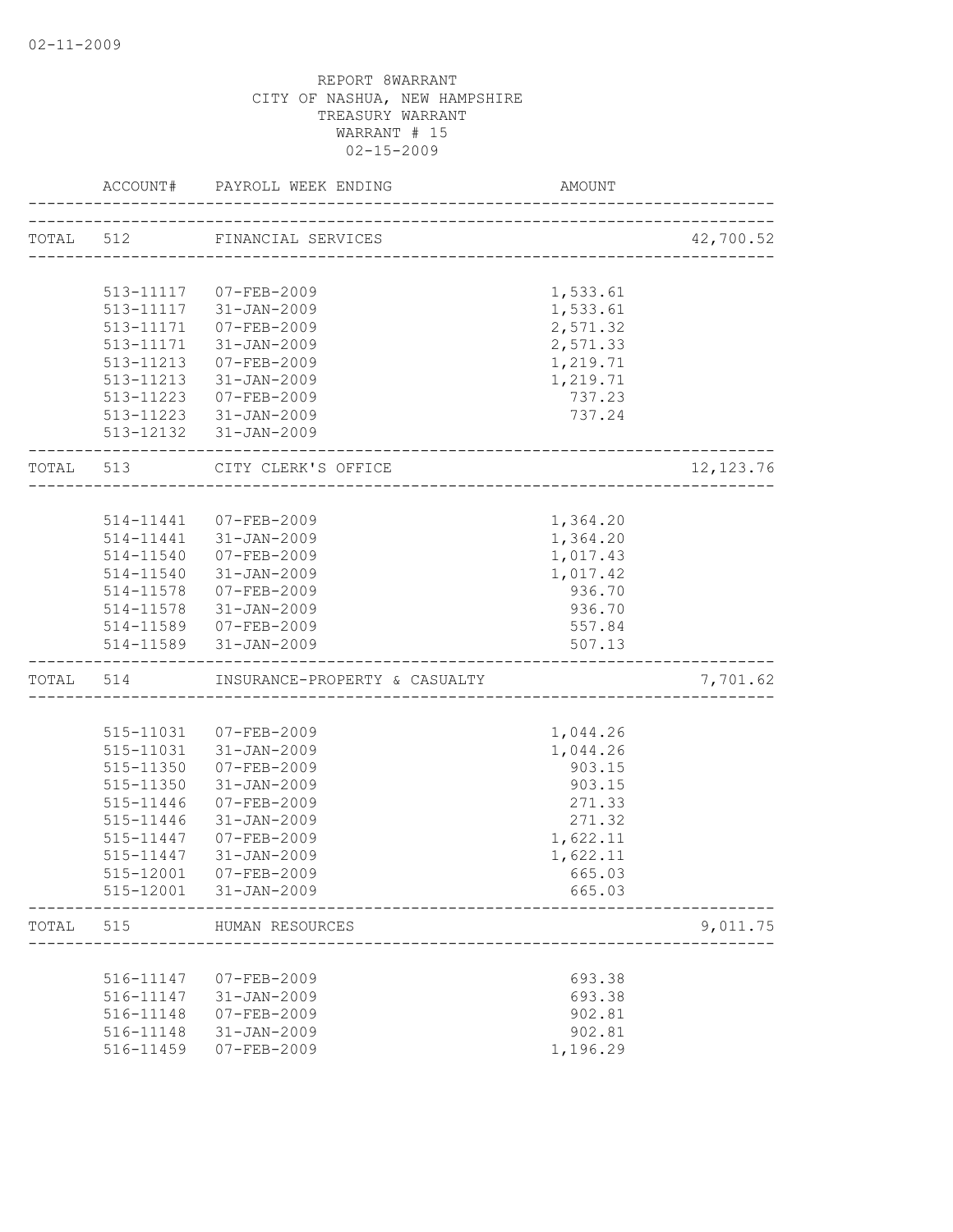REPORT 8WARRANT
CITY OF NASHUA, NEW HAMPSHIRE
TREASURY WARRANT
WARRANT # 15
02-15-2009

| | ACCOUNT# | PAYROLL WEEK ENDING | AMOUNT | |
|---|---|---|---|---|
| TOTAL | 512 | FINANCIAL SERVICES | | 42,700.52 |
| | 513-11117 | 07-FEB-2009 | 1,533.61 | |
| | 513-11117 | 31-JAN-2009 | 1,533.61 | |
| | 513-11171 | 07-FEB-2009 | 2,571.32 | |
| | 513-11171 | 31-JAN-2009 | 2,571.33 | |
| | 513-11213 | 07-FEB-2009 | 1,219.71 | |
| | 513-11213 | 31-JAN-2009 | 1,219.71 | |
| | 513-11223 | 07-FEB-2009 | 737.23 | |
| | 513-11223 | 31-JAN-2009 | 737.24 | |
| | 513-12132 | 31-JAN-2009 | | |
| TOTAL | 513 | CITY CLERK'S OFFICE | | 12,123.76 |
| | 514-11441 | 07-FEB-2009 | 1,364.20 | |
| | 514-11441 | 31-JAN-2009 | 1,364.20 | |
| | 514-11540 | 07-FEB-2009 | 1,017.43 | |
| | 514-11540 | 31-JAN-2009 | 1,017.42 | |
| | 514-11578 | 07-FEB-2009 | 936.70 | |
| | 514-11578 | 31-JAN-2009 | 936.70 | |
| | 514-11589 | 07-FEB-2009 | 557.84 | |
| | 514-11589 | 31-JAN-2009 | 507.13 | |
| TOTAL | 514 | INSURANCE-PROPERTY & CASUALTY | | 7,701.62 |
| | 515-11031 | 07-FEB-2009 | 1,044.26 | |
| | 515-11031 | 31-JAN-2009 | 1,044.26 | |
| | 515-11350 | 07-FEB-2009 | 903.15 | |
| | 515-11350 | 31-JAN-2009 | 903.15 | |
| | 515-11446 | 07-FEB-2009 | 271.33 | |
| | 515-11446 | 31-JAN-2009 | 271.32 | |
| | 515-11447 | 07-FEB-2009 | 1,622.11 | |
| | 515-11447 | 31-JAN-2009 | 1,622.11 | |
| | 515-12001 | 07-FEB-2009 | 665.03 | |
| | 515-12001 | 31-JAN-2009 | 665.03 | |
| TOTAL | 515 | HUMAN RESOURCES | | 9,011.75 |
| | 516-11147 | 07-FEB-2009 | 693.38 | |
| | 516-11147 | 31-JAN-2009 | 693.38 | |
| | 516-11148 | 07-FEB-2009 | 902.81 | |
| | 516-11148 | 31-JAN-2009 | 902.81 | |
| | 516-11459 | 07-FEB-2009 | 1,196.29 | |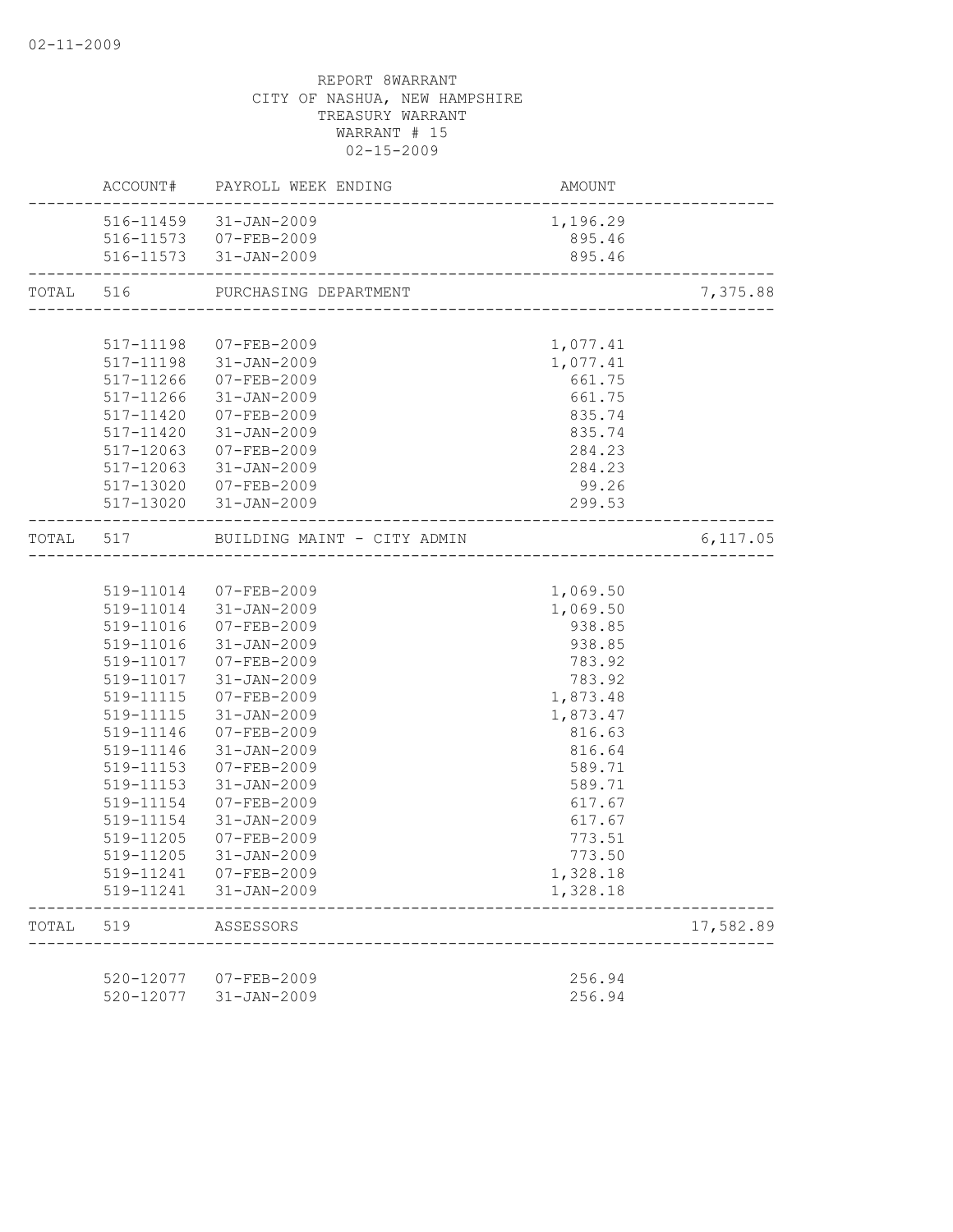REPORT 8WARRANT
CITY OF NASHUA, NEW HAMPSHIRE
TREASURY WARRANT
WARRANT # 15
02-15-2009

| | ACCOUNT# | PAYROLL WEEK ENDING | AMOUNT | |
|---|---|---|---|---|
| | 516-11459 | 31-JAN-2009 | 1,196.29 | |
| | 516-11573 | 07-FEB-2009 | 895.46 | |
| | 516-11573 | 31-JAN-2009 | 895.46 | |
| TOTAL | 516 | PURCHASING DEPARTMENT | | 7,375.88 |
| | 517-11198 | 07-FEB-2009 | 1,077.41 | |
| | 517-11198 | 31-JAN-2009 | 1,077.41 | |
| | 517-11266 | 07-FEB-2009 | 661.75 | |
| | 517-11266 | 31-JAN-2009 | 661.75 | |
| | 517-11420 | 07-FEB-2009 | 835.74 | |
| | 517-11420 | 31-JAN-2009 | 835.74 | |
| | 517-12063 | 07-FEB-2009 | 284.23 | |
| | 517-12063 | 31-JAN-2009 | 284.23 | |
| | 517-13020 | 07-FEB-2009 | 99.26 | |
| | 517-13020 | 31-JAN-2009 | 299.53 | |
| TOTAL | 517 | BUILDING MAINT - CITY ADMIN | | 6,117.05 |
| | 519-11014 | 07-FEB-2009 | 1,069.50 | |
| | 519-11014 | 31-JAN-2009 | 1,069.50 | |
| | 519-11016 | 07-FEB-2009 | 938.85 | |
| | 519-11016 | 31-JAN-2009 | 938.85 | |
| | 519-11017 | 07-FEB-2009 | 783.92 | |
| | 519-11017 | 31-JAN-2009 | 783.92 | |
| | 519-11115 | 07-FEB-2009 | 1,873.48 | |
| | 519-11115 | 31-JAN-2009 | 1,873.47 | |
| | 519-11146 | 07-FEB-2009 | 816.63 | |
| | 519-11146 | 31-JAN-2009 | 816.64 | |
| | 519-11153 | 07-FEB-2009 | 589.71 | |
| | 519-11153 | 31-JAN-2009 | 589.71 | |
| | 519-11154 | 07-FEB-2009 | 617.67 | |
| | 519-11154 | 31-JAN-2009 | 617.67 | |
| | 519-11205 | 07-FEB-2009 | 773.51 | |
| | 519-11205 | 31-JAN-2009 | 773.50 | |
| | 519-11241 | 07-FEB-2009 | 1,328.18 | |
| | 519-11241 | 31-JAN-2009 | 1,328.18 | |
| TOTAL | 519 | ASSESSORS | | 17,582.89 |
| | 520-12077 | 07-FEB-2009 | 256.94 | |
| | 520-12077 | 31-JAN-2009 | 256.94 | |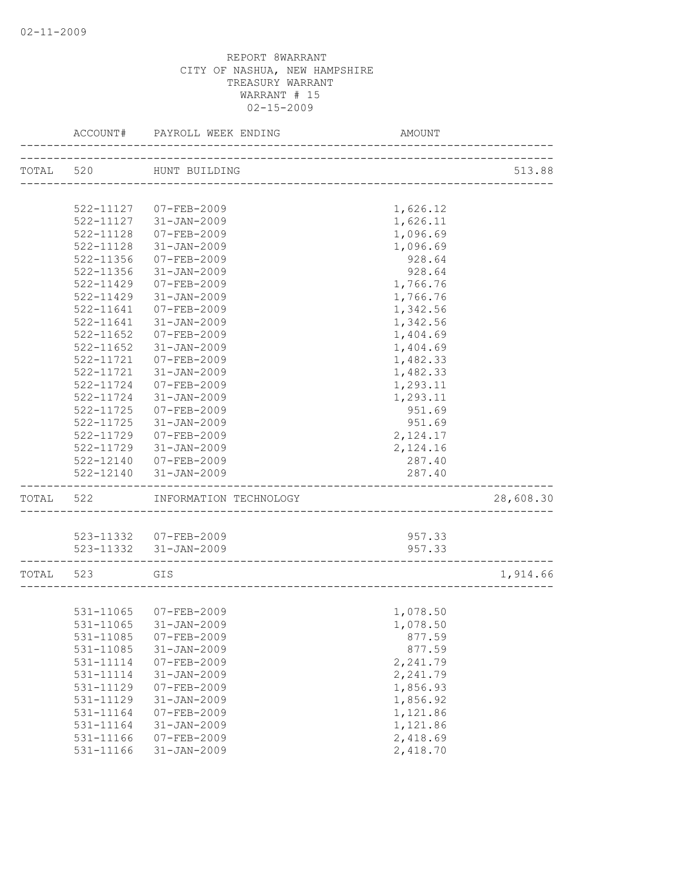REPORT 8WARRANT
CITY OF NASHUA, NEW HAMPSHIRE
TREASURY WARRANT
WARRANT # 15
02-15-2009

| ACCOUNT# | PAYROLL WEEK ENDING | AMOUNT | |
|---|---|---|---|
| TOTAL 520 | HUNT BUILDING | | 513.88 |
| 522-11127 | 07-FEB-2009 | 1,626.12 | |
| 522-11127 | 31-JAN-2009 | 1,626.11 | |
| 522-11128 | 07-FEB-2009 | 1,096.69 | |
| 522-11128 | 31-JAN-2009 | 1,096.69 | |
| 522-11356 | 07-FEB-2009 | 928.64 | |
| 522-11356 | 31-JAN-2009 | 928.64 | |
| 522-11429 | 07-FEB-2009 | 1,766.76 | |
| 522-11429 | 31-JAN-2009 | 1,766.76 | |
| 522-11641 | 07-FEB-2009 | 1,342.56 | |
| 522-11641 | 31-JAN-2009 | 1,342.56 | |
| 522-11652 | 07-FEB-2009 | 1,404.69 | |
| 522-11652 | 31-JAN-2009 | 1,404.69 | |
| 522-11721 | 07-FEB-2009 | 1,482.33 | |
| 522-11721 | 31-JAN-2009 | 1,482.33 | |
| 522-11724 | 07-FEB-2009 | 1,293.11 | |
| 522-11724 | 31-JAN-2009 | 1,293.11 | |
| 522-11725 | 07-FEB-2009 | 951.69 | |
| 522-11725 | 31-JAN-2009 | 951.69 | |
| 522-11729 | 07-FEB-2009 | 2,124.17 | |
| 522-11729 | 31-JAN-2009 | 2,124.16 | |
| 522-12140 | 07-FEB-2009 | 287.40 | |
| 522-12140 | 31-JAN-2009 | 287.40 | |
| TOTAL 522 | INFORMATION TECHNOLOGY | | 28,608.30 |
| 523-11332 | 07-FEB-2009 | 957.33 | |
| 523-11332 | 31-JAN-2009 | 957.33 | |
| TOTAL 523 | GIS | | 1,914.66 |
| 531-11065 | 07-FEB-2009 | 1,078.50 | |
| 531-11065 | 31-JAN-2009 | 1,078.50 | |
| 531-11085 | 07-FEB-2009 | 877.59 | |
| 531-11085 | 31-JAN-2009 | 877.59 | |
| 531-11114 | 07-FEB-2009 | 2,241.79 | |
| 531-11114 | 31-JAN-2009 | 2,241.79 | |
| 531-11129 | 07-FEB-2009 | 1,856.93 | |
| 531-11129 | 31-JAN-2009 | 1,856.92 | |
| 531-11164 | 07-FEB-2009 | 1,121.86 | |
| 531-11164 | 31-JAN-2009 | 1,121.86 | |
| 531-11166 | 07-FEB-2009 | 2,418.69 | |
| 531-11166 | 31-JAN-2009 | 2,418.70 | |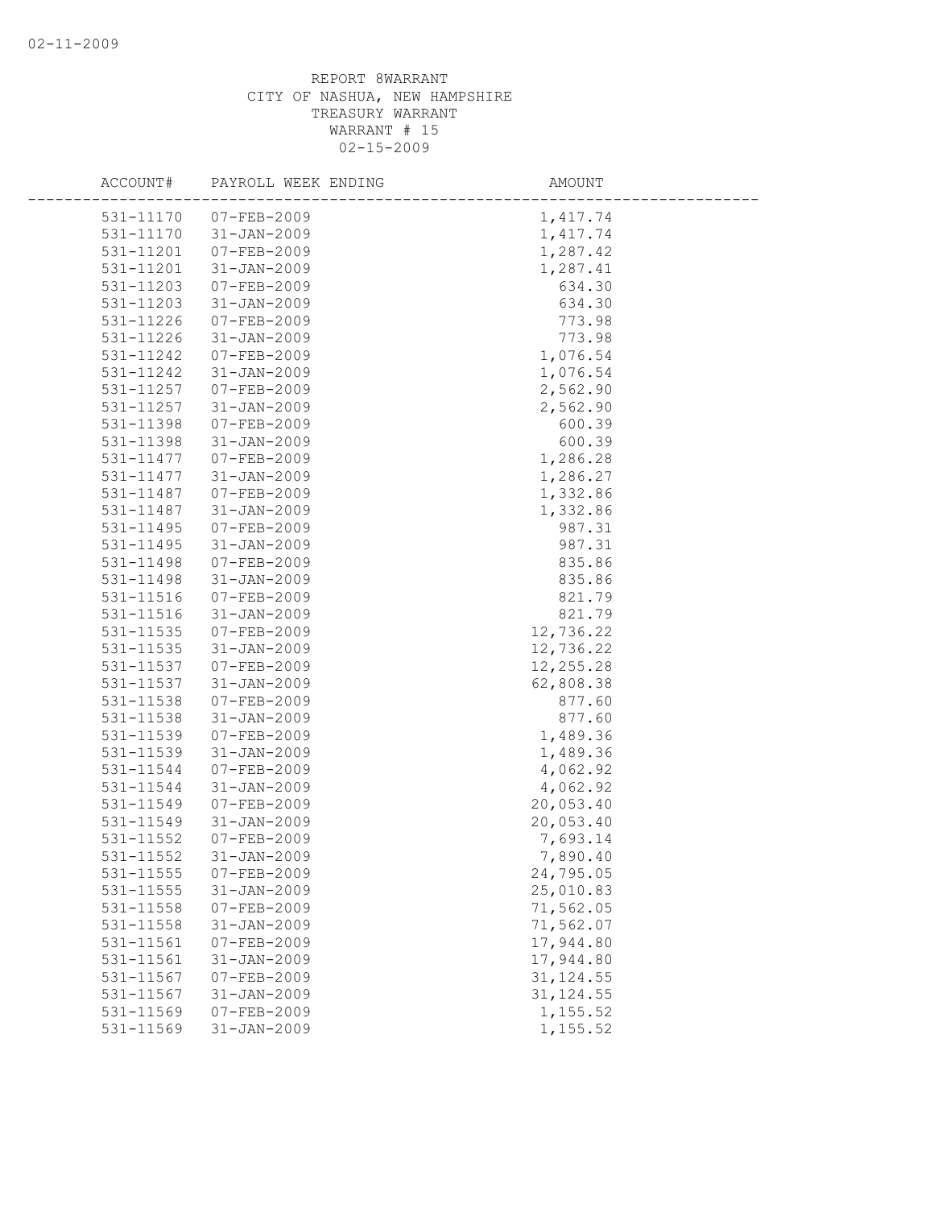02-11-2009

REPORT 8WARRANT
CITY OF NASHUA, NEW HAMPSHIRE
TREASURY WARRANT
WARRANT # 15
02-15-2009

| ACCOUNT# | PAYROLL WEEK ENDING | AMOUNT |
|---|---|---|
| 531-11170 | 07-FEB-2009 | 1,417.74 |
| 531-11170 | 31-JAN-2009 | 1,417.74 |
| 531-11201 | 07-FEB-2009 | 1,287.42 |
| 531-11201 | 31-JAN-2009 | 1,287.41 |
| 531-11203 | 07-FEB-2009 | 634.30 |
| 531-11203 | 31-JAN-2009 | 634.30 |
| 531-11226 | 07-FEB-2009 | 773.98 |
| 531-11226 | 31-JAN-2009 | 773.98 |
| 531-11242 | 07-FEB-2009 | 1,076.54 |
| 531-11242 | 31-JAN-2009 | 1,076.54 |
| 531-11257 | 07-FEB-2009 | 2,562.90 |
| 531-11257 | 31-JAN-2009 | 2,562.90 |
| 531-11398 | 07-FEB-2009 | 600.39 |
| 531-11398 | 31-JAN-2009 | 600.39 |
| 531-11477 | 07-FEB-2009 | 1,286.28 |
| 531-11477 | 31-JAN-2009 | 1,286.27 |
| 531-11487 | 07-FEB-2009 | 1,332.86 |
| 531-11487 | 31-JAN-2009 | 1,332.86 |
| 531-11495 | 07-FEB-2009 | 987.31 |
| 531-11495 | 31-JAN-2009 | 987.31 |
| 531-11498 | 07-FEB-2009 | 835.86 |
| 531-11498 | 31-JAN-2009 | 835.86 |
| 531-11516 | 07-FEB-2009 | 821.79 |
| 531-11516 | 31-JAN-2009 | 821.79 |
| 531-11535 | 07-FEB-2009 | 12,736.22 |
| 531-11535 | 31-JAN-2009 | 12,736.22 |
| 531-11537 | 07-FEB-2009 | 12,255.28 |
| 531-11537 | 31-JAN-2009 | 62,808.38 |
| 531-11538 | 07-FEB-2009 | 877.60 |
| 531-11538 | 31-JAN-2009 | 877.60 |
| 531-11539 | 07-FEB-2009 | 1,489.36 |
| 531-11539 | 31-JAN-2009 | 1,489.36 |
| 531-11544 | 07-FEB-2009 | 4,062.92 |
| 531-11544 | 31-JAN-2009 | 4,062.92 |
| 531-11549 | 07-FEB-2009 | 20,053.40 |
| 531-11549 | 31-JAN-2009 | 20,053.40 |
| 531-11552 | 07-FEB-2009 | 7,693.14 |
| 531-11552 | 31-JAN-2009 | 7,890.40 |
| 531-11555 | 07-FEB-2009 | 24,795.05 |
| 531-11555 | 31-JAN-2009 | 25,010.83 |
| 531-11558 | 07-FEB-2009 | 71,562.05 |
| 531-11558 | 31-JAN-2009 | 71,562.07 |
| 531-11561 | 07-FEB-2009 | 17,944.80 |
| 531-11561 | 31-JAN-2009 | 17,944.80 |
| 531-11567 | 07-FEB-2009 | 31,124.55 |
| 531-11567 | 31-JAN-2009 | 31,124.55 |
| 531-11569 | 07-FEB-2009 | 1,155.52 |
| 531-11569 | 31-JAN-2009 | 1,155.52 |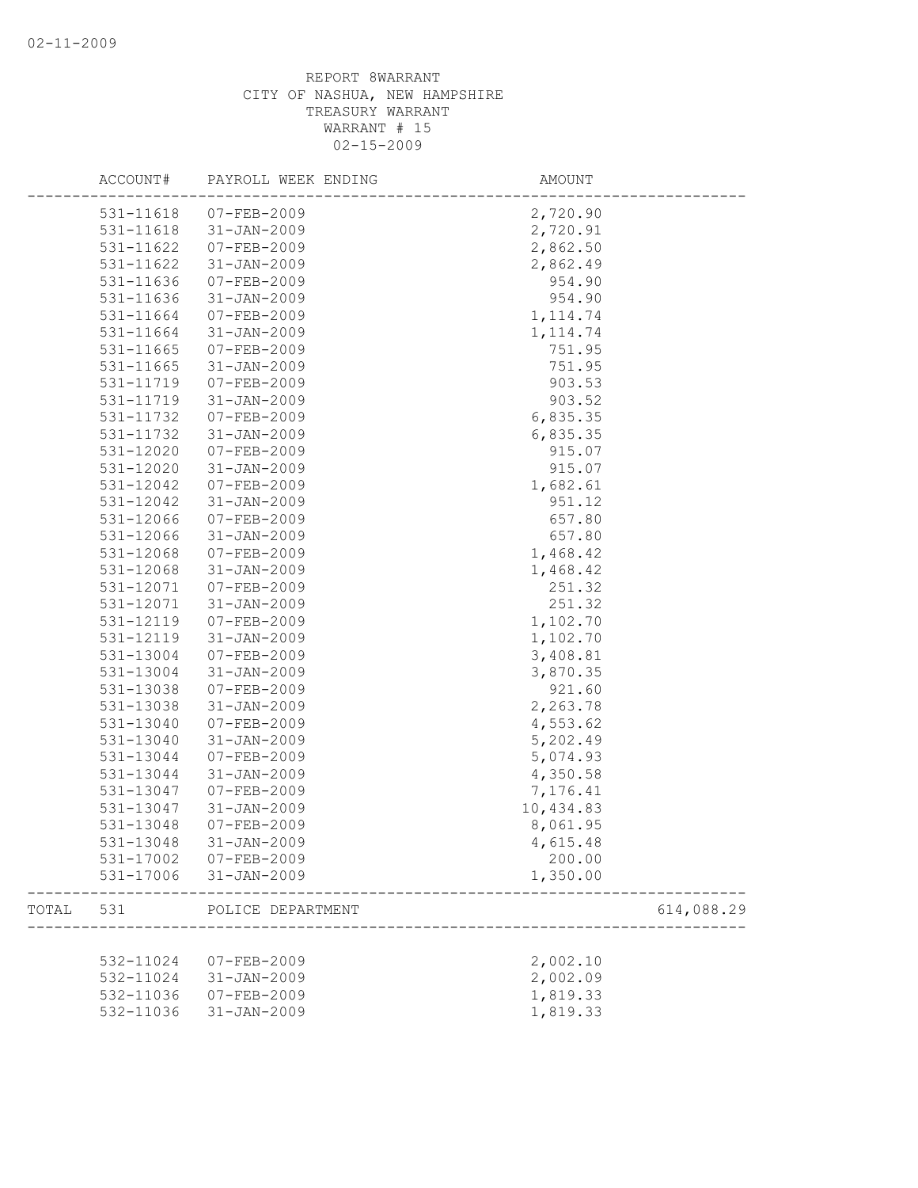REPORT 8WARRANT
CITY OF NASHUA, NEW HAMPSHIRE
TREASURY WARRANT
WARRANT # 15
02-15-2009

| | ACCOUNT# | PAYROLL WEEK ENDING | AMOUNT | |
|---|---|---|---|---|
| | 531-11618 | 07-FEB-2009 | 2,720.90 | |
| | 531-11618 | 31-JAN-2009 | 2,720.91 | |
| | 531-11622 | 07-FEB-2009 | 2,862.50 | |
| | 531-11622 | 31-JAN-2009 | 2,862.49 | |
| | 531-11636 | 07-FEB-2009 | 954.90 | |
| | 531-11636 | 31-JAN-2009 | 954.90 | |
| | 531-11664 | 07-FEB-2009 | 1,114.74 | |
| | 531-11664 | 31-JAN-2009 | 1,114.74 | |
| | 531-11665 | 07-FEB-2009 | 751.95 | |
| | 531-11665 | 31-JAN-2009 | 751.95 | |
| | 531-11719 | 07-FEB-2009 | 903.53 | |
| | 531-11719 | 31-JAN-2009 | 903.52 | |
| | 531-11732 | 07-FEB-2009 | 6,835.35 | |
| | 531-11732 | 31-JAN-2009 | 6,835.35 | |
| | 531-12020 | 07-FEB-2009 | 915.07 | |
| | 531-12020 | 31-JAN-2009 | 915.07 | |
| | 531-12042 | 07-FEB-2009 | 1,682.61 | |
| | 531-12042 | 31-JAN-2009 | 951.12 | |
| | 531-12066 | 07-FEB-2009 | 657.80 | |
| | 531-12066 | 31-JAN-2009 | 657.80 | |
| | 531-12068 | 07-FEB-2009 | 1,468.42 | |
| | 531-12068 | 31-JAN-2009 | 1,468.42 | |
| | 531-12071 | 07-FEB-2009 | 251.32 | |
| | 531-12071 | 31-JAN-2009 | 251.32 | |
| | 531-12119 | 07-FEB-2009 | 1,102.70 | |
| | 531-12119 | 31-JAN-2009 | 1,102.70 | |
| | 531-13004 | 07-FEB-2009 | 3,408.81 | |
| | 531-13004 | 31-JAN-2009 | 3,870.35 | |
| | 531-13038 | 07-FEB-2009 | 921.60 | |
| | 531-13038 | 31-JAN-2009 | 2,263.78 | |
| | 531-13040 | 07-FEB-2009 | 4,553.62 | |
| | 531-13040 | 31-JAN-2009 | 5,202.49 | |
| | 531-13044 | 07-FEB-2009 | 5,074.93 | |
| | 531-13044 | 31-JAN-2009 | 4,350.58 | |
| | 531-13047 | 07-FEB-2009 | 7,176.41 | |
| | 531-13047 | 31-JAN-2009 | 10,434.83 | |
| | 531-13048 | 07-FEB-2009 | 8,061.95 | |
| | 531-13048 | 31-JAN-2009 | 4,615.48 | |
| | 531-17002 | 07-FEB-2009 | 200.00 | |
| | 531-17006 | 31-JAN-2009 | 1,350.00 | |
| TOTAL | 531 | POLICE DEPARTMENT | | 614,088.29 |
| | 532-11024 | 07-FEB-2009 | 2,002.10 | |
| | 532-11024 | 31-JAN-2009 | 2,002.09 | |
| | 532-11036 | 07-FEB-2009 | 1,819.33 | |
| | 532-11036 | 31-JAN-2009 | 1,819.33 | |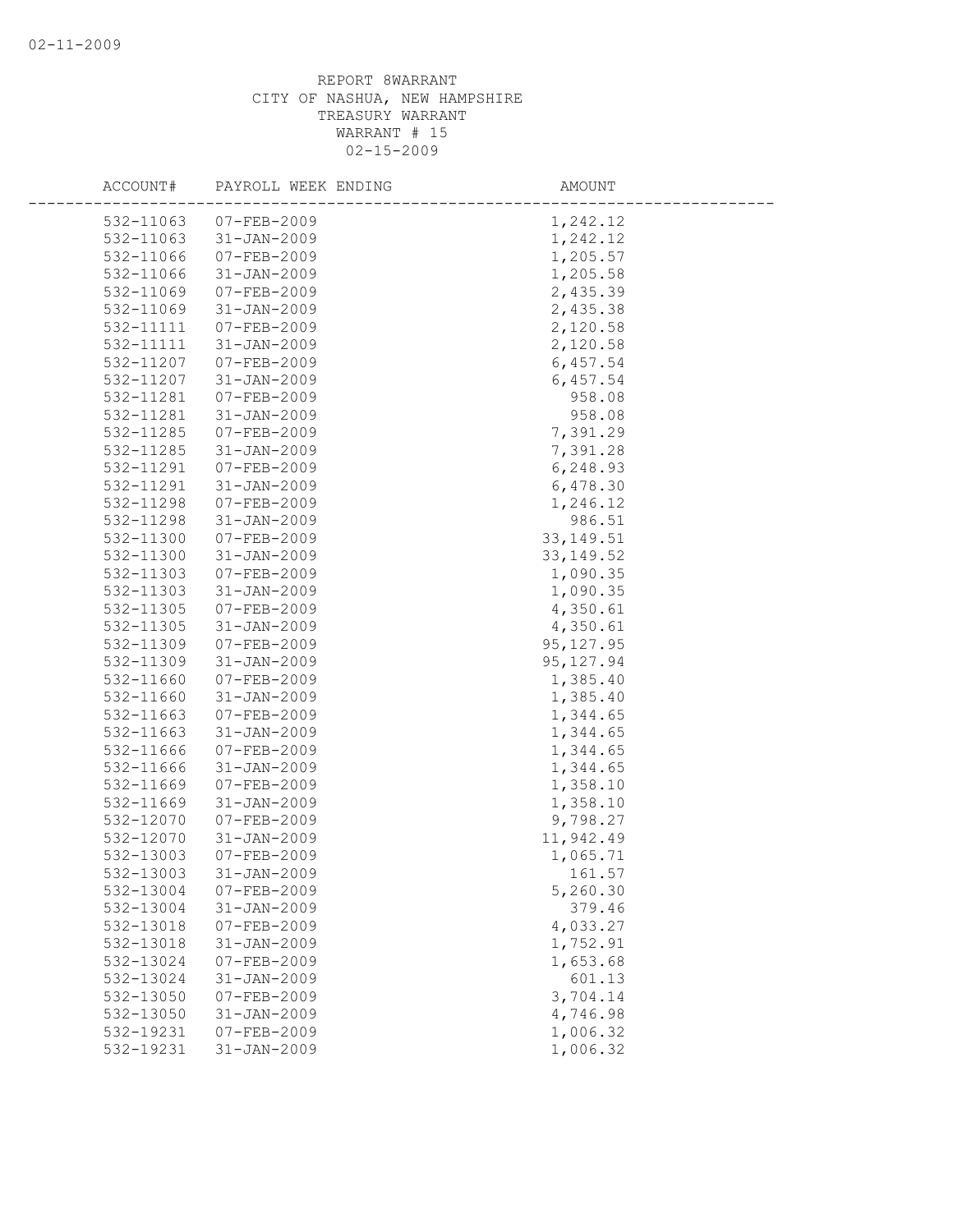02-11-2009

REPORT 8WARRANT
CITY OF NASHUA, NEW HAMPSHIRE
TREASURY WARRANT
WARRANT # 15
02-15-2009

| ACCOUNT# | PAYROLL WEEK ENDING | AMOUNT |
|---|---|---|
| 532-11063 | 07-FEB-2009 | 1,242.12 |
| 532-11063 | 31-JAN-2009 | 1,242.12 |
| 532-11066 | 07-FEB-2009 | 1,205.57 |
| 532-11066 | 31-JAN-2009 | 1,205.58 |
| 532-11069 | 07-FEB-2009 | 2,435.39 |
| 532-11069 | 31-JAN-2009 | 2,435.38 |
| 532-11111 | 07-FEB-2009 | 2,120.58 |
| 532-11111 | 31-JAN-2009 | 2,120.58 |
| 532-11207 | 07-FEB-2009 | 6,457.54 |
| 532-11207 | 31-JAN-2009 | 6,457.54 |
| 532-11281 | 07-FEB-2009 | 958.08 |
| 532-11281 | 31-JAN-2009 | 958.08 |
| 532-11285 | 07-FEB-2009 | 7,391.29 |
| 532-11285 | 31-JAN-2009 | 7,391.28 |
| 532-11291 | 07-FEB-2009 | 6,248.93 |
| 532-11291 | 31-JAN-2009 | 6,478.30 |
| 532-11298 | 07-FEB-2009 | 1,246.12 |
| 532-11298 | 31-JAN-2009 | 986.51 |
| 532-11300 | 07-FEB-2009 | 33,149.51 |
| 532-11300 | 31-JAN-2009 | 33,149.52 |
| 532-11303 | 07-FEB-2009 | 1,090.35 |
| 532-11303 | 31-JAN-2009 | 1,090.35 |
| 532-11305 | 07-FEB-2009 | 4,350.61 |
| 532-11305 | 31-JAN-2009 | 4,350.61 |
| 532-11309 | 07-FEB-2009 | 95,127.95 |
| 532-11309 | 31-JAN-2009 | 95,127.94 |
| 532-11660 | 07-FEB-2009 | 1,385.40 |
| 532-11660 | 31-JAN-2009 | 1,385.40 |
| 532-11663 | 07-FEB-2009 | 1,344.65 |
| 532-11663 | 31-JAN-2009 | 1,344.65 |
| 532-11666 | 07-FEB-2009 | 1,344.65 |
| 532-11666 | 31-JAN-2009 | 1,344.65 |
| 532-11669 | 07-FEB-2009 | 1,358.10 |
| 532-11669 | 31-JAN-2009 | 1,358.10 |
| 532-12070 | 07-FEB-2009 | 9,798.27 |
| 532-12070 | 31-JAN-2009 | 11,942.49 |
| 532-13003 | 07-FEB-2009 | 1,065.71 |
| 532-13003 | 31-JAN-2009 | 161.57 |
| 532-13004 | 07-FEB-2009 | 5,260.30 |
| 532-13004 | 31-JAN-2009 | 379.46 |
| 532-13018 | 07-FEB-2009 | 4,033.27 |
| 532-13018 | 31-JAN-2009 | 1,752.91 |
| 532-13024 | 07-FEB-2009 | 1,653.68 |
| 532-13024 | 31-JAN-2009 | 601.13 |
| 532-13050 | 07-FEB-2009 | 3,704.14 |
| 532-13050 | 31-JAN-2009 | 4,746.98 |
| 532-19231 | 07-FEB-2009 | 1,006.32 |
| 532-19231 | 31-JAN-2009 | 1,006.32 |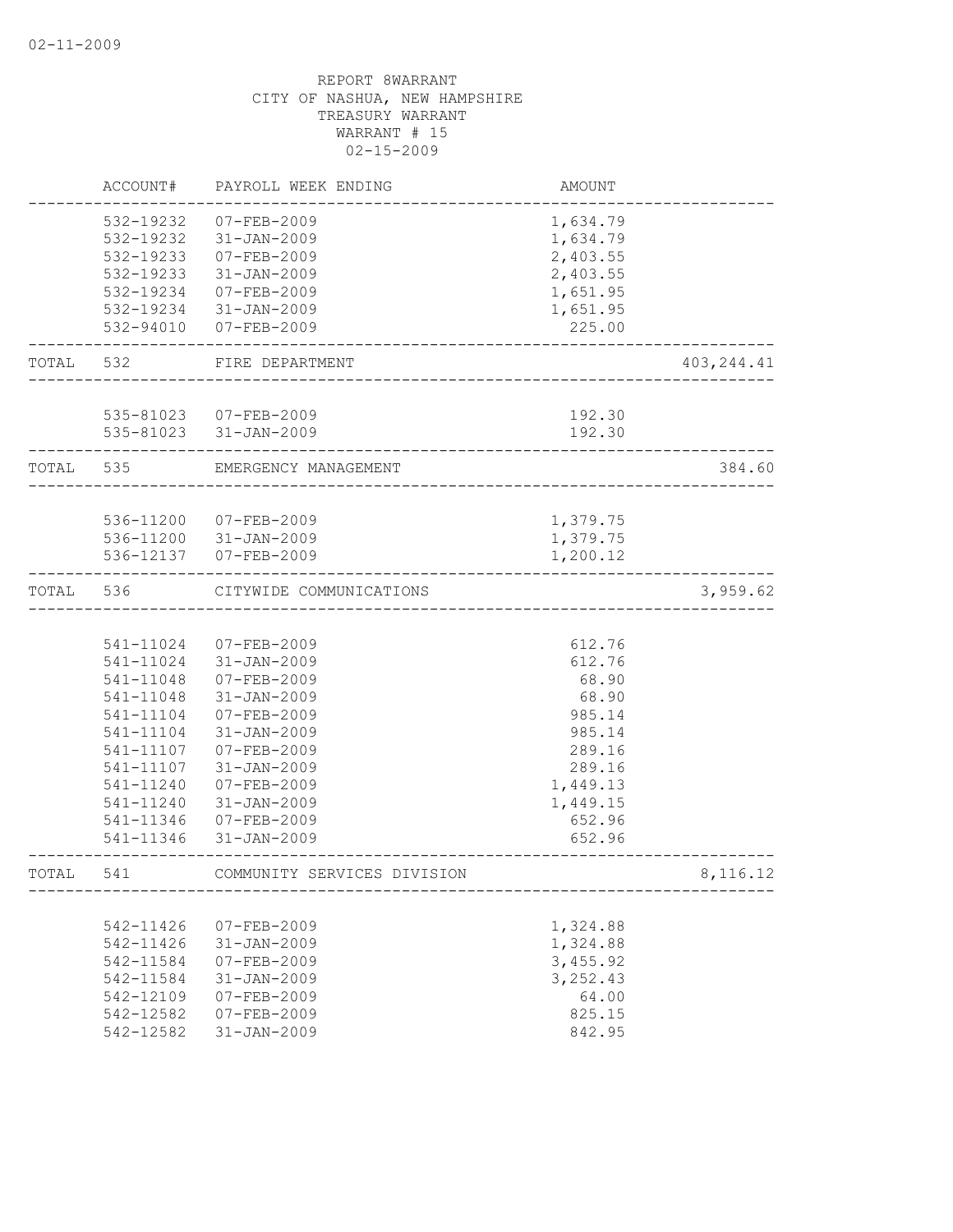REPORT 8WARRANT
CITY OF NASHUA, NEW HAMPSHIRE
TREASURY WARRANT
WARRANT # 15
02-15-2009

| | ACCOUNT# | PAYROLL WEEK ENDING | AMOUNT | |
|---|---|---|---|---|
| | 532-19232 | 07-FEB-2009 | 1,634.79 | |
| | 532-19232 | 31-JAN-2009 | 1,634.79 | |
| | 532-19233 | 07-FEB-2009 | 2,403.55 | |
| | 532-19233 | 31-JAN-2009 | 2,403.55 | |
| | 532-19234 | 07-FEB-2009 | 1,651.95 | |
| | 532-19234 | 31-JAN-2009 | 1,651.95 | |
| | 532-94010 | 07-FEB-2009 | 225.00 | |
| TOTAL | 532 | FIRE DEPARTMENT | | 403,244.41 |
| | 535-81023 | 07-FEB-2009 | 192.30 | |
| | 535-81023 | 31-JAN-2009 | 192.30 | |
| TOTAL | 535 | EMERGENCY MANAGEMENT | | 384.60 |
| | 536-11200 | 07-FEB-2009 | 1,379.75 | |
| | 536-11200 | 31-JAN-2009 | 1,379.75 | |
| | 536-12137 | 07-FEB-2009 | 1,200.12 | |
| TOTAL | 536 | CITYWIDE COMMUNICATIONS | | 3,959.62 |
| | 541-11024 | 07-FEB-2009 | 612.76 | |
| | 541-11024 | 31-JAN-2009 | 612.76 | |
| | 541-11048 | 07-FEB-2009 | 68.90 | |
| | 541-11048 | 31-JAN-2009 | 68.90 | |
| | 541-11104 | 07-FEB-2009 | 985.14 | |
| | 541-11104 | 31-JAN-2009 | 985.14 | |
| | 541-11107 | 07-FEB-2009 | 289.16 | |
| | 541-11107 | 31-JAN-2009 | 289.16 | |
| | 541-11240 | 07-FEB-2009 | 1,449.13 | |
| | 541-11240 | 31-JAN-2009 | 1,449.15 | |
| | 541-11346 | 07-FEB-2009 | 652.96 | |
| | 541-11346 | 31-JAN-2009 | 652.96 | |
| TOTAL | 541 | COMMUNITY SERVICES DIVISION | | 8,116.12 |
| | 542-11426 | 07-FEB-2009 | 1,324.88 | |
| | 542-11426 | 31-JAN-2009 | 1,324.88 | |
| | 542-11584 | 07-FEB-2009 | 3,455.92 | |
| | 542-11584 | 31-JAN-2009 | 3,252.43 | |
| | 542-12109 | 07-FEB-2009 | 64.00 | |
| | 542-12582 | 07-FEB-2009 | 825.15 | |
| | 542-12582 | 31-JAN-2009 | 842.95 | |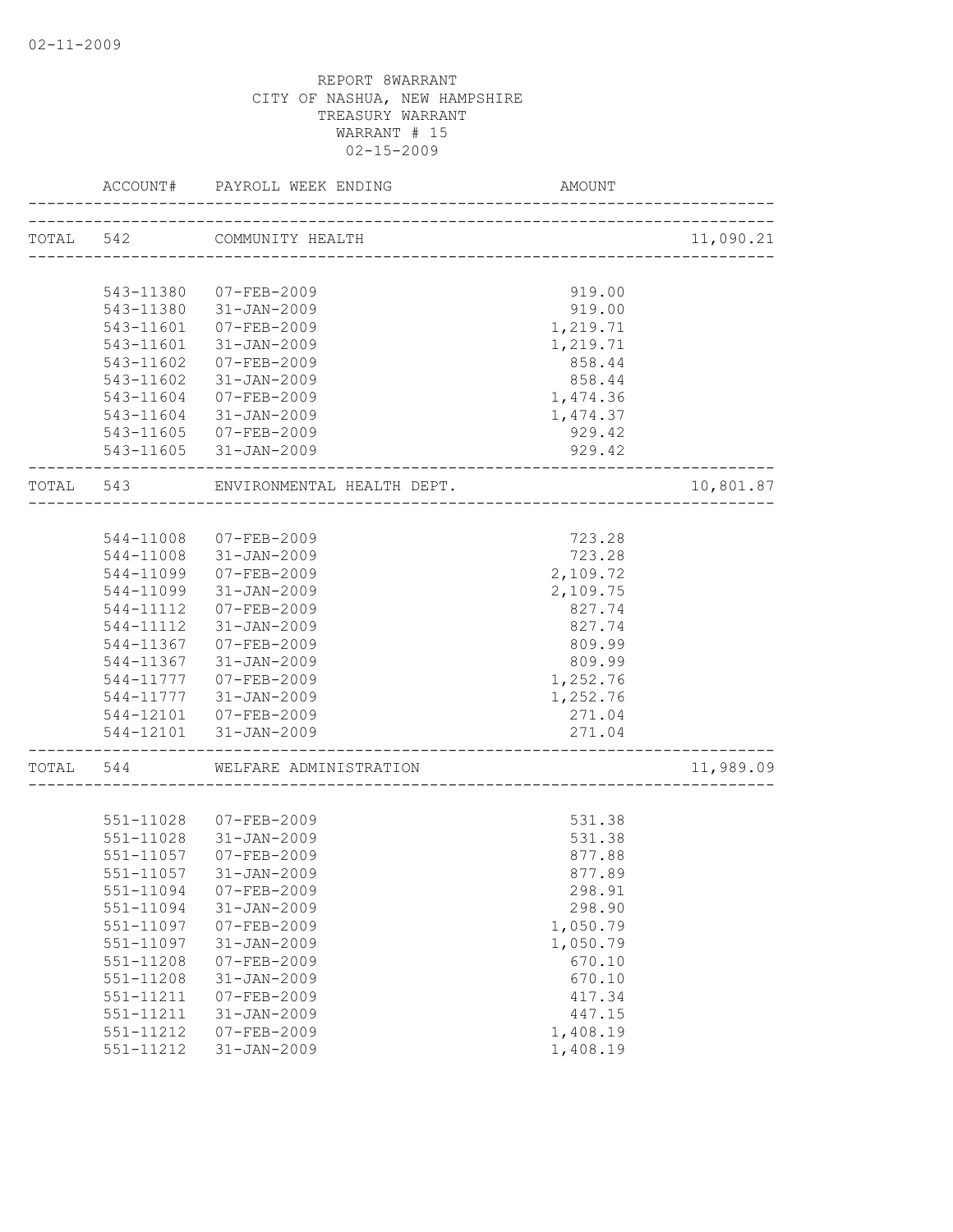02-11-2009

REPORT 8WARRANT
CITY OF NASHUA, NEW HAMPSHIRE
TREASURY WARRANT
WARRANT # 15
02-15-2009

| | ACCOUNT# | PAYROLL WEEK ENDING | AMOUNT | |
|---|---|---|---|---|
| TOTAL | 542 | COMMUNITY HEALTH | | 11,090.21 |
| | 543-11380 | 07-FEB-2009 | 919.00 | |
| | 543-11380 | 31-JAN-2009 | 919.00 | |
| | 543-11601 | 07-FEB-2009 | 1,219.71 | |
| | 543-11601 | 31-JAN-2009 | 1,219.71 | |
| | 543-11602 | 07-FEB-2009 | 858.44 | |
| | 543-11602 | 31-JAN-2009 | 858.44 | |
| | 543-11604 | 07-FEB-2009 | 1,474.36 | |
| | 543-11604 | 31-JAN-2009 | 1,474.37 | |
| | 543-11605 | 07-FEB-2009 | 929.42 | |
| | 543-11605 | 31-JAN-2009 | 929.42 | |
| TOTAL | 543 | ENVIRONMENTAL HEALTH DEPT. | | 10,801.87 |
| | 544-11008 | 07-FEB-2009 | 723.28 | |
| | 544-11008 | 31-JAN-2009 | 723.28 | |
| | 544-11099 | 07-FEB-2009 | 2,109.72 | |
| | 544-11099 | 31-JAN-2009 | 2,109.75 | |
| | 544-11112 | 07-FEB-2009 | 827.74 | |
| | 544-11112 | 31-JAN-2009 | 827.74 | |
| | 544-11367 | 07-FEB-2009 | 809.99 | |
| | 544-11367 | 31-JAN-2009 | 809.99 | |
| | 544-11777 | 07-FEB-2009 | 1,252.76 | |
| | 544-11777 | 31-JAN-2009 | 1,252.76 | |
| | 544-12101 | 07-FEB-2009 | 271.04 | |
| | 544-12101 | 31-JAN-2009 | 271.04 | |
| TOTAL | 544 | WELFARE ADMINISTRATION | | 11,989.09 |
| | 551-11028 | 07-FEB-2009 | 531.38 | |
| | 551-11028 | 31-JAN-2009 | 531.38 | |
| | 551-11057 | 07-FEB-2009 | 877.88 | |
| | 551-11057 | 31-JAN-2009 | 877.89 | |
| | 551-11094 | 07-FEB-2009 | 298.91 | |
| | 551-11094 | 31-JAN-2009 | 298.90 | |
| | 551-11097 | 07-FEB-2009 | 1,050.79 | |
| | 551-11097 | 31-JAN-2009 | 1,050.79 | |
| | 551-11208 | 07-FEB-2009 | 670.10 | |
| | 551-11208 | 31-JAN-2009 | 670.10 | |
| | 551-11211 | 07-FEB-2009 | 417.34 | |
| | 551-11211 | 31-JAN-2009 | 447.15 | |
| | 551-11212 | 07-FEB-2009 | 1,408.19 | |
| | 551-11212 | 31-JAN-2009 | 1,408.19 | |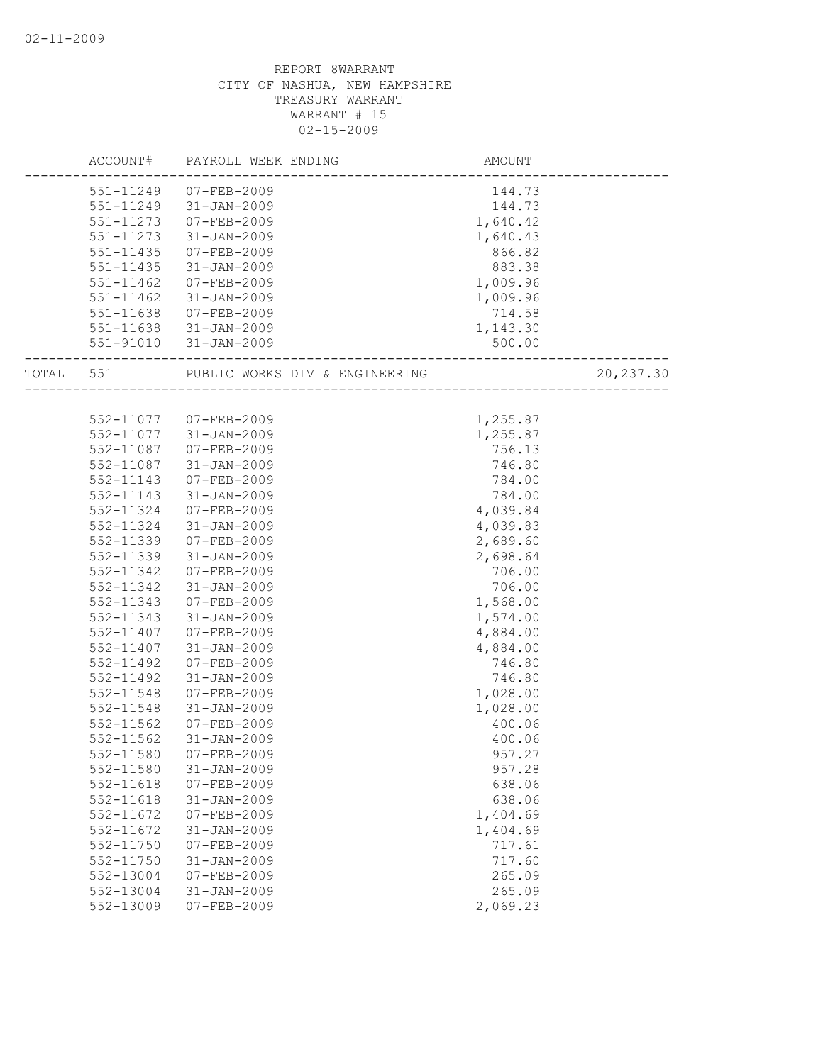REPORT 8WARRANT
CITY OF NASHUA, NEW HAMPSHIRE
TREASURY WARRANT
WARRANT # 15
02-15-2009

| | ACCOUNT# | PAYROLL WEEK ENDING | AMOUNT | |
|---|---|---|---|---|
| | 551-11249 | 07-FEB-2009 | 144.73 | |
| | 551-11249 | 31-JAN-2009 | 144.73 | |
| | 551-11273 | 07-FEB-2009 | 1,640.42 | |
| | 551-11273 | 31-JAN-2009 | 1,640.43 | |
| | 551-11435 | 07-FEB-2009 | 866.82 | |
| | 551-11435 | 31-JAN-2009 | 883.38 | |
| | 551-11462 | 07-FEB-2009 | 1,009.96 | |
| | 551-11462 | 31-JAN-2009 | 1,009.96 | |
| | 551-11638 | 07-FEB-2009 | 714.58 | |
| | 551-11638 | 31-JAN-2009 | 1,143.30 | |
| | 551-91010 | 31-JAN-2009 | 500.00 | |
| TOTAL | 551 | PUBLIC WORKS DIV & ENGINEERING | | 20,237.30 |
| | 552-11077 | 07-FEB-2009 | 1,255.87 | |
| | 552-11077 | 31-JAN-2009 | 1,255.87 | |
| | 552-11087 | 07-FEB-2009 | 756.13 | |
| | 552-11087 | 31-JAN-2009 | 746.80 | |
| | 552-11143 | 07-FEB-2009 | 784.00 | |
| | 552-11143 | 31-JAN-2009 | 784.00 | |
| | 552-11324 | 07-FEB-2009 | 4,039.84 | |
| | 552-11324 | 31-JAN-2009 | 4,039.83 | |
| | 552-11339 | 07-FEB-2009 | 2,689.60 | |
| | 552-11339 | 31-JAN-2009 | 2,698.64 | |
| | 552-11342 | 07-FEB-2009 | 706.00 | |
| | 552-11342 | 31-JAN-2009 | 706.00 | |
| | 552-11343 | 07-FEB-2009 | 1,568.00 | |
| | 552-11343 | 31-JAN-2009 | 1,574.00 | |
| | 552-11407 | 07-FEB-2009 | 4,884.00 | |
| | 552-11407 | 31-JAN-2009 | 4,884.00 | |
| | 552-11492 | 07-FEB-2009 | 746.80 | |
| | 552-11492 | 31-JAN-2009 | 746.80 | |
| | 552-11548 | 07-FEB-2009 | 1,028.00 | |
| | 552-11548 | 31-JAN-2009 | 1,028.00 | |
| | 552-11562 | 07-FEB-2009 | 400.06 | |
| | 552-11562 | 31-JAN-2009 | 400.06 | |
| | 552-11580 | 07-FEB-2009 | 957.27 | |
| | 552-11580 | 31-JAN-2009 | 957.28 | |
| | 552-11618 | 07-FEB-2009 | 638.06 | |
| | 552-11618 | 31-JAN-2009 | 638.06 | |
| | 552-11672 | 07-FEB-2009 | 1,404.69 | |
| | 552-11672 | 31-JAN-2009 | 1,404.69 | |
| | 552-11750 | 07-FEB-2009 | 717.61 | |
| | 552-11750 | 31-JAN-2009 | 717.60 | |
| | 552-13004 | 07-FEB-2009 | 265.09 | |
| | 552-13004 | 31-JAN-2009 | 265.09 | |
| | 552-13009 | 07-FEB-2009 | 2,069.23 | |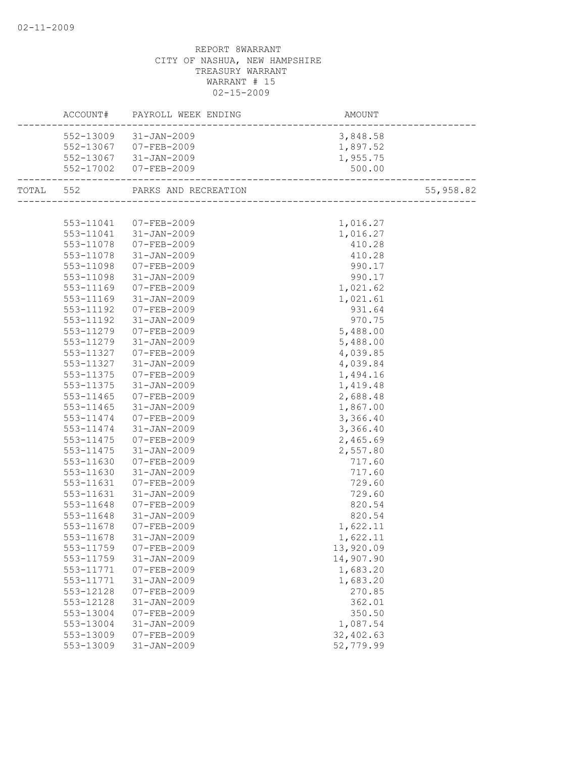REPORT 8WARRANT
CITY OF NASHUA, NEW HAMPSHIRE
TREASURY WARRANT
WARRANT # 15
02-15-2009

| ACCOUNT# | PAYROLL WEEK ENDING | AMOUNT | |
|---|---|---|---|
| 552-13009 | 31-JAN-2009 | 3,848.58 | |
| 552-13067 | 07-FEB-2009 | 1,897.52 | |
| 552-13067 | 31-JAN-2009 | 1,955.75 | |
| 552-17002 | 07-FEB-2009 | 500.00 | |
| TOTAL 552 | PARKS AND RECREATION | | 55,958.82 |
| 553-11041 | 07-FEB-2009 | 1,016.27 | |
| 553-11041 | 31-JAN-2009 | 1,016.27 | |
| 553-11078 | 07-FEB-2009 | 410.28 | |
| 553-11078 | 31-JAN-2009 | 410.28 | |
| 553-11098 | 07-FEB-2009 | 990.17 | |
| 553-11098 | 31-JAN-2009 | 990.17 | |
| 553-11169 | 07-FEB-2009 | 1,021.62 | |
| 553-11169 | 31-JAN-2009 | 1,021.61 | |
| 553-11192 | 07-FEB-2009 | 931.64 | |
| 553-11192 | 31-JAN-2009 | 970.75 | |
| 553-11279 | 07-FEB-2009 | 5,488.00 | |
| 553-11279 | 31-JAN-2009 | 5,488.00 | |
| 553-11327 | 07-FEB-2009 | 4,039.85 | |
| 553-11327 | 31-JAN-2009 | 4,039.84 | |
| 553-11375 | 07-FEB-2009 | 1,494.16 | |
| 553-11375 | 31-JAN-2009 | 1,419.48 | |
| 553-11465 | 07-FEB-2009 | 2,688.48 | |
| 553-11465 | 31-JAN-2009 | 1,867.00 | |
| 553-11474 | 07-FEB-2009 | 3,366.40 | |
| 553-11474 | 31-JAN-2009 | 3,366.40 | |
| 553-11475 | 07-FEB-2009 | 2,465.69 | |
| 553-11475 | 31-JAN-2009 | 2,557.80 | |
| 553-11630 | 07-FEB-2009 | 717.60 | |
| 553-11630 | 31-JAN-2009 | 717.60 | |
| 553-11631 | 07-FEB-2009 | 729.60 | |
| 553-11631 | 31-JAN-2009 | 729.60 | |
| 553-11648 | 07-FEB-2009 | 820.54 | |
| 553-11648 | 31-JAN-2009 | 820.54 | |
| 553-11678 | 07-FEB-2009 | 1,622.11 | |
| 553-11678 | 31-JAN-2009 | 1,622.11 | |
| 553-11759 | 07-FEB-2009 | 13,920.09 | |
| 553-11759 | 31-JAN-2009 | 14,907.90 | |
| 553-11771 | 07-FEB-2009 | 1,683.20 | |
| 553-11771 | 31-JAN-2009 | 1,683.20 | |
| 553-12128 | 07-FEB-2009 | 270.85 | |
| 553-12128 | 31-JAN-2009 | 362.01 | |
| 553-13004 | 07-FEB-2009 | 350.50 | |
| 553-13004 | 31-JAN-2009 | 1,087.54 | |
| 553-13009 | 07-FEB-2009 | 32,402.63 | |
| 553-13009 | 31-JAN-2009 | 52,779.99 | |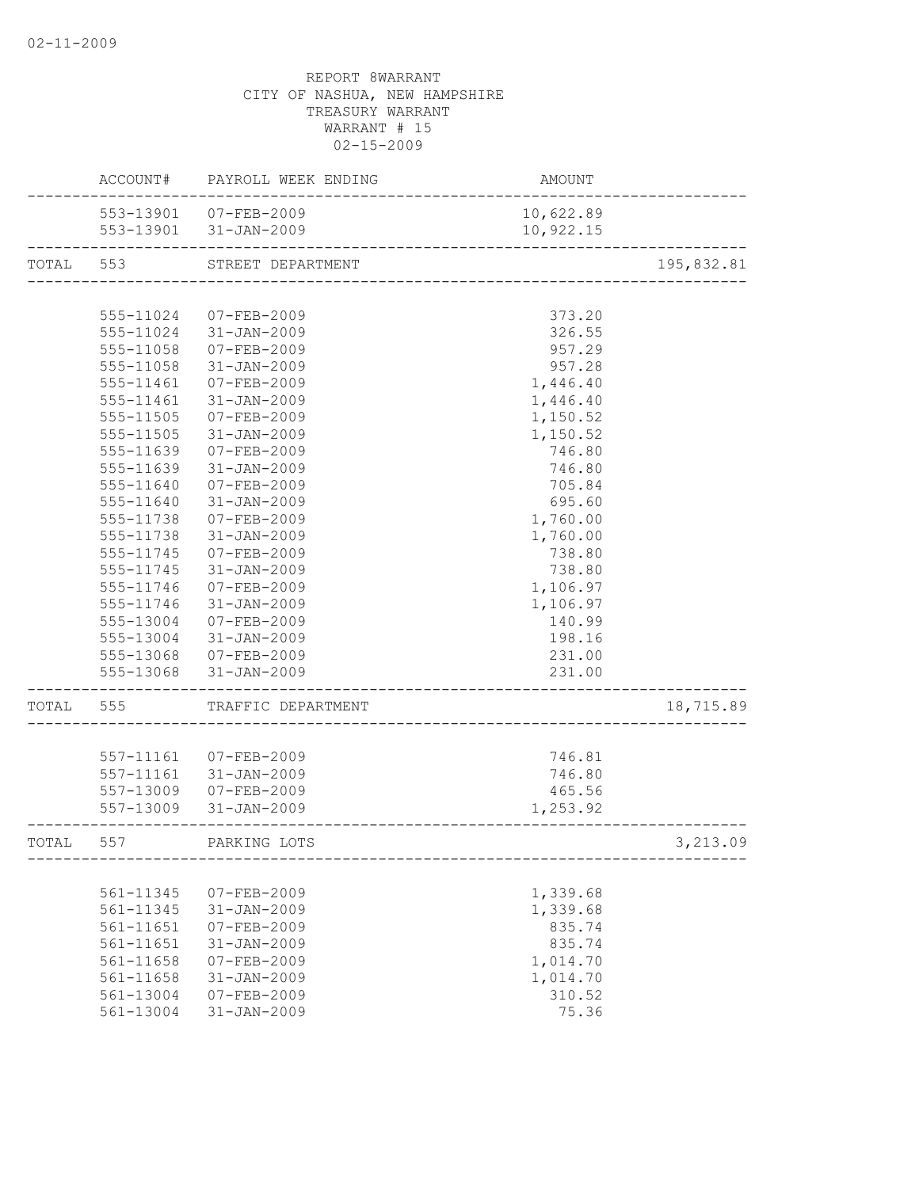REPORT 8WARRANT
CITY OF NASHUA, NEW HAMPSHIRE
TREASURY WARRANT
WARRANT # 15
02-15-2009

| | ACCOUNT# | PAYROLL WEEK ENDING | AMOUNT | |
|---|---|---|---|---|
| | 553-13901 | 07-FEB-2009 | 10,622.89 | |
| | 553-13901 | 31-JAN-2009 | 10,922.15 | |
| TOTAL | 553 | STREET DEPARTMENT | | 195,832.81 |
| | 555-11024 | 07-FEB-2009 | 373.20 | |
| | 555-11024 | 31-JAN-2009 | 326.55 | |
| | 555-11058 | 07-FEB-2009 | 957.29 | |
| | 555-11058 | 31-JAN-2009 | 957.28 | |
| | 555-11461 | 07-FEB-2009 | 1,446.40 | |
| | 555-11461 | 31-JAN-2009 | 1,446.40 | |
| | 555-11505 | 07-FEB-2009 | 1,150.52 | |
| | 555-11505 | 31-JAN-2009 | 1,150.52 | |
| | 555-11639 | 07-FEB-2009 | 746.80 | |
| | 555-11639 | 31-JAN-2009 | 746.80 | |
| | 555-11640 | 07-FEB-2009 | 705.84 | |
| | 555-11640 | 31-JAN-2009 | 695.60 | |
| | 555-11738 | 07-FEB-2009 | 1,760.00 | |
| | 555-11738 | 31-JAN-2009 | 1,760.00 | |
| | 555-11745 | 07-FEB-2009 | 738.80 | |
| | 555-11745 | 31-JAN-2009 | 738.80 | |
| | 555-11746 | 07-FEB-2009 | 1,106.97 | |
| | 555-11746 | 31-JAN-2009 | 1,106.97 | |
| | 555-13004 | 07-FEB-2009 | 140.99 | |
| | 555-13004 | 31-JAN-2009 | 198.16 | |
| | 555-13068 | 07-FEB-2009 | 231.00 | |
| | 555-13068 | 31-JAN-2009 | 231.00 | |
| TOTAL | 555 | TRAFFIC DEPARTMENT | | 18,715.89 |
| | 557-11161 | 07-FEB-2009 | 746.81 | |
| | 557-11161 | 31-JAN-2009 | 746.80 | |
| | 557-13009 | 07-FEB-2009 | 465.56 | |
| | 557-13009 | 31-JAN-2009 | 1,253.92 | |
| TOTAL | 557 | PARKING LOTS | | 3,213.09 |
| | 561-11345 | 07-FEB-2009 | 1,339.68 | |
| | 561-11345 | 31-JAN-2009 | 1,339.68 | |
| | 561-11651 | 07-FEB-2009 | 835.74 | |
| | 561-11651 | 31-JAN-2009 | 835.74 | |
| | 561-11658 | 07-FEB-2009 | 1,014.70 | |
| | 561-11658 | 31-JAN-2009 | 1,014.70 | |
| | 561-13004 | 07-FEB-2009 | 310.52 | |
| | 561-13004 | 31-JAN-2009 | 75.36 | |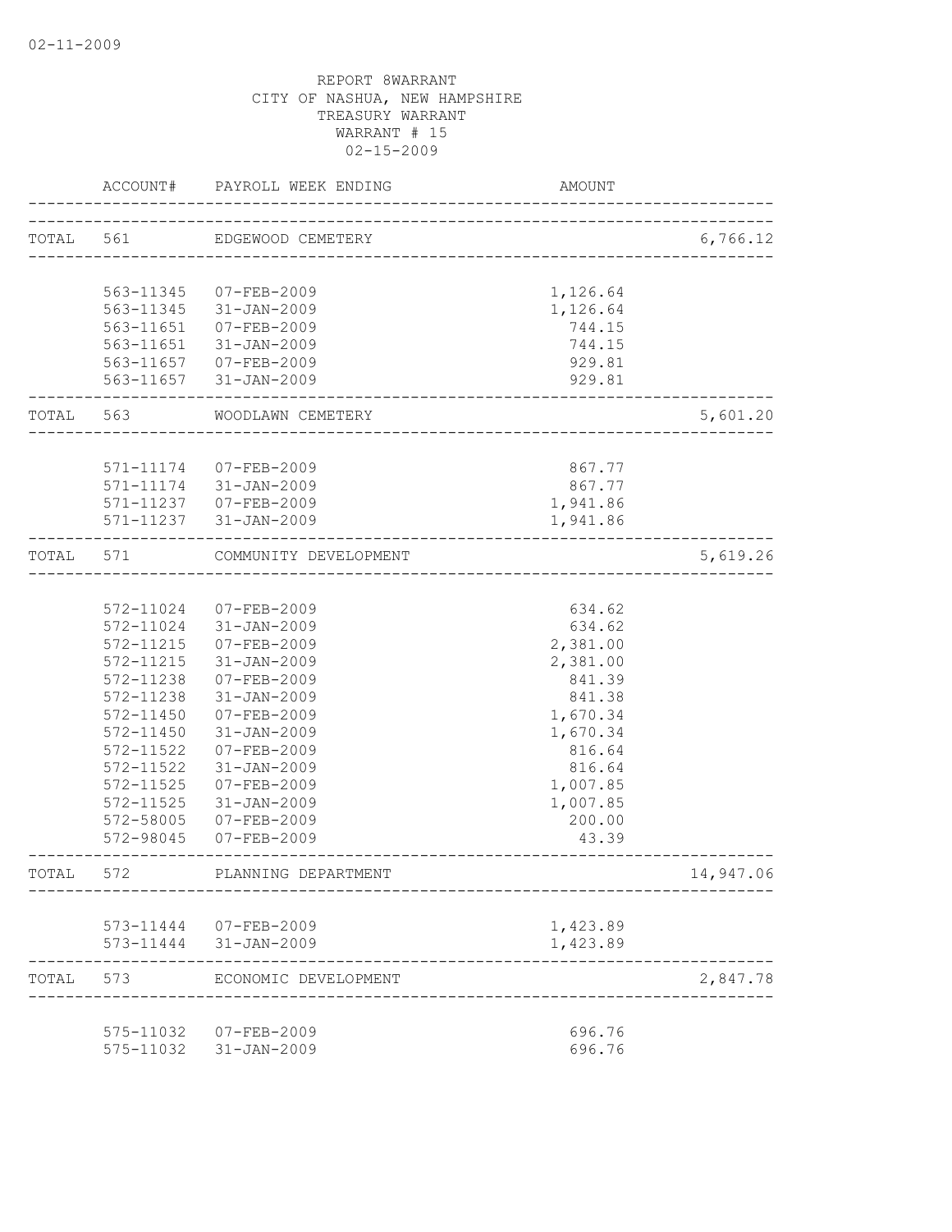02-11-2009

REPORT 8WARRANT
CITY OF NASHUA, NEW HAMPSHIRE
TREASURY WARRANT
WARRANT # 15
02-15-2009

| | ACCOUNT# | PAYROLL WEEK ENDING | AMOUNT | |
|---|---|---|---|---|
| TOTAL | 561 | EDGEWOOD CEMETERY | | 6,766.12 |
| | 563-11345 | 07-FEB-2009 | 1,126.64 | |
| | 563-11345 | 31-JAN-2009 | 1,126.64 | |
| | 563-11651 | 07-FEB-2009 | 744.15 | |
| | 563-11651 | 31-JAN-2009 | 744.15 | |
| | 563-11657 | 07-FEB-2009 | 929.81 | |
| | 563-11657 | 31-JAN-2009 | 929.81 | |
| TOTAL | 563 | WOODLAWN CEMETERY | | 5,601.20 |
| | 571-11174 | 07-FEB-2009 | 867.77 | |
| | 571-11174 | 31-JAN-2009 | 867.77 | |
| | 571-11237 | 07-FEB-2009 | 1,941.86 | |
| | 571-11237 | 31-JAN-2009 | 1,941.86 | |
| TOTAL | 571 | COMMUNITY DEVELOPMENT | | 5,619.26 |
| | 572-11024 | 07-FEB-2009 | 634.62 | |
| | 572-11024 | 31-JAN-2009 | 634.62 | |
| | 572-11215 | 07-FEB-2009 | 2,381.00 | |
| | 572-11215 | 31-JAN-2009 | 2,381.00 | |
| | 572-11238 | 07-FEB-2009 | 841.39 | |
| | 572-11238 | 31-JAN-2009 | 841.38 | |
| | 572-11450 | 07-FEB-2009 | 1,670.34 | |
| | 572-11450 | 31-JAN-2009 | 1,670.34 | |
| | 572-11522 | 07-FEB-2009 | 816.64 | |
| | 572-11522 | 31-JAN-2009 | 816.64 | |
| | 572-11525 | 07-FEB-2009 | 1,007.85 | |
| | 572-11525 | 31-JAN-2009 | 1,007.85 | |
| | 572-58005 | 07-FEB-2009 | 200.00 | |
| | 572-98045 | 07-FEB-2009 | 43.39 | |
| TOTAL | 572 | PLANNING DEPARTMENT | | 14,947.06 |
| | 573-11444 | 07-FEB-2009 | 1,423.89 | |
| | 573-11444 | 31-JAN-2009 | 1,423.89 | |
| TOTAL | 573 | ECONOMIC DEVELOPMENT | | 2,847.78 |
| | 575-11032 | 07-FEB-2009 | 696.76 | |
| | 575-11032 | 31-JAN-2009 | 696.76 | |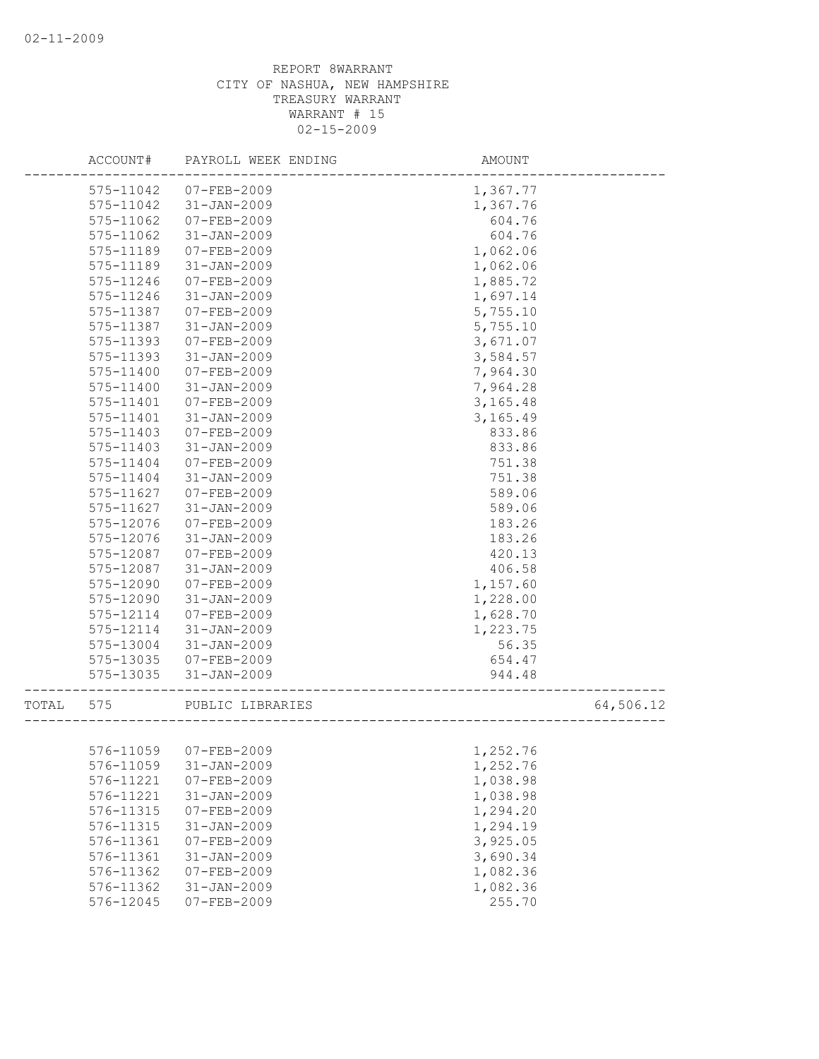02-11-2009

REPORT 8WARRANT
CITY OF NASHUA, NEW HAMPSHIRE
TREASURY WARRANT
WARRANT # 15
02-15-2009

| | ACCOUNT# | PAYROLL WEEK ENDING | AMOUNT | |
|---|---|---|---|---|
| | 575-11042 | 07-FEB-2009 | 1,367.77 | |
| | 575-11042 | 31-JAN-2009 | 1,367.76 | |
| | 575-11062 | 07-FEB-2009 | 604.76 | |
| | 575-11062 | 31-JAN-2009 | 604.76 | |
| | 575-11189 | 07-FEB-2009 | 1,062.06 | |
| | 575-11189 | 31-JAN-2009 | 1,062.06 | |
| | 575-11246 | 07-FEB-2009 | 1,885.72 | |
| | 575-11246 | 31-JAN-2009 | 1,697.14 | |
| | 575-11387 | 07-FEB-2009 | 5,755.10 | |
| | 575-11387 | 31-JAN-2009 | 5,755.10 | |
| | 575-11393 | 07-FEB-2009 | 3,671.07 | |
| | 575-11393 | 31-JAN-2009 | 3,584.57 | |
| | 575-11400 | 07-FEB-2009 | 7,964.30 | |
| | 575-11400 | 31-JAN-2009 | 7,964.28 | |
| | 575-11401 | 07-FEB-2009 | 3,165.48 | |
| | 575-11401 | 31-JAN-2009 | 3,165.49 | |
| | 575-11403 | 07-FEB-2009 | 833.86 | |
| | 575-11403 | 31-JAN-2009 | 833.86 | |
| | 575-11404 | 07-FEB-2009 | 751.38 | |
| | 575-11404 | 31-JAN-2009 | 751.38 | |
| | 575-11627 | 07-FEB-2009 | 589.06 | |
| | 575-11627 | 31-JAN-2009 | 589.06 | |
| | 575-12076 | 07-FEB-2009 | 183.26 | |
| | 575-12076 | 31-JAN-2009 | 183.26 | |
| | 575-12087 | 07-FEB-2009 | 420.13 | |
| | 575-12087 | 31-JAN-2009 | 406.58 | |
| | 575-12090 | 07-FEB-2009 | 1,157.60 | |
| | 575-12090 | 31-JAN-2009 | 1,228.00 | |
| | 575-12114 | 07-FEB-2009 | 1,628.70 | |
| | 575-12114 | 31-JAN-2009 | 1,223.75 | |
| | 575-13004 | 31-JAN-2009 | 56.35 | |
| | 575-13035 | 07-FEB-2009 | 654.47 | |
| | 575-13035 | 31-JAN-2009 | 944.48 | |
| TOTAL | 575 | PUBLIC LIBRARIES | | 64,506.12 |
| | 576-11059 | 07-FEB-2009 | 1,252.76 | |
| | 576-11059 | 31-JAN-2009 | 1,252.76 | |
| | 576-11221 | 07-FEB-2009 | 1,038.98 | |
| | 576-11221 | 31-JAN-2009 | 1,038.98 | |
| | 576-11315 | 07-FEB-2009 | 1,294.20 | |
| | 576-11315 | 31-JAN-2009 | 1,294.19 | |
| | 576-11361 | 07-FEB-2009 | 3,925.05 | |
| | 576-11361 | 31-JAN-2009 | 3,690.34 | |
| | 576-11362 | 07-FEB-2009 | 1,082.36 | |
| | 576-11362 | 31-JAN-2009 | 1,082.36 | |
| | 576-12045 | 07-FEB-2009 | 255.70 | |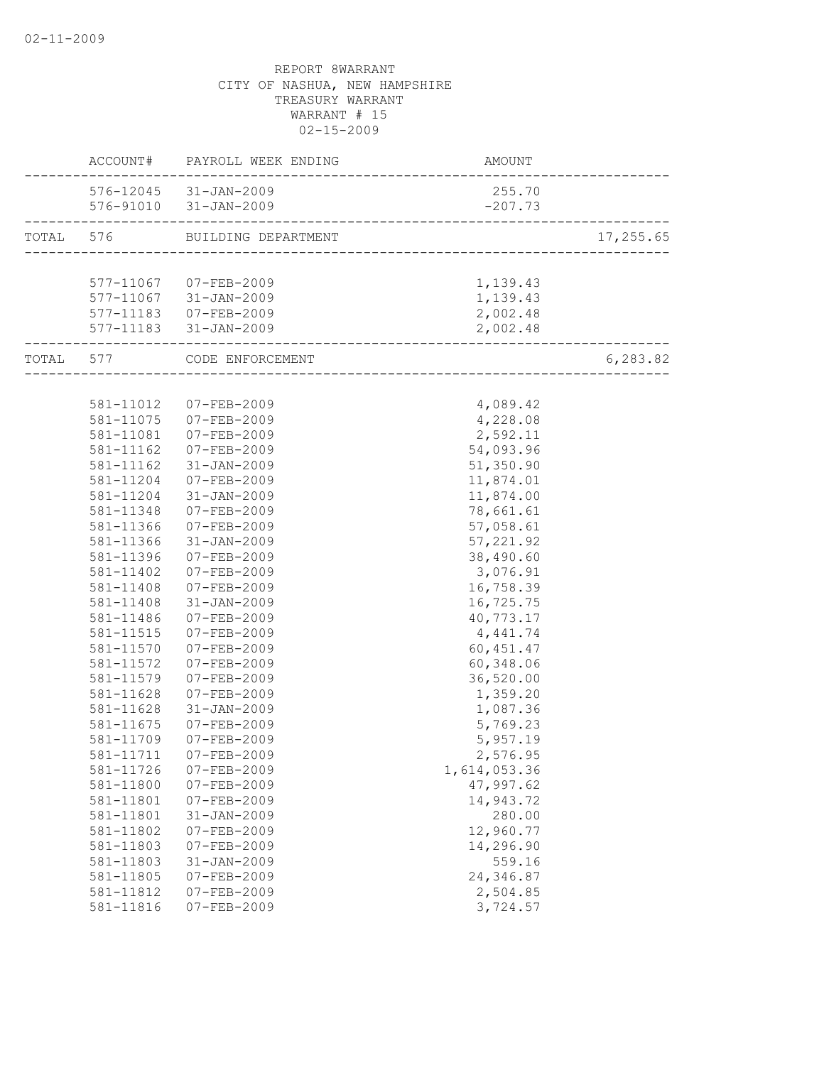REPORT 8WARRANT
CITY OF NASHUA, NEW HAMPSHIRE
TREASURY WARRANT
WARRANT # 15
02-15-2009

| | ACCOUNT# | PAYROLL WEEK ENDING | AMOUNT | |
|---|---|---|---|---|
| | 576-12045 | 31-JAN-2009 | 255.70 | |
| | 576-91010 | 31-JAN-2009 | -207.73 | |
| TOTAL | 576 | BUILDING DEPARTMENT | | 17,255.65 |
| | 577-11067 | 07-FEB-2009 | 1,139.43 | |
| | 577-11067 | 31-JAN-2009 | 1,139.43 | |
| | 577-11183 | 07-FEB-2009 | 2,002.48 | |
| | 577-11183 | 31-JAN-2009 | 2,002.48 | |
| TOTAL | 577 | CODE ENFORCEMENT | | 6,283.82 |
| | 581-11012 | 07-FEB-2009 | 4,089.42 | |
| | 581-11075 | 07-FEB-2009 | 4,228.08 | |
| | 581-11081 | 07-FEB-2009 | 2,592.11 | |
| | 581-11162 | 07-FEB-2009 | 54,093.96 | |
| | 581-11162 | 31-JAN-2009 | 51,350.90 | |
| | 581-11204 | 07-FEB-2009 | 11,874.01 | |
| | 581-11204 | 31-JAN-2009 | 11,874.00 | |
| | 581-11348 | 07-FEB-2009 | 78,661.61 | |
| | 581-11366 | 07-FEB-2009 | 57,058.61 | |
| | 581-11366 | 31-JAN-2009 | 57,221.92 | |
| | 581-11396 | 07-FEB-2009 | 38,490.60 | |
| | 581-11402 | 07-FEB-2009 | 3,076.91 | |
| | 581-11408 | 07-FEB-2009 | 16,758.39 | |
| | 581-11408 | 31-JAN-2009 | 16,725.75 | |
| | 581-11486 | 07-FEB-2009 | 40,773.17 | |
| | 581-11515 | 07-FEB-2009 | 4,441.74 | |
| | 581-11570 | 07-FEB-2009 | 60,451.47 | |
| | 581-11572 | 07-FEB-2009 | 60,348.06 | |
| | 581-11579 | 07-FEB-2009 | 36,520.00 | |
| | 581-11628 | 07-FEB-2009 | 1,359.20 | |
| | 581-11628 | 31-JAN-2009 | 1,087.36 | |
| | 581-11675 | 07-FEB-2009 | 5,769.23 | |
| | 581-11709 | 07-FEB-2009 | 5,957.19 | |
| | 581-11711 | 07-FEB-2009 | 2,576.95 | |
| | 581-11726 | 07-FEB-2009 | 1,614,053.36 | |
| | 581-11800 | 07-FEB-2009 | 47,997.62 | |
| | 581-11801 | 07-FEB-2009 | 14,943.72 | |
| | 581-11801 | 31-JAN-2009 | 280.00 | |
| | 581-11802 | 07-FEB-2009 | 12,960.77 | |
| | 581-11803 | 07-FEB-2009 | 14,296.90 | |
| | 581-11803 | 31-JAN-2009 | 559.16 | |
| | 581-11805 | 07-FEB-2009 | 24,346.87 | |
| | 581-11812 | 07-FEB-2009 | 2,504.85 | |
| | 581-11816 | 07-FEB-2009 | 3,724.57 | |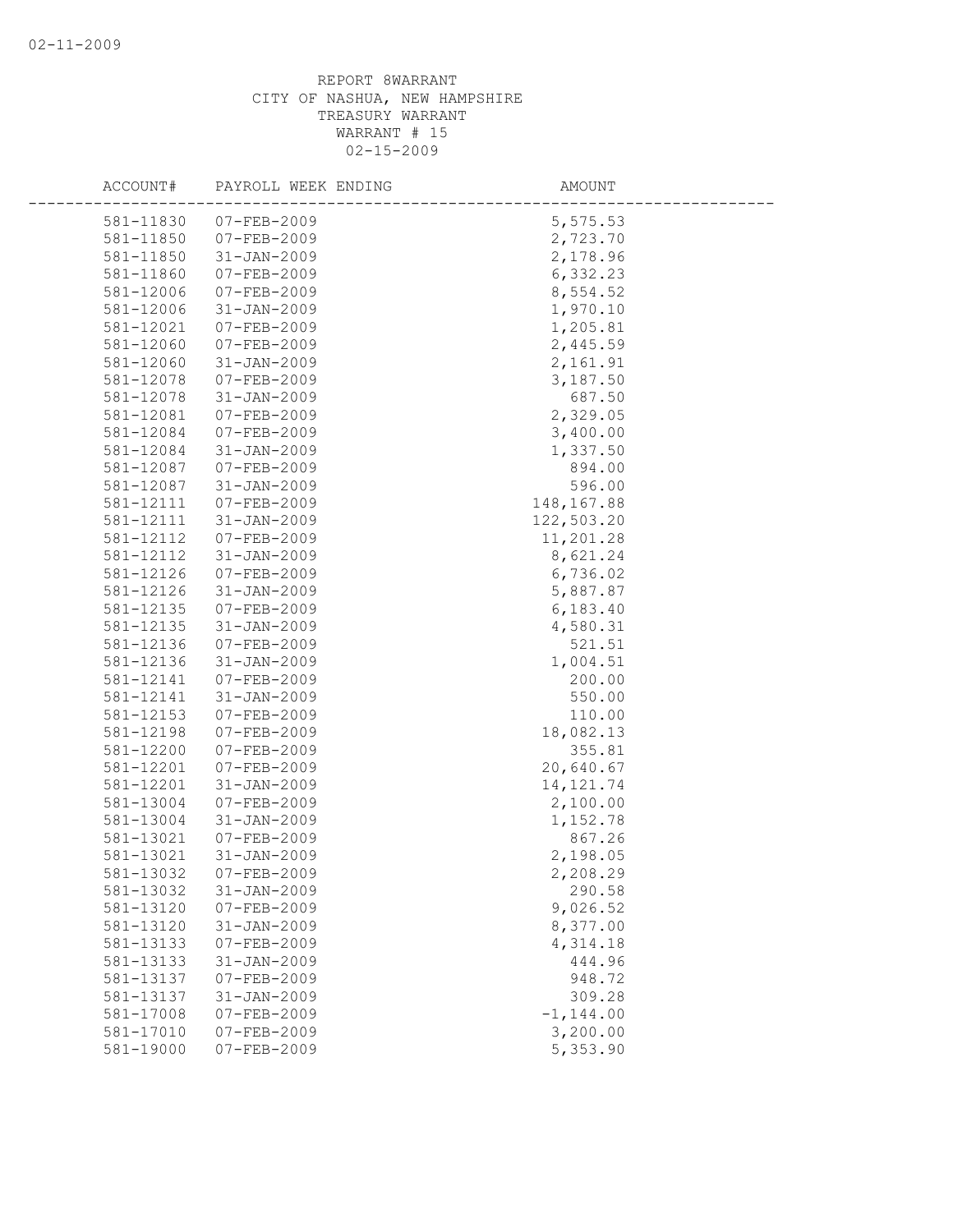REPORT 8WARRANT
CITY OF NASHUA, NEW HAMPSHIRE
TREASURY WARRANT
WARRANT # 15
02-15-2009

| ACCOUNT# | PAYROLL WEEK ENDING | AMOUNT |
|---|---|---|
| 581-11830 | 07-FEB-2009 | 5,575.53 |
| 581-11850 | 07-FEB-2009 | 2,723.70 |
| 581-11850 | 31-JAN-2009 | 2,178.96 |
| 581-11860 | 07-FEB-2009 | 6,332.23 |
| 581-12006 | 07-FEB-2009 | 8,554.52 |
| 581-12006 | 31-JAN-2009 | 1,970.10 |
| 581-12021 | 07-FEB-2009 | 1,205.81 |
| 581-12060 | 07-FEB-2009 | 2,445.59 |
| 581-12060 | 31-JAN-2009 | 2,161.91 |
| 581-12078 | 07-FEB-2009 | 3,187.50 |
| 581-12078 | 31-JAN-2009 | 687.50 |
| 581-12081 | 07-FEB-2009 | 2,329.05 |
| 581-12084 | 07-FEB-2009 | 3,400.00 |
| 581-12084 | 31-JAN-2009 | 1,337.50 |
| 581-12087 | 07-FEB-2009 | 894.00 |
| 581-12087 | 31-JAN-2009 | 596.00 |
| 581-12111 | 07-FEB-2009 | 148,167.88 |
| 581-12111 | 31-JAN-2009 | 122,503.20 |
| 581-12112 | 07-FEB-2009 | 11,201.28 |
| 581-12112 | 31-JAN-2009 | 8,621.24 |
| 581-12126 | 07-FEB-2009 | 6,736.02 |
| 581-12126 | 31-JAN-2009 | 5,887.87 |
| 581-12135 | 07-FEB-2009 | 6,183.40 |
| 581-12135 | 31-JAN-2009 | 4,580.31 |
| 581-12136 | 07-FEB-2009 | 521.51 |
| 581-12136 | 31-JAN-2009 | 1,004.51 |
| 581-12141 | 07-FEB-2009 | 200.00 |
| 581-12141 | 31-JAN-2009 | 550.00 |
| 581-12153 | 07-FEB-2009 | 110.00 |
| 581-12198 | 07-FEB-2009 | 18,082.13 |
| 581-12200 | 07-FEB-2009 | 355.81 |
| 581-12201 | 07-FEB-2009 | 20,640.67 |
| 581-12201 | 31-JAN-2009 | 14,121.74 |
| 581-13004 | 07-FEB-2009 | 2,100.00 |
| 581-13004 | 31-JAN-2009 | 1,152.78 |
| 581-13021 | 07-FEB-2009 | 867.26 |
| 581-13021 | 31-JAN-2009 | 2,198.05 |
| 581-13032 | 07-FEB-2009 | 2,208.29 |
| 581-13032 | 31-JAN-2009 | 290.58 |
| 581-13120 | 07-FEB-2009 | 9,026.52 |
| 581-13120 | 31-JAN-2009 | 8,377.00 |
| 581-13133 | 07-FEB-2009 | 4,314.18 |
| 581-13133 | 31-JAN-2009 | 444.96 |
| 581-13137 | 07-FEB-2009 | 948.72 |
| 581-13137 | 31-JAN-2009 | 309.28 |
| 581-17008 | 07-FEB-2009 | -1,144.00 |
| 581-17010 | 07-FEB-2009 | 3,200.00 |
| 581-19000 | 07-FEB-2009 | 5,353.90 |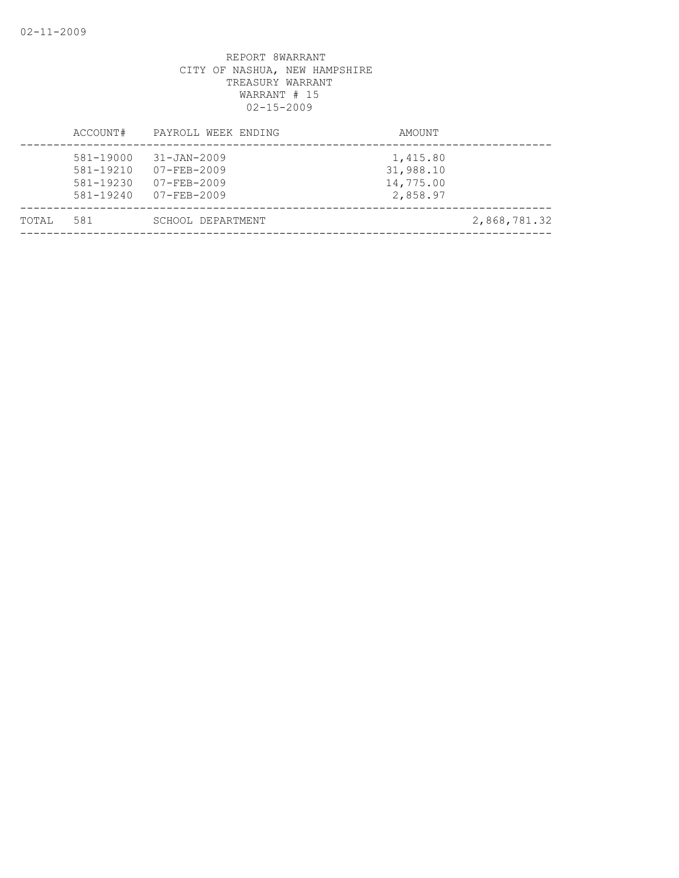REPORT 8WARRANT
CITY OF NASHUA, NEW HAMPSHIRE
TREASURY WARRANT
WARRANT # 15
02-15-2009

| | ACCOUNT# | PAYROLL WEEK ENDING | AMOUNT | |
|---|---|---|---|---|
| | 581-19000 | 31-JAN-2009 | 1,415.80 | |
| | 581-19210 | 07-FEB-2009 | 31,988.10 | |
| | 581-19230 | 07-FEB-2009 | 14,775.00 | |
| | 581-19240 | 07-FEB-2009 | 2,858.97 | |
| TOTAL | 581 | SCHOOL DEPARTMENT | | 2,868,781.32 |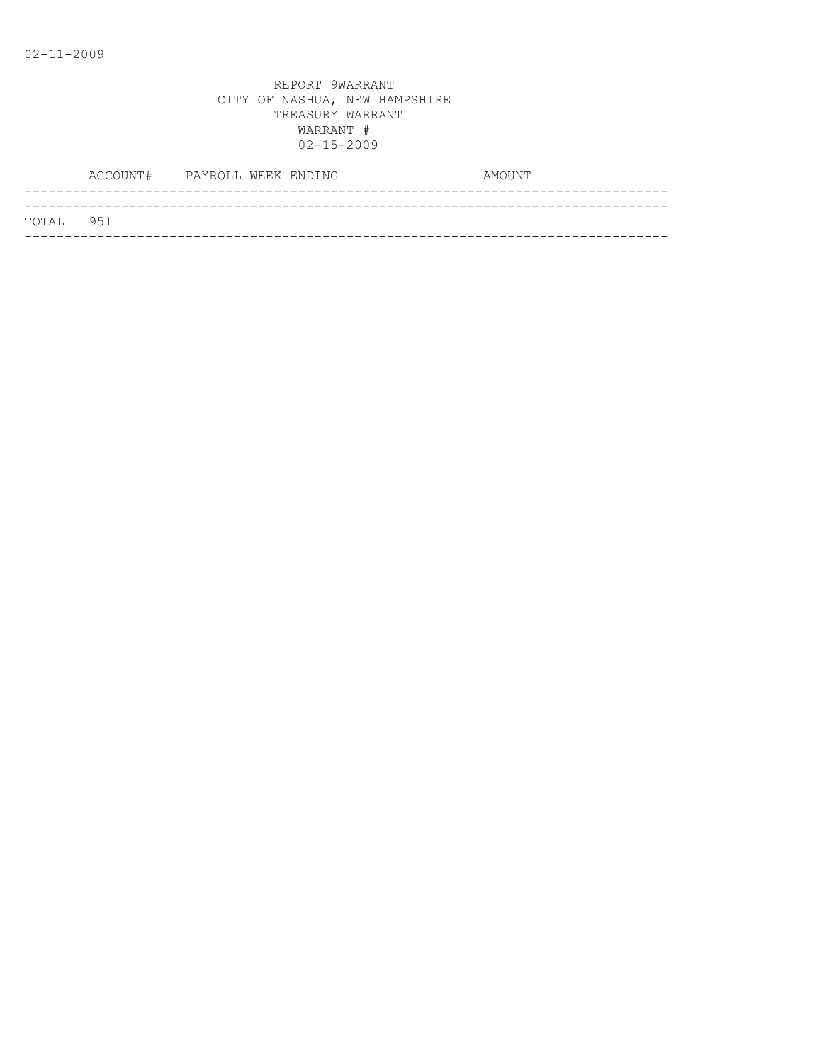02-11-2009

REPORT 9WARRANT
CITY OF NASHUA, NEW HAMPSHIRE
TREASURY WARRANT
WARRANT #
02-15-2009

| ACCOUNT# | PAYROLL WEEK ENDING | AMOUNT |
|---|---|---|
| TOTAL 951 | | |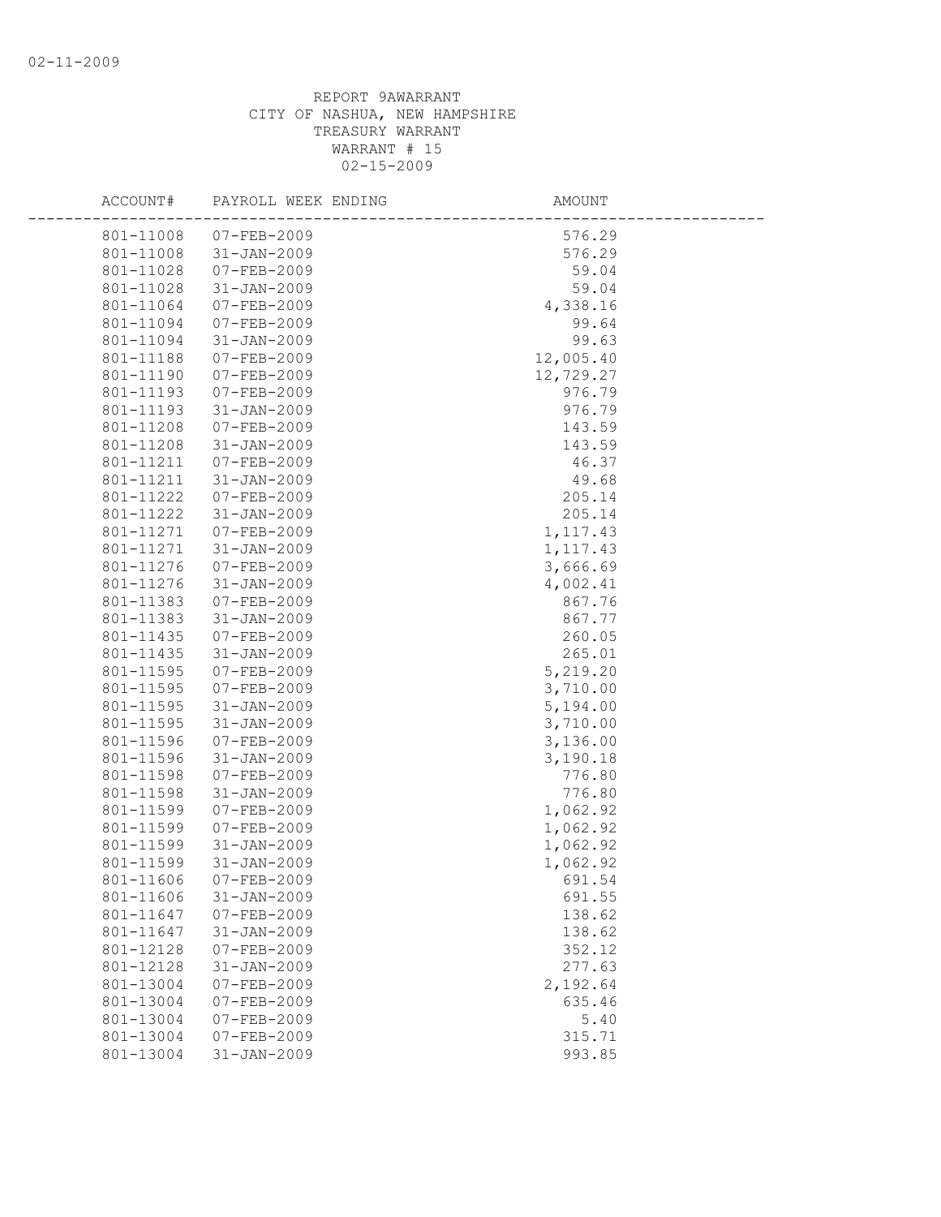02-11-2009

REPORT 9AWARRANT
CITY OF NASHUA, NEW HAMPSHIRE
TREASURY WARRANT
WARRANT # 15
02-15-2009

| ACCOUNT# | PAYROLL WEEK ENDING | AMOUNT |
|---|---|---|
| 801-11008 | 07-FEB-2009 | 576.29 |
| 801-11008 | 31-JAN-2009 | 576.29 |
| 801-11028 | 07-FEB-2009 | 59.04 |
| 801-11028 | 31-JAN-2009 | 59.04 |
| 801-11064 | 07-FEB-2009 | 4,338.16 |
| 801-11094 | 07-FEB-2009 | 99.64 |
| 801-11094 | 31-JAN-2009 | 99.63 |
| 801-11188 | 07-FEB-2009 | 12,005.40 |
| 801-11190 | 07-FEB-2009 | 12,729.27 |
| 801-11193 | 07-FEB-2009 | 976.79 |
| 801-11193 | 31-JAN-2009 | 976.79 |
| 801-11208 | 07-FEB-2009 | 143.59 |
| 801-11208 | 31-JAN-2009 | 143.59 |
| 801-11211 | 07-FEB-2009 | 46.37 |
| 801-11211 | 31-JAN-2009 | 49.68 |
| 801-11222 | 07-FEB-2009 | 205.14 |
| 801-11222 | 31-JAN-2009 | 205.14 |
| 801-11271 | 07-FEB-2009 | 1,117.43 |
| 801-11271 | 31-JAN-2009 | 1,117.43 |
| 801-11276 | 07-FEB-2009 | 3,666.69 |
| 801-11276 | 31-JAN-2009 | 4,002.41 |
| 801-11383 | 07-FEB-2009 | 867.76 |
| 801-11383 | 31-JAN-2009 | 867.77 |
| 801-11435 | 07-FEB-2009 | 260.05 |
| 801-11435 | 31-JAN-2009 | 265.01 |
| 801-11595 | 07-FEB-2009 | 5,219.20 |
| 801-11595 | 07-FEB-2009 | 3,710.00 |
| 801-11595 | 31-JAN-2009 | 5,194.00 |
| 801-11595 | 31-JAN-2009 | 3,710.00 |
| 801-11596 | 07-FEB-2009 | 3,136.00 |
| 801-11596 | 31-JAN-2009 | 3,190.18 |
| 801-11598 | 07-FEB-2009 | 776.80 |
| 801-11598 | 31-JAN-2009 | 776.80 |
| 801-11599 | 07-FEB-2009 | 1,062.92 |
| 801-11599 | 07-FEB-2009 | 1,062.92 |
| 801-11599 | 31-JAN-2009 | 1,062.92 |
| 801-11599 | 31-JAN-2009 | 1,062.92 |
| 801-11606 | 07-FEB-2009 | 691.54 |
| 801-11606 | 31-JAN-2009 | 691.55 |
| 801-11647 | 07-FEB-2009 | 138.62 |
| 801-11647 | 31-JAN-2009 | 138.62 |
| 801-12128 | 07-FEB-2009 | 352.12 |
| 801-12128 | 31-JAN-2009 | 277.63 |
| 801-13004 | 07-FEB-2009 | 2,192.64 |
| 801-13004 | 07-FEB-2009 | 635.46 |
| 801-13004 | 07-FEB-2009 | 5.40 |
| 801-13004 | 07-FEB-2009 | 315.71 |
| 801-13004 | 31-JAN-2009 | 993.85 |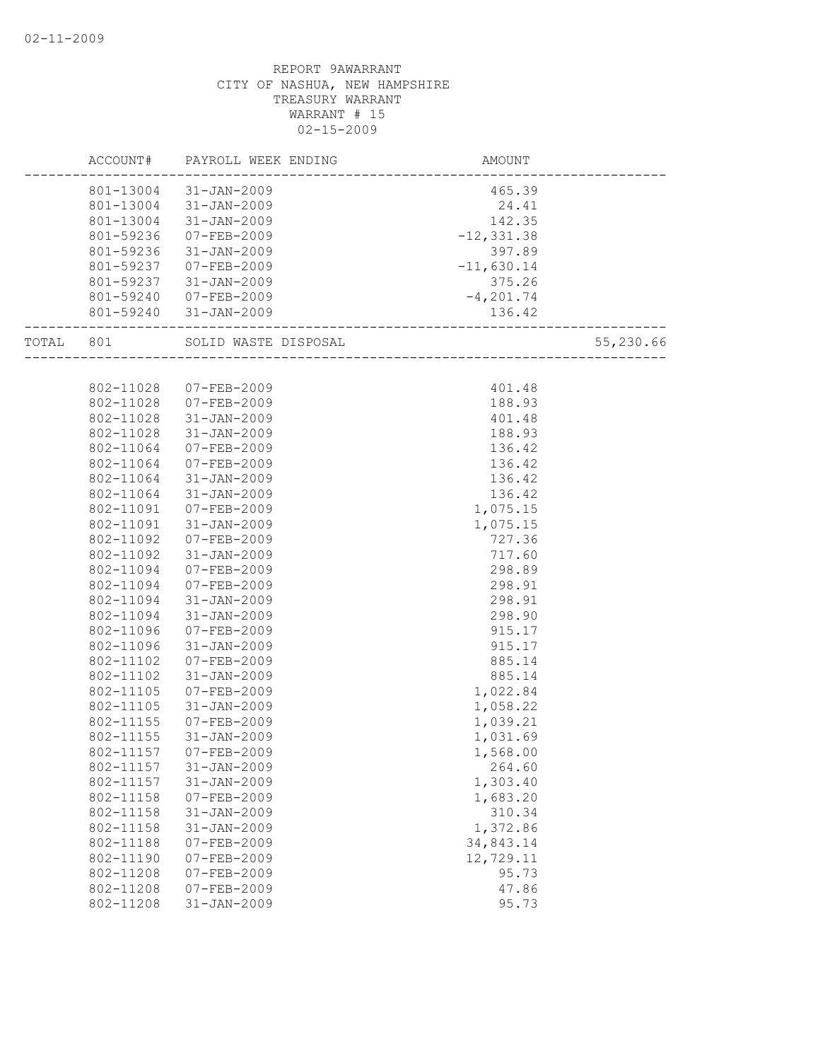REPORT 9AWARRANT
CITY OF NASHUA, NEW HAMPSHIRE
TREASURY WARRANT
WARRANT # 15
02-15-2009

| ACCOUNT# | PAYROLL WEEK ENDING | AMOUNT | |
|---|---|---|---|
| 801-13004 | 31-JAN-2009 | 465.39 | |
| 801-13004 | 31-JAN-2009 | 24.41 | |
| 801-13004 | 31-JAN-2009 | 142.35 | |
| 801-59236 | 07-FEB-2009 | -12,331.38 | |
| 801-59236 | 31-JAN-2009 | 397.89 | |
| 801-59237 | 07-FEB-2009 | -11,630.14 | |
| 801-59237 | 31-JAN-2009 | 375.26 | |
| 801-59240 | 07-FEB-2009 | -4,201.74 | |
| 801-59240 | 31-JAN-2009 | 136.42 | |
| TOTAL 801 | SOLID WASTE DISPOSAL | | 55,230.66 |
| 802-11028 | 07-FEB-2009 | 401.48 | |
| 802-11028 | 07-FEB-2009 | 188.93 | |
| 802-11028 | 31-JAN-2009 | 401.48 | |
| 802-11028 | 31-JAN-2009 | 188.93 | |
| 802-11064 | 07-FEB-2009 | 136.42 | |
| 802-11064 | 07-FEB-2009 | 136.42 | |
| 802-11064 | 31-JAN-2009 | 136.42 | |
| 802-11064 | 31-JAN-2009 | 136.42 | |
| 802-11091 | 07-FEB-2009 | 1,075.15 | |
| 802-11091 | 31-JAN-2009 | 1,075.15 | |
| 802-11092 | 07-FEB-2009 | 727.36 | |
| 802-11092 | 31-JAN-2009 | 717.60 | |
| 802-11094 | 07-FEB-2009 | 298.89 | |
| 802-11094 | 07-FEB-2009 | 298.91 | |
| 802-11094 | 31-JAN-2009 | 298.91 | |
| 802-11094 | 31-JAN-2009 | 298.90 | |
| 802-11096 | 07-FEB-2009 | 915.17 | |
| 802-11096 | 31-JAN-2009 | 915.17 | |
| 802-11102 | 07-FEB-2009 | 885.14 | |
| 802-11102 | 31-JAN-2009 | 885.14 | |
| 802-11105 | 07-FEB-2009 | 1,022.84 | |
| 802-11105 | 31-JAN-2009 | 1,058.22 | |
| 802-11155 | 07-FEB-2009 | 1,039.21 | |
| 802-11155 | 31-JAN-2009 | 1,031.69 | |
| 802-11157 | 07-FEB-2009 | 1,568.00 | |
| 802-11157 | 31-JAN-2009 | 264.60 | |
| 802-11157 | 31-JAN-2009 | 1,303.40 | |
| 802-11158 | 07-FEB-2009 | 1,683.20 | |
| 802-11158 | 31-JAN-2009 | 310.34 | |
| 802-11158 | 31-JAN-2009 | 1,372.86 | |
| 802-11188 | 07-FEB-2009 | 34,843.14 | |
| 802-11190 | 07-FEB-2009 | 12,729.11 | |
| 802-11208 | 07-FEB-2009 | 95.73 | |
| 802-11208 | 07-FEB-2009 | 47.86 | |
| 802-11208 | 31-JAN-2009 | 95.73 | |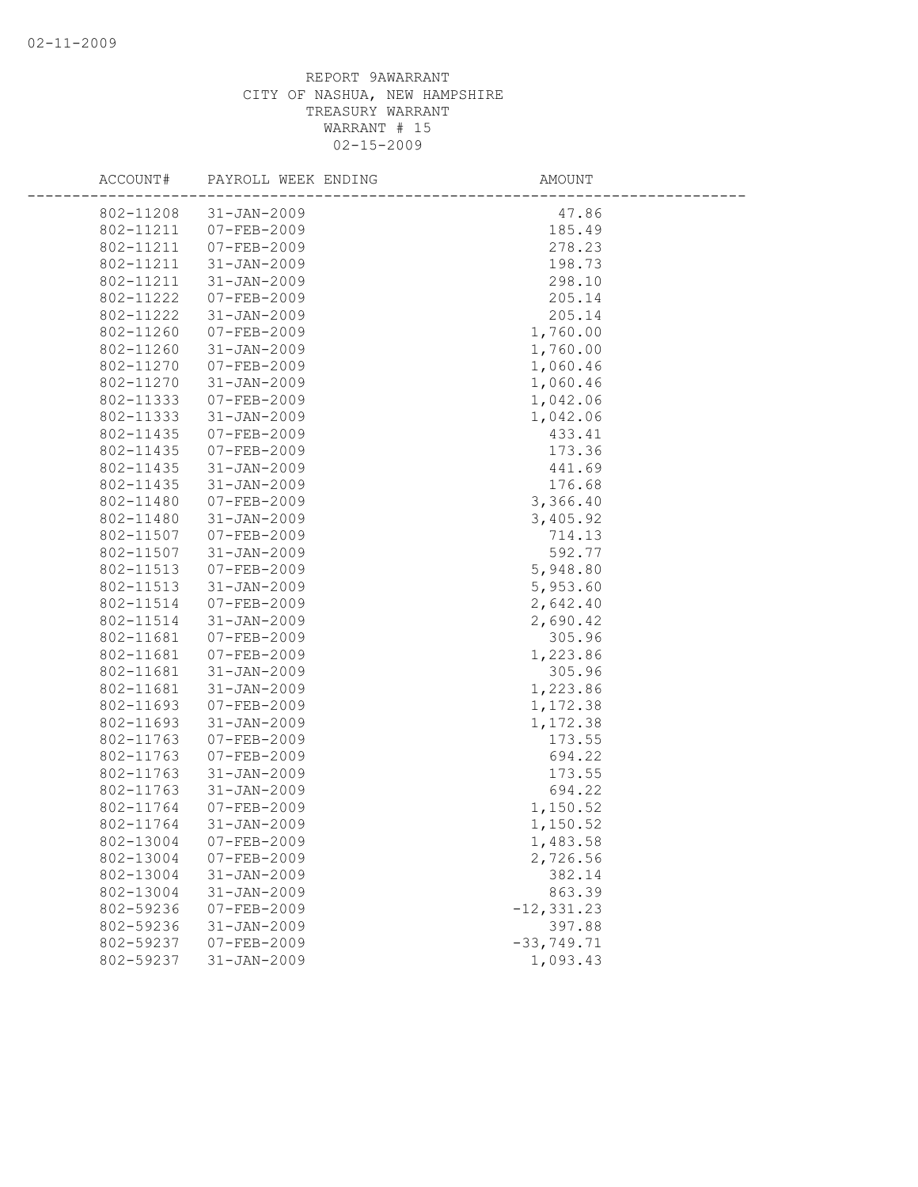REPORT 9AWARRANT
CITY OF NASHUA, NEW HAMPSHIRE
TREASURY WARRANT
WARRANT # 15
02-15-2009

| ACCOUNT# | PAYROLL WEEK ENDING | AMOUNT |
|---|---|---|
| 802-11208 | 31-JAN-2009 | 47.86 |
| 802-11211 | 07-FEB-2009 | 185.49 |
| 802-11211 | 07-FEB-2009 | 278.23 |
| 802-11211 | 31-JAN-2009 | 198.73 |
| 802-11211 | 31-JAN-2009 | 298.10 |
| 802-11222 | 07-FEB-2009 | 205.14 |
| 802-11222 | 31-JAN-2009 | 205.14 |
| 802-11260 | 07-FEB-2009 | 1,760.00 |
| 802-11260 | 31-JAN-2009 | 1,760.00 |
| 802-11270 | 07-FEB-2009 | 1,060.46 |
| 802-11270 | 31-JAN-2009 | 1,060.46 |
| 802-11333 | 07-FEB-2009 | 1,042.06 |
| 802-11333 | 31-JAN-2009 | 1,042.06 |
| 802-11435 | 07-FEB-2009 | 433.41 |
| 802-11435 | 07-FEB-2009 | 173.36 |
| 802-11435 | 31-JAN-2009 | 441.69 |
| 802-11435 | 31-JAN-2009 | 176.68 |
| 802-11480 | 07-FEB-2009 | 3,366.40 |
| 802-11480 | 31-JAN-2009 | 3,405.92 |
| 802-11507 | 07-FEB-2009 | 714.13 |
| 802-11507 | 31-JAN-2009 | 592.77 |
| 802-11513 | 07-FEB-2009 | 5,948.80 |
| 802-11513 | 31-JAN-2009 | 5,953.60 |
| 802-11514 | 07-FEB-2009 | 2,642.40 |
| 802-11514 | 31-JAN-2009 | 2,690.42 |
| 802-11681 | 07-FEB-2009 | 305.96 |
| 802-11681 | 07-FEB-2009 | 1,223.86 |
| 802-11681 | 31-JAN-2009 | 305.96 |
| 802-11681 | 31-JAN-2009 | 1,223.86 |
| 802-11693 | 07-FEB-2009 | 1,172.38 |
| 802-11693 | 31-JAN-2009 | 1,172.38 |
| 802-11763 | 07-FEB-2009 | 173.55 |
| 802-11763 | 07-FEB-2009 | 694.22 |
| 802-11763 | 31-JAN-2009 | 173.55 |
| 802-11763 | 31-JAN-2009 | 694.22 |
| 802-11764 | 07-FEB-2009 | 1,150.52 |
| 802-11764 | 31-JAN-2009 | 1,150.52 |
| 802-13004 | 07-FEB-2009 | 1,483.58 |
| 802-13004 | 07-FEB-2009 | 2,726.56 |
| 802-13004 | 31-JAN-2009 | 382.14 |
| 802-13004 | 31-JAN-2009 | 863.39 |
| 802-59236 | 07-FEB-2009 | -12,331.23 |
| 802-59236 | 31-JAN-2009 | 397.88 |
| 802-59237 | 07-FEB-2009 | -33,749.71 |
| 802-59237 | 31-JAN-2009 | 1,093.43 |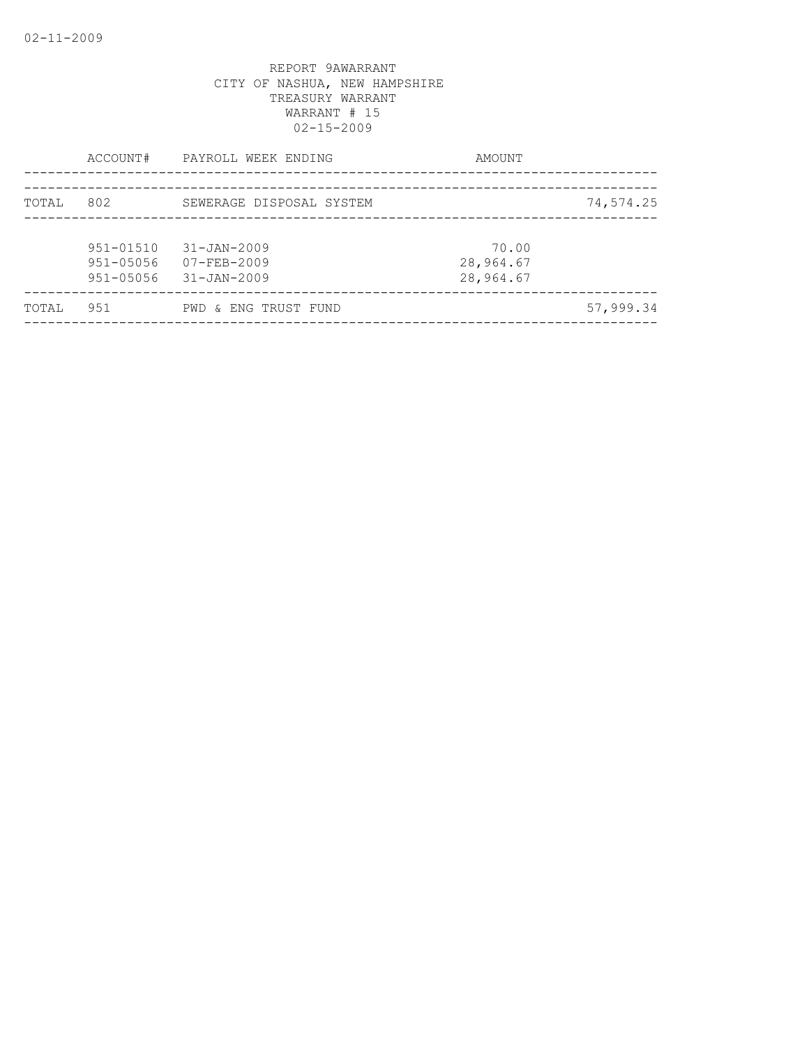REPORT 9AWARRANT
CITY OF NASHUA, NEW HAMPSHIRE
TREASURY WARRANT
WARRANT # 15
02-15-2009

| | ACCOUNT# | PAYROLL WEEK ENDING | AMOUNT | |
|---|---|---|---|---|
| TOTAL | 802 | SEWERAGE DISPOSAL SYSTEM | | 74,574.25 |
| | 951-01510 | 31-JAN-2009 | 70.00 | |
| | 951-05056 | 07-FEB-2009 | 28,964.67 | |
| | 951-05056 | 31-JAN-2009 | 28,964.67 | |
| TOTAL | 951 | PWD & ENG TRUST FUND | | 57,999.34 |